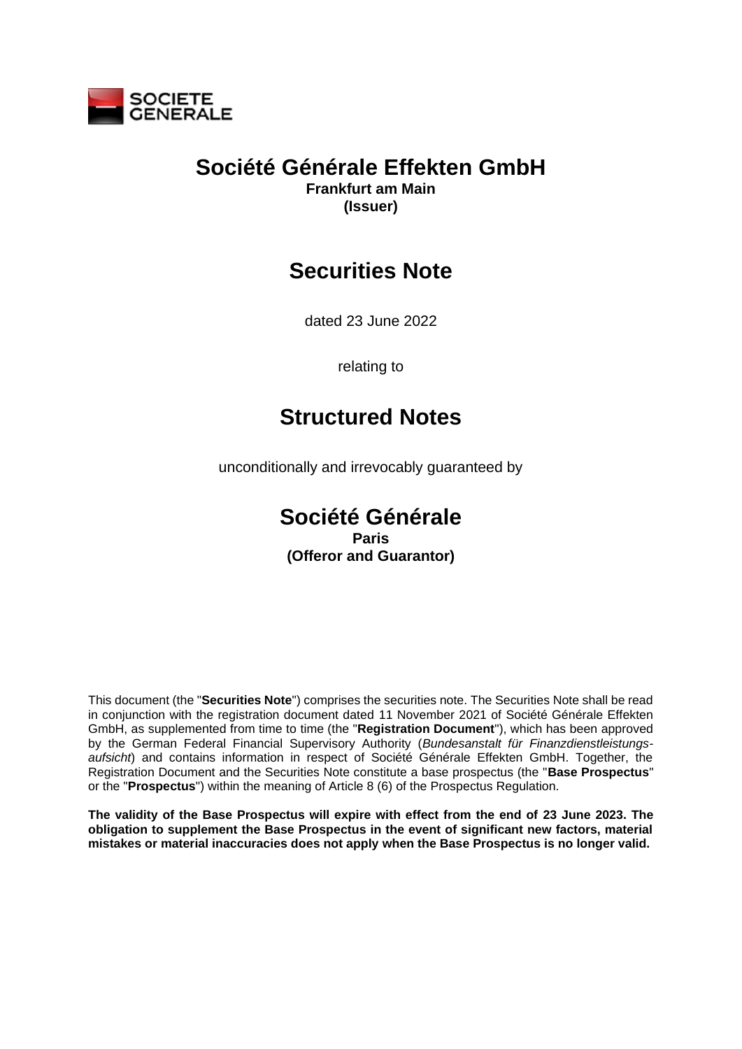SOCIETE GENERALE

# Société Générale Effekten GmbH

**Frankfurt am Main**
**(Issuer)**

# Securities Note

dated 23 June 2022

relating to

# Structured Notes

unconditionally and irrevocably guaranteed by

# Société Générale

**Paris**
**(Offeror and Guarantor)**

This document (the "**Securities Note**") comprises the securities note. The Securities Note shall be read in conjunction with the registration document dated 11 November 2021 of Société Générale Effekten GmbH, as supplemented from time to time (the "**Registration Document**"), which has been approved by the German Federal Financial Supervisory Authority (*Bundesanstalt für Finanzdienstleistungs-aufsicht*) and contains information in respect of Société Générale Effekten GmbH. Together, the Registration Document and the Securities Note constitute a base prospectus (the "**Base Prospectus**" or the "**Prospectus**") within the meaning of Article 8 (6) of the Prospectus Regulation.

**The validity of the Base Prospectus will expire with effect from the end of 23 June 2023. The obligation to supplement the Base Prospectus in the event of significant new factors, material mistakes or material inaccuracies does not apply when the Base Prospectus is no longer valid.**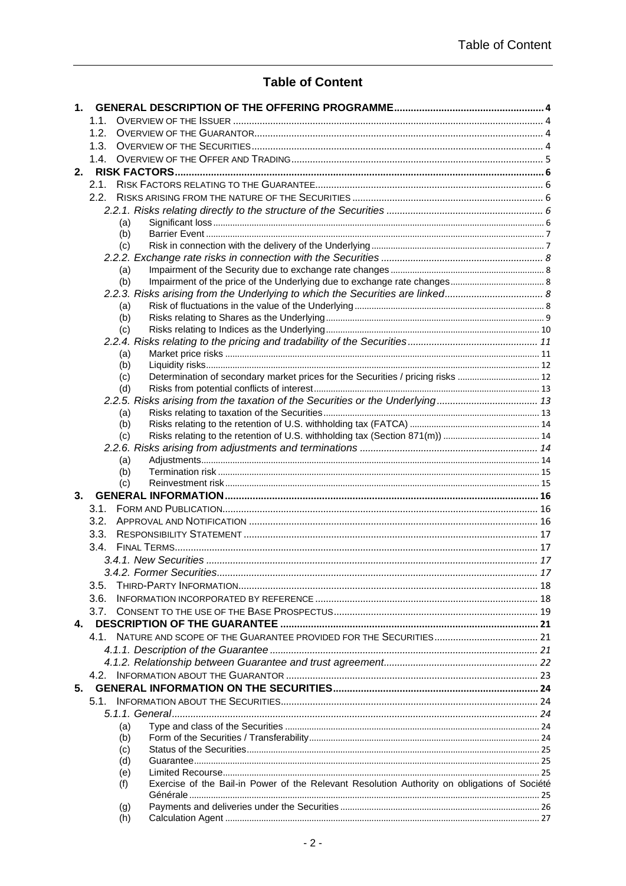# Table of Content

1. **GENERAL DESCRIPTION OF THE OFFERING PROGRAMME** ..... 4
   - 1.1. OVERVIEW OF THE ISSUER ..... 4
   - 1.2. OVERVIEW OF THE GUARANTOR ..... 4
   - 1.3. OVERVIEW OF THE SECURITIES ..... 4
   - 1.4. OVERVIEW OF THE OFFER AND TRADING ..... 5
2. **RISK FACTORS** ..... 6
   - 2.1. RISK FACTORS RELATING TO THE GUARANTEE ..... 6
   - 2.2. RISKS ARISING FROM THE NATURE OF THE SECURITIES ..... 6
     - *2.2.1. Risks relating directly to the structure of the Securities* ..... 6
       - (a) Significant loss ..... 6
       - (b) Barrier Event ..... 7
       - (c) Risk in connection with the delivery of the Underlying ..... 7
     - *2.2.2. Exchange rate risks in connection with the Securities* ..... 8
       - (a) Impairment of the Security due to exchange rate changes ..... 8
       - (b) Impairment of the price of the Underlying due to exchange rate changes ..... 8
     - *2.2.3. Risks arising from the Underlying to which the Securities are linked* ..... 8
       - (a) Risk of fluctuations in the value of the Underlying ..... 8
       - (b) Risks relating to Shares as the Underlying ..... 9
       - (c) Risks relating to Indices as the Underlying ..... 10
     - *2.2.4. Risks relating to the pricing and tradability of the Securities* ..... 11
       - (a) Market price risks ..... 11
       - (b) Liquidity risks ..... 12
       - (c) Determination of secondary market prices for the Securities / pricing risks ..... 12
       - (d) Risks from potential conflicts of interest ..... 13
     - *2.2.5. Risks arising from the taxation of the Securities or the Underlying* ..... 13
       - (a) Risks relating to taxation of the Securities ..... 13
       - (b) Risks relating to the retention of U.S. withholding tax (FATCA) ..... 14
       - (c) Risks relating to the retention of U.S. withholding tax (Section 871(m)) ..... 14
     - *2.2.6. Risks arising from adjustments and terminations* ..... 14
       - (a) Adjustments ..... 14
       - (b) Termination risk ..... 15
       - (c) Reinvestment risk ..... 15
3. **GENERAL INFORMATION** ..... 16
   - 3.1. FORM AND PUBLICATION ..... 16
   - 3.2. APPROVAL AND NOTIFICATION ..... 16
   - 3.3. RESPONSIBILITY STATEMENT ..... 17
   - 3.4. FINAL TERMS ..... 17
     - *3.4.1. New Securities* ..... 17
     - *3.4.2. Former Securities* ..... 17
   - 3.5. THIRD-PARTY INFORMATION ..... 18
   - 3.6. INFORMATION INCORPORATED BY REFERENCE ..... 18
   - 3.7. CONSENT TO THE USE OF THE BASE PROSPECTUS ..... 19
4. **DESCRIPTION OF THE GUARANTEE** ..... 21
   - 4.1. NATURE AND SCOPE OF THE GUARANTEE PROVIDED FOR THE SECURITIES ..... 21
     - *4.1.1. Description of the Guarantee* ..... 21
     - *4.1.2. Relationship between Guarantee and trust agreement* ..... 22
   - 4.2. INFORMATION ABOUT THE GUARANTOR ..... 23
5. **GENERAL INFORMATION ON THE SECURITIES** ..... 24
   - 5.1. INFORMATION ABOUT THE SECURITIES ..... 24
     - *5.1.1. General* ..... 24
       - (a) Type and class of the Securities ..... 24
       - (b) Form of the Securities / Transferability ..... 24
       - (c) Status of the Securities ..... 25
       - (d) Guarantee ..... 25
       - (e) Limited Recourse ..... 25
       - (f) Exercise of the Bail-in Power of the Relevant Resolution Authority on obligations of Société Générale ..... 25
       - (g) Payments and deliveries under the Securities ..... 26
       - (h) Calculation Agent ..... 27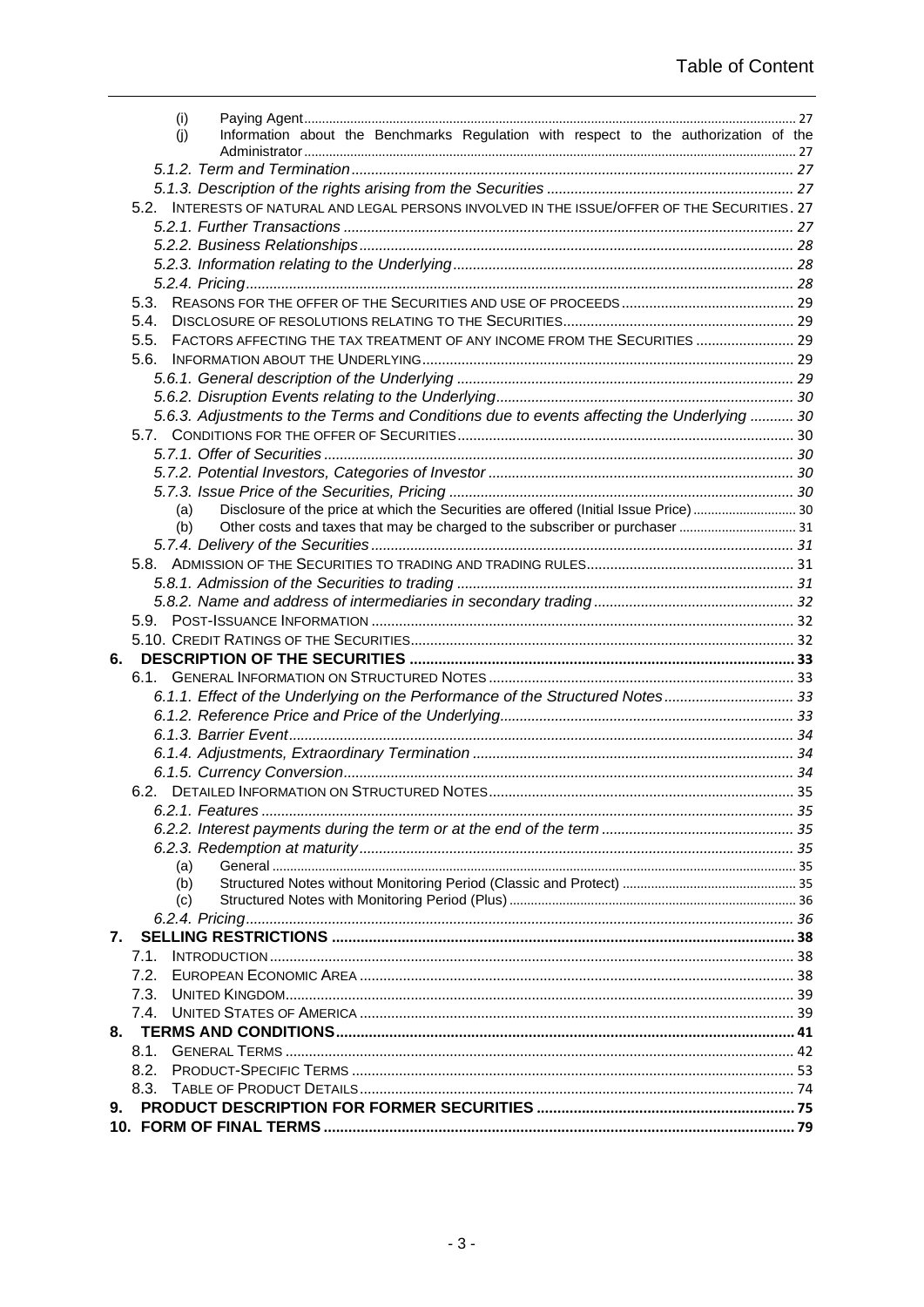(i) Paying Agent ... 27

(j) Information about the Benchmarks Regulation with respect to the authorization of the Administrator ... 27

*5.1.2. Term and Termination* ... 27

*5.1.3. Description of the rights arising from the Securities* ... 27

5.2. INTERESTS OF NATURAL AND LEGAL PERSONS INVOLVED IN THE ISSUE/OFFER OF THE SECURITIES ... 27

*5.2.1. Further Transactions* ... 27

*5.2.2. Business Relationships* ... 28

*5.2.3. Information relating to the Underlying* ... 28

*5.2.4. Pricing* ... 28

5.3. REASONS FOR THE OFFER OF THE SECURITIES AND USE OF PROCEEDS ... 29

5.4. DISCLOSURE OF RESOLUTIONS RELATING TO THE SECURITIES ... 29

5.5. FACTORS AFFECTING THE TAX TREATMENT OF ANY INCOME FROM THE SECURITIES ... 29

5.6. INFORMATION ABOUT THE UNDERLYING ... 29

*5.6.1. General description of the Underlying* ... 29

*5.6.2. Disruption Events relating to the Underlying* ... 30

*5.6.3. Adjustments to the Terms and Conditions due to events affecting the Underlying* ... 30

5.7. CONDITIONS FOR THE OFFER OF SECURITIES ... 30

*5.7.1. Offer of Securities* ... 30

*5.7.2. Potential Investors, Categories of Investor* ... 30

*5.7.3. Issue Price of the Securities, Pricing* ... 30

(a) Disclosure of the price at which the Securities are offered (Initial Issue Price) ... 30

(b) Other costs and taxes that may be charged to the subscriber or purchaser ... 31

*5.7.4. Delivery of the Securities* ... 31

5.8. ADMISSION OF THE SECURITIES TO TRADING AND TRADING RULES ... 31

*5.8.1. Admission of the Securities to trading* ... 31

*5.8.2. Name and address of intermediaries in secondary trading* ... 32

5.9. POST-ISSUANCE INFORMATION ... 32

5.10. CREDIT RATINGS OF THE SECURITIES ... 32

**6. DESCRIPTION OF THE SECURITIES ... 33**

6.1. GENERAL INFORMATION ON STRUCTURED NOTES ... 33

*6.1.1. Effect of the Underlying on the Performance of the Structured Notes* ... 33

*6.1.2. Reference Price and Price of the Underlying* ... 33

*6.1.3. Barrier Event* ... 34

*6.1.4. Adjustments, Extraordinary Termination* ... 34

*6.1.5. Currency Conversion* ... 34

6.2. DETAILED INFORMATION ON STRUCTURED NOTES ... 35

*6.2.1. Features* ... 35

*6.2.2. Interest payments during the term or at the end of the term* ... 35

*6.2.3. Redemption at maturity* ... 35

(a) General ... 35

(b) Structured Notes without Monitoring Period (Classic and Protect) ... 35

(c) Structured Notes with Monitoring Period (Plus) ... 36

*6.2.4. Pricing* ... 36

**7. SELLING RESTRICTIONS ... 38**

7.1. INTRODUCTION ... 38

7.2. EUROPEAN ECONOMIC AREA ... 38

7.3. UNITED KINGDOM ... 39

7.4. UNITED STATES OF AMERICA ... 39

**8. TERMS AND CONDITIONS ... 41**

8.1. GENERAL TERMS ... 42

8.2. PRODUCT-SPECIFIC TERMS ... 53

8.3. TABLE OF PRODUCT DETAILS ... 74

**9. PRODUCT DESCRIPTION FOR FORMER SECURITIES ... 75**

**10. FORM OF FINAL TERMS ... 79**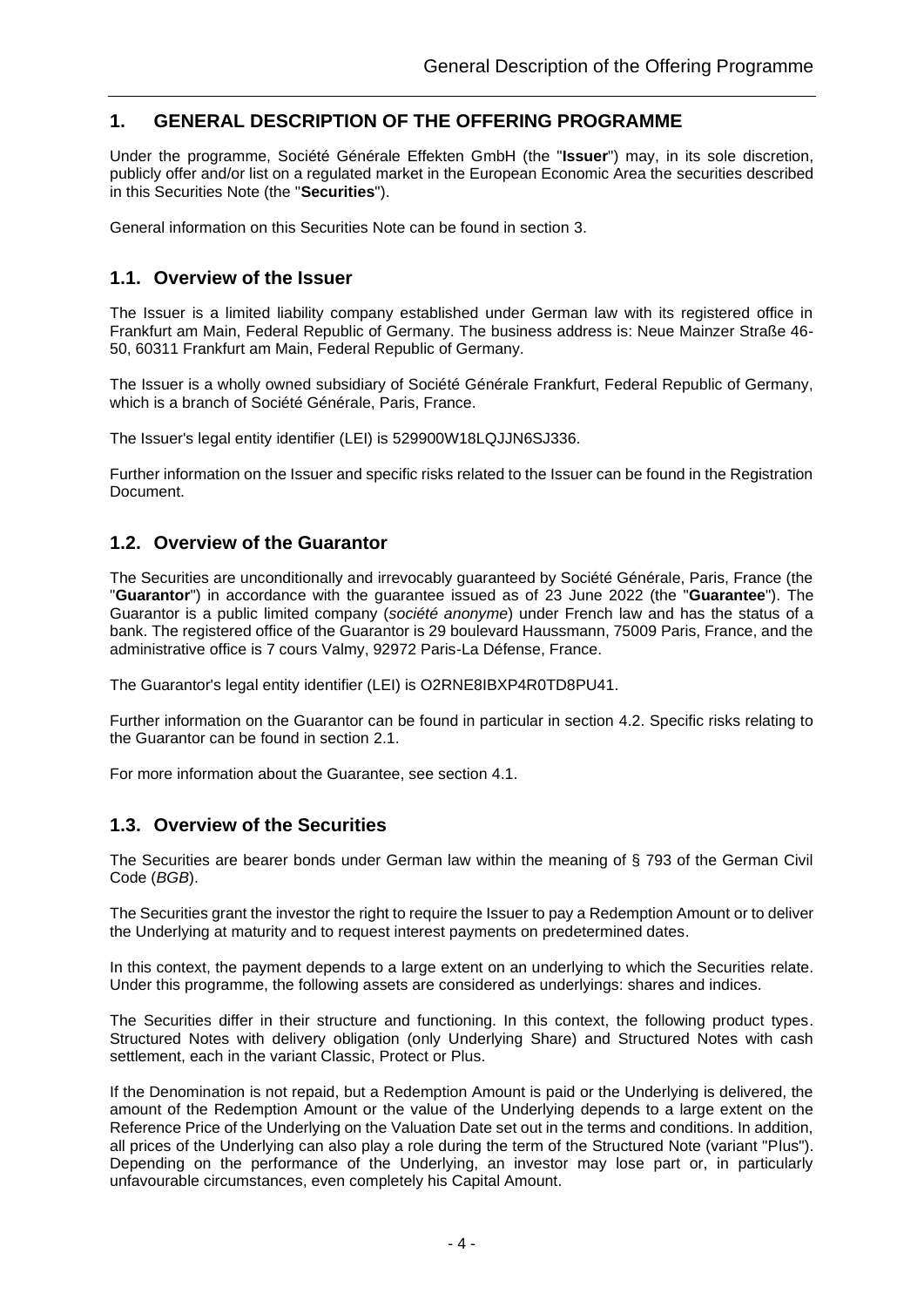# 1. GENERAL DESCRIPTION OF THE OFFERING PROGRAMME

Under the programme, Société Générale Effekten GmbH (the "**Issuer**") may, in its sole discretion, publicly offer and/or list on a regulated market in the European Economic Area the securities described in this Securities Note (the "**Securities**").

General information on this Securities Note can be found in section 3.

## 1.1. Overview of the Issuer

The Issuer is a limited liability company established under German law with its registered office in Frankfurt am Main, Federal Republic of Germany. The business address is: Neue Mainzer Straße 46-50, 60311 Frankfurt am Main, Federal Republic of Germany.

The Issuer is a wholly owned subsidiary of Société Générale Frankfurt, Federal Republic of Germany, which is a branch of Société Générale, Paris, France.

The Issuer's legal entity identifier (LEI) is 529900W18LQJJN6SJ336.

Further information on the Issuer and specific risks related to the Issuer can be found in the Registration Document.

## 1.2. Overview of the Guarantor

The Securities are unconditionally and irrevocably guaranteed by Société Générale, Paris, France (the "**Guarantor**") in accordance with the guarantee issued as of 23 June 2022 (the "**Guarantee**"). The Guarantor is a public limited company (*société anonyme*) under French law and has the status of a bank. The registered office of the Guarantor is 29 boulevard Haussmann, 75009 Paris, France, and the administrative office is 7 cours Valmy, 92972 Paris-La Défense, France.

The Guarantor's legal entity identifier (LEI) is O2RNE8IBXP4R0TD8PU41.

Further information on the Guarantor can be found in particular in section 4.2. Specific risks relating to the Guarantor can be found in section 2.1.

For more information about the Guarantee, see section 4.1.

## 1.3. Overview of the Securities

The Securities are bearer bonds under German law within the meaning of § 793 of the German Civil Code (*BGB*).

The Securities grant the investor the right to require the Issuer to pay a Redemption Amount or to deliver the Underlying at maturity and to request interest payments on predetermined dates.

In this context, the payment depends to a large extent on an underlying to which the Securities relate. Under this programme, the following assets are considered as underlyings: shares and indices.

The Securities differ in their structure and functioning. In this context, the following product types. Structured Notes with delivery obligation (only Underlying Share) and Structured Notes with cash settlement, each in the variant Classic, Protect or Plus.

If the Denomination is not repaid, but a Redemption Amount is paid or the Underlying is delivered, the amount of the Redemption Amount or the value of the Underlying depends to a large extent on the Reference Price of the Underlying on the Valuation Date set out in the terms and conditions. In addition, all prices of the Underlying can also play a role during the term of the Structured Note (variant "Plus"). Depending on the performance of the Underlying, an investor may lose part or, in particularly unfavourable circumstances, even completely his Capital Amount.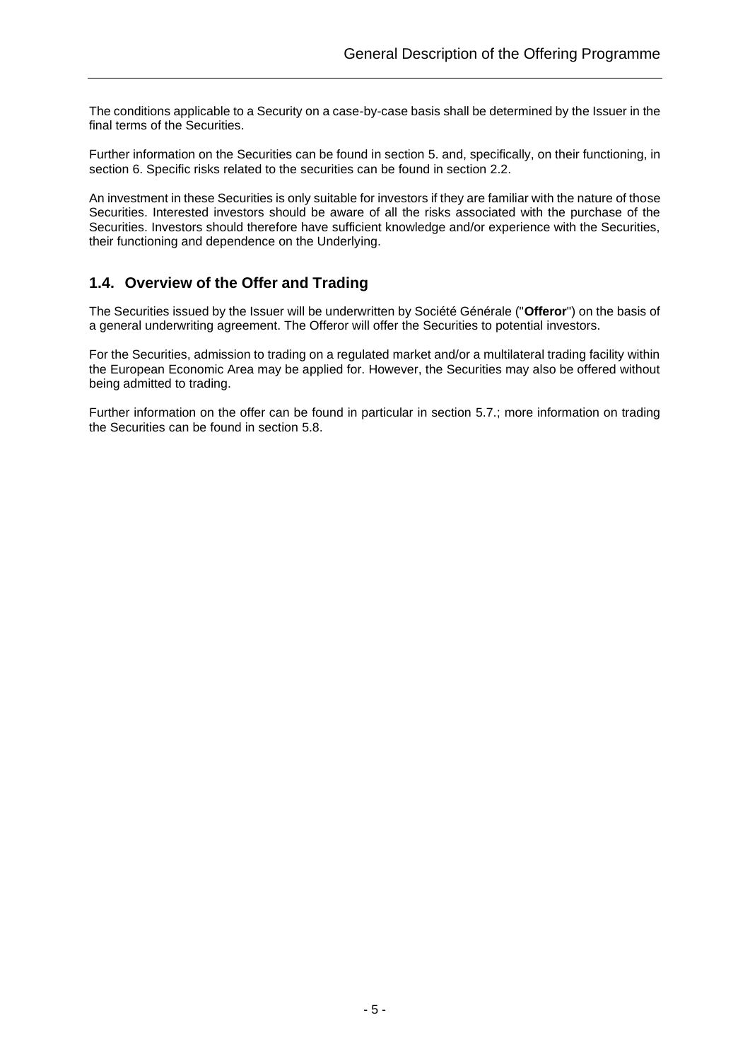The conditions applicable to a Security on a case-by-case basis shall be determined by the Issuer in the final terms of the Securities.

Further information on the Securities can be found in section 5. and, specifically, on their functioning, in section 6. Specific risks related to the securities can be found in section 2.2.

An investment in these Securities is only suitable for investors if they are familiar with the nature of those Securities. Interested investors should be aware of all the risks associated with the purchase of the Securities. Investors should therefore have sufficient knowledge and/or experience with the Securities, their functioning and dependence on the Underlying.

## 1.4. Overview of the Offer and Trading

The Securities issued by the Issuer will be underwritten by Société Générale ("**Offeror**") on the basis of a general underwriting agreement. The Offeror will offer the Securities to potential investors.

For the Securities, admission to trading on a regulated market and/or a multilateral trading facility within the European Economic Area may be applied for. However, the Securities may also be offered without being admitted to trading.

Further information on the offer can be found in particular in section 5.7.; more information on trading the Securities can be found in section 5.8.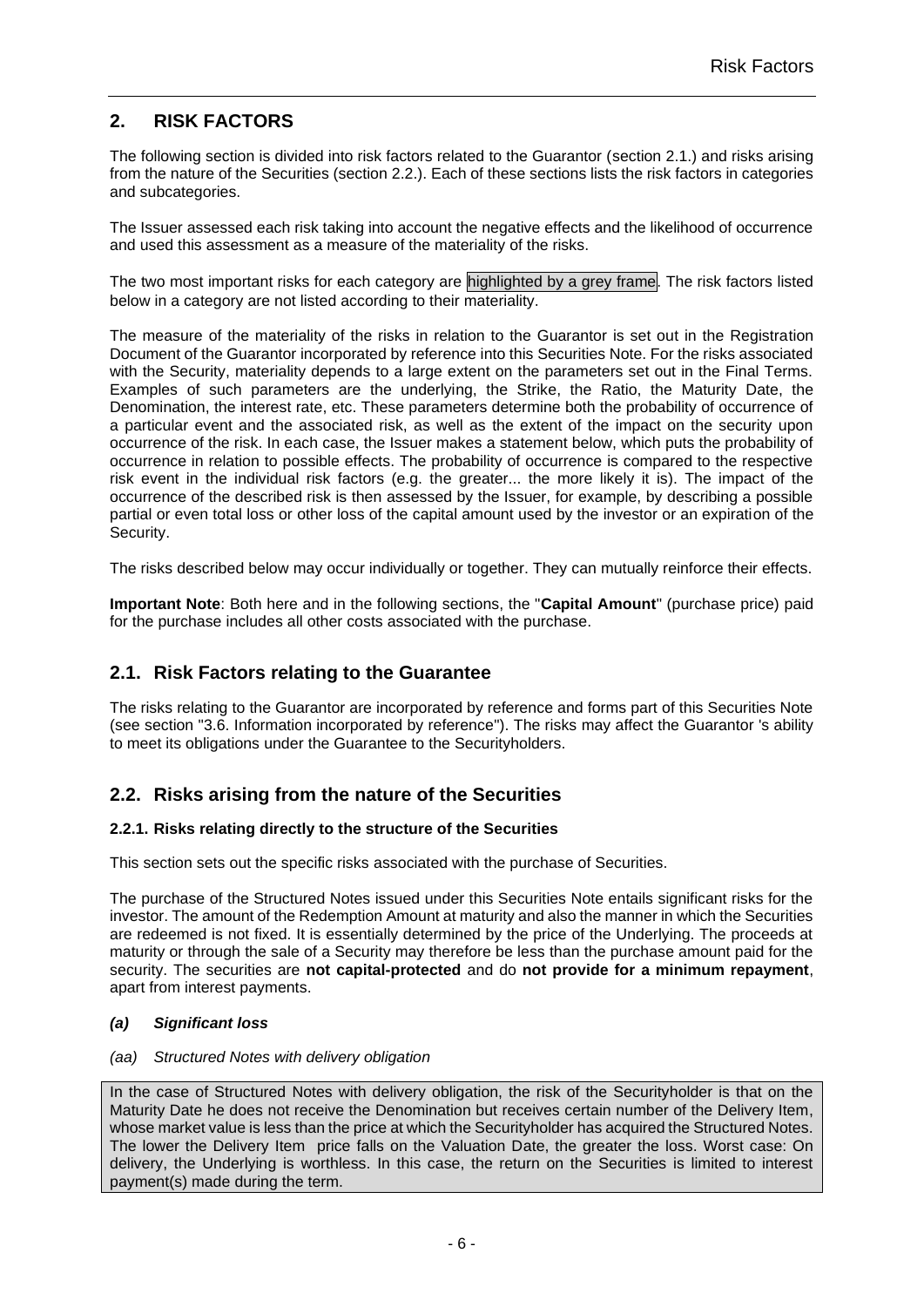## 2. RISK FACTORS

The following section is divided into risk factors related to the Guarantor (section 2.1.) and risks arising from the nature of the Securities (section 2.2.). Each of these sections lists the risk factors in categories and subcategories.

The Issuer assessed each risk taking into account the negative effects and the likelihood of occurrence and used this assessment as a measure of the materiality of the risks.

The two most important risks for each category are highlighted by a grey frame. The risk factors listed below in a category are not listed according to their materiality.

The measure of the materiality of the risks in relation to the Guarantor is set out in the Registration Document of the Guarantor incorporated by reference into this Securities Note. For the risks associated with the Security, materiality depends to a large extent on the parameters set out in the Final Terms. Examples of such parameters are the underlying, the Strike, the Ratio, the Maturity Date, the Denomination, the interest rate, etc. These parameters determine both the probability of occurrence of a particular event and the associated risk, as well as the extent of the impact on the security upon occurrence of the risk. In each case, the Issuer makes a statement below, which puts the probability of occurrence in relation to possible effects. The probability of occurrence is compared to the respective risk event in the individual risk factors (e.g. the greater... the more likely it is). The impact of the occurrence of the described risk is then assessed by the Issuer, for example, by describing a possible partial or even total loss or other loss of the capital amount used by the investor or an expiration of the Security.

The risks described below may occur individually or together. They can mutually reinforce their effects.

**Important Note**: Both here and in the following sections, the "**Capital Amount**" (purchase price) paid for the purchase includes all other costs associated with the purchase.

## 2.1. Risk Factors relating to the Guarantee

The risks relating to the Guarantor are incorporated by reference and forms part of this Securities Note (see section "3.6. Information incorporated by reference"). The risks may affect the Guarantor 's ability to meet its obligations under the Guarantee to the Securityholders.

## 2.2. Risks arising from the nature of the Securities

### 2.2.1. Risks relating directly to the structure of the Securities

This section sets out the specific risks associated with the purchase of Securities.

The purchase of the Structured Notes issued under this Securities Note entails significant risks for the investor. The amount of the Redemption Amount at maturity and also the manner in which the Securities are redeemed is not fixed. It is essentially determined by the price of the Underlying. The proceeds at maturity or through the sale of a Security may therefore be less than the purchase amount paid for the security. The securities are **not capital-protected** and do **not provide for a minimum repayment**, apart from interest payments.

#### *(a) Significant loss*

*(aa) Structured Notes with delivery obligation*

In the case of Structured Notes with delivery obligation, the risk of the Securityholder is that on the Maturity Date he does not receive the Denomination but receives certain number of the Delivery Item, whose market value is less than the price at which the Securityholder has acquired the Structured Notes. The lower the Delivery Item price falls on the Valuation Date, the greater the loss. Worst case: On delivery, the Underlying is worthless. In this case, the return on the Securities is limited to interest payment(s) made during the term.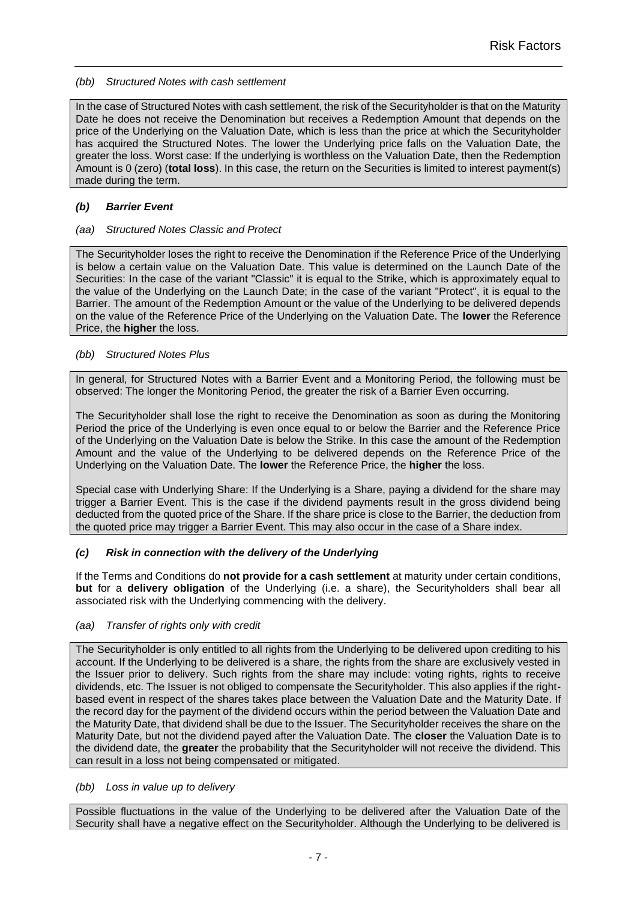*(bb) Structured Notes with cash settlement*

In the case of Structured Notes with cash settlement, the risk of the Securityholder is that on the Maturity Date he does not receive the Denomination but receives a Redemption Amount that depends on the price of the Underlying on the Valuation Date, which is less than the price at which the Securityholder has acquired the Structured Notes. The lower the Underlying price falls on the Valuation Date, the greater the loss. Worst case: If the underlying is worthless on the Valuation Date, then the Redemption Amount is 0 (zero) (**total loss**). In this case, the return on the Securities is limited to interest payment(s) made during the term.

### *(b) Barrier Event*

*(aa) Structured Notes Classic and Protect*

The Securityholder loses the right to receive the Denomination if the Reference Price of the Underlying is below a certain value on the Valuation Date. This value is determined on the Launch Date of the Securities: In the case of the variant "Classic" it is equal to the Strike, which is approximately equal to the value of the Underlying on the Launch Date; in the case of the variant "Protect", it is equal to the Barrier. The amount of the Redemption Amount or the value of the Underlying to be delivered depends on the value of the Reference Price of the Underlying on the Valuation Date. The **lower** the Reference Price, the **higher** the loss.

*(bb) Structured Notes Plus*

In general, for Structured Notes with a Barrier Event and a Monitoring Period, the following must be observed: The longer the Monitoring Period, the greater the risk of a Barrier Even occurring.

The Securityholder shall lose the right to receive the Denomination as soon as during the Monitoring Period the price of the Underlying is even once equal to or below the Barrier and the Reference Price of the Underlying on the Valuation Date is below the Strike. In this case the amount of the Redemption Amount and the value of the Underlying to be delivered depends on the Reference Price of the Underlying on the Valuation Date. The **lower** the Reference Price, the **higher** the loss.

Special case with Underlying Share: If the Underlying is a Share, paying a dividend for the share may trigger a Barrier Event. This is the case if the dividend payments result in the gross dividend being deducted from the quoted price of the Share. If the share price is close to the Barrier, the deduction from the quoted price may trigger a Barrier Event. This may also occur in the case of a Share index.

### *(c) Risk in connection with the delivery of the Underlying*

If the Terms and Conditions do **not provide for a cash settlement** at maturity under certain conditions, **but** for a **delivery obligation** of the Underlying (i.e. a share), the Securityholders shall bear all associated risk with the Underlying commencing with the delivery.

*(aa) Transfer of rights only with credit*

The Securityholder is only entitled to all rights from the Underlying to be delivered upon crediting to his account. If the Underlying to be delivered is a share, the rights from the share are exclusively vested in the Issuer prior to delivery. Such rights from the share may include: voting rights, rights to receive dividends, etc. The Issuer is not obliged to compensate the Securityholder. This also applies if the right-based event in respect of the shares takes place between the Valuation Date and the Maturity Date. If the record day for the payment of the dividend occurs within the period between the Valuation Date and the Maturity Date, that dividend shall be due to the Issuer. The Securityholder receives the share on the Maturity Date, but not the dividend payed after the Valuation Date. The **closer** the Valuation Date is to the dividend date, the **greater** the probability that the Securityholder will not receive the dividend. This can result in a loss not being compensated or mitigated.

*(bb) Loss in value up to delivery*

Possible fluctuations in the value of the Underlying to be delivered after the Valuation Date of the Security shall have a negative effect on the Securityholder. Although the Underlying to be delivered is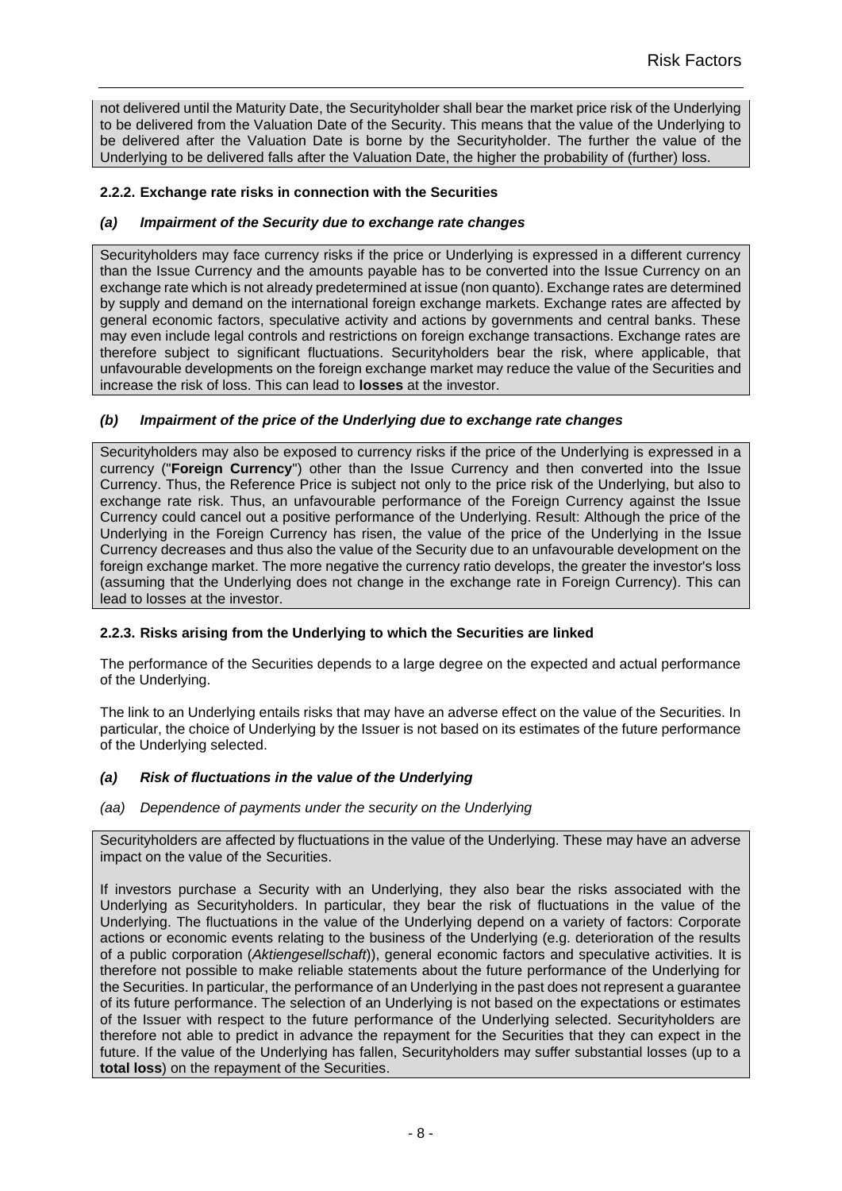not delivered until the Maturity Date, the Securityholder shall bear the market price risk of the Underlying to be delivered from the Valuation Date of the Security. This means that the value of the Underlying to be delivered after the Valuation Date is borne by the Securityholder. The further the value of the Underlying to be delivered falls after the Valuation Date, the higher the probability of (further) loss.

#### 2.2.2. Exchange rate risks in connection with the Securities

##### *(a) Impairment of the Security due to exchange rate changes*

Securityholders may face currency risks if the price or Underlying is expressed in a different currency than the Issue Currency and the amounts payable has to be converted into the Issue Currency on an exchange rate which is not already predetermined at issue (non quanto). Exchange rates are determined by supply and demand on the international foreign exchange markets. Exchange rates are affected by general economic factors, speculative activity and actions by governments and central banks. These may even include legal controls and restrictions on foreign exchange transactions. Exchange rates are therefore subject to significant fluctuations. Securityholders bear the risk, where applicable, that unfavourable developments on the foreign exchange market may reduce the value of the Securities and increase the risk of loss. This can lead to **losses** at the investor.

##### *(b) Impairment of the price of the Underlying due to exchange rate changes*

Securityholders may also be exposed to currency risks if the price of the Underlying is expressed in a currency ("**Foreign Currency**") other than the Issue Currency and then converted into the Issue Currency. Thus, the Reference Price is subject not only to the price risk of the Underlying, but also to exchange rate risk. Thus, an unfavourable performance of the Foreign Currency against the Issue Currency could cancel out a positive performance of the Underlying. Result: Although the price of the Underlying in the Foreign Currency has risen, the value of the price of the Underlying in the Issue Currency decreases and thus also the value of the Security due to an unfavourable development on the foreign exchange market. The more negative the currency ratio develops, the greater the investor's loss (assuming that the Underlying does not change in the exchange rate in Foreign Currency). This can lead to losses at the investor.

#### 2.2.3. Risks arising from the Underlying to which the Securities are linked

The performance of the Securities depends to a large degree on the expected and actual performance of the Underlying.

The link to an Underlying entails risks that may have an adverse effect on the value of the Securities. In particular, the choice of Underlying by the Issuer is not based on its estimates of the future performance of the Underlying selected.

##### *(a) Risk of fluctuations in the value of the Underlying*

*(aa) Dependence of payments under the security on the Underlying*

Securityholders are affected by fluctuations in the value of the Underlying. These may have an adverse impact on the value of the Securities.

If investors purchase a Security with an Underlying, they also bear the risks associated with the Underlying as Securityholders. In particular, they bear the risk of fluctuations in the value of the Underlying. The fluctuations in the value of the Underlying depend on a variety of factors: Corporate actions or economic events relating to the business of the Underlying (e.g. deterioration of the results of a public corporation (*Aktiengesellschaft*)), general economic factors and speculative activities. It is therefore not possible to make reliable statements about the future performance of the Underlying for the Securities. In particular, the performance of an Underlying in the past does not represent a guarantee of its future performance. The selection of an Underlying is not based on the expectations or estimates of the Issuer with respect to the future performance of the Underlying selected. Securityholders are therefore not able to predict in advance the repayment for the Securities that they can expect in the future. If the value of the Underlying has fallen, Securityholders may suffer substantial losses (up to a **total loss**) on the repayment of the Securities.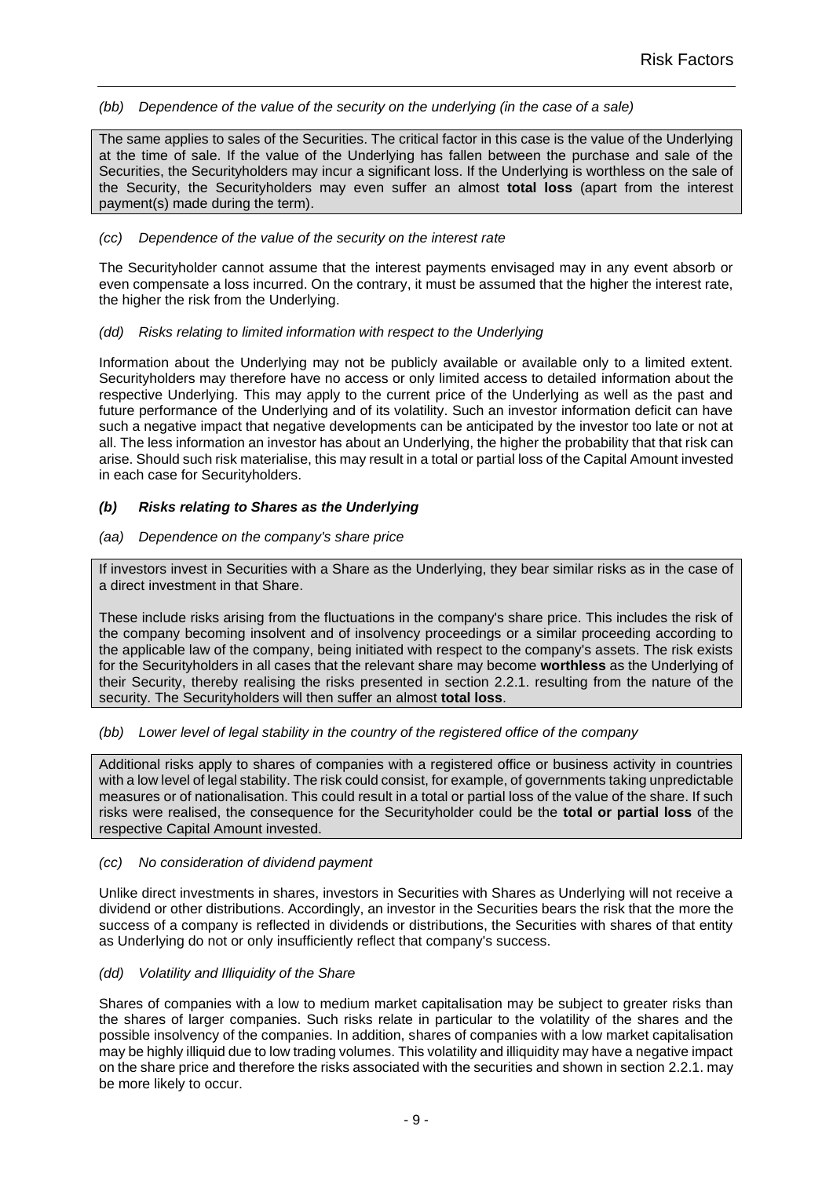*(bb) Dependence of the value of the security on the underlying (in the case of a sale)*

The same applies to sales of the Securities. The critical factor in this case is the value of the Underlying at the time of sale. If the value of the Underlying has fallen between the purchase and sale of the Securities, the Securityholders may incur a significant loss. If the Underlying is worthless on the sale of the Security, the Securityholders may even suffer an almost **total loss** (apart from the interest payment(s) made during the term).

*(cc) Dependence of the value of the security on the interest rate*

The Securityholder cannot assume that the interest payments envisaged may in any event absorb or even compensate a loss incurred. On the contrary, it must be assumed that the higher the interest rate, the higher the risk from the Underlying.

*(dd) Risks relating to limited information with respect to the Underlying*

Information about the Underlying may not be publicly available or available only to a limited extent. Securityholders may therefore have no access or only limited access to detailed information about the respective Underlying. This may apply to the current price of the Underlying as well as the past and future performance of the Underlying and of its volatility. Such an investor information deficit can have such a negative impact that negative developments can be anticipated by the investor too late or not at all. The less information an investor has about an Underlying, the higher the probability that that risk can arise. Should such risk materialise, this may result in a total or partial loss of the Capital Amount invested in each case for Securityholders.

***(b) Risks relating to Shares as the Underlying***

*(aa) Dependence on the company's share price*

If investors invest in Securities with a Share as the Underlying, they bear similar risks as in the case of a direct investment in that Share.

These include risks arising from the fluctuations in the company's share price. This includes the risk of the company becoming insolvent and of insolvency proceedings or a similar proceeding according to the applicable law of the company, being initiated with respect to the company's assets. The risk exists for the Securityholders in all cases that the relevant share may become **worthless** as the Underlying of their Security, thereby realising the risks presented in section 2.2.1. resulting from the nature of the security. The Securityholders will then suffer an almost **total loss**.

*(bb) Lower level of legal stability in the country of the registered office of the company*

Additional risks apply to shares of companies with a registered office or business activity in countries with a low level of legal stability. The risk could consist, for example, of governments taking unpredictable measures or of nationalisation. This could result in a total or partial loss of the value of the share. If such risks were realised, the consequence for the Securityholder could be the **total or partial loss** of the respective Capital Amount invested.

*(cc) No consideration of dividend payment*

Unlike direct investments in shares, investors in Securities with Shares as Underlying will not receive a dividend or other distributions. Accordingly, an investor in the Securities bears the risk that the more the success of a company is reflected in dividends or distributions, the Securities with shares of that entity as Underlying do not or only insufficiently reflect that company's success.

*(dd) Volatility and Illiquidity of the Share*

Shares of companies with a low to medium market capitalisation may be subject to greater risks than the shares of larger companies. Such risks relate in particular to the volatility of the shares and the possible insolvency of the companies. In addition, shares of companies with a low market capitalisation may be highly illiquid due to low trading volumes. This volatility and illiquidity may have a negative impact on the share price and therefore the risks associated with the securities and shown in section 2.2.1. may be more likely to occur.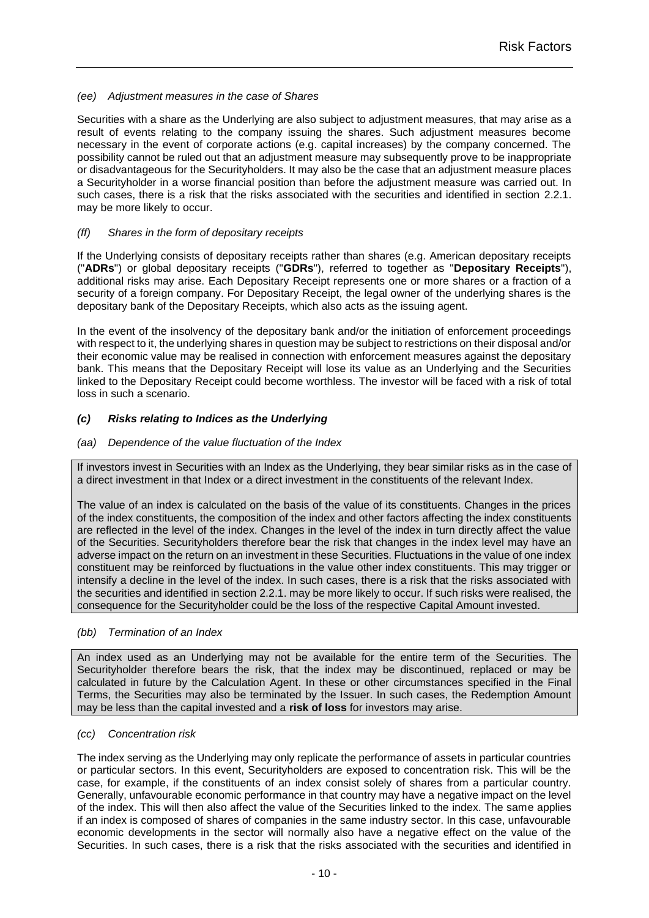*(ee) Adjustment measures in the case of Shares*

Securities with a share as the Underlying are also subject to adjustment measures, that may arise as a result of events relating to the company issuing the shares. Such adjustment measures become necessary in the event of corporate actions (e.g. capital increases) by the company concerned. The possibility cannot be ruled out that an adjustment measure may subsequently prove to be inappropriate or disadvantageous for the Securityholders. It may also be the case that an adjustment measure places a Securityholder in a worse financial position than before the adjustment measure was carried out. In such cases, there is a risk that the risks associated with the securities and identified in section 2.2.1. may be more likely to occur.

*(ff) Shares in the form of depositary receipts*

If the Underlying consists of depositary receipts rather than shares (e.g. American depositary receipts ("**ADRs**") or global depositary receipts ("**GDRs**"), referred to together as "**Depositary Receipts**"), additional risks may arise. Each Depositary Receipt represents one or more shares or a fraction of a security of a foreign company. For Depositary Receipt, the legal owner of the underlying shares is the depositary bank of the Depositary Receipts, which also acts as the issuing agent.

In the event of the insolvency of the depositary bank and/or the initiation of enforcement proceedings with respect to it, the underlying shares in question may be subject to restrictions on their disposal and/or their economic value may be realised in connection with enforcement measures against the depositary bank. This means that the Depositary Receipt will lose its value as an Underlying and the Securities linked to the Depositary Receipt could become worthless. The investor will be faced with a risk of total loss in such a scenario.

### *(c) Risks relating to Indices as the Underlying*

*(aa) Dependence of the value fluctuation of the Index*

If investors invest in Securities with an Index as the Underlying, they bear similar risks as in the case of a direct investment in that Index or a direct investment in the constituents of the relevant Index.

The value of an index is calculated on the basis of the value of its constituents. Changes in the prices of the index constituents, the composition of the index and other factors affecting the index constituents are reflected in the level of the index. Changes in the level of the index in turn directly affect the value of the Securities. Securityholders therefore bear the risk that changes in the index level may have an adverse impact on the return on an investment in these Securities. Fluctuations in the value of one index constituent may be reinforced by fluctuations in the value other index constituents. This may trigger or intensify a decline in the level of the index. In such cases, there is a risk that the risks associated with the securities and identified in section 2.2.1. may be more likely to occur. If such risks were realised, the consequence for the Securityholder could be the loss of the respective Capital Amount invested.

*(bb) Termination of an Index*

An index used as an Underlying may not be available for the entire term of the Securities. The Securityholder therefore bears the risk, that the index may be discontinued, replaced or may be calculated in future by the Calculation Agent. In these or other circumstances specified in the Final Terms, the Securities may also be terminated by the Issuer. In such cases, the Redemption Amount may be less than the capital invested and a **risk of loss** for investors may arise.

*(cc) Concentration risk*

The index serving as the Underlying may only replicate the performance of assets in particular countries or particular sectors. In this event, Securityholders are exposed to concentration risk. This will be the case, for example, if the constituents of an index consist solely of shares from a particular country. Generally, unfavourable economic performance in that country may have a negative impact on the level of the index. This will then also affect the value of the Securities linked to the index. The same applies if an index is composed of shares of companies in the same industry sector. In this case, unfavourable economic developments in the sector will normally also have a negative effect on the value of the Securities. In such cases, there is a risk that the risks associated with the securities and identified in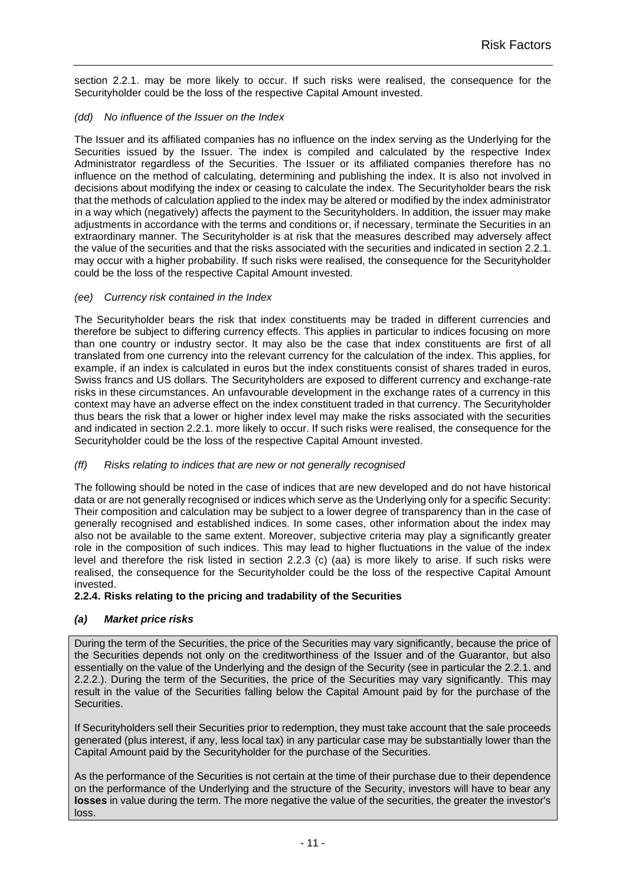section 2.2.1. may be more likely to occur. If such risks were realised, the consequence for the Securityholder could be the loss of the respective Capital Amount invested.

*(dd) No influence of the Issuer on the Index*

The Issuer and its affiliated companies has no influence on the index serving as the Underlying for the Securities issued by the Issuer. The index is compiled and calculated by the respective Index Administrator regardless of the Securities. The Issuer or its affiliated companies therefore has no influence on the method of calculating, determining and publishing the index. It is also not involved in decisions about modifying the index or ceasing to calculate the index. The Securityholder bears the risk that the methods of calculation applied to the index may be altered or modified by the index administrator in a way which (negatively) affects the payment to the Securityholders. In addition, the issuer may make adjustments in accordance with the terms and conditions or, if necessary, terminate the Securities in an extraordinary manner. The Securityholder is at risk that the measures described may adversely affect the value of the securities and that the risks associated with the securities and indicated in section 2.2.1. may occur with a higher probability. If such risks were realised, the consequence for the Securityholder could be the loss of the respective Capital Amount invested.

*(ee) Currency risk contained in the Index*

The Securityholder bears the risk that index constituents may be traded in different currencies and therefore be subject to differing currency effects. This applies in particular to indices focusing on more than one country or industry sector. It may also be the case that index constituents are first of all translated from one currency into the relevant currency for the calculation of the index. This applies, for example, if an index is calculated in euros but the index constituents consist of shares traded in euros, Swiss francs and US dollars. The Securityholders are exposed to different currency and exchange-rate risks in these circumstances. An unfavourable development in the exchange rates of a currency in this context may have an adverse effect on the index constituent traded in that currency. The Securityholder thus bears the risk that a lower or higher index level may make the risks associated with the securities and indicated in section 2.2.1. more likely to occur. If such risks were realised, the consequence for the Securityholder could be the loss of the respective Capital Amount invested.

*(ff) Risks relating to indices that are new or not generally recognised*

The following should be noted in the case of indices that are new developed and do not have historical data or are not generally recognised or indices which serve as the Underlying only for a specific Security: Their composition and calculation may be subject to a lower degree of transparency than in the case of generally recognised and established indices. In some cases, other information about the index may also not be available to the same extent. Moreover, subjective criteria may play a significantly greater role in the composition of such indices. This may lead to higher fluctuations in the value of the index level and therefore the risk listed in section 2.2.3 (c) (aa) is more likely to arise. If such risks were realised, the consequence for the Securityholder could be the loss of the respective Capital Amount invested.

**2.2.4. Risks relating to the pricing and tradability of the Securities**

***(a) Market price risks***

During the term of the Securities, the price of the Securities may vary significantly, because the price of the Securities depends not only on the creditworthiness of the Issuer and of the Guarantor, but also essentially on the value of the Underlying and the design of the Security (see in particular the 2.2.1. and 2.2.2.). During the term of the Securities, the price of the Securities may vary significantly. This may result in the value of the Securities falling below the Capital Amount paid by for the purchase of the Securities.

If Securityholders sell their Securities prior to redemption, they must take account that the sale proceeds generated (plus interest, if any, less local tax) in any particular case may be substantially lower than the Capital Amount paid by the Securityholder for the purchase of the Securities.

As the performance of the Securities is not certain at the time of their purchase due to their dependence on the performance of the Underlying and the structure of the Security, investors will have to bear any **losses** in value during the term. The more negative the value of the securities, the greater the investor's loss.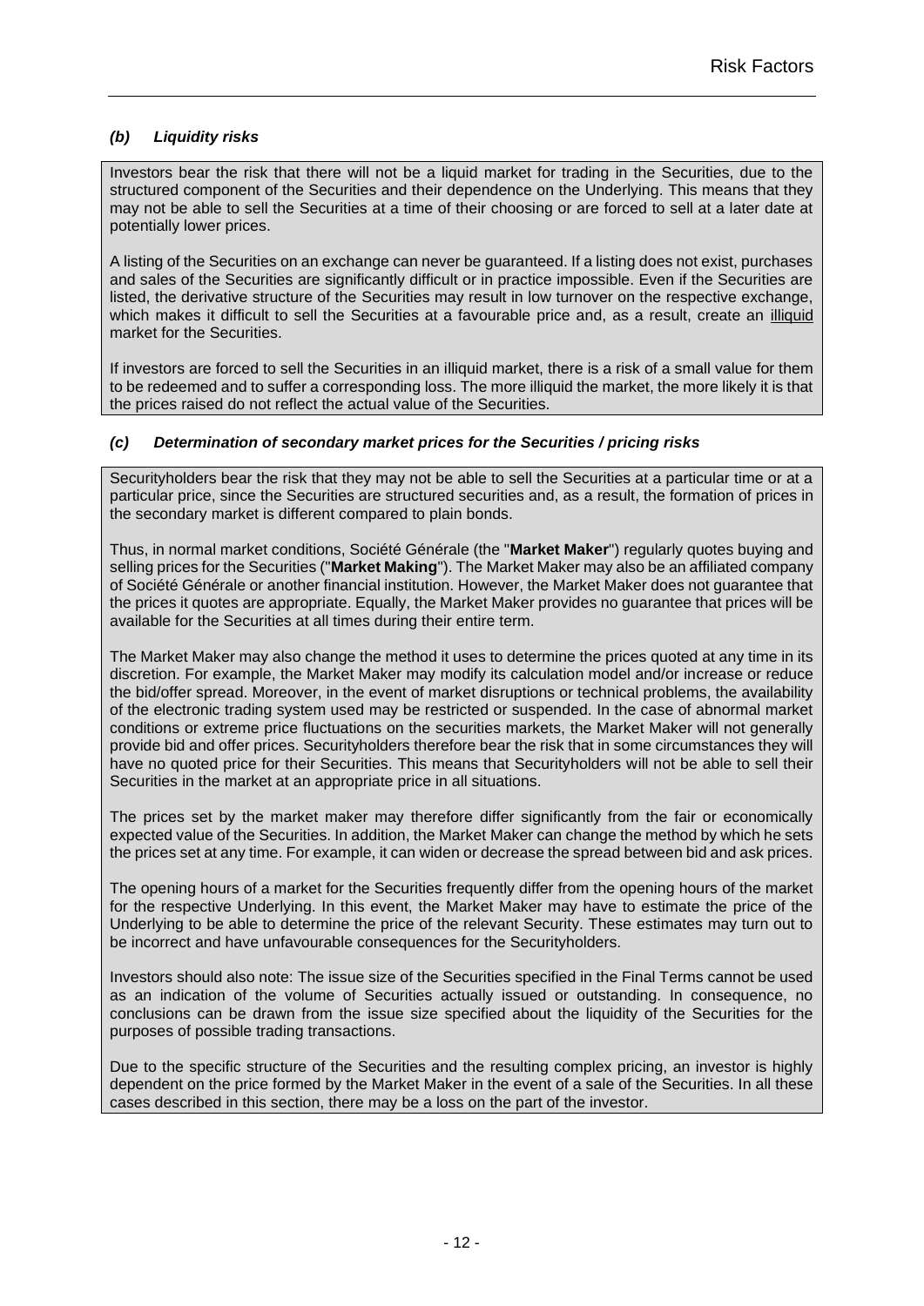### *(b) Liquidity risks*

Investors bear the risk that there will not be a liquid market for trading in the Securities, due to the structured component of the Securities and their dependence on the Underlying. This means that they may not be able to sell the Securities at a time of their choosing or are forced to sell at a later date at potentially lower prices.

A listing of the Securities on an exchange can never be guaranteed. If a listing does not exist, purchases and sales of the Securities are significantly difficult or in practice impossible. Even if the Securities are listed, the derivative structure of the Securities may result in low turnover on the respective exchange, which makes it difficult to sell the Securities at a favourable price and, as a result, create an illiquid market for the Securities.

If investors are forced to sell the Securities in an illiquid market, there is a risk of a small value for them to be redeemed and to suffer a corresponding loss. The more illiquid the market, the more likely it is that the prices raised do not reflect the actual value of the Securities.

### *(c) Determination of secondary market prices for the Securities / pricing risks*

Securityholders bear the risk that they may not be able to sell the Securities at a particular time or at a particular price, since the Securities are structured securities and, as a result, the formation of prices in the secondary market is different compared to plain bonds.

Thus, in normal market conditions, Société Générale (the "**Market Maker**") regularly quotes buying and selling prices for the Securities ("**Market Making**"). The Market Maker may also be an affiliated company of Société Générale or another financial institution. However, the Market Maker does not guarantee that the prices it quotes are appropriate. Equally, the Market Maker provides no guarantee that prices will be available for the Securities at all times during their entire term.

The Market Maker may also change the method it uses to determine the prices quoted at any time in its discretion. For example, the Market Maker may modify its calculation model and/or increase or reduce the bid/offer spread. Moreover, in the event of market disruptions or technical problems, the availability of the electronic trading system used may be restricted or suspended. In the case of abnormal market conditions or extreme price fluctuations on the securities markets, the Market Maker will not generally provide bid and offer prices. Securityholders therefore bear the risk that in some circumstances they will have no quoted price for their Securities. This means that Securityholders will not be able to sell their Securities in the market at an appropriate price in all situations.

The prices set by the market maker may therefore differ significantly from the fair or economically expected value of the Securities. In addition, the Market Maker can change the method by which he sets the prices set at any time. For example, it can widen or decrease the spread between bid and ask prices.

The opening hours of a market for the Securities frequently differ from the opening hours of the market for the respective Underlying. In this event, the Market Maker may have to estimate the price of the Underlying to be able to determine the price of the relevant Security. These estimates may turn out to be incorrect and have unfavourable consequences for the Securityholders.

Investors should also note: The issue size of the Securities specified in the Final Terms cannot be used as an indication of the volume of Securities actually issued or outstanding. In consequence, no conclusions can be drawn from the issue size specified about the liquidity of the Securities for the purposes of possible trading transactions.

Due to the specific structure of the Securities and the resulting complex pricing, an investor is highly dependent on the price formed by the Market Maker in the event of a sale of the Securities. In all these cases described in this section, there may be a loss on the part of the investor.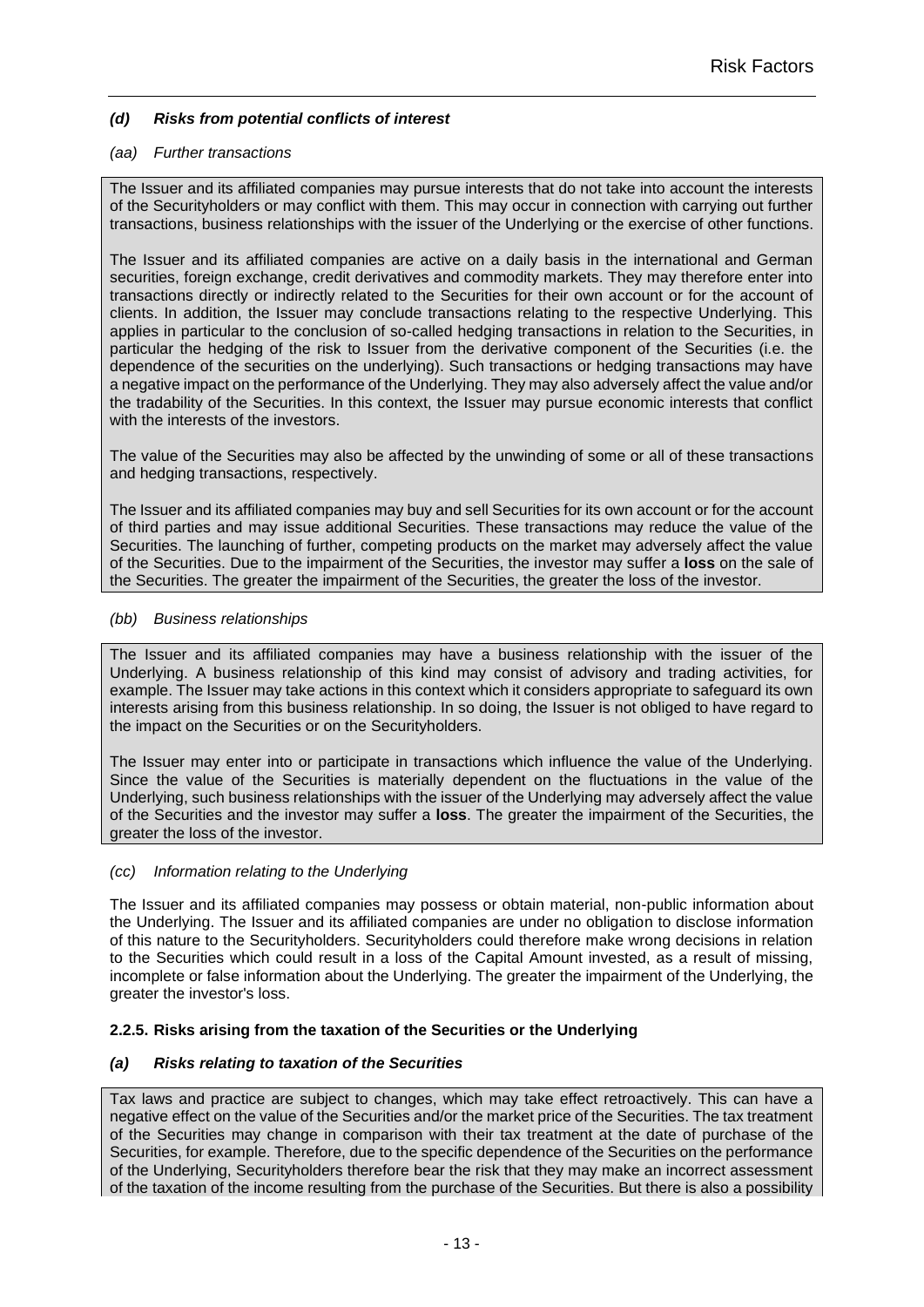#### *(d) Risks from potential conflicts of interest*

*(aa) Further transactions*

The Issuer and its affiliated companies may pursue interests that do not take into account the interests of the Securityholders or may conflict with them. This may occur in connection with carrying out further transactions, business relationships with the issuer of the Underlying or the exercise of other functions.

The Issuer and its affiliated companies are active on a daily basis in the international and German securities, foreign exchange, credit derivatives and commodity markets. They may therefore enter into transactions directly or indirectly related to the Securities for their own account or for the account of clients. In addition, the Issuer may conclude transactions relating to the respective Underlying. This applies in particular to the conclusion of so-called hedging transactions in relation to the Securities, in particular the hedging of the risk to Issuer from the derivative component of the Securities (i.e. the dependence of the securities on the underlying). Such transactions or hedging transactions may have a negative impact on the performance of the Underlying. They may also adversely affect the value and/or the tradability of the Securities. In this context, the Issuer may pursue economic interests that conflict with the interests of the investors.

The value of the Securities may also be affected by the unwinding of some or all of these transactions and hedging transactions, respectively.

The Issuer and its affiliated companies may buy and sell Securities for its own account or for the account of third parties and may issue additional Securities. These transactions may reduce the value of the Securities. The launching of further, competing products on the market may adversely affect the value of the Securities. Due to the impairment of the Securities, the investor may suffer a **loss** on the sale of the Securities. The greater the impairment of the Securities, the greater the loss of the investor.

*(bb) Business relationships*

The Issuer and its affiliated companies may have a business relationship with the issuer of the Underlying. A business relationship of this kind may consist of advisory and trading activities, for example. The Issuer may take actions in this context which it considers appropriate to safeguard its own interests arising from this business relationship. In so doing, the Issuer is not obliged to have regard to the impact on the Securities or on the Securityholders.

The Issuer may enter into or participate in transactions which influence the value of the Underlying. Since the value of the Securities is materially dependent on the fluctuations in the value of the Underlying, such business relationships with the issuer of the Underlying may adversely affect the value of the Securities and the investor may suffer a **loss**. The greater the impairment of the Securities, the greater the loss of the investor.

*(cc) Information relating to the Underlying*

The Issuer and its affiliated companies may possess or obtain material, non-public information about the Underlying. The Issuer and its affiliated companies are under no obligation to disclose information of this nature to the Securityholders. Securityholders could therefore make wrong decisions in relation to the Securities which could result in a loss of the Capital Amount invested, as a result of missing, incomplete or false information about the Underlying. The greater the impairment of the Underlying, the greater the investor's loss.

### 2.2.5. Risks arising from the taxation of the Securities or the Underlying

#### *(a) Risks relating to taxation of the Securities*

Tax laws and practice are subject to changes, which may take effect retroactively. This can have a negative effect on the value of the Securities and/or the market price of the Securities. The tax treatment of the Securities may change in comparison with their tax treatment at the date of purchase of the Securities, for example. Therefore, due to the specific dependence of the Securities on the performance of the Underlying, Securityholders therefore bear the risk that they may make an incorrect assessment of the taxation of the income resulting from the purchase of the Securities. But there is also a possibility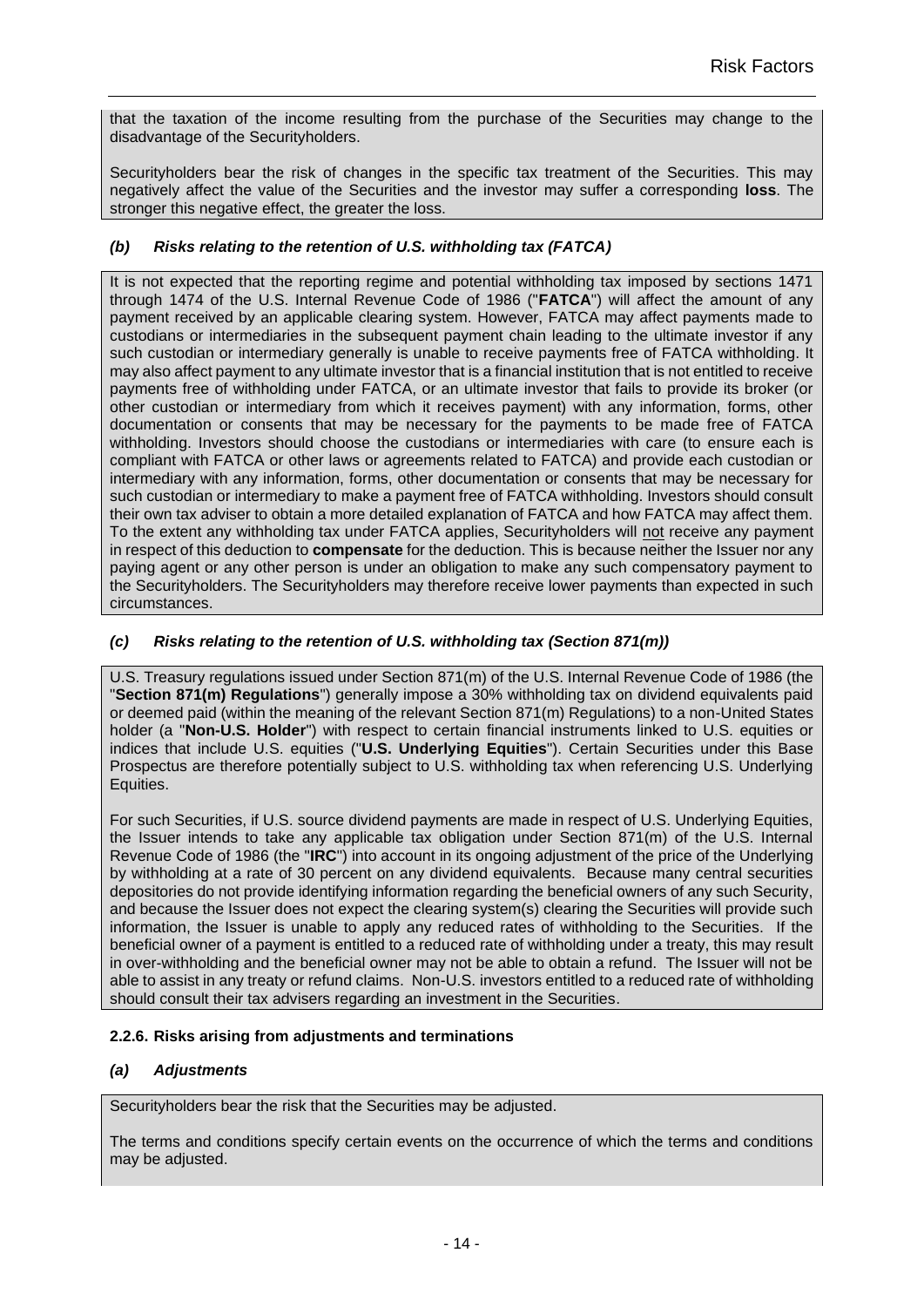that the taxation of the income resulting from the purchase of the Securities may change to the disadvantage of the Securityholders.

Securityholders bear the risk of changes in the specific tax treatment of the Securities. This may negatively affect the value of the Securities and the investor may suffer a corresponding **loss**. The stronger this negative effect, the greater the loss.

#### *(b) Risks relating to the retention of U.S. withholding tax (FATCA)*

It is not expected that the reporting regime and potential withholding tax imposed by sections 1471 through 1474 of the U.S. Internal Revenue Code of 1986 ("**FATCA**") will affect the amount of any payment received by an applicable clearing system. However, FATCA may affect payments made to custodians or intermediaries in the subsequent payment chain leading to the ultimate investor if any such custodian or intermediary generally is unable to receive payments free of FATCA withholding. It may also affect payment to any ultimate investor that is a financial institution that is not entitled to receive payments free of withholding under FATCA, or an ultimate investor that fails to provide its broker (or other custodian or intermediary from which it receives payment) with any information, forms, other documentation or consents that may be necessary for the payments to be made free of FATCA withholding. Investors should choose the custodians or intermediaries with care (to ensure each is compliant with FATCA or other laws or agreements related to FATCA) and provide each custodian or intermediary with any information, forms, other documentation or consents that may be necessary for such custodian or intermediary to make a payment free of FATCA withholding. Investors should consult their own tax adviser to obtain a more detailed explanation of FATCA and how FATCA may affect them. To the extent any withholding tax under FATCA applies, Securityholders will not receive any payment in respect of this deduction to **compensate** for the deduction. This is because neither the Issuer nor any paying agent or any other person is under an obligation to make any such compensatory payment to the Securityholders. The Securityholders may therefore receive lower payments than expected in such circumstances.

#### *(c) Risks relating to the retention of U.S. withholding tax (Section 871(m))*

U.S. Treasury regulations issued under Section 871(m) of the U.S. Internal Revenue Code of 1986 (the "**Section 871(m) Regulations**") generally impose a 30% withholding tax on dividend equivalents paid or deemed paid (within the meaning of the relevant Section 871(m) Regulations) to a non-United States holder (a "**Non-U.S. Holder**") with respect to certain financial instruments linked to U.S. equities or indices that include U.S. equities ("**U.S. Underlying Equities**"). Certain Securities under this Base Prospectus are therefore potentially subject to U.S. withholding tax when referencing U.S. Underlying Equities.

For such Securities, if U.S. source dividend payments are made in respect of U.S. Underlying Equities, the Issuer intends to take any applicable tax obligation under Section 871(m) of the U.S. Internal Revenue Code of 1986 (the "**IRC**") into account in its ongoing adjustment of the price of the Underlying by withholding at a rate of 30 percent on any dividend equivalents. Because many central securities depositories do not provide identifying information regarding the beneficial owners of any such Security, and because the Issuer does not expect the clearing system(s) clearing the Securities will provide such information, the Issuer is unable to apply any reduced rates of withholding to the Securities. If the beneficial owner of a payment is entitled to a reduced rate of withholding under a treaty, this may result in over-withholding and the beneficial owner may not be able to obtain a refund. The Issuer will not be able to assist in any treaty or refund claims. Non-U.S. investors entitled to a reduced rate of withholding should consult their tax advisers regarding an investment in the Securities.

### 2.2.6. Risks arising from adjustments and terminations

#### *(a) Adjustments*

Securityholders bear the risk that the Securities may be adjusted.

The terms and conditions specify certain events on the occurrence of which the terms and conditions may be adjusted.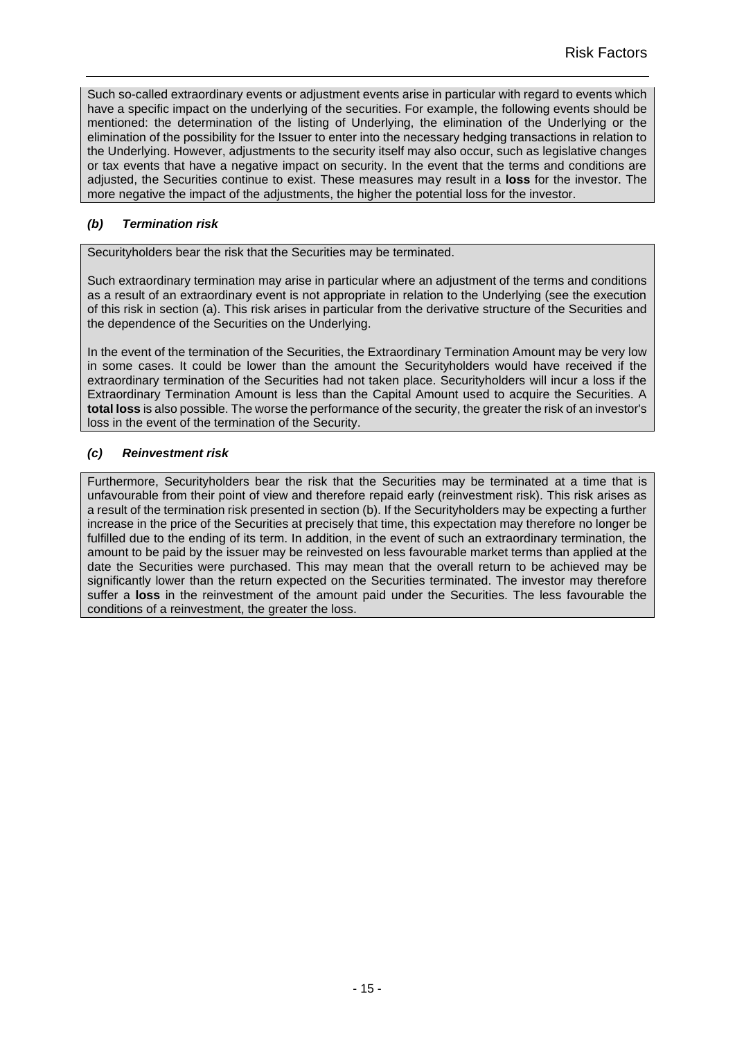Such so-called extraordinary events or adjustment events arise in particular with regard to events which have a specific impact on the underlying of the securities. For example, the following events should be mentioned: the determination of the listing of Underlying, the elimination of the Underlying or the elimination of the possibility for the Issuer to enter into the necessary hedging transactions in relation to the Underlying. However, adjustments to the security itself may also occur, such as legislative changes or tax events that have a negative impact on security. In the event that the terms and conditions are adjusted, the Securities continue to exist. These measures may result in a **loss** for the investor. The more negative the impact of the adjustments, the higher the potential loss for the investor.

### *(b) Termination risk*

Securityholders bear the risk that the Securities may be terminated.

Such extraordinary termination may arise in particular where an adjustment of the terms and conditions as a result of an extraordinary event is not appropriate in relation to the Underlying (see the execution of this risk in section (a). This risk arises in particular from the derivative structure of the Securities and the dependence of the Securities on the Underlying.

In the event of the termination of the Securities, the Extraordinary Termination Amount may be very low in some cases. It could be lower than the amount the Securityholders would have received if the extraordinary termination of the Securities had not taken place. Securityholders will incur a loss if the Extraordinary Termination Amount is less than the Capital Amount used to acquire the Securities. A **total loss** is also possible. The worse the performance of the security, the greater the risk of an investor's loss in the event of the termination of the Security.

### *(c) Reinvestment risk*

Furthermore, Securityholders bear the risk that the Securities may be terminated at a time that is unfavourable from their point of view and therefore repaid early (reinvestment risk). This risk arises as a result of the termination risk presented in section (b). If the Securityholders may be expecting a further increase in the price of the Securities at precisely that time, this expectation may therefore no longer be fulfilled due to the ending of its term. In addition, in the event of such an extraordinary termination, the amount to be paid by the issuer may be reinvested on less favourable market terms than applied at the date the Securities were purchased. This may mean that the overall return to be achieved may be significantly lower than the return expected on the Securities terminated. The investor may therefore suffer a **loss** in the reinvestment of the amount paid under the Securities. The less favourable the conditions of a reinvestment, the greater the loss.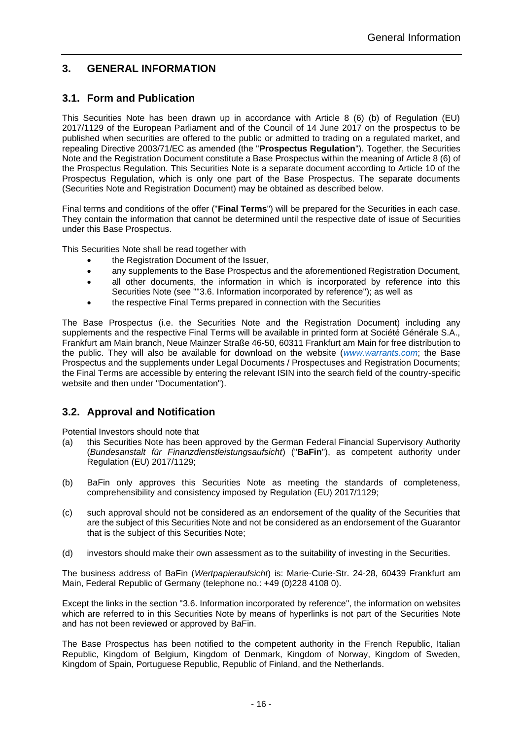# 3. GENERAL INFORMATION

## 3.1. Form and Publication

This Securities Note has been drawn up in accordance with Article 8 (6) (b) of Regulation (EU) 2017/1129 of the European Parliament and of the Council of 14 June 2017 on the prospectus to be published when securities are offered to the public or admitted to trading on a regulated market, and repealing Directive 2003/71/EC as amended (the "**Prospectus Regulation**"). Together, the Securities Note and the Registration Document constitute a Base Prospectus within the meaning of Article 8 (6) of the Prospectus Regulation. This Securities Note is a separate document according to Article 10 of the Prospectus Regulation, which is only one part of the Base Prospectus. The separate documents (Securities Note and Registration Document) may be obtained as described below.

Final terms and conditions of the offer ("**Final Terms**") will be prepared for the Securities in each case. They contain the information that cannot be determined until the respective date of issue of Securities under this Base Prospectus.

This Securities Note shall be read together with

- the Registration Document of the Issuer,
- any supplements to the Base Prospectus and the aforementioned Registration Document,
- all other documents, the information in which is incorporated by reference into this Securities Note (see ""3.6. Information incorporated by reference"); as well as
- the respective Final Terms prepared in connection with the Securities

The Base Prospectus (i.e. the Securities Note and the Registration Document) including any supplements and the respective Final Terms will be available in printed form at Société Générale S.A., Frankfurt am Main branch, Neue Mainzer Straße 46-50, 60311 Frankfurt am Main for free distribution to the public. They will also be available for download on the website (*www.warrants.com*; the Base Prospectus and the supplements under Legal Documents / Prospectuses and Registration Documents; the Final Terms are accessible by entering the relevant ISIN into the search field of the country-specific website and then under "Documentation").

## 3.2. Approval and Notification

Potential Investors should note that

(a) this Securities Note has been approved by the German Federal Financial Supervisory Authority (*Bundesanstalt für Finanzdienstleistungsaufsicht*) ("**BaFin**"), as competent authority under Regulation (EU) 2017/1129;

(b) BaFin only approves this Securities Note as meeting the standards of completeness, comprehensibility and consistency imposed by Regulation (EU) 2017/1129;

(c) such approval should not be considered as an endorsement of the quality of the Securities that are the subject of this Securities Note and not be considered as an endorsement of the Guarantor that is the subject of this Securities Note;

(d) investors should make their own assessment as to the suitability of investing in the Securities.

The business address of BaFin (*Wertpapieraufsicht*) is: Marie-Curie-Str. 24-28, 60439 Frankfurt am Main, Federal Republic of Germany (telephone no.: +49 (0)228 4108 0).

Except the links in the section "3.6. Information incorporated by reference", the information on websites which are referred to in this Securities Note by means of hyperlinks is not part of the Securities Note and has not been reviewed or approved by BaFin.

The Base Prospectus has been notified to the competent authority in the French Republic, Italian Republic, Kingdom of Belgium, Kingdom of Denmark, Kingdom of Norway, Kingdom of Sweden, Kingdom of Spain, Portuguese Republic, Republic of Finland, and the Netherlands.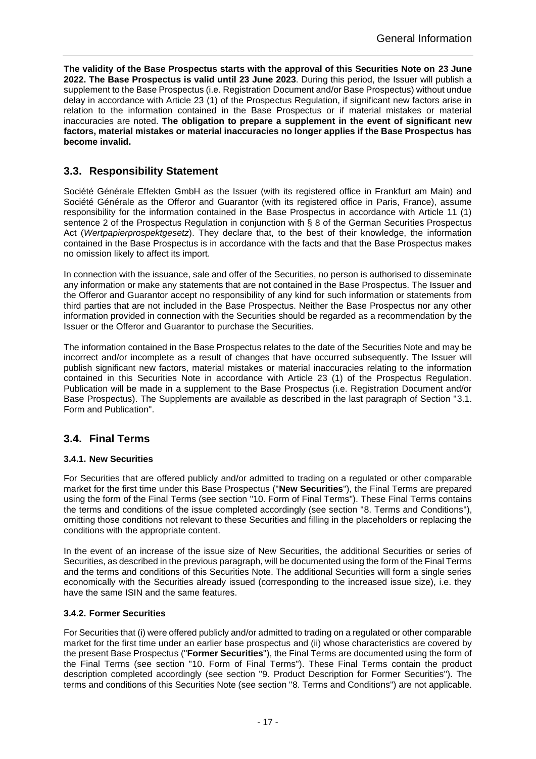**The validity of the Base Prospectus starts with the approval of this Securities Note on 23 June 2022. The Base Prospectus is valid until 23 June 2023**. During this period, the Issuer will publish a supplement to the Base Prospectus (i.e. Registration Document and/or Base Prospectus) without undue delay in accordance with Article 23 (1) of the Prospectus Regulation, if significant new factors arise in relation to the information contained in the Base Prospectus or if material mistakes or material inaccuracies are noted. **The obligation to prepare a supplement in the event of significant new factors, material mistakes or material inaccuracies no longer applies if the Base Prospectus has become invalid.**

## 3.3. Responsibility Statement

Société Générale Effekten GmbH as the Issuer (with its registered office in Frankfurt am Main) and Société Générale as the Offeror and Guarantor (with its registered office in Paris, France), assume responsibility for the information contained in the Base Prospectus in accordance with Article 11 (1) sentence 2 of the Prospectus Regulation in conjunction with § 8 of the German Securities Prospectus Act (*Wertpapierprospektgesetz*). They declare that, to the best of their knowledge, the information contained in the Base Prospectus is in accordance with the facts and that the Base Prospectus makes no omission likely to affect its import.

In connection with the issuance, sale and offer of the Securities, no person is authorised to disseminate any information or make any statements that are not contained in the Base Prospectus. The Issuer and the Offeror and Guarantor accept no responsibility of any kind for such information or statements from third parties that are not included in the Base Prospectus. Neither the Base Prospectus nor any other information provided in connection with the Securities should be regarded as a recommendation by the Issuer or the Offeror and Guarantor to purchase the Securities.

The information contained in the Base Prospectus relates to the date of the Securities Note and may be incorrect and/or incomplete as a result of changes that have occurred subsequently. The Issuer will publish significant new factors, material mistakes or material inaccuracies relating to the information contained in this Securities Note in accordance with Article 23 (1) of the Prospectus Regulation. Publication will be made in a supplement to the Base Prospectus (i.e. Registration Document and/or Base Prospectus). The Supplements are available as described in the last paragraph of Section "3.1. Form and Publication".

## 3.4. Final Terms

### 3.4.1. New Securities

For Securities that are offered publicly and/or admitted to trading on a regulated or other comparable market for the first time under this Base Prospectus ("**New Securities**"), the Final Terms are prepared using the form of the Final Terms (see section "10. Form of Final Terms"). These Final Terms contains the terms and conditions of the issue completed accordingly (see section "8. Terms and Conditions"), omitting those conditions not relevant to these Securities and filling in the placeholders or replacing the conditions with the appropriate content.

In the event of an increase of the issue size of New Securities, the additional Securities or series of Securities, as described in the previous paragraph, will be documented using the form of the Final Terms and the terms and conditions of this Securities Note. The additional Securities will form a single series economically with the Securities already issued (corresponding to the increased issue size), i.e. they have the same ISIN and the same features.

### 3.4.2. Former Securities

For Securities that (i) were offered publicly and/or admitted to trading on a regulated or other comparable market for the first time under an earlier base prospectus and (ii) whose characteristics are covered by the present Base Prospectus ("**Former Securities**"), the Final Terms are documented using the form of the Final Terms (see section "10. Form of Final Terms"). These Final Terms contain the product description completed accordingly (see section "9. Product Description for Former Securities"). The terms and conditions of this Securities Note (see section "8. Terms and Conditions") are not applicable.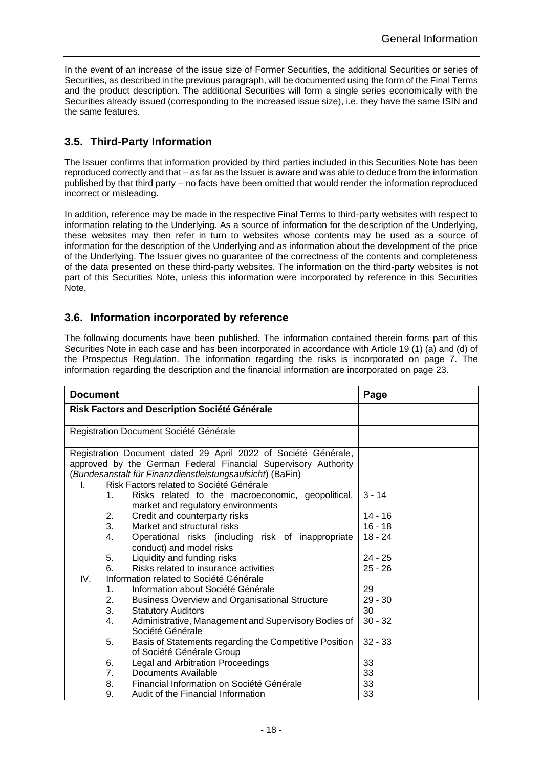In the event of an increase of the issue size of Former Securities, the additional Securities or series of Securities, as described in the previous paragraph, will be documented using the form of the Final Terms and the product description. The additional Securities will form a single series economically with the Securities already issued (corresponding to the increased issue size), i.e. they have the same ISIN and the same features.

## 3.5. Third-Party Information

The Issuer confirms that information provided by third parties included in this Securities Note has been reproduced correctly and that – as far as the Issuer is aware and was able to deduce from the information published by that third party – no facts have been omitted that would render the information reproduced incorrect or misleading.

In addition, reference may be made in the respective Final Terms to third-party websites with respect to information relating to the Underlying. As a source of information for the description of the Underlying, these websites may then refer in turn to websites whose contents may be used as a source of information for the description of the Underlying and as information about the development of the price of the Underlying. The Issuer gives no guarantee of the correctness of the contents and completeness of the data presented on these third-party websites. The information on the third-party websites is not part of this Securities Note, unless this information were incorporated by reference in this Securities Note.

## 3.6. Information incorporated by reference

The following documents have been published. The information contained therein forms part of this Securities Note in each case and has been incorporated in accordance with Article 19 (1) (a) and (d) of the Prospectus Regulation. The information regarding the risks is incorporated on page 7. The information regarding the description and the financial information are incorporated on page 23.

| Document | Page |
|---|---|
| **Risk Factors and Description Société Générale** | |
| | |
| Registration Document Société Générale | |
| | |
| Registration Document dated 29 April 2022 of Société Générale, approved by the German Federal Financial Supervisory Authority (*Bundesanstalt für Finanzdienstleistungsaufsicht*) (BaFin) | |
| I. Risk Factors related to Société Générale | |
| 1. Risks related to the macroeconomic, geopolitical, market and regulatory environments | 3 - 14 |
| 2. Credit and counterparty risks | 14 - 16 |
| 3. Market and structural risks | 16 - 18 |
| 4. Operational risks (including risk of inappropriate conduct) and model risks | 18 - 24 |
| 5. Liquidity and funding risks | 24 - 25 |
| 6. Risks related to insurance activities | 25 - 26 |
| IV. Information related to Société Générale | |
| 1. Information about Société Générale | 29 |
| 2. Business Overview and Organisational Structure | 29 - 30 |
| 3. Statutory Auditors | 30 |
| 4. Administrative, Management and Supervisory Bodies of Société Générale | 30 - 32 |
| 5. Basis of Statements regarding the Competitive Position of Société Générale Group | 32 - 33 |
| 6. Legal and Arbitration Proceedings | 33 |
| 7. Documents Available | 33 |
| 8. Financial Information on Société Générale | 33 |
| 9. Audit of the Financial Information | 33 |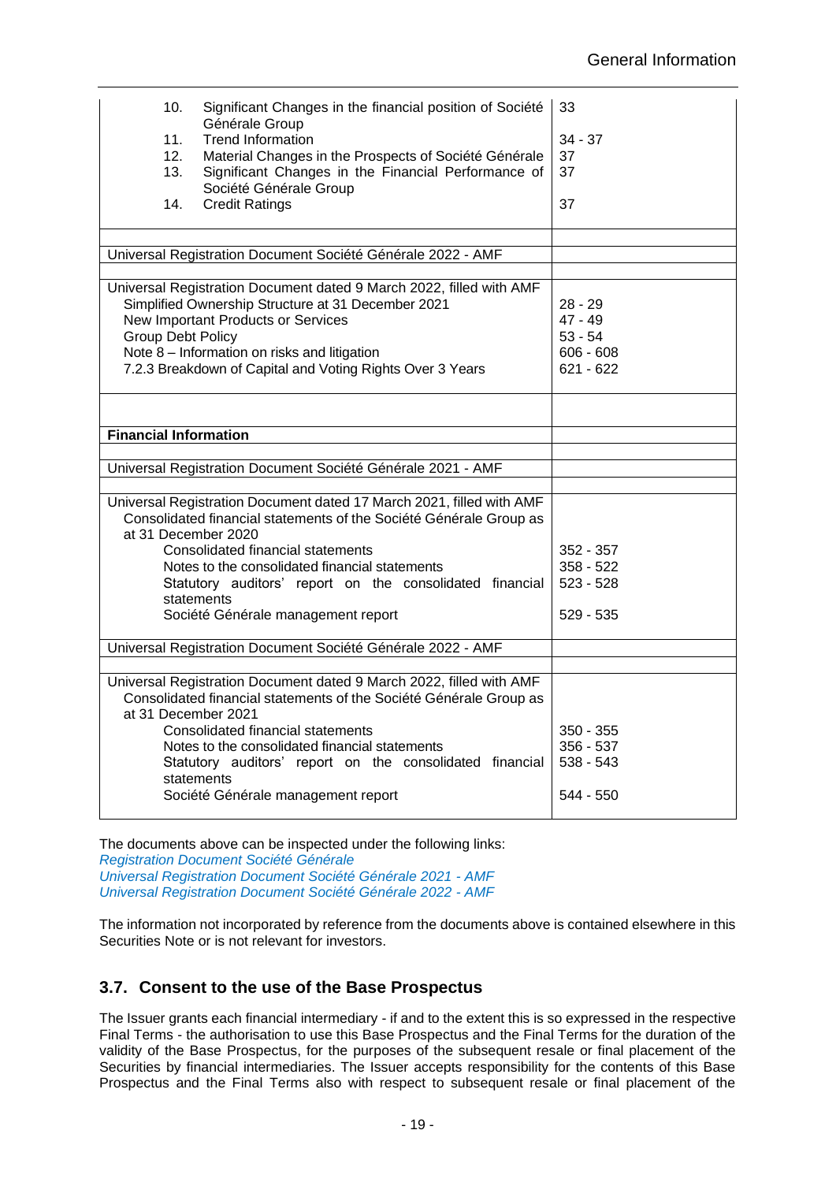| | |
|---|---|
| 10. Significant Changes in the financial position of Société Générale Group | 33 |
| 11. Trend Information | 34 - 37 |
| 12. Material Changes in the Prospects of Société Générale | 37 |
| 13. Significant Changes in the Financial Performance of Société Générale Group | 37 |
| 14. Credit Ratings | 37 |
| | |
| Universal Registration Document Société Générale 2022 - AMF | |
| | |
| Universal Registration Document dated 9 March 2022, filled with AMF | |
| Simplified Ownership Structure at 31 December 2021 | 28 - 29 |
| New Important Products or Services | 47 - 49 |
| Group Debt Policy | 53 - 54 |
| Note 8 – Information on risks and litigation | 606 - 608 |
| 7.2.3 Breakdown of Capital and Voting Rights Over 3 Years | 621 - 622 |
| | |
| **Financial Information** | |
| | |
| Universal Registration Document Société Générale 2021 - AMF | |
| | |
| Universal Registration Document dated 17 March 2021, filled with AMF | |
| Consolidated financial statements of the Société Générale Group as at 31 December 2020 | |
| Consolidated financial statements | 352 - 357 |
| Notes to the consolidated financial statements | 358 - 522 |
| Statutory auditors' report on the consolidated financial statements | 523 - 528 |
| Société Générale management report | 529 - 535 |
| Universal Registration Document Société Générale 2022 - AMF | |
| | |
| Universal Registration Document dated 9 March 2022, filled with AMF | |
| Consolidated financial statements of the Société Générale Group as at 31 December 2021 | |
| Consolidated financial statements | 350 - 355 |
| Notes to the consolidated financial statements | 356 - 537 |
| Statutory auditors' report on the consolidated financial statements | 538 - 543 |
| Société Générale management report | 544 - 550 |

The documents above can be inspected under the following links:
*Registration Document Société Générale*
*Universal Registration Document Société Générale 2021 - AMF*
*Universal Registration Document Société Générale 2022 - AMF*

The information not incorporated by reference from the documents above is contained elsewhere in this Securities Note or is not relevant for investors.

## 3.7. Consent to the use of the Base Prospectus

The Issuer grants each financial intermediary - if and to the extent this is so expressed in the respective Final Terms - the authorisation to use this Base Prospectus and the Final Terms for the duration of the validity of the Base Prospectus, for the purposes of the subsequent resale or final placement of the Securities by financial intermediaries. The Issuer accepts responsibility for the contents of this Base Prospectus and the Final Terms also with respect to subsequent resale or final placement of the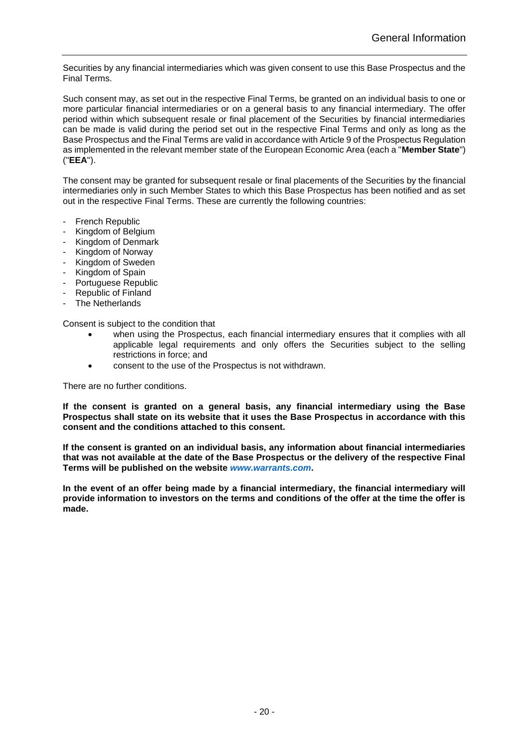Securities by any financial intermediaries which was given consent to use this Base Prospectus and the Final Terms.

Such consent may, as set out in the respective Final Terms, be granted on an individual basis to one or more particular financial intermediaries or on a general basis to any financial intermediary. The offer period within which subsequent resale or final placement of the Securities by financial intermediaries can be made is valid during the period set out in the respective Final Terms and only as long as the Base Prospectus and the Final Terms are valid in accordance with Article 9 of the Prospectus Regulation as implemented in the relevant member state of the European Economic Area (each a "**Member State**") ("**EEA**").

The consent may be granted for subsequent resale or final placements of the Securities by the financial intermediaries only in such Member States to which this Base Prospectus has been notified and as set out in the respective Final Terms. These are currently the following countries:

- French Republic
- Kingdom of Belgium
- Kingdom of Denmark
- Kingdom of Norway
- Kingdom of Sweden
- Kingdom of Spain
- Portuguese Republic
- Republic of Finland
- The Netherlands

Consent is subject to the condition that

- when using the Prospectus, each financial intermediary ensures that it complies with all applicable legal requirements and only offers the Securities subject to the selling restrictions in force; and
- consent to the use of the Prospectus is not withdrawn.

There are no further conditions.

**If the consent is granted on a general basis, any financial intermediary using the Base Prospectus shall state on its website that it uses the Base Prospectus in accordance with this consent and the conditions attached to this consent.**

**If the consent is granted on an individual basis, any information about financial intermediaries that was not available at the date of the Base Prospectus or the delivery of the respective Final Terms will be published on the website *www.warrants.com*.**

**In the event of an offer being made by a financial intermediary, the financial intermediary will provide information to investors on the terms and conditions of the offer at the time the offer is made.**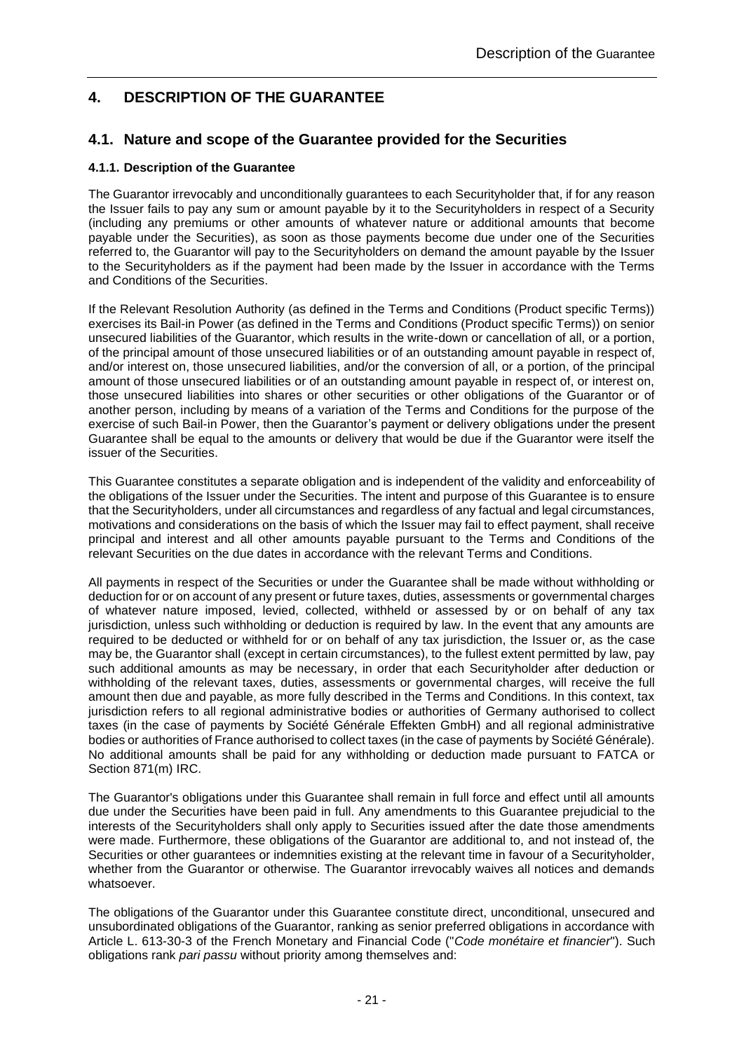## 4. DESCRIPTION OF THE GUARANTEE

## 4.1. Nature and scope of the Guarantee provided for the Securities

### 4.1.1. Description of the Guarantee

The Guarantor irrevocably and unconditionally guarantees to each Securityholder that, if for any reason the Issuer fails to pay any sum or amount payable by it to the Securityholders in respect of a Security (including any premiums or other amounts of whatever nature or additional amounts that become payable under the Securities), as soon as those payments become due under one of the Securities referred to, the Guarantor will pay to the Securityholders on demand the amount payable by the Issuer to the Securityholders as if the payment had been made by the Issuer in accordance with the Terms and Conditions of the Securities.

If the Relevant Resolution Authority (as defined in the Terms and Conditions (Product specific Terms)) exercises its Bail-in Power (as defined in the Terms and Conditions (Product specific Terms)) on senior unsecured liabilities of the Guarantor, which results in the write-down or cancellation of all, or a portion, of the principal amount of those unsecured liabilities or of an outstanding amount payable in respect of, and/or interest on, those unsecured liabilities, and/or the conversion of all, or a portion, of the principal amount of those unsecured liabilities or of an outstanding amount payable in respect of, or interest on, those unsecured liabilities into shares or other securities or other obligations of the Guarantor or of another person, including by means of a variation of the Terms and Conditions for the purpose of the exercise of such Bail-in Power, then the Guarantor's payment or delivery obligations under the present Guarantee shall be equal to the amounts or delivery that would be due if the Guarantor were itself the issuer of the Securities.

This Guarantee constitutes a separate obligation and is independent of the validity and enforceability of the obligations of the Issuer under the Securities. The intent and purpose of this Guarantee is to ensure that the Securityholders, under all circumstances and regardless of any factual and legal circumstances, motivations and considerations on the basis of which the Issuer may fail to effect payment, shall receive principal and interest and all other amounts payable pursuant to the Terms and Conditions of the relevant Securities on the due dates in accordance with the relevant Terms and Conditions.

All payments in respect of the Securities or under the Guarantee shall be made without withholding or deduction for or on account of any present or future taxes, duties, assessments or governmental charges of whatever nature imposed, levied, collected, withheld or assessed by or on behalf of any tax jurisdiction, unless such withholding or deduction is required by law. In the event that any amounts are required to be deducted or withheld for or on behalf of any tax jurisdiction, the Issuer or, as the case may be, the Guarantor shall (except in certain circumstances), to the fullest extent permitted by law, pay such additional amounts as may be necessary, in order that each Securityholder after deduction or withholding of the relevant taxes, duties, assessments or governmental charges, will receive the full amount then due and payable, as more fully described in the Terms and Conditions. In this context, tax jurisdiction refers to all regional administrative bodies or authorities of Germany authorised to collect taxes (in the case of payments by Société Générale Effekten GmbH) and all regional administrative bodies or authorities of France authorised to collect taxes (in the case of payments by Société Générale). No additional amounts shall be paid for any withholding or deduction made pursuant to FATCA or Section 871(m) IRC.

The Guarantor's obligations under this Guarantee shall remain in full force and effect until all amounts due under the Securities have been paid in full. Any amendments to this Guarantee prejudicial to the interests of the Securityholders shall only apply to Securities issued after the date those amendments were made. Furthermore, these obligations of the Guarantor are additional to, and not instead of, the Securities or other guarantees or indemnities existing at the relevant time in favour of a Securityholder, whether from the Guarantor or otherwise. The Guarantor irrevocably waives all notices and demands whatsoever.

The obligations of the Guarantor under this Guarantee constitute direct, unconditional, unsecured and unsubordinated obligations of the Guarantor, ranking as senior preferred obligations in accordance with Article L. 613-30-3 of the French Monetary and Financial Code ("*Code monétaire et financier*"). Such obligations rank *pari passu* without priority among themselves and: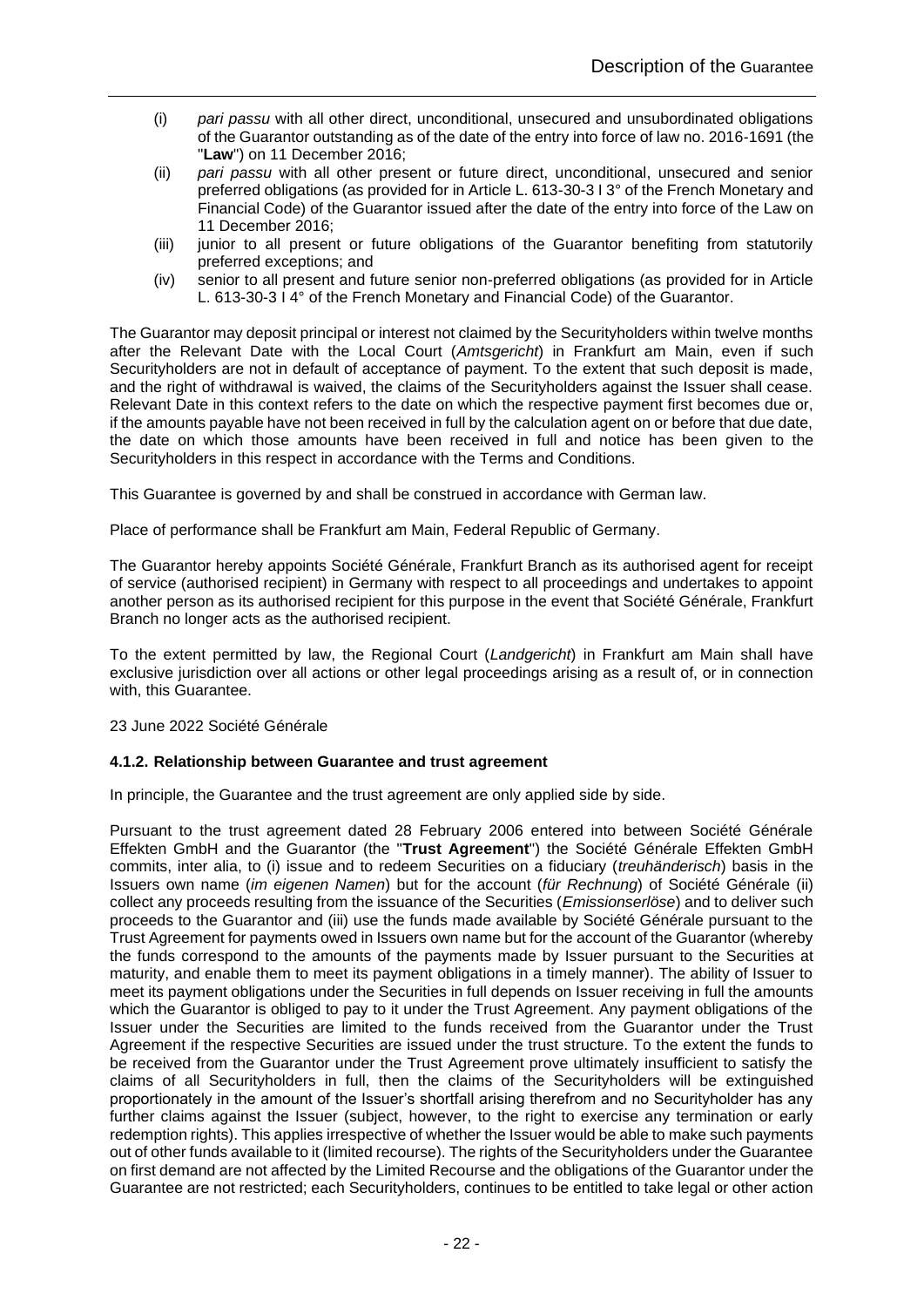(i) *pari passu* with all other direct, unconditional, unsecured and unsubordinated obligations of the Guarantor outstanding as of the date of the entry into force of law no. 2016-1691 (the "**Law**") on 11 December 2016;

(ii) *pari passu* with all other present or future direct, unconditional, unsecured and senior preferred obligations (as provided for in Article L. 613-30-3 I 3° of the French Monetary and Financial Code) of the Guarantor issued after the date of the entry into force of the Law on 11 December 2016;

(iii) junior to all present or future obligations of the Guarantor benefiting from statutorily preferred exceptions; and

(iv) senior to all present and future senior non-preferred obligations (as provided for in Article L. 613-30-3 I 4° of the French Monetary and Financial Code) of the Guarantor.

The Guarantor may deposit principal or interest not claimed by the Securityholders within twelve months after the Relevant Date with the Local Court (*Amtsgericht*) in Frankfurt am Main, even if such Securityholders are not in default of acceptance of payment. To the extent that such deposit is made, and the right of withdrawal is waived, the claims of the Securityholders against the Issuer shall cease. Relevant Date in this context refers to the date on which the respective payment first becomes due or, if the amounts payable have not been received in full by the calculation agent on or before that due date, the date on which those amounts have been received in full and notice has been given to the Securityholders in this respect in accordance with the Terms and Conditions.

This Guarantee is governed by and shall be construed in accordance with German law.

Place of performance shall be Frankfurt am Main, Federal Republic of Germany.

The Guarantor hereby appoints Société Générale, Frankfurt Branch as its authorised agent for receipt of service (authorised recipient) in Germany with respect to all proceedings and undertakes to appoint another person as its authorised recipient for this purpose in the event that Société Générale, Frankfurt Branch no longer acts as the authorised recipient.

To the extent permitted by law, the Regional Court (*Landgericht*) in Frankfurt am Main shall have exclusive jurisdiction over all actions or other legal proceedings arising as a result of, or in connection with, this Guarantee.

23 June 2022 Société Générale

#### 4.1.2. Relationship between Guarantee and trust agreement

In principle, the Guarantee and the trust agreement are only applied side by side.

Pursuant to the trust agreement dated 28 February 2006 entered into between Société Générale Effekten GmbH and the Guarantor (the "**Trust Agreement**") the Société Générale Effekten GmbH commits, inter alia, to (i) issue and to redeem Securities on a fiduciary (*treuhänderisch*) basis in the Issuers own name (*im eigenen Namen*) but for the account (*für Rechnung*) of Société Générale (ii) collect any proceeds resulting from the issuance of the Securities (*Emissionserlöse*) and to deliver such proceeds to the Guarantor and (iii) use the funds made available by Société Générale pursuant to the Trust Agreement for payments owed in Issuers own name but for the account of the Guarantor (whereby the funds correspond to the amounts of the payments made by Issuer pursuant to the Securities at maturity, and enable them to meet its payment obligations in a timely manner). The ability of Issuer to meet its payment obligations under the Securities in full depends on Issuer receiving in full the amounts which the Guarantor is obliged to pay to it under the Trust Agreement. Any payment obligations of the Issuer under the Securities are limited to the funds received from the Guarantor under the Trust Agreement if the respective Securities are issued under the trust structure. To the extent the funds to be received from the Guarantor under the Trust Agreement prove ultimately insufficient to satisfy the claims of all Securityholders in full, then the claims of the Securityholders will be extinguished proportionately in the amount of the Issuer's shortfall arising therefrom and no Securityholder has any further claims against the Issuer (subject, however, to the right to exercise any termination or early redemption rights). This applies irrespective of whether the Issuer would be able to make such payments out of other funds available to it (limited recourse). The rights of the Securityholders under the Guarantee on first demand are not affected by the Limited Recourse and the obligations of the Guarantor under the Guarantee are not restricted; each Securityholders, continues to be entitled to take legal or other action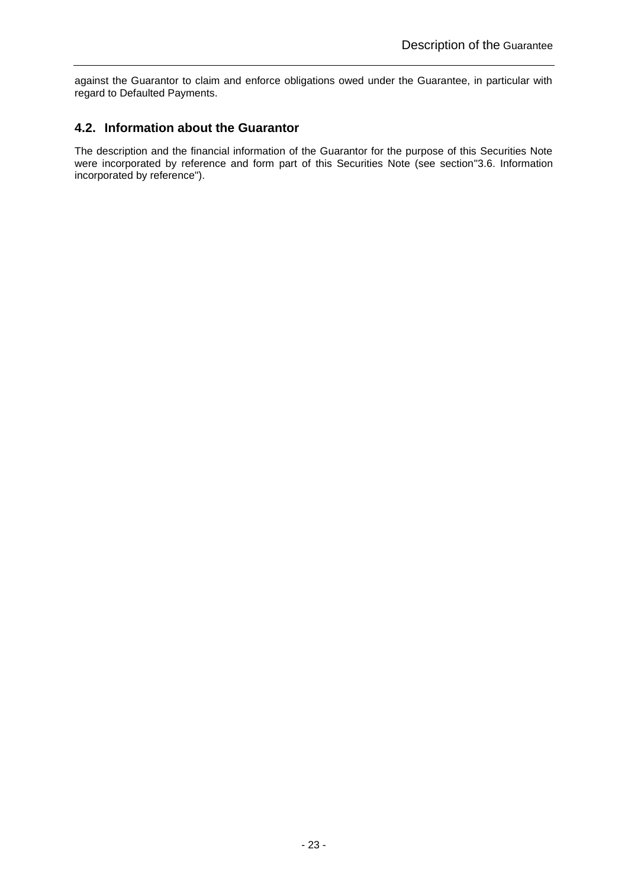against the Guarantor to claim and enforce obligations owed under the Guarantee, in particular with regard to Defaulted Payments.

## 4.2. Information about the Guarantor

The description and the financial information of the Guarantor for the purpose of this Securities Note were incorporated by reference and form part of this Securities Note (see section"3.6. Information incorporated by reference").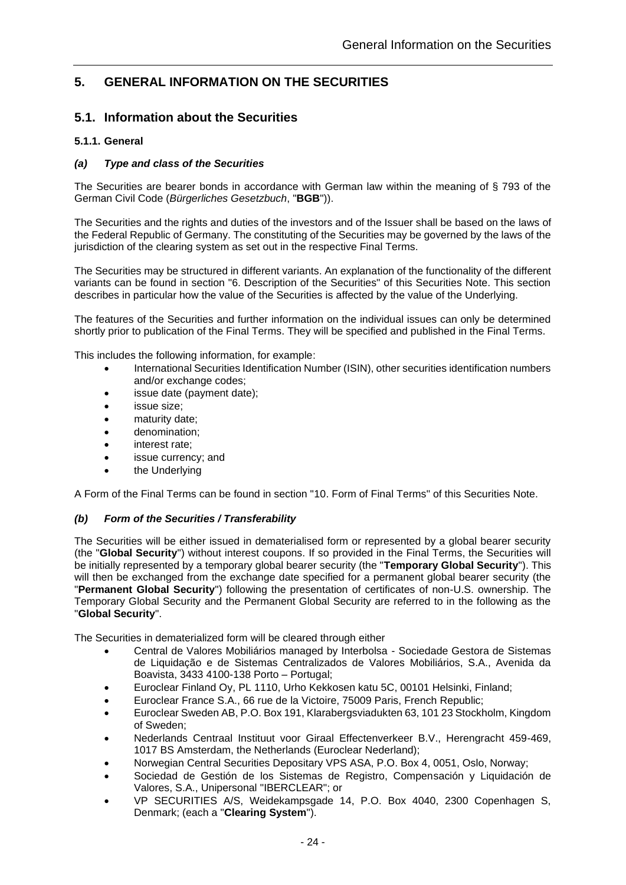## 5. GENERAL INFORMATION ON THE SECURITIES

### 5.1. Information about the Securities

#### 5.1.1. General

##### *(a) Type and class of the Securities*

The Securities are bearer bonds in accordance with German law within the meaning of § 793 of the German Civil Code (*Bürgerliches Gesetzbuch*, "**BGB**")).

The Securities and the rights and duties of the investors and of the Issuer shall be based on the laws of the Federal Republic of Germany. The constituting of the Securities may be governed by the laws of the jurisdiction of the clearing system as set out in the respective Final Terms.

The Securities may be structured in different variants. An explanation of the functionality of the different variants can be found in section "6. Description of the Securities" of this Securities Note. This section describes in particular how the value of the Securities is affected by the value of the Underlying.

The features of the Securities and further information on the individual issues can only be determined shortly prior to publication of the Final Terms. They will be specified and published in the Final Terms.

This includes the following information, for example:

- International Securities Identification Number (ISIN), other securities identification numbers and/or exchange codes;
- issue date (payment date);
- issue size;
- maturity date;
- denomination;
- interest rate;
- issue currency; and
- the Underlying

A Form of the Final Terms can be found in section "10. Form of Final Terms" of this Securities Note.

##### *(b) Form of the Securities / Transferability*

The Securities will be either issued in dematerialised form or represented by a global bearer security (the "**Global Security**") without interest coupons. If so provided in the Final Terms, the Securities will be initially represented by a temporary global bearer security (the "**Temporary Global Security**"). This will then be exchanged from the exchange date specified for a permanent global bearer security (the "**Permanent Global Security**") following the presentation of certificates of non-U.S. ownership. The Temporary Global Security and the Permanent Global Security are referred to in the following as the "**Global Security**".

The Securities in dematerialized form will be cleared through either

- Central de Valores Mobiliários managed by Interbolsa - Sociedade Gestora de Sistemas de Liquidação e de Sistemas Centralizados de Valores Mobiliários, S.A., Avenida da Boavista, 3433 4100-138 Porto – Portugal;
- Euroclear Finland Oy, PL 1110, Urho Kekkosen katu 5C, 00101 Helsinki, Finland;
- Euroclear France S.A., 66 rue de la Victoire, 75009 Paris, French Republic;
- Euroclear Sweden AB, P.O. Box 191, Klarabergsviadukten 63, 101 23 Stockholm, Kingdom of Sweden;
- Nederlands Centraal Instituut voor Giraal Effectenverkeer B.V., Herengracht 459-469, 1017 BS Amsterdam, the Netherlands (Euroclear Nederland);
- Norwegian Central Securities Depositary VPS ASA, P.O. Box 4, 0051, Oslo, Norway;
- Sociedad de Gestión de los Sistemas de Registro, Compensación y Liquidación de Valores, S.A., Unipersonal "IBERCLEAR"; or
- VP SECURITIES A/S, Weidekampsgade 14, P.O. Box 4040, 2300 Copenhagen S, Denmark; (each a "**Clearing System**").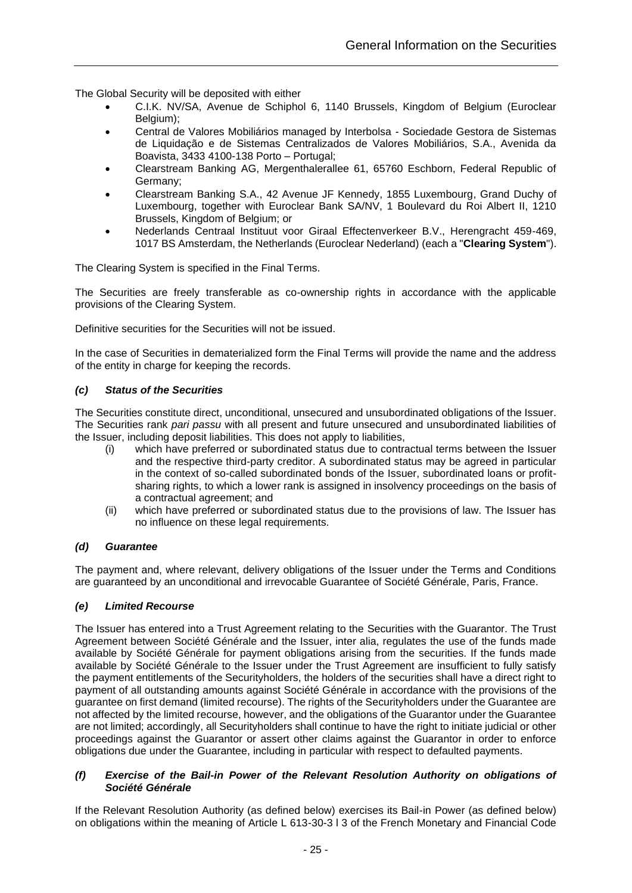The Global Security will be deposited with either

- C.I.K. NV/SA, Avenue de Schiphol 6, 1140 Brussels, Kingdom of Belgium (Euroclear Belgium);
- Central de Valores Mobiliários managed by Interbolsa - Sociedade Gestora de Sistemas de Liquidação e de Sistemas Centralizados de Valores Mobiliários, S.A., Avenida da Boavista, 3433 4100-138 Porto – Portugal;
- Clearstream Banking AG, Mergenthalerallee 61, 65760 Eschborn, Federal Republic of Germany;
- Clearstream Banking S.A., 42 Avenue JF Kennedy, 1855 Luxembourg, Grand Duchy of Luxembourg, together with Euroclear Bank SA/NV, 1 Boulevard du Roi Albert II, 1210 Brussels, Kingdom of Belgium; or
- Nederlands Centraal Instituut voor Giraal Effectenverkeer B.V., Herengracht 459-469, 1017 BS Amsterdam, the Netherlands (Euroclear Nederland) (each a "**Clearing System**").

The Clearing System is specified in the Final Terms.

The Securities are freely transferable as co-ownership rights in accordance with the applicable provisions of the Clearing System.

Definitive securities for the Securities will not be issued.

In the case of Securities in dematerialized form the Final Terms will provide the name and the address of the entity in charge for keeping the records.

### *(c) Status of the Securities*

The Securities constitute direct, unconditional, unsecured and unsubordinated obligations of the Issuer. The Securities rank *pari passu* with all present and future unsecured and unsubordinated liabilities of the Issuer, including deposit liabilities. This does not apply to liabilities,

(i) which have preferred or subordinated status due to contractual terms between the Issuer and the respective third-party creditor. A subordinated status may be agreed in particular in the context of so-called subordinated bonds of the Issuer, subordinated loans or profit-sharing rights, to which a lower rank is assigned in insolvency proceedings on the basis of a contractual agreement; and

(ii) which have preferred or subordinated status due to the provisions of law. The Issuer has no influence on these legal requirements.

### *(d) Guarantee*

The payment and, where relevant, delivery obligations of the Issuer under the Terms and Conditions are guaranteed by an unconditional and irrevocable Guarantee of Société Générale, Paris, France.

### *(e) Limited Recourse*

The Issuer has entered into a Trust Agreement relating to the Securities with the Guarantor. The Trust Agreement between Société Générale and the Issuer, inter alia, regulates the use of the funds made available by Société Générale for payment obligations arising from the securities. If the funds made available by Société Générale to the Issuer under the Trust Agreement are insufficient to fully satisfy the payment entitlements of the Securityholders, the holders of the securities shall have a direct right to payment of all outstanding amounts against Société Générale in accordance with the provisions of the guarantee on first demand (limited recourse). The rights of the Securityholders under the Guarantee are not affected by the limited recourse, however, and the obligations of the Guarantor under the Guarantee are not limited; accordingly, all Securityholders shall continue to have the right to initiate judicial or other proceedings against the Guarantor or assert other claims against the Guarantor in order to enforce obligations due under the Guarantee, including in particular with respect to defaulted payments.

### *(f) Exercise of the Bail-in Power of the Relevant Resolution Authority on obligations of Société Générale*

If the Relevant Resolution Authority (as defined below) exercises its Bail-in Power (as defined below) on obligations within the meaning of Article L 613-30-3 I 3 of the French Monetary and Financial Code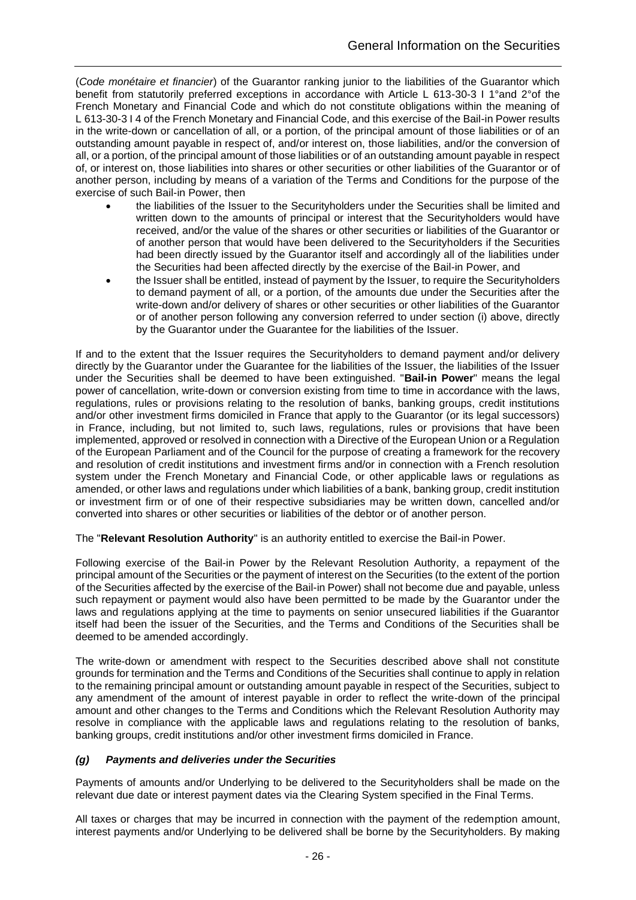(*Code monétaire et financier*) of the Guarantor ranking junior to the liabilities of the Guarantor which benefit from statutorily preferred exceptions in accordance with Article L 613-30-3 I 1°and 2°of the French Monetary and Financial Code and which do not constitute obligations within the meaning of L 613-30-3 I 4 of the French Monetary and Financial Code, and this exercise of the Bail-in Power results in the write-down or cancellation of all, or a portion, of the principal amount of those liabilities or of an outstanding amount payable in respect of, and/or interest on, those liabilities, and/or the conversion of all, or a portion, of the principal amount of those liabilities or of an outstanding amount payable in respect of, or interest on, those liabilities into shares or other securities or other liabilities of the Guarantor or of another person, including by means of a variation of the Terms and Conditions for the purpose of the exercise of such Bail-in Power, then

- the liabilities of the Issuer to the Securityholders under the Securities shall be limited and written down to the amounts of principal or interest that the Securityholders would have received, and/or the value of the shares or other securities or liabilities of the Guarantor or of another person that would have been delivered to the Securityholders if the Securities had been directly issued by the Guarantor itself and accordingly all of the liabilities under the Securities had been affected directly by the exercise of the Bail-in Power, and
- the Issuer shall be entitled, instead of payment by the Issuer, to require the Securityholders to demand payment of all, or a portion, of the amounts due under the Securities after the write-down and/or delivery of shares or other securities or other liabilities of the Guarantor or of another person following any conversion referred to under section (i) above, directly by the Guarantor under the Guarantee for the liabilities of the Issuer.

If and to the extent that the Issuer requires the Securityholders to demand payment and/or delivery directly by the Guarantor under the Guarantee for the liabilities of the Issuer, the liabilities of the Issuer under the Securities shall be deemed to have been extinguished. "**Bail-in Power**" means the legal power of cancellation, write-down or conversion existing from time to time in accordance with the laws, regulations, rules or provisions relating to the resolution of banks, banking groups, credit institutions and/or other investment firms domiciled in France that apply to the Guarantor (or its legal successors) in France, including, but not limited to, such laws, regulations, rules or provisions that have been implemented, approved or resolved in connection with a Directive of the European Union or a Regulation of the European Parliament and of the Council for the purpose of creating a framework for the recovery and resolution of credit institutions and investment firms and/or in connection with a French resolution system under the French Monetary and Financial Code, or other applicable laws or regulations as amended, or other laws and regulations under which liabilities of a bank, banking group, credit institution or investment firm or of one of their respective subsidiaries may be written down, cancelled and/or converted into shares or other securities or liabilities of the debtor or of another person.

The "**Relevant Resolution Authority**" is an authority entitled to exercise the Bail-in Power.

Following exercise of the Bail-in Power by the Relevant Resolution Authority, a repayment of the principal amount of the Securities or the payment of interest on the Securities (to the extent of the portion of the Securities affected by the exercise of the Bail-in Power) shall not become due and payable, unless such repayment or payment would also have been permitted to be made by the Guarantor under the laws and regulations applying at the time to payments on senior unsecured liabilities if the Guarantor itself had been the issuer of the Securities, and the Terms and Conditions of the Securities shall be deemed to be amended accordingly.

The write-down or amendment with respect to the Securities described above shall not constitute grounds for termination and the Terms and Conditions of the Securities shall continue to apply in relation to the remaining principal amount or outstanding amount payable in respect of the Securities, subject to any amendment of the amount of interest payable in order to reflect the write-down of the principal amount and other changes to the Terms and Conditions which the Relevant Resolution Authority may resolve in compliance with the applicable laws and regulations relating to the resolution of banks, banking groups, credit institutions and/or other investment firms domiciled in France.

### *(g) Payments and deliveries under the Securities*

Payments of amounts and/or Underlying to be delivered to the Securityholders shall be made on the relevant due date or interest payment dates via the Clearing System specified in the Final Terms.

All taxes or charges that may be incurred in connection with the payment of the redemption amount, interest payments and/or Underlying to be delivered shall be borne by the Securityholders. By making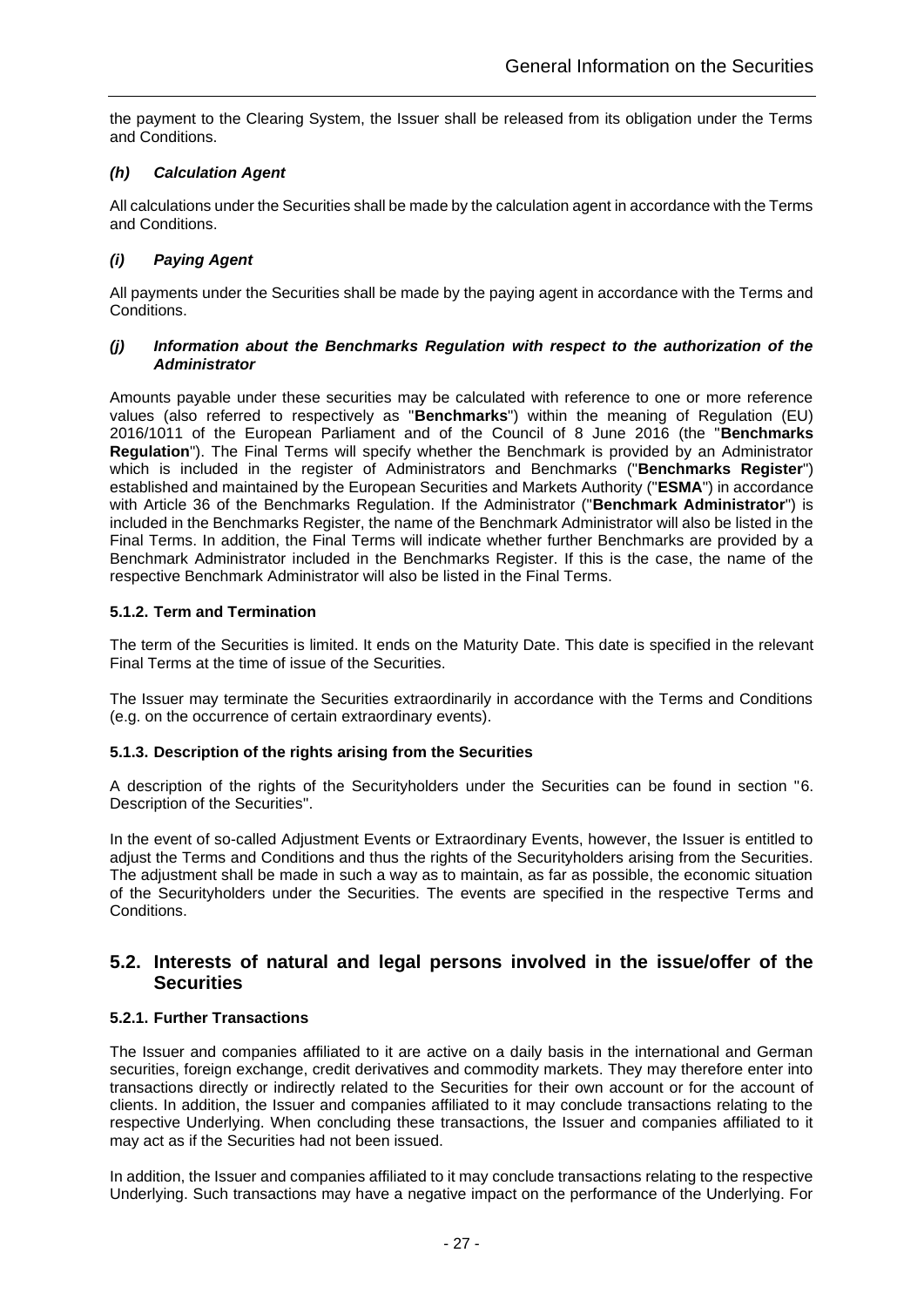the payment to the Clearing System, the Issuer shall be released from its obligation under the Terms and Conditions.

#### *(h) Calculation Agent*

All calculations under the Securities shall be made by the calculation agent in accordance with the Terms and Conditions.

#### *(i) Paying Agent*

All payments under the Securities shall be made by the paying agent in accordance with the Terms and Conditions.

#### *(j) Information about the Benchmarks Regulation with respect to the authorization of the Administrator*

Amounts payable under these securities may be calculated with reference to one or more reference values (also referred to respectively as "**Benchmarks**") within the meaning of Regulation (EU) 2016/1011 of the European Parliament and of the Council of 8 June 2016 (the "**Benchmarks Regulation**"). The Final Terms will specify whether the Benchmark is provided by an Administrator which is included in the register of Administrators and Benchmarks ("**Benchmarks Register**") established and maintained by the European Securities and Markets Authority ("**ESMA**") in accordance with Article 36 of the Benchmarks Regulation. If the Administrator ("**Benchmark Administrator**") is included in the Benchmarks Register, the name of the Benchmark Administrator will also be listed in the Final Terms. In addition, the Final Terms will indicate whether further Benchmarks are provided by a Benchmark Administrator included in the Benchmarks Register. If this is the case, the name of the respective Benchmark Administrator will also be listed in the Final Terms.

### 5.1.2. Term and Termination

The term of the Securities is limited. It ends on the Maturity Date. This date is specified in the relevant Final Terms at the time of issue of the Securities.

The Issuer may terminate the Securities extraordinarily in accordance with the Terms and Conditions (e.g. on the occurrence of certain extraordinary events).

### 5.1.3. Description of the rights arising from the Securities

A description of the rights of the Securityholders under the Securities can be found in section "6. Description of the Securities".

In the event of so-called Adjustment Events or Extraordinary Events, however, the Issuer is entitled to adjust the Terms and Conditions and thus the rights of the Securityholders arising from the Securities. The adjustment shall be made in such a way as to maintain, as far as possible, the economic situation of the Securityholders under the Securities. The events are specified in the respective Terms and Conditions.

## 5.2. Interests of natural and legal persons involved in the issue/offer of the Securities

### 5.2.1. Further Transactions

The Issuer and companies affiliated to it are active on a daily basis in the international and German securities, foreign exchange, credit derivatives and commodity markets. They may therefore enter into transactions directly or indirectly related to the Securities for their own account or for the account of clients. In addition, the Issuer and companies affiliated to it may conclude transactions relating to the respective Underlying. When concluding these transactions, the Issuer and companies affiliated to it may act as if the Securities had not been issued.

In addition, the Issuer and companies affiliated to it may conclude transactions relating to the respective Underlying. Such transactions may have a negative impact on the performance of the Underlying. For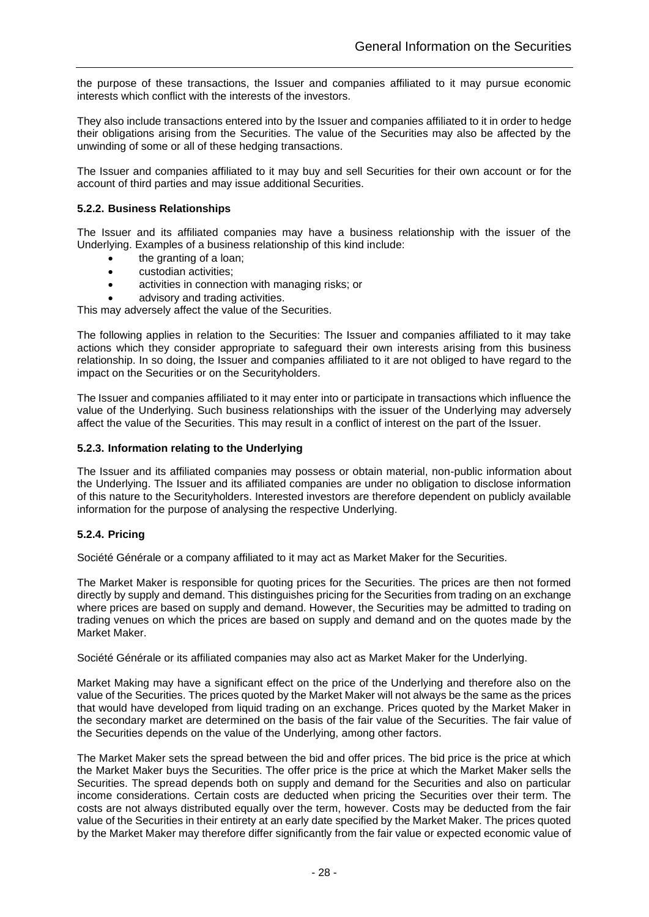the purpose of these transactions, the Issuer and companies affiliated to it may pursue economic interests which conflict with the interests of the investors.

They also include transactions entered into by the Issuer and companies affiliated to it in order to hedge their obligations arising from the Securities. The value of the Securities may also be affected by the unwinding of some or all of these hedging transactions.

The Issuer and companies affiliated to it may buy and sell Securities for their own account or for the account of third parties and may issue additional Securities.

#### 5.2.2. Business Relationships

The Issuer and its affiliated companies may have a business relationship with the issuer of the Underlying. Examples of a business relationship of this kind include:

- the granting of a loan;
- custodian activities;
- activities in connection with managing risks; or
- advisory and trading activities.

This may adversely affect the value of the Securities.

The following applies in relation to the Securities: The Issuer and companies affiliated to it may take actions which they consider appropriate to safeguard their own interests arising from this business relationship. In so doing, the Issuer and companies affiliated to it are not obliged to have regard to the impact on the Securities or on the Securityholders.

The Issuer and companies affiliated to it may enter into or participate in transactions which influence the value of the Underlying. Such business relationships with the issuer of the Underlying may adversely affect the value of the Securities. This may result in a conflict of interest on the part of the Issuer.

#### 5.2.3. Information relating to the Underlying

The Issuer and its affiliated companies may possess or obtain material, non-public information about the Underlying. The Issuer and its affiliated companies are under no obligation to disclose information of this nature to the Securityholders. Interested investors are therefore dependent on publicly available information for the purpose of analysing the respective Underlying.

#### 5.2.4. Pricing

Société Générale or a company affiliated to it may act as Market Maker for the Securities.

The Market Maker is responsible for quoting prices for the Securities. The prices are then not formed directly by supply and demand. This distinguishes pricing for the Securities from trading on an exchange where prices are based on supply and demand. However, the Securities may be admitted to trading on trading venues on which the prices are based on supply and demand and on the quotes made by the Market Maker.

Société Générale or its affiliated companies may also act as Market Maker for the Underlying.

Market Making may have a significant effect on the price of the Underlying and therefore also on the value of the Securities. The prices quoted by the Market Maker will not always be the same as the prices that would have developed from liquid trading on an exchange. Prices quoted by the Market Maker in the secondary market are determined on the basis of the fair value of the Securities. The fair value of the Securities depends on the value of the Underlying, among other factors.

The Market Maker sets the spread between the bid and offer prices. The bid price is the price at which the Market Maker buys the Securities. The offer price is the price at which the Market Maker sells the Securities. The spread depends both on supply and demand for the Securities and also on particular income considerations. Certain costs are deducted when pricing the Securities over their term. The costs are not always distributed equally over the term, however. Costs may be deducted from the fair value of the Securities in their entirety at an early date specified by the Market Maker. The prices quoted by the Market Maker may therefore differ significantly from the fair value or expected economic value of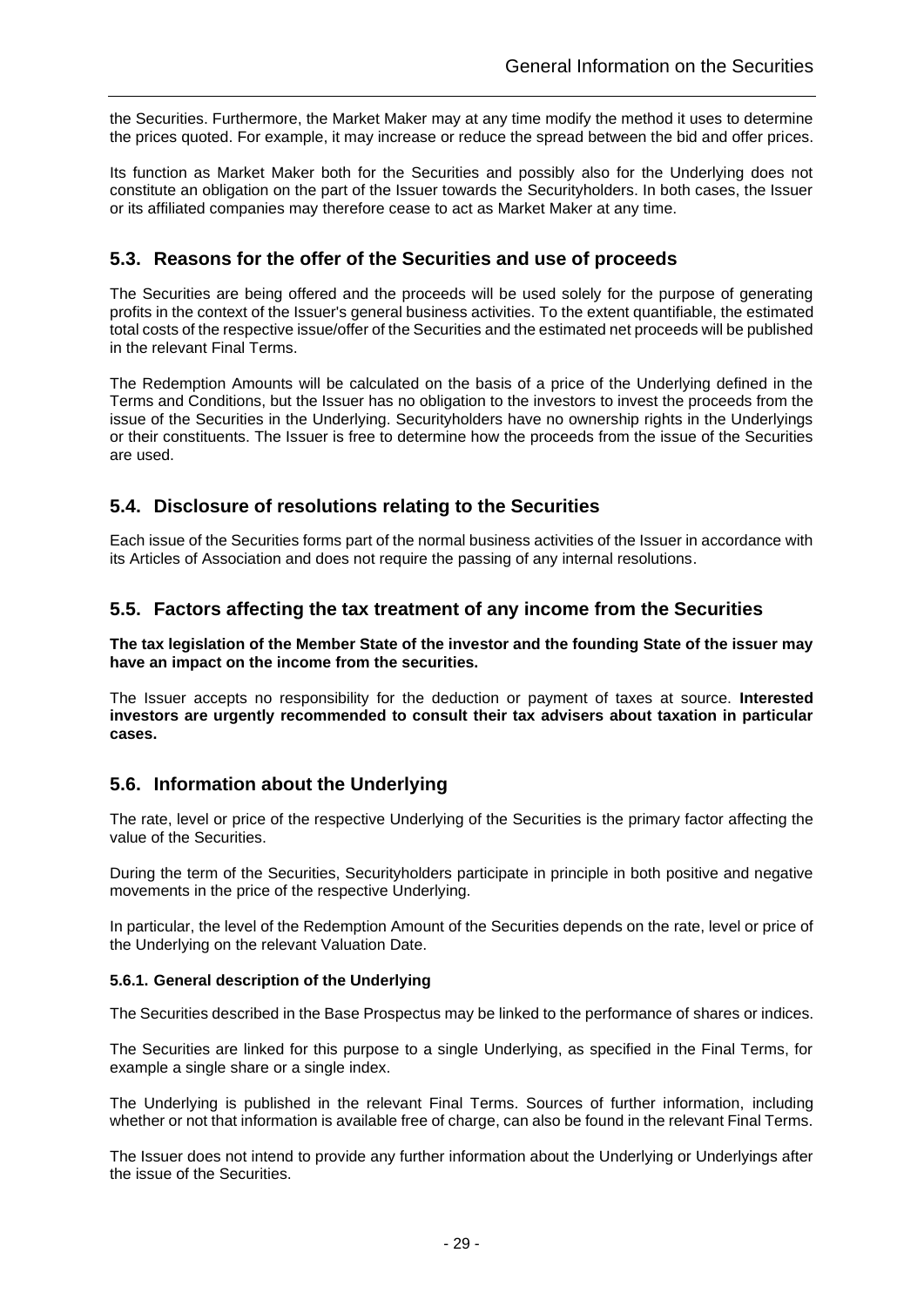the Securities. Furthermore, the Market Maker may at any time modify the method it uses to determine the prices quoted. For example, it may increase or reduce the spread between the bid and offer prices.

Its function as Market Maker both for the Securities and possibly also for the Underlying does not constitute an obligation on the part of the Issuer towards the Securityholders. In both cases, the Issuer or its affiliated companies may therefore cease to act as Market Maker at any time.

## 5.3. Reasons for the offer of the Securities and use of proceeds

The Securities are being offered and the proceeds will be used solely for the purpose of generating profits in the context of the Issuer's general business activities. To the extent quantifiable, the estimated total costs of the respective issue/offer of the Securities and the estimated net proceeds will be published in the relevant Final Terms.

The Redemption Amounts will be calculated on the basis of a price of the Underlying defined in the Terms and Conditions, but the Issuer has no obligation to the investors to invest the proceeds from the issue of the Securities in the Underlying. Securityholders have no ownership rights in the Underlyings or their constituents. The Issuer is free to determine how the proceeds from the issue of the Securities are used.

## 5.4. Disclosure of resolutions relating to the Securities

Each issue of the Securities forms part of the normal business activities of the Issuer in accordance with its Articles of Association and does not require the passing of any internal resolutions.

## 5.5. Factors affecting the tax treatment of any income from the Securities

**The tax legislation of the Member State of the investor and the founding State of the issuer may have an impact on the income from the securities.**

The Issuer accepts no responsibility for the deduction or payment of taxes at source. **Interested investors are urgently recommended to consult their tax advisers about taxation in particular cases.**

## 5.6. Information about the Underlying

The rate, level or price of the respective Underlying of the Securities is the primary factor affecting the value of the Securities.

During the term of the Securities, Securityholders participate in principle in both positive and negative movements in the price of the respective Underlying.

In particular, the level of the Redemption Amount of the Securities depends on the rate, level or price of the Underlying on the relevant Valuation Date.

#### 5.6.1. General description of the Underlying

The Securities described in the Base Prospectus may be linked to the performance of shares or indices.

The Securities are linked for this purpose to a single Underlying, as specified in the Final Terms, for example a single share or a single index.

The Underlying is published in the relevant Final Terms. Sources of further information, including whether or not that information is available free of charge, can also be found in the relevant Final Terms.

The Issuer does not intend to provide any further information about the Underlying or Underlyings after the issue of the Securities.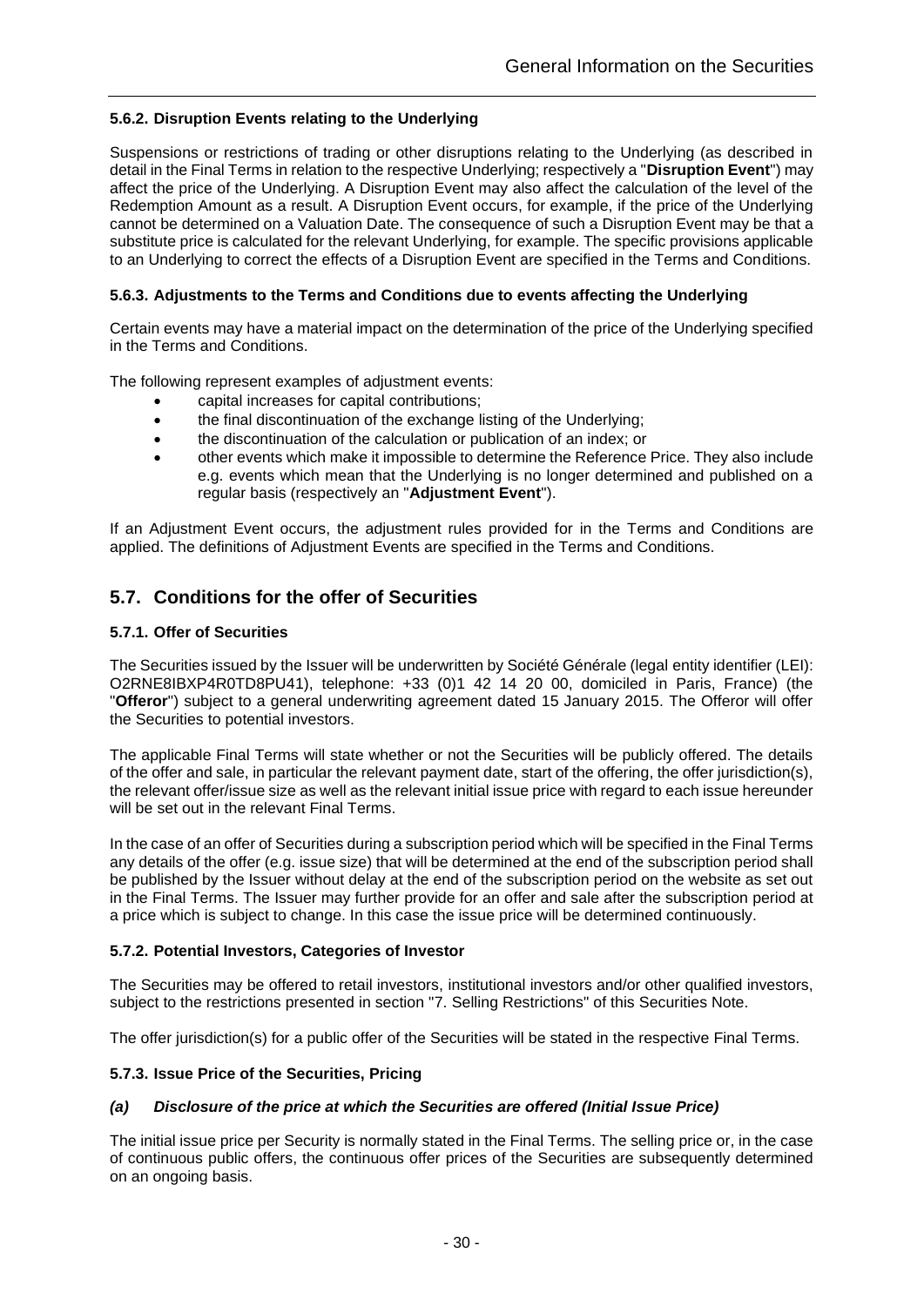#### 5.6.2. Disruption Events relating to the Underlying

Suspensions or restrictions of trading or other disruptions relating to the Underlying (as described in detail in the Final Terms in relation to the respective Underlying; respectively a "**Disruption Event**") may affect the price of the Underlying. A Disruption Event may also affect the calculation of the level of the Redemption Amount as a result. A Disruption Event occurs, for example, if the price of the Underlying cannot be determined on a Valuation Date. The consequence of such a Disruption Event may be that a substitute price is calculated for the relevant Underlying, for example. The specific provisions applicable to an Underlying to correct the effects of a Disruption Event are specified in the Terms and Conditions.

#### 5.6.3. Adjustments to the Terms and Conditions due to events affecting the Underlying

Certain events may have a material impact on the determination of the price of the Underlying specified in the Terms and Conditions.

The following represent examples of adjustment events:

- capital increases for capital contributions;
- the final discontinuation of the exchange listing of the Underlying;
- the discontinuation of the calculation or publication of an index; or
- other events which make it impossible to determine the Reference Price. They also include e.g. events which mean that the Underlying is no longer determined and published on a regular basis (respectively an "**Adjustment Event**").

If an Adjustment Event occurs, the adjustment rules provided for in the Terms and Conditions are applied. The definitions of Adjustment Events are specified in the Terms and Conditions.

## 5.7. Conditions for the offer of Securities

#### 5.7.1. Offer of Securities

The Securities issued by the Issuer will be underwritten by Société Générale (legal entity identifier (LEI): O2RNE8IBXP4R0TD8PU41), telephone: +33 (0)1 42 14 20 00, domiciled in Paris, France) (the "**Offeror**") subject to a general underwriting agreement dated 15 January 2015. The Offeror will offer the Securities to potential investors.

The applicable Final Terms will state whether or not the Securities will be publicly offered. The details of the offer and sale, in particular the relevant payment date, start of the offering, the offer jurisdiction(s), the relevant offer/issue size as well as the relevant initial issue price with regard to each issue hereunder will be set out in the relevant Final Terms.

In the case of an offer of Securities during a subscription period which will be specified in the Final Terms any details of the offer (e.g. issue size) that will be determined at the end of the subscription period shall be published by the Issuer without delay at the end of the subscription period on the website as set out in the Final Terms. The Issuer may further provide for an offer and sale after the subscription period at a price which is subject to change. In this case the issue price will be determined continuously.

#### 5.7.2. Potential Investors, Categories of Investor

The Securities may be offered to retail investors, institutional investors and/or other qualified investors, subject to the restrictions presented in section "7. Selling Restrictions" of this Securities Note.

The offer jurisdiction(s) for a public offer of the Securities will be stated in the respective Final Terms.

#### 5.7.3. Issue Price of the Securities, Pricing

##### *(a) Disclosure of the price at which the Securities are offered (Initial Issue Price)*

The initial issue price per Security is normally stated in the Final Terms. The selling price or, in the case of continuous public offers, the continuous offer prices of the Securities are subsequently determined on an ongoing basis.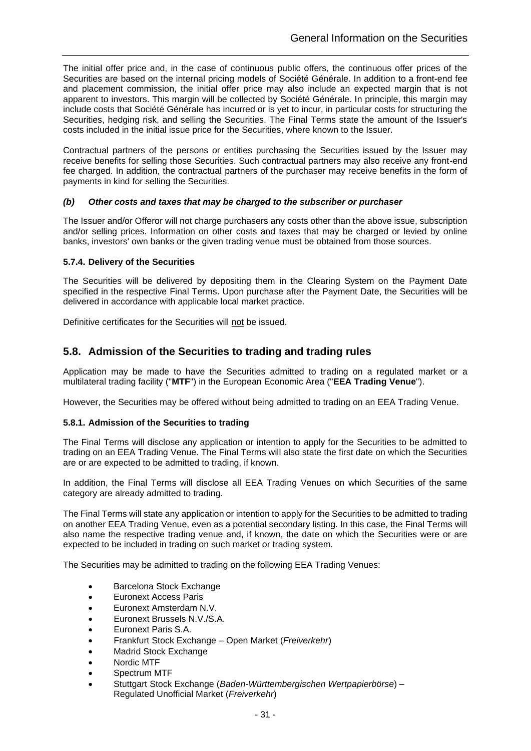The initial offer price and, in the case of continuous public offers, the continuous offer prices of the Securities are based on the internal pricing models of Société Générale. In addition to a front-end fee and placement commission, the initial offer price may also include an expected margin that is not apparent to investors. This margin will be collected by Société Générale. In principle, this margin may include costs that Société Générale has incurred or is yet to incur, in particular costs for structuring the Securities, hedging risk, and selling the Securities. The Final Terms state the amount of the Issuer's costs included in the initial issue price for the Securities, where known to the Issuer.

Contractual partners of the persons or entities purchasing the Securities issued by the Issuer may receive benefits for selling those Securities. Such contractual partners may also receive any front-end fee charged. In addition, the contractual partners of the purchaser may receive benefits in the form of payments in kind for selling the Securities.

#### *(b) Other costs and taxes that may be charged to the subscriber or purchaser*

The Issuer and/or Offeror will not charge purchasers any costs other than the above issue, subscription and/or selling prices. Information on other costs and taxes that may be charged or levied by online banks, investors' own banks or the given trading venue must be obtained from those sources.

### 5.7.4. Delivery of the Securities

The Securities will be delivered by depositing them in the Clearing System on the Payment Date specified in the respective Final Terms. Upon purchase after the Payment Date, the Securities will be delivered in accordance with applicable local market practice.

Definitive certificates for the Securities will not be issued.

## 5.8. Admission of the Securities to trading and trading rules

Application may be made to have the Securities admitted to trading on a regulated market or a multilateral trading facility ("**MTF**") in the European Economic Area ("**EEA Trading Venue**").

However, the Securities may be offered without being admitted to trading on an EEA Trading Venue.

### 5.8.1. Admission of the Securities to trading

The Final Terms will disclose any application or intention to apply for the Securities to be admitted to trading on an EEA Trading Venue. The Final Terms will also state the first date on which the Securities are or are expected to be admitted to trading, if known.

In addition, the Final Terms will disclose all EEA Trading Venues on which Securities of the same category are already admitted to trading.

The Final Terms will state any application or intention to apply for the Securities to be admitted to trading on another EEA Trading Venue, even as a potential secondary listing. In this case, the Final Terms will also name the respective trading venue and, if known, the date on which the Securities were or are expected to be included in trading on such market or trading system.

The Securities may be admitted to trading on the following EEA Trading Venues:

- Barcelona Stock Exchange
- Euronext Access Paris
- Euronext Amsterdam N.V.
- Euronext Brussels N.V./S.A.
- Euronext Paris S.A.
- Frankfurt Stock Exchange – Open Market (*Freiverkehr*)
- Madrid Stock Exchange
- Nordic MTF
- Spectrum MTF
- Stuttgart Stock Exchange (*Baden-Württembergischen Wertpapierbörse*) – Regulated Unofficial Market (*Freiverkehr*)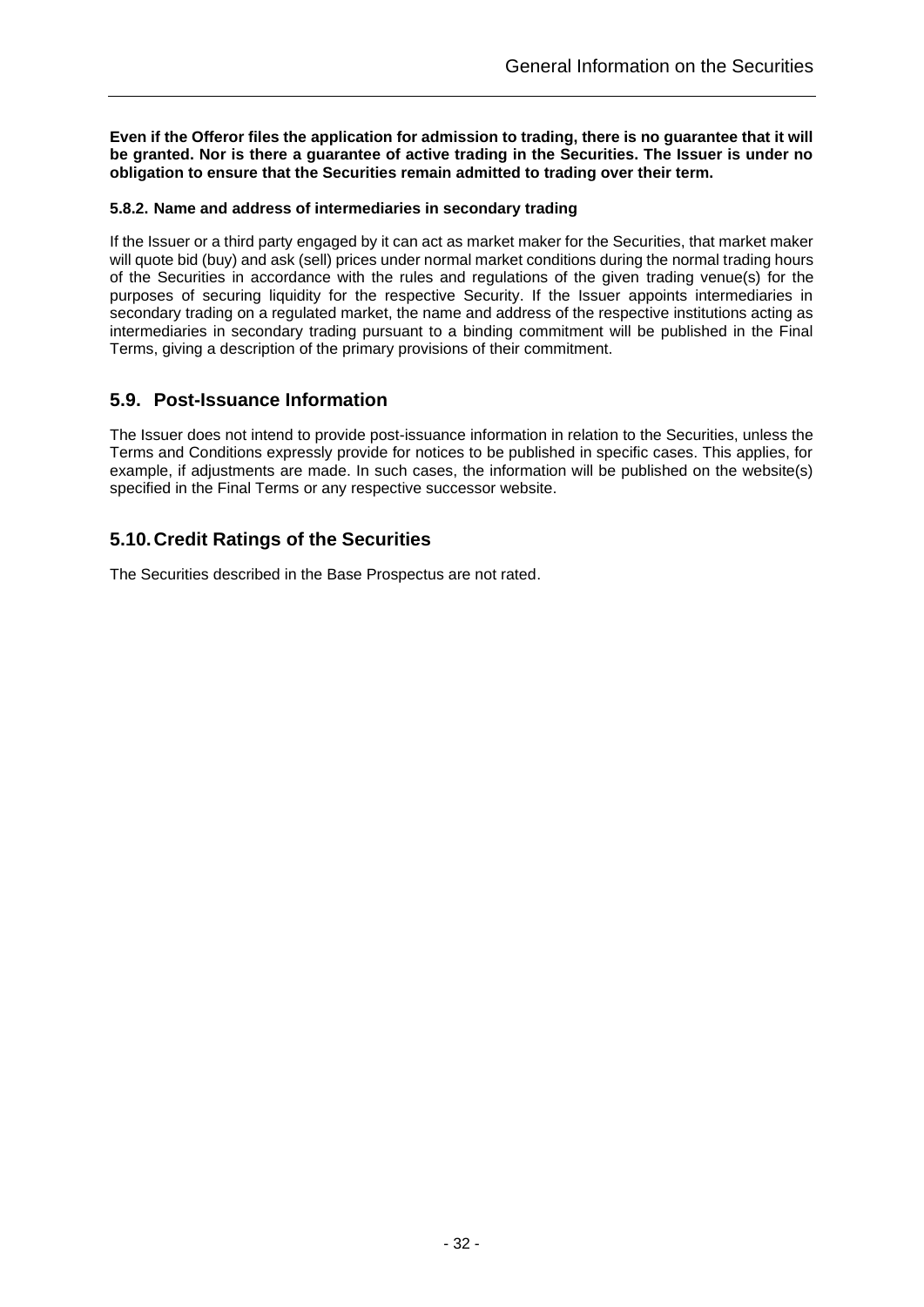**Even if the Offeror files the application for admission to trading, there is no guarantee that it will be granted. Nor is there a guarantee of active trading in the Securities. The Issuer is under no obligation to ensure that the Securities remain admitted to trading over their term.**

#### 5.8.2. Name and address of intermediaries in secondary trading

If the Issuer or a third party engaged by it can act as market maker for the Securities, that market maker will quote bid (buy) and ask (sell) prices under normal market conditions during the normal trading hours of the Securities in accordance with the rules and regulations of the given trading venue(s) for the purposes of securing liquidity for the respective Security. If the Issuer appoints intermediaries in secondary trading on a regulated market, the name and address of the respective institutions acting as intermediaries in secondary trading pursuant to a binding commitment will be published in the Final Terms, giving a description of the primary provisions of their commitment.

## 5.9. Post-Issuance Information

The Issuer does not intend to provide post-issuance information in relation to the Securities, unless the Terms and Conditions expressly provide for notices to be published in specific cases. This applies, for example, if adjustments are made. In such cases, the information will be published on the website(s) specified in the Final Terms or any respective successor website.

## 5.10. Credit Ratings of the Securities

The Securities described in the Base Prospectus are not rated.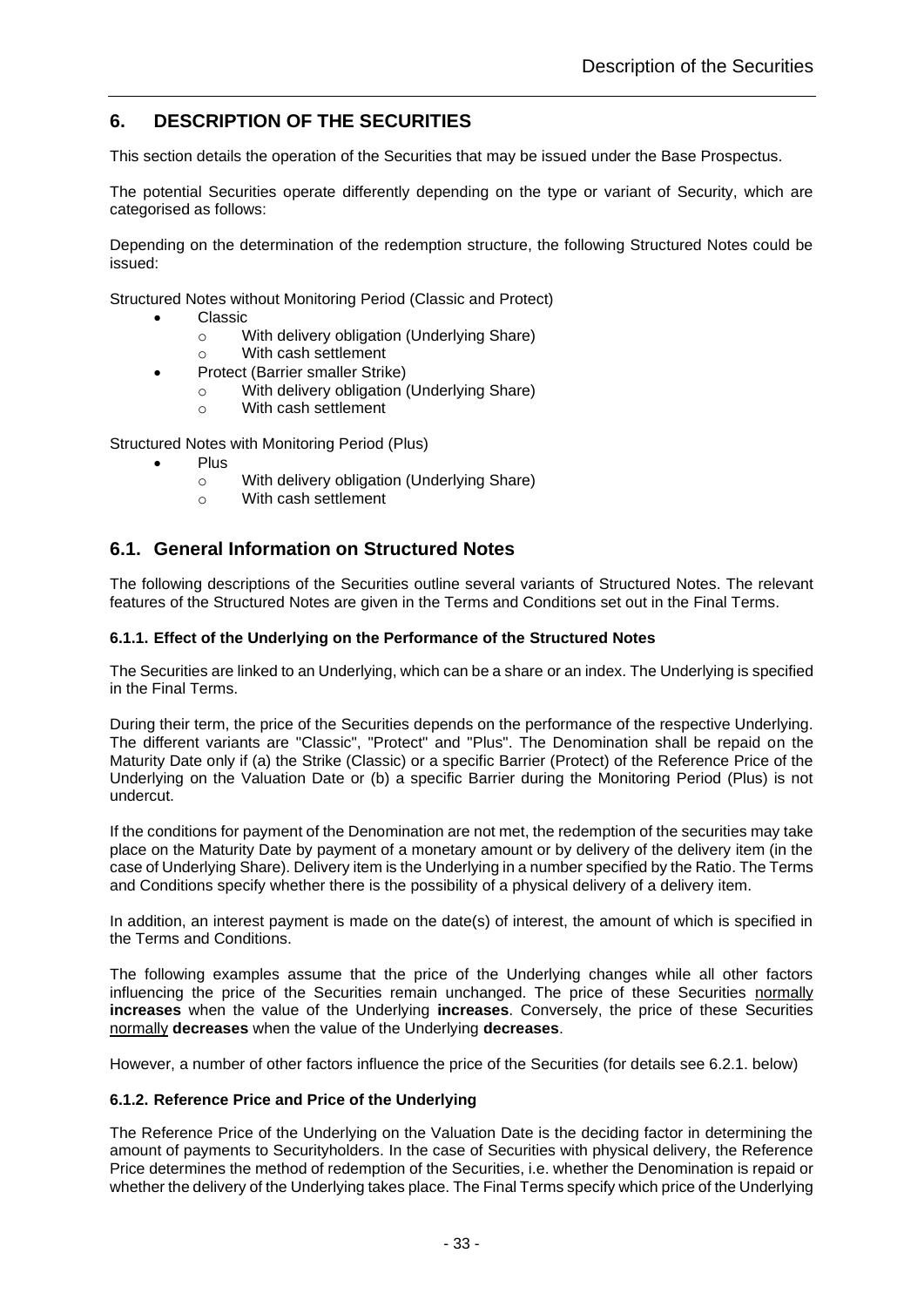## 6. DESCRIPTION OF THE SECURITIES

This section details the operation of the Securities that may be issued under the Base Prospectus.

The potential Securities operate differently depending on the type or variant of Security, which are categorised as follows:

Depending on the determination of the redemption structure, the following Structured Notes could be issued:

Structured Notes without Monitoring Period (Classic and Protect)

- Classic
  - With delivery obligation (Underlying Share)
  - With cash settlement
- Protect (Barrier smaller Strike)
  - With delivery obligation (Underlying Share)
  - With cash settlement

Structured Notes with Monitoring Period (Plus)

- Plus
  - With delivery obligation (Underlying Share)
  - With cash settlement

## 6.1. General Information on Structured Notes

The following descriptions of the Securities outline several variants of Structured Notes. The relevant features of the Structured Notes are given in the Terms and Conditions set out in the Final Terms.

#### 6.1.1. Effect of the Underlying on the Performance of the Structured Notes

The Securities are linked to an Underlying, which can be a share or an index. The Underlying is specified in the Final Terms.

During their term, the price of the Securities depends on the performance of the respective Underlying. The different variants are "Classic", "Protect" and "Plus". The Denomination shall be repaid on the Maturity Date only if (a) the Strike (Classic) or a specific Barrier (Protect) of the Reference Price of the Underlying on the Valuation Date or (b) a specific Barrier during the Monitoring Period (Plus) is not undercut.

If the conditions for payment of the Denomination are not met, the redemption of the securities may take place on the Maturity Date by payment of a monetary amount or by delivery of the delivery item (in the case of Underlying Share). Delivery item is the Underlying in a number specified by the Ratio. The Terms and Conditions specify whether there is the possibility of a physical delivery of a delivery item.

In addition, an interest payment is made on the date(s) of interest, the amount of which is specified in the Terms and Conditions.

The following examples assume that the price of the Underlying changes while all other factors influencing the price of the Securities remain unchanged. The price of these Securities normally **increases** when the value of the Underlying **increases**. Conversely, the price of these Securities normally **decreases** when the value of the Underlying **decreases**.

However, a number of other factors influence the price of the Securities (for details see 6.2.1. below)

#### 6.1.2. Reference Price and Price of the Underlying

The Reference Price of the Underlying on the Valuation Date is the deciding factor in determining the amount of payments to Securityholders. In the case of Securities with physical delivery, the Reference Price determines the method of redemption of the Securities, i.e. whether the Denomination is repaid or whether the delivery of the Underlying takes place. The Final Terms specify which price of the Underlying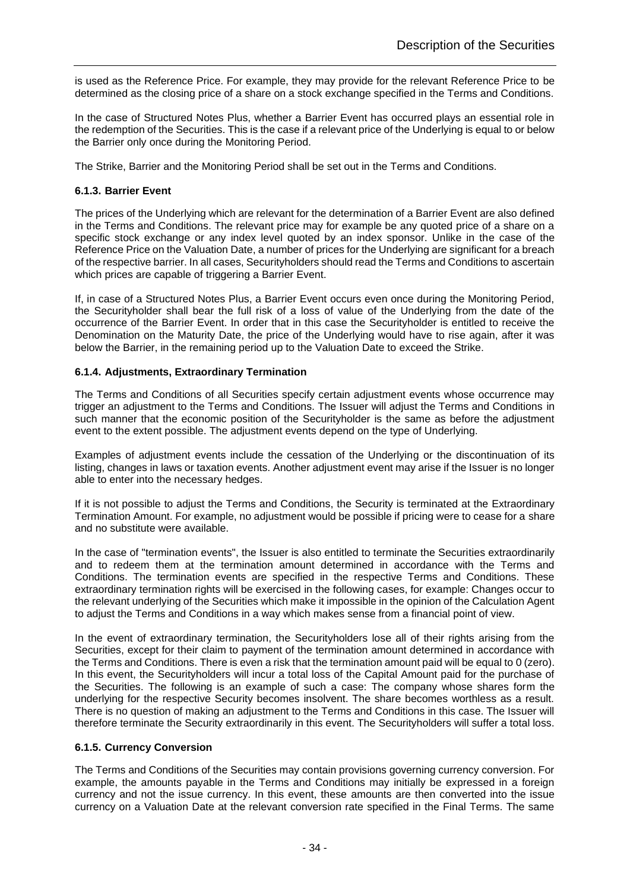is used as the Reference Price. For example, they may provide for the relevant Reference Price to be determined as the closing price of a share on a stock exchange specified in the Terms and Conditions.

In the case of Structured Notes Plus, whether a Barrier Event has occurred plays an essential role in the redemption of the Securities. This is the case if a relevant price of the Underlying is equal to or below the Barrier only once during the Monitoring Period.

The Strike, Barrier and the Monitoring Period shall be set out in the Terms and Conditions.

### 6.1.3. Barrier Event

The prices of the Underlying which are relevant for the determination of a Barrier Event are also defined in the Terms and Conditions. The relevant price may for example be any quoted price of a share on a specific stock exchange or any index level quoted by an index sponsor. Unlike in the case of the Reference Price on the Valuation Date, a number of prices for the Underlying are significant for a breach of the respective barrier. In all cases, Securityholders should read the Terms and Conditions to ascertain which prices are capable of triggering a Barrier Event.

If, in case of a Structured Notes Plus, a Barrier Event occurs even once during the Monitoring Period, the Securityholder shall bear the full risk of a loss of value of the Underlying from the date of the occurrence of the Barrier Event. In order that in this case the Securityholder is entitled to receive the Denomination on the Maturity Date, the price of the Underlying would have to rise again, after it was below the Barrier, in the remaining period up to the Valuation Date to exceed the Strike.

### 6.1.4. Adjustments, Extraordinary Termination

The Terms and Conditions of all Securities specify certain adjustment events whose occurrence may trigger an adjustment to the Terms and Conditions. The Issuer will adjust the Terms and Conditions in such manner that the economic position of the Securityholder is the same as before the adjustment event to the extent possible. The adjustment events depend on the type of Underlying.

Examples of adjustment events include the cessation of the Underlying or the discontinuation of its listing, changes in laws or taxation events. Another adjustment event may arise if the Issuer is no longer able to enter into the necessary hedges.

If it is not possible to adjust the Terms and Conditions, the Security is terminated at the Extraordinary Termination Amount. For example, no adjustment would be possible if pricing were to cease for a share and no substitute were available.

In the case of "termination events", the Issuer is also entitled to terminate the Securities extraordinarily and to redeem them at the termination amount determined in accordance with the Terms and Conditions. The termination events are specified in the respective Terms and Conditions. These extraordinary termination rights will be exercised in the following cases, for example: Changes occur to the relevant underlying of the Securities which make it impossible in the opinion of the Calculation Agent to adjust the Terms and Conditions in a way which makes sense from a financial point of view.

In the event of extraordinary termination, the Securityholders lose all of their rights arising from the Securities, except for their claim to payment of the termination amount determined in accordance with the Terms and Conditions. There is even a risk that the termination amount paid will be equal to 0 (zero). In this event, the Securityholders will incur a total loss of the Capital Amount paid for the purchase of the Securities. The following is an example of such a case: The company whose shares form the underlying for the respective Security becomes insolvent. The share becomes worthless as a result. There is no question of making an adjustment to the Terms and Conditions in this case. The Issuer will therefore terminate the Security extraordinarily in this event. The Securityholders will suffer a total loss.

### 6.1.5. Currency Conversion

The Terms and Conditions of the Securities may contain provisions governing currency conversion. For example, the amounts payable in the Terms and Conditions may initially be expressed in a foreign currency and not the issue currency. In this event, these amounts are then converted into the issue currency on a Valuation Date at the relevant conversion rate specified in the Final Terms. The same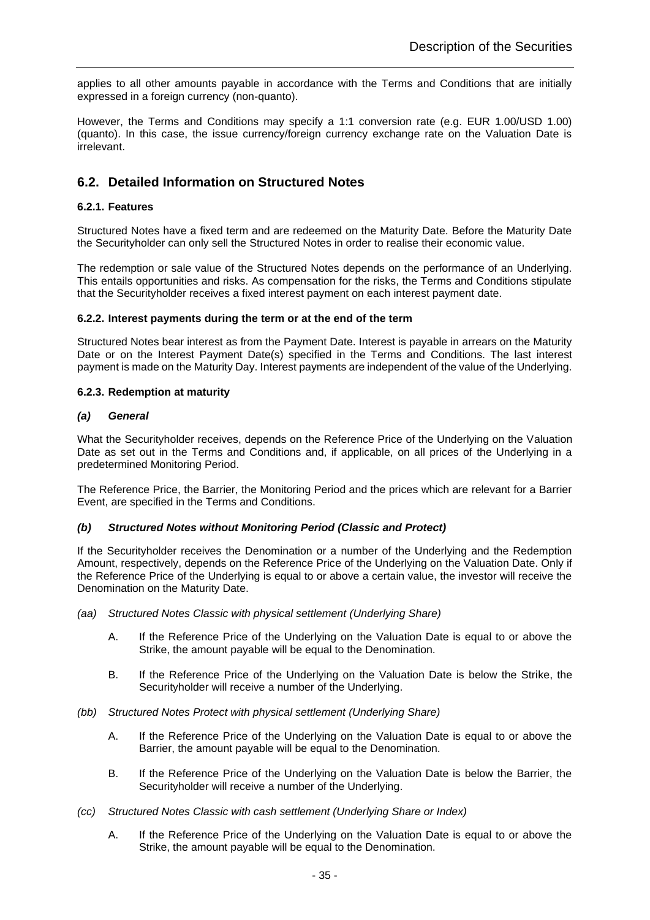applies to all other amounts payable in accordance with the Terms and Conditions that are initially expressed in a foreign currency (non-quanto).

However, the Terms and Conditions may specify a 1:1 conversion rate (e.g. EUR 1.00/USD 1.00) (quanto). In this case, the issue currency/foreign currency exchange rate on the Valuation Date is irrelevant.

## 6.2. Detailed Information on Structured Notes

### 6.2.1. Features

Structured Notes have a fixed term and are redeemed on the Maturity Date. Before the Maturity Date the Securityholder can only sell the Structured Notes in order to realise their economic value.

The redemption or sale value of the Structured Notes depends on the performance of an Underlying. This entails opportunities and risks. As compensation for the risks, the Terms and Conditions stipulate that the Securityholder receives a fixed interest payment on each interest payment date.

### 6.2.2. Interest payments during the term or at the end of the term

Structured Notes bear interest as from the Payment Date. Interest is payable in arrears on the Maturity Date or on the Interest Payment Date(s) specified in the Terms and Conditions. The last interest payment is made on the Maturity Day. Interest payments are independent of the value of the Underlying.

### 6.2.3. Redemption at maturity

#### *(a) General*

What the Securityholder receives, depends on the Reference Price of the Underlying on the Valuation Date as set out in the Terms and Conditions and, if applicable, on all prices of the Underlying in a predetermined Monitoring Period.

The Reference Price, the Barrier, the Monitoring Period and the prices which are relevant for a Barrier Event, are specified in the Terms and Conditions.

#### *(b) Structured Notes without Monitoring Period (Classic and Protect)*

If the Securityholder receives the Denomination or a number of the Underlying and the Redemption Amount, respectively, depends on the Reference Price of the Underlying on the Valuation Date. Only if the Reference Price of the Underlying is equal to or above a certain value, the investor will receive the Denomination on the Maturity Date.

*(aa) Structured Notes Classic with physical settlement (Underlying Share)*

A. If the Reference Price of the Underlying on the Valuation Date is equal to or above the Strike, the amount payable will be equal to the Denomination.

B. If the Reference Price of the Underlying on the Valuation Date is below the Strike, the Securityholder will receive a number of the Underlying.

*(bb) Structured Notes Protect with physical settlement (Underlying Share)*

A. If the Reference Price of the Underlying on the Valuation Date is equal to or above the Barrier, the amount payable will be equal to the Denomination.

B. If the Reference Price of the Underlying on the Valuation Date is below the Barrier, the Securityholder will receive a number of the Underlying.

*(cc) Structured Notes Classic with cash settlement (Underlying Share or Index)*

A. If the Reference Price of the Underlying on the Valuation Date is equal to or above the Strike, the amount payable will be equal to the Denomination.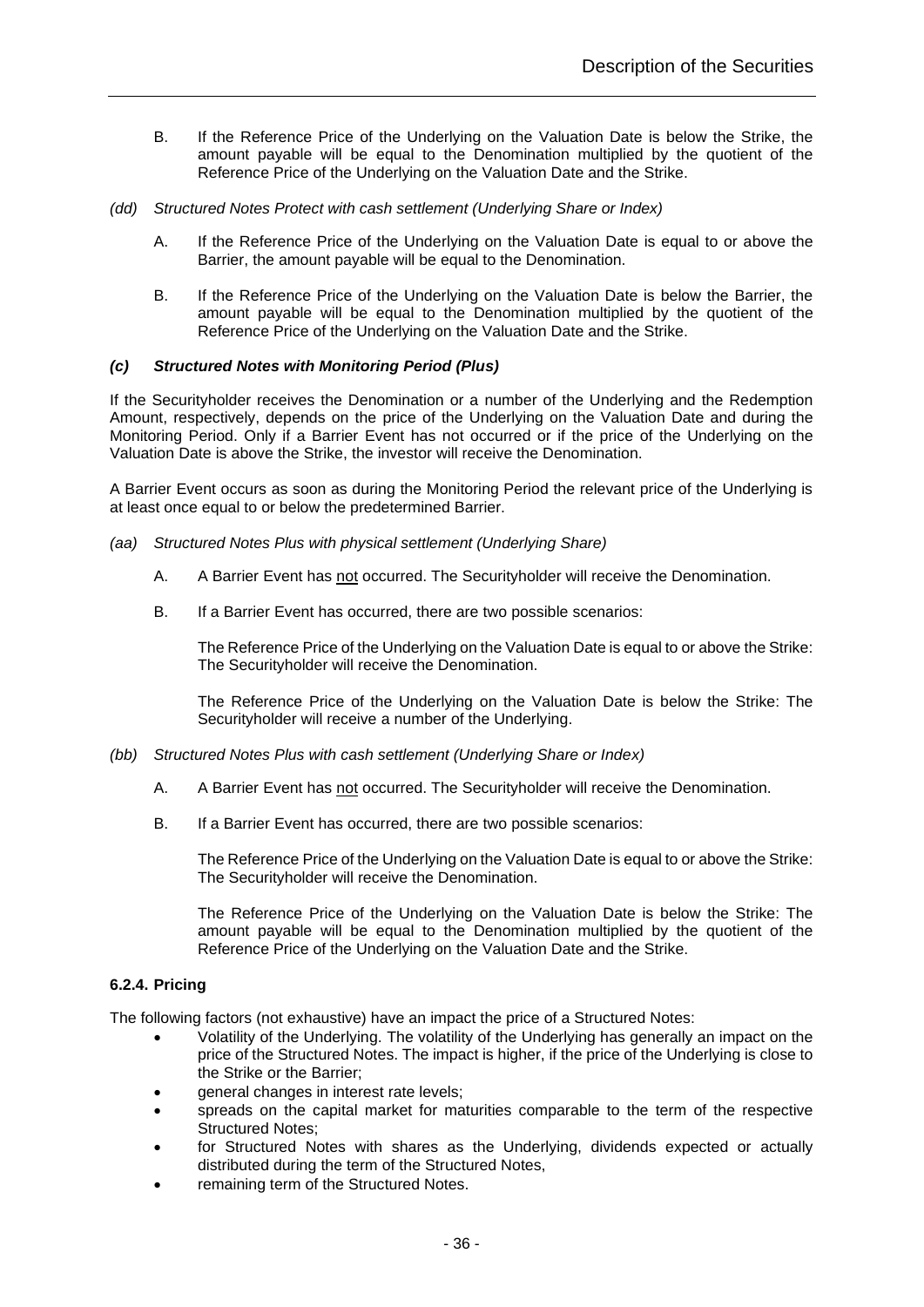B. If the Reference Price of the Underlying on the Valuation Date is below the Strike, the amount payable will be equal to the Denomination multiplied by the quotient of the Reference Price of the Underlying on the Valuation Date and the Strike.

*(dd) Structured Notes Protect with cash settlement (Underlying Share or Index)*

A. If the Reference Price of the Underlying on the Valuation Date is equal to or above the Barrier, the amount payable will be equal to the Denomination.

B. If the Reference Price of the Underlying on the Valuation Date is below the Barrier, the amount payable will be equal to the Denomination multiplied by the quotient of the Reference Price of the Underlying on the Valuation Date and the Strike.

***(c) Structured Notes with Monitoring Period (Plus)***

If the Securityholder receives the Denomination or a number of the Underlying and the Redemption Amount, respectively, depends on the price of the Underlying on the Valuation Date and during the Monitoring Period. Only if a Barrier Event has not occurred or if the price of the Underlying on the Valuation Date is above the Strike, the investor will receive the Denomination.

A Barrier Event occurs as soon as during the Monitoring Period the relevant price of the Underlying is at least once equal to or below the predetermined Barrier.

*(aa) Structured Notes Plus with physical settlement (Underlying Share)*

A. A Barrier Event has not occurred. The Securityholder will receive the Denomination.

B. If a Barrier Event has occurred, there are two possible scenarios:

The Reference Price of the Underlying on the Valuation Date is equal to or above the Strike: The Securityholder will receive the Denomination.

The Reference Price of the Underlying on the Valuation Date is below the Strike: The Securityholder will receive a number of the Underlying.

*(bb) Structured Notes Plus with cash settlement (Underlying Share or Index)*

A. A Barrier Event has not occurred. The Securityholder will receive the Denomination.

B. If a Barrier Event has occurred, there are two possible scenarios:

The Reference Price of the Underlying on the Valuation Date is equal to or above the Strike: The Securityholder will receive the Denomination.

The Reference Price of the Underlying on the Valuation Date is below the Strike: The amount payable will be equal to the Denomination multiplied by the quotient of the Reference Price of the Underlying on the Valuation Date and the Strike.

**6.2.4. Pricing**

The following factors (not exhaustive) have an impact the price of a Structured Notes:

- Volatility of the Underlying. The volatility of the Underlying has generally an impact on the price of the Structured Notes. The impact is higher, if the price of the Underlying is close to the Strike or the Barrier;
- general changes in interest rate levels;
- spreads on the capital market for maturities comparable to the term of the respective Structured Notes;
- for Structured Notes with shares as the Underlying, dividends expected or actually distributed during the term of the Structured Notes,
- remaining term of the Structured Notes.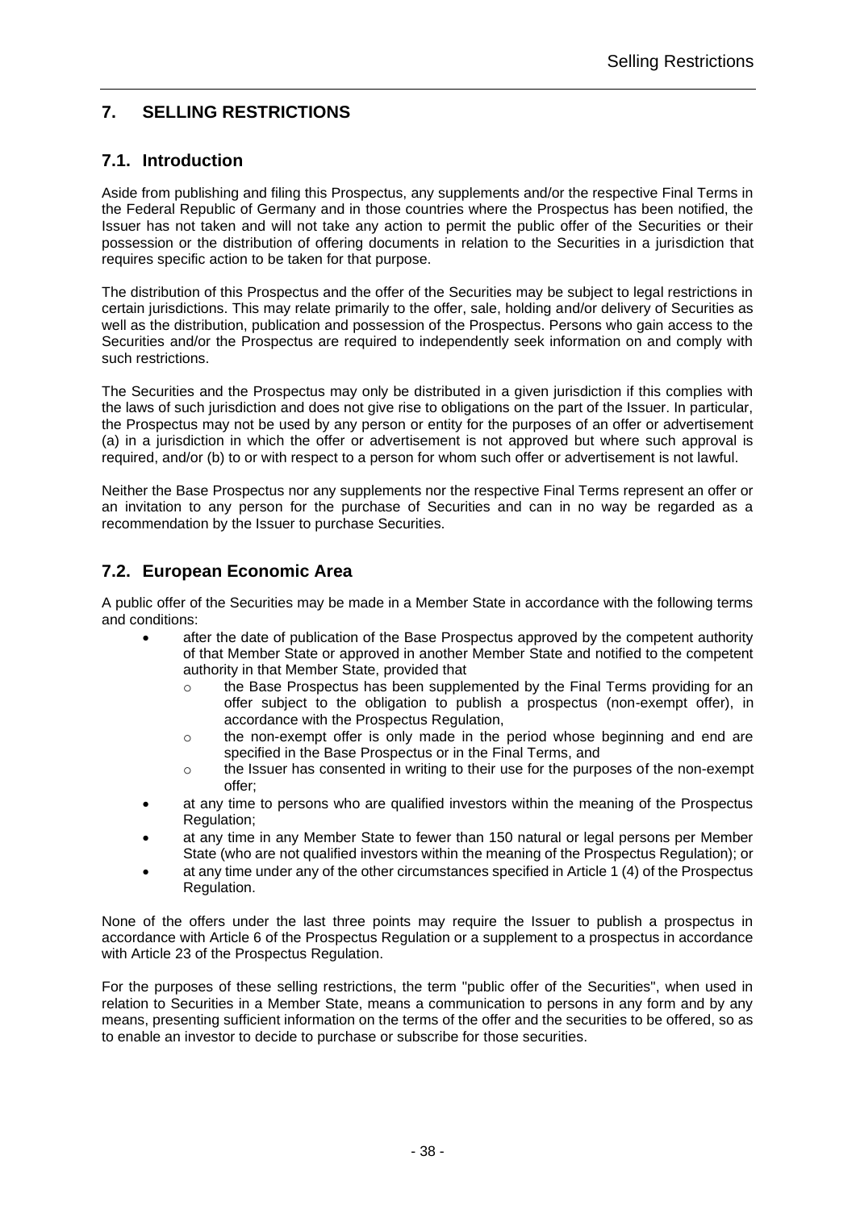# 7. SELLING RESTRICTIONS

## 7.1. Introduction

Aside from publishing and filing this Prospectus, any supplements and/or the respective Final Terms in the Federal Republic of Germany and in those countries where the Prospectus has been notified, the Issuer has not taken and will not take any action to permit the public offer of the Securities or their possession or the distribution of offering documents in relation to the Securities in a jurisdiction that requires specific action to be taken for that purpose.

The distribution of this Prospectus and the offer of the Securities may be subject to legal restrictions in certain jurisdictions. This may relate primarily to the offer, sale, holding and/or delivery of Securities as well as the distribution, publication and possession of the Prospectus. Persons who gain access to the Securities and/or the Prospectus are required to independently seek information on and comply with such restrictions.

The Securities and the Prospectus may only be distributed in a given jurisdiction if this complies with the laws of such jurisdiction and does not give rise to obligations on the part of the Issuer. In particular, the Prospectus may not be used by any person or entity for the purposes of an offer or advertisement (a) in a jurisdiction in which the offer or advertisement is not approved but where such approval is required, and/or (b) to or with respect to a person for whom such offer or advertisement is not lawful.

Neither the Base Prospectus nor any supplements nor the respective Final Terms represent an offer or an invitation to any person for the purchase of Securities and can in no way be regarded as a recommendation by the Issuer to purchase Securities.

## 7.2. European Economic Area

A public offer of the Securities may be made in a Member State in accordance with the following terms and conditions:

- after the date of publication of the Base Prospectus approved by the competent authority of that Member State or approved in another Member State and notified to the competent authority in that Member State, provided that
  - the Base Prospectus has been supplemented by the Final Terms providing for an offer subject to the obligation to publish a prospectus (non-exempt offer), in accordance with the Prospectus Regulation,
  - the non-exempt offer is only made in the period whose beginning and end are specified in the Base Prospectus or in the Final Terms, and
  - the Issuer has consented in writing to their use for the purposes of the non-exempt offer;
- at any time to persons who are qualified investors within the meaning of the Prospectus Regulation;
- at any time in any Member State to fewer than 150 natural or legal persons per Member State (who are not qualified investors within the meaning of the Prospectus Regulation); or
- at any time under any of the other circumstances specified in Article 1 (4) of the Prospectus Regulation.

None of the offers under the last three points may require the Issuer to publish a prospectus in accordance with Article 6 of the Prospectus Regulation or a supplement to a prospectus in accordance with Article 23 of the Prospectus Regulation.

For the purposes of these selling restrictions, the term "public offer of the Securities", when used in relation to Securities in a Member State, means a communication to persons in any form and by any means, presenting sufficient information on the terms of the offer and the securities to be offered, so as to enable an investor to decide to purchase or subscribe for those securities.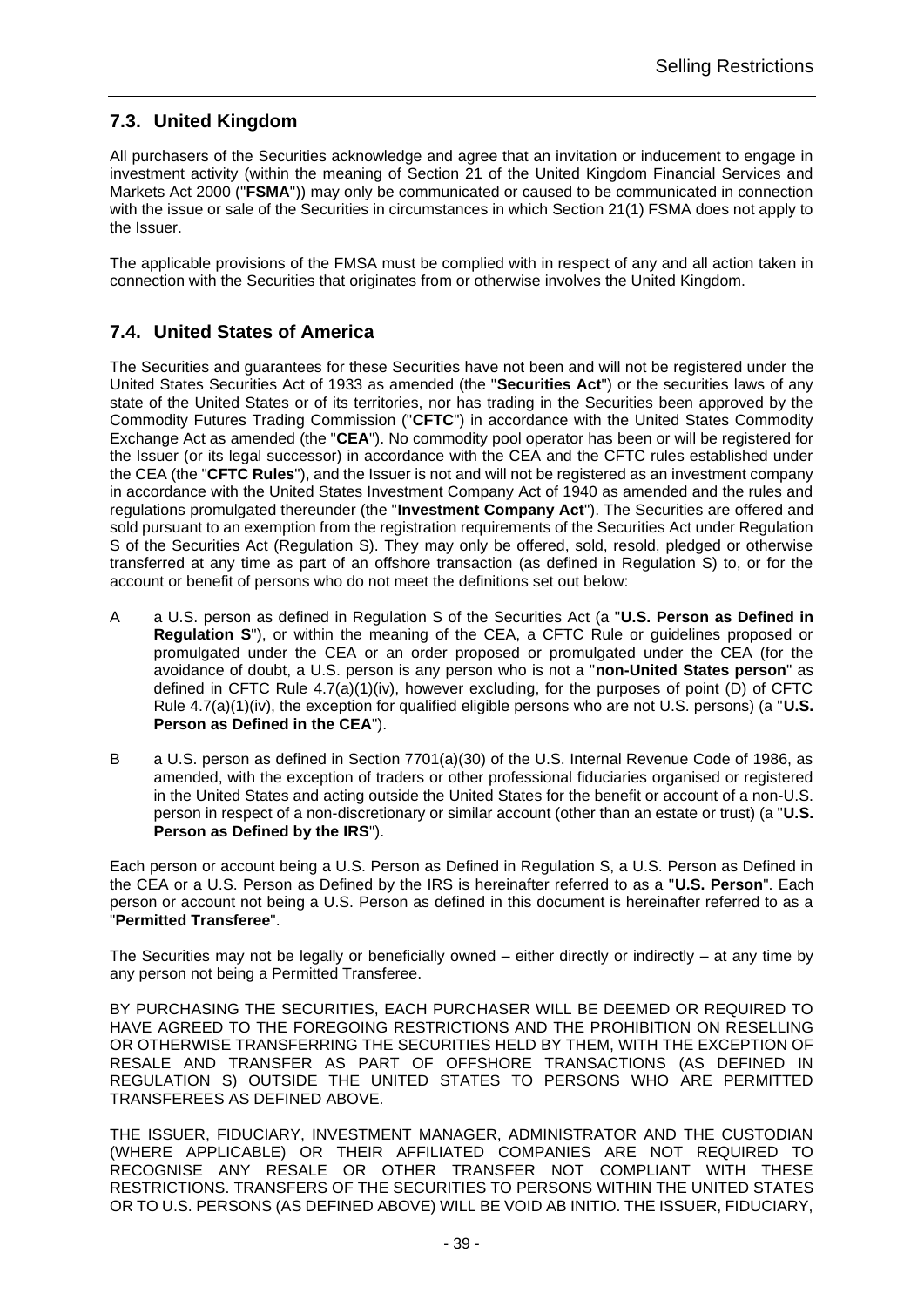## 7.3. United Kingdom

All purchasers of the Securities acknowledge and agree that an invitation or inducement to engage in investment activity (within the meaning of Section 21 of the United Kingdom Financial Services and Markets Act 2000 ("**FSMA**")) may only be communicated or caused to be communicated in connection with the issue or sale of the Securities in circumstances in which Section 21(1) FSMA does not apply to the Issuer.

The applicable provisions of the FMSA must be complied with in respect of any and all action taken in connection with the Securities that originates from or otherwise involves the United Kingdom.

## 7.4. United States of America

The Securities and guarantees for these Securities have not been and will not be registered under the United States Securities Act of 1933 as amended (the "**Securities Act**") or the securities laws of any state of the United States or of its territories, nor has trading in the Securities been approved by the Commodity Futures Trading Commission ("**CFTC**") in accordance with the United States Commodity Exchange Act as amended (the "**CEA**"). No commodity pool operator has been or will be registered for the Issuer (or its legal successor) in accordance with the CEA and the CFTC rules established under the CEA (the "**CFTC Rules**"), and the Issuer is not and will not be registered as an investment company in accordance with the United States Investment Company Act of 1940 as amended and the rules and regulations promulgated thereunder (the "**Investment Company Act**"). The Securities are offered and sold pursuant to an exemption from the registration requirements of the Securities Act under Regulation S of the Securities Act (Regulation S). They may only be offered, sold, resold, pledged or otherwise transferred at any time as part of an offshore transaction (as defined in Regulation S) to, or for the account or benefit of persons who do not meet the definitions set out below:

A a U.S. person as defined in Regulation S of the Securities Act (a "**U.S. Person as Defined in Regulation S**"), or within the meaning of the CEA, a CFTC Rule or guidelines proposed or promulgated under the CEA or an order proposed or promulgated under the CEA (for the avoidance of doubt, a U.S. person is any person who is not a "**non-United States person**" as defined in CFTC Rule 4.7(a)(1)(iv), however excluding, for the purposes of point (D) of CFTC Rule 4.7(a)(1)(iv), the exception for qualified eligible persons who are not U.S. persons) (a "**U.S. Person as Defined in the CEA**").

B a U.S. person as defined in Section 7701(a)(30) of the U.S. Internal Revenue Code of 1986, as amended, with the exception of traders or other professional fiduciaries organised or registered in the United States and acting outside the United States for the benefit or account of a non-U.S. person in respect of a non-discretionary or similar account (other than an estate or trust) (a "**U.S. Person as Defined by the IRS**").

Each person or account being a U.S. Person as Defined in Regulation S, a U.S. Person as Defined in the CEA or a U.S. Person as Defined by the IRS is hereinafter referred to as a "**U.S. Person**". Each person or account not being a U.S. Person as defined in this document is hereinafter referred to as a "**Permitted Transferee**".

The Securities may not be legally or beneficially owned – either directly or indirectly – at any time by any person not being a Permitted Transferee.

BY PURCHASING THE SECURITIES, EACH PURCHASER WILL BE DEEMED OR REQUIRED TO HAVE AGREED TO THE FOREGOING RESTRICTIONS AND THE PROHIBITION ON RESELLING OR OTHERWISE TRANSFERRING THE SECURITIES HELD BY THEM, WITH THE EXCEPTION OF RESALE AND TRANSFER AS PART OF OFFSHORE TRANSACTIONS (AS DEFINED IN REGULATION S) OUTSIDE THE UNITED STATES TO PERSONS WHO ARE PERMITTED TRANSFEREES AS DEFINED ABOVE.

THE ISSUER, FIDUCIARY, INVESTMENT MANAGER, ADMINISTRATOR AND THE CUSTODIAN (WHERE APPLICABLE) OR THEIR AFFILIATED COMPANIES ARE NOT REQUIRED TO RECOGNISE ANY RESALE OR OTHER TRANSFER NOT COMPLIANT WITH THESE RESTRICTIONS. TRANSFERS OF THE SECURITIES TO PERSONS WITHIN THE UNITED STATES OR TO U.S. PERSONS (AS DEFINED ABOVE) WILL BE VOID AB INITIO. THE ISSUER, FIDUCIARY,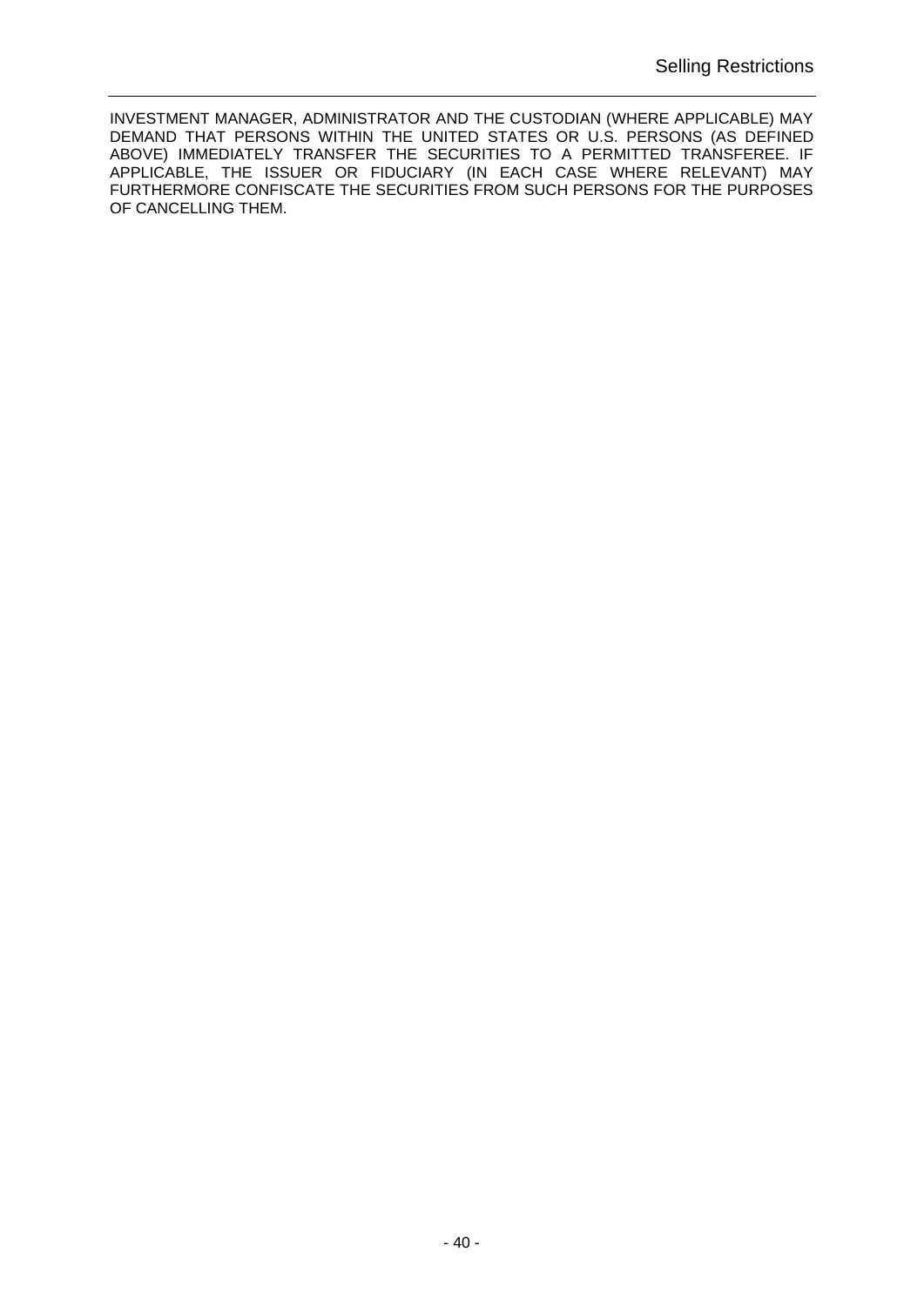INVESTMENT MANAGER, ADMINISTRATOR AND THE CUSTODIAN (WHERE APPLICABLE) MAY DEMAND THAT PERSONS WITHIN THE UNITED STATES OR U.S. PERSONS (AS DEFINED ABOVE) IMMEDIATELY TRANSFER THE SECURITIES TO A PERMITTED TRANSFEREE. IF APPLICABLE, THE ISSUER OR FIDUCIARY (IN EACH CASE WHERE RELEVANT) MAY FURTHERMORE CONFISCATE THE SECURITIES FROM SUCH PERSONS FOR THE PURPOSES OF CANCELLING THEM.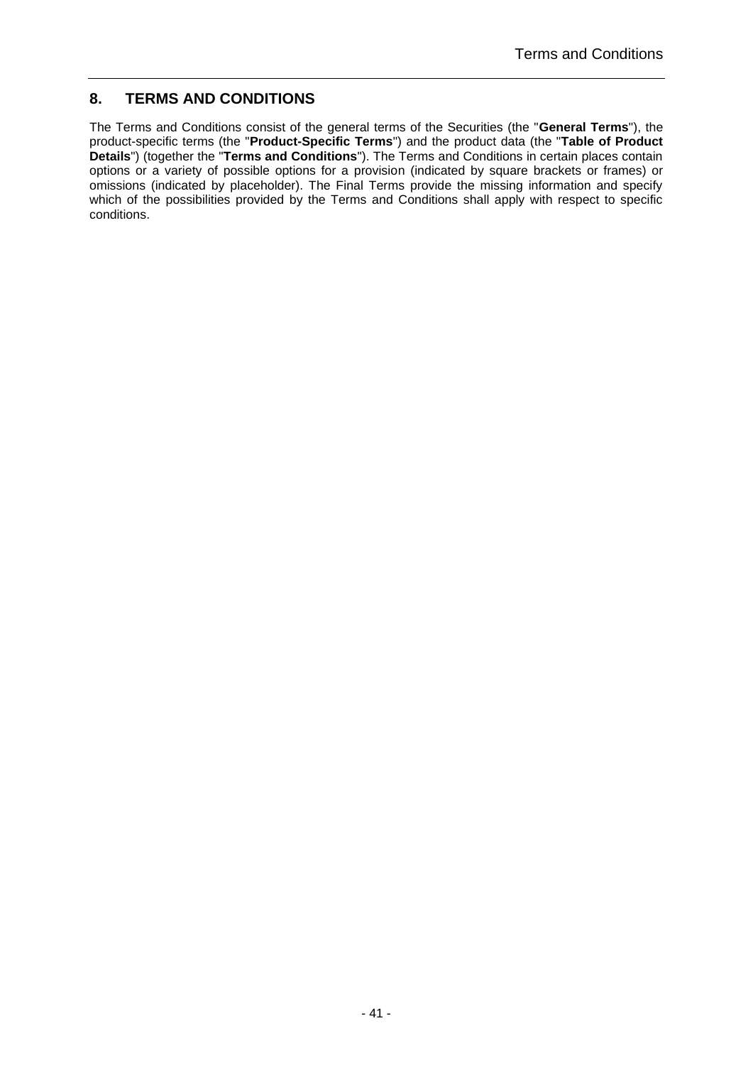## 8. TERMS AND CONDITIONS

The Terms and Conditions consist of the general terms of the Securities (the "**General Terms**"), the product-specific terms (the "**Product-Specific Terms**") and the product data (the "**Table of Product Details**") (together the "**Terms and Conditions**"). The Terms and Conditions in certain places contain options or a variety of possible options for a provision (indicated by square brackets or frames) or omissions (indicated by placeholder). The Final Terms provide the missing information and specify which of the possibilities provided by the Terms and Conditions shall apply with respect to specific conditions.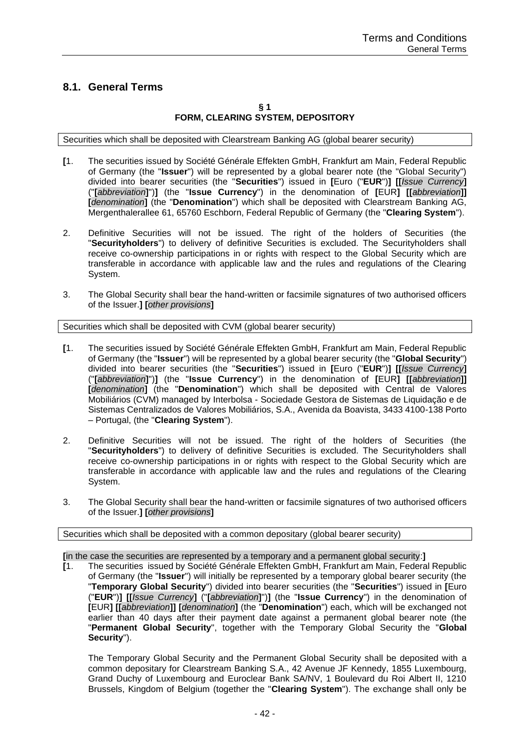## 8.1. General Terms

**§ 1**
**FORM, CLEARING SYSTEM, DEPOSITORY**

Securities which shall be deposited with Clearstream Banking AG (global bearer security)

**[**1. The securities issued by Société Générale Effekten GmbH, Frankfurt am Main, Federal Republic of Germany (the "**Issuer**") will be represented by a global bearer note (the "Global Security") divided into bearer securities (the "**Securities**") issued in **[**Euro ("**EUR**")**] [[***Issue Currency***]** ("**[***abbreviation***]**")**]** (the "**Issue Currency**") in the denomination of **[**EUR**] [[***abbreviation***]] [***denomination***]** (the "**Denomination**") which shall be deposited with Clearstream Banking AG, Mergenthalerallee 61, 65760 Eschborn, Federal Republic of Germany (the "**Clearing System**").

2. Definitive Securities will not be issued. The right of the holders of Securities (the "**Securityholders**") to delivery of definitive Securities is excluded. The Securityholders shall receive co-ownership participations in or rights with respect to the Global Security which are transferable in accordance with applicable law and the rules and regulations of the Clearing System.

3. The Global Security shall bear the hand-written or facsimile signatures of two authorised officers of the Issuer.**] [***other provisions***]**

Securities which shall be deposited with CVM (global bearer security)

**[**1. The securities issued by Société Générale Effekten GmbH, Frankfurt am Main, Federal Republic of Germany (the "**Issuer**") will be represented by a global bearer security (the "**Global Security**") divided into bearer securities (the "**Securities**") issued in **[**Euro ("**EUR**")**] [[***Issue Currency***]** ("**[***abbreviation***]**")**]** (the "**Issue Currency**") in the denomination of **[**EUR**] [[***abbreviation***]] [***denomination***]** (the "**Denomination**") which shall be deposited with Central de Valores Mobiliários (CVM) managed by Interbolsa - Sociedade Gestora de Sistemas de Liquidação e de Sistemas Centralizados de Valores Mobiliários, S.A., Avenida da Boavista, 3433 4100-138 Porto – Portugal, (the "**Clearing System**").

2. Definitive Securities will not be issued. The right of the holders of Securities (the "**Securityholders**") to delivery of definitive Securities is excluded. The Securityholders shall receive co-ownership participations in or rights with respect to the Global Security which are transferable in accordance with applicable law and the rules and regulations of the Clearing System.

3. The Global Security shall bear the hand-written or facsimile signatures of two authorised officers of the Issuer.**] [***other provisions***]**

Securities which shall be deposited with a common depositary (global bearer security)

**[**in the case the securities are represented by a temporary and a permanent global security:**]**

**[**1. The securities issued by Société Générale Effekten GmbH, Frankfurt am Main, Federal Republic of Germany (the "**Issuer**") will initially be represented by a temporary global bearer security (the "**Temporary Global Security**") divided into bearer securities (the "**Securities**") issued in **[**Euro ("**EUR**")**] [[***Issue Currency***]** ("**[***abbreviation***]**")**]** (the "**Issue Currency**") in the denomination of **[**EUR**] [[***abbreviation***]] [***denomination***]** (the "**Denomination**") each, which will be exchanged not earlier than 40 days after their payment date against a permanent global bearer note (the "**Permanent Global Security**", together with the Temporary Global Security the "**Global Security**").

The Temporary Global Security and the Permanent Global Security shall be deposited with a common depositary for Clearstream Banking S.A., 42 Avenue JF Kennedy, 1855 Luxembourg, Grand Duchy of Luxembourg and Euroclear Bank SA/NV, 1 Boulevard du Roi Albert II, 1210 Brussels, Kingdom of Belgium (together the "**Clearing System**"). The exchange shall only be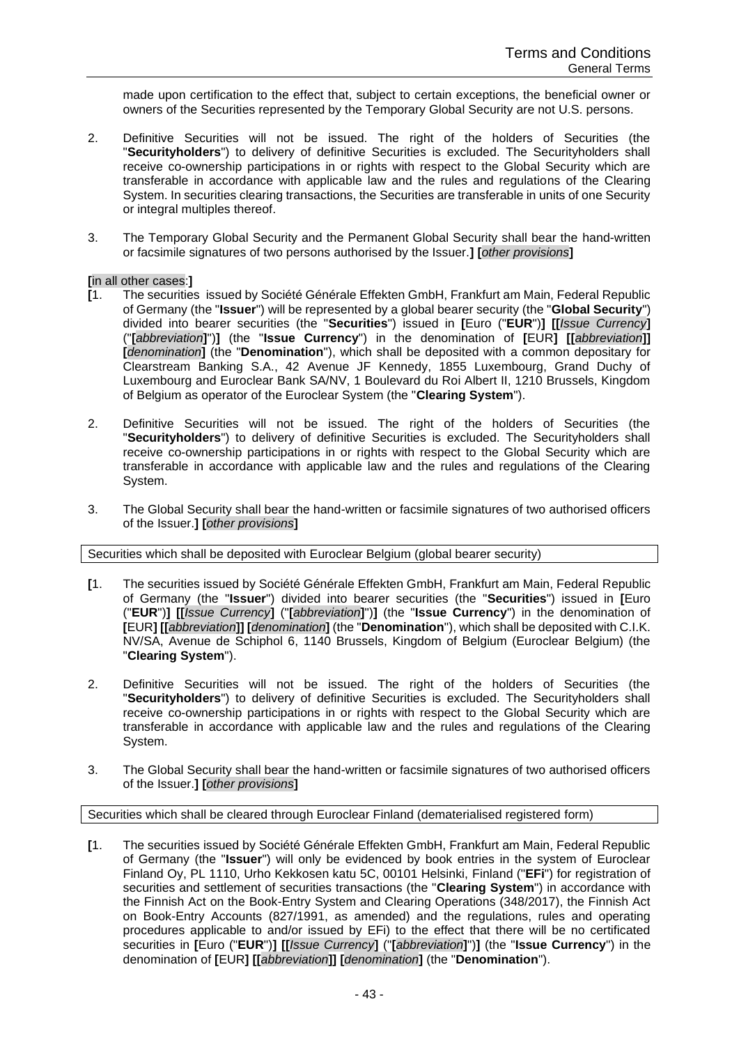made upon certification to the effect that, subject to certain exceptions, the beneficial owner or owners of the Securities represented by the Temporary Global Security are not U.S. persons.

2. Definitive Securities will not be issued. The right of the holders of Securities (the "**Securityholders**") to delivery of definitive Securities is excluded. The Securityholders shall receive co-ownership participations in or rights with respect to the Global Security which are transferable in accordance with applicable law and the rules and regulations of the Clearing System. In securities clearing transactions, the Securities are transferable in units of one Security or integral multiples thereof.

3. The Temporary Global Security and the Permanent Global Security shall bear the hand-written or facsimile signatures of two persons authorised by the Issuer.**]** **[***other provisions***]**

**[**in all other cases:**]**

**[**1. The securities issued by Société Générale Effekten GmbH, Frankfurt am Main, Federal Republic of Germany (the "**Issuer**") will be represented by a global bearer security (the "**Global Security**") divided into bearer securities (the "**Securities**") issued in **[**Euro ("**EUR**")**]** **[[***Issue Currency***]** ("**[***abbreviation***]**")**]** (the "**Issue Currency**") in the denomination of **[**EUR**]** **[[***abbreviation***]]** **[***denomination***]** (the "**Denomination**"), which shall be deposited with a common depositary for Clearstream Banking S.A., 42 Avenue JF Kennedy, 1855 Luxembourg, Grand Duchy of Luxembourg and Euroclear Bank SA/NV, 1 Boulevard du Roi Albert II, 1210 Brussels, Kingdom of Belgium as operator of the Euroclear System (the "**Clearing System**").

2. Definitive Securities will not be issued. The right of the holders of Securities (the "**Securityholders**") to delivery of definitive Securities is excluded. The Securityholders shall receive co-ownership participations in or rights with respect to the Global Security which are transferable in accordance with applicable law and the rules and regulations of the Clearing System.

3. The Global Security shall bear the hand-written or facsimile signatures of two authorised officers of the Issuer.**]** **[***other provisions***]**

Securities which shall be deposited with Euroclear Belgium (global bearer security)

**[**1. The securities issued by Société Générale Effekten GmbH, Frankfurt am Main, Federal Republic of Germany (the "**Issuer**") divided into bearer securities (the "**Securities**") issued in **[**Euro ("**EUR**")**]** **[[***Issue Currency***]** ("**[***abbreviation***]**")**]** (the "**Issue Currency**") in the denomination of **[**EUR**]** **[[***abbreviation***]]** **[***denomination***]** (the "**Denomination**"), which shall be deposited with C.I.K. NV/SA, Avenue de Schiphol 6, 1140 Brussels, Kingdom of Belgium (Euroclear Belgium) (the "**Clearing System**").

2. Definitive Securities will not be issued. The right of the holders of Securities (the "**Securityholders**") to delivery of definitive Securities is excluded. The Securityholders shall receive co-ownership participations in or rights with respect to the Global Security which are transferable in accordance with applicable law and the rules and regulations of the Clearing System.

3. The Global Security shall bear the hand-written or facsimile signatures of two authorised officers of the Issuer.**]** **[***other provisions***]**

Securities which shall be cleared through Euroclear Finland (dematerialised registered form)

**[**1. The securities issued by Société Générale Effekten GmbH, Frankfurt am Main, Federal Republic of Germany (the "**Issuer**") will only be evidenced by book entries in the system of Euroclear Finland Oy, PL 1110, Urho Kekkosen katu 5C, 00101 Helsinki, Finland ("**EFi**") for registration of securities and settlement of securities transactions (the "**Clearing System**") in accordance with the Finnish Act on the Book-Entry System and Clearing Operations (348/2017), the Finnish Act on Book-Entry Accounts (827/1991, as amended) and the regulations, rules and operating procedures applicable to and/or issued by EFi) to the effect that there will be no certificated securities in **[**Euro ("**EUR**")**]** **[[***Issue Currency***]** ("**[***abbreviation***]**")**]** (the "**Issue Currency**") in the denomination of **[**EUR**]** **[[***abbreviation***]]** **[***denomination***]** (the "**Denomination**").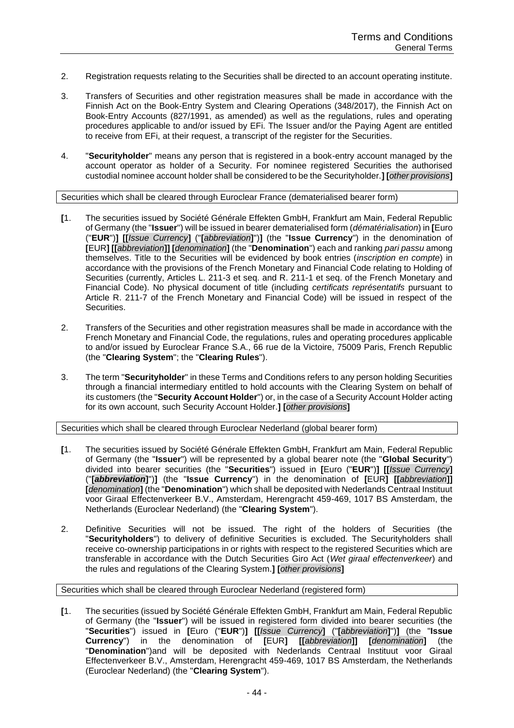2. Registration requests relating to the Securities shall be directed to an account operating institute.

3. Transfers of Securities and other registration measures shall be made in accordance with the Finnish Act on the Book-Entry System and Clearing Operations (348/2017), the Finnish Act on Book-Entry Accounts (827/1991, as amended) as well as the regulations, rules and operating procedures applicable to and/or issued by EFi. The Issuer and/or the Paying Agent are entitled to receive from EFi, at their request, a transcript of the register for the Securities.

4. "**Securityholder**" means any person that is registered in a book-entry account managed by the account operator as holder of a Security. For nominee registered Securities the authorised custodial nominee account holder shall be considered to be the Securityholder.**] [***other provisions***]**

Securities which shall be cleared through Euroclear France (dematerialised bearer form)

**[**1. The securities issued by Société Générale Effekten GmbH, Frankfurt am Main, Federal Republic of Germany (the "**Issuer**") will be issued in bearer dematerialised form (*dématérialisation*) in **[**Euro ("**EUR**")**] [[***Issue Currency***]** ("**[***abbreviation***]**")**]** (the "**Issue Currency**") in the denomination of **[**EUR**] [[***abbreviation***]] [***denomination***]** (the "**Denomination**") each and ranking *pari passu* among themselves. Title to the Securities will be evidenced by book entries (*inscription en compte*) in accordance with the provisions of the French Monetary and Financial Code relating to Holding of Securities (currently, Articles L. 211-3 et seq. and R. 211-1 et seq. of the French Monetary and Financial Code). No physical document of title (including *certificats représentatifs* pursuant to Article R. 211-7 of the French Monetary and Financial Code) will be issued in respect of the Securities.

2. Transfers of the Securities and other registration measures shall be made in accordance with the French Monetary and Financial Code, the regulations, rules and operating procedures applicable to and/or issued by Euroclear France S.A., 66 rue de la Victoire, 75009 Paris, French Republic (the "**Clearing System**"; the "**Clearing Rules**").

3. The term "**Securityholder**" in these Terms and Conditions refers to any person holding Securities through a financial intermediary entitled to hold accounts with the Clearing System on behalf of its customers (the "**Security Account Holder**") or, in the case of a Security Account Holder acting for its own account, such Security Account Holder.**] [***other provisions***]**

Securities which shall be cleared through Euroclear Nederland (global bearer form)

**[**1. The securities issued by Société Générale Effekten GmbH, Frankfurt am Main, Federal Republic of Germany (the "**Issuer**") will be represented by a global bearer note (the "**Global Security**") divided into bearer securities (the "**Securities**") issued in **[**Euro ("**EUR**")**] [[***Issue Currency***]** ("**[*abbreviation*]**")**]** (the "**Issue Currency**") in the denomination of **[**EUR**] [[***abbreviation***]] [***denomination***]** (the "**Denomination**") which shall be deposited with Nederlands Centraal Instituut voor Giraal Effectenverkeer B.V., Amsterdam, Herengracht 459-469, 1017 BS Amsterdam, the Netherlands (Euroclear Nederland) (the "**Clearing System**").

2. Definitive Securities will not be issued. The right of the holders of Securities (the "**Securityholders**") to delivery of definitive Securities is excluded. The Securityholders shall receive co-ownership participations in or rights with respect to the registered Securities which are transferable in accordance with the Dutch Securities Giro Act (*Wet giraal effectenverkeer*) and the rules and regulations of the Clearing System.**] [***other provisions***]**

Securities which shall be cleared through Euroclear Nederland (registered form)

**[**1. The securities (issued by Société Générale Effekten GmbH, Frankfurt am Main, Federal Republic of Germany (the "**Issuer**") will be issued in registered form divided into bearer securities (the "**Securities**") issued in **[**Euro ("**EUR**")**] [[***Issue Currency***]** ("**[***abbreviation***]**")**]** (the "**Issue Currency**") in the denomination of **[**EUR**] [[***abbreviation***]] [***denomination***]** (the "**Denomination**")and will be deposited with Nederlands Centraal Instituut voor Giraal Effectenverkeer B.V., Amsterdam, Herengracht 459-469, 1017 BS Amsterdam, the Netherlands (Euroclear Nederland) (the "**Clearing System**").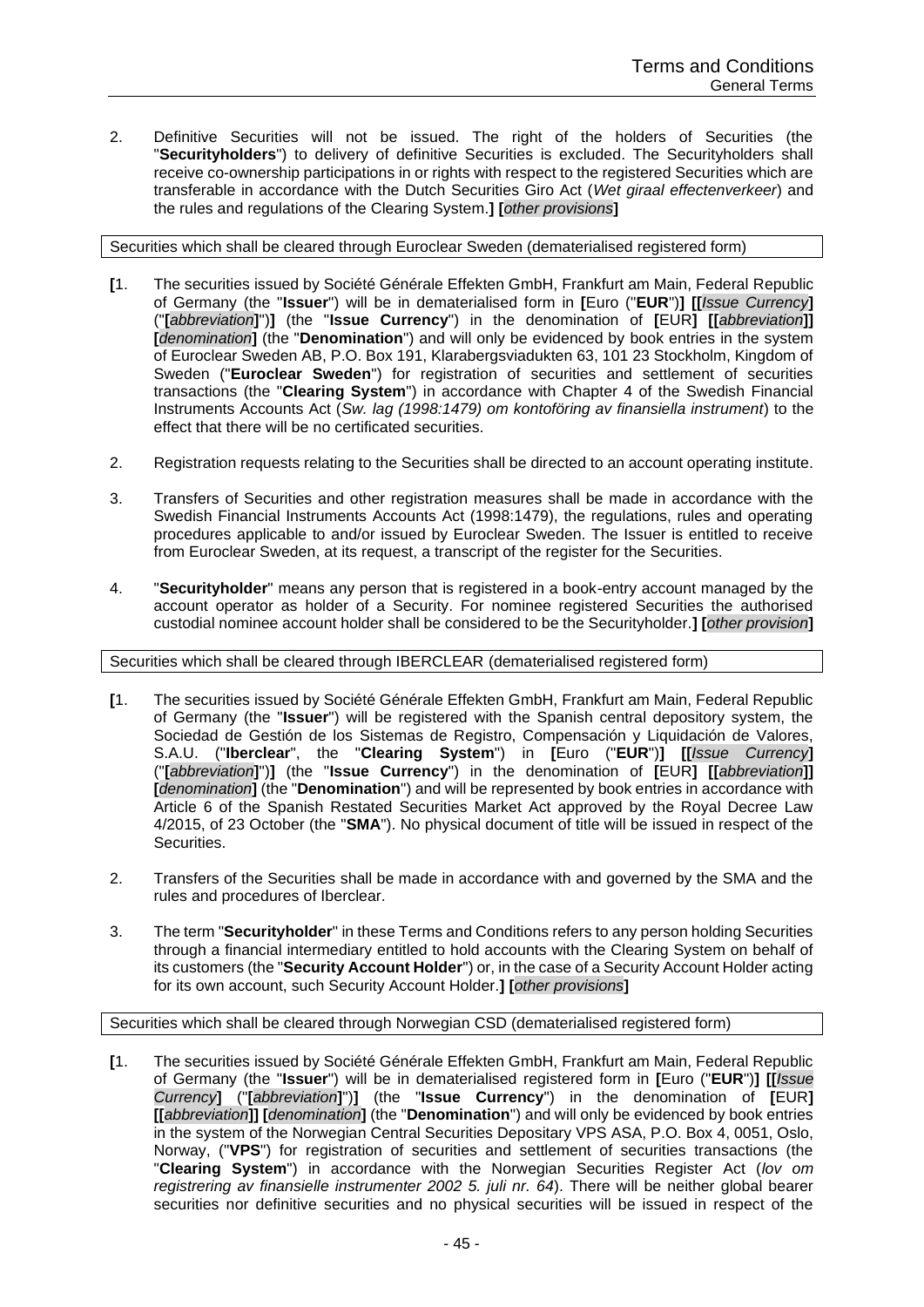2. Definitive Securities will not be issued. The right of the holders of Securities (the "**Securityholders**") to delivery of definitive Securities is excluded. The Securityholders shall receive co-ownership participations in or rights with respect to the registered Securities which are transferable in accordance with the Dutch Securities Giro Act (*Wet giraal effectenverkeer*) and the rules and regulations of the Clearing System.**]** **[***other provisions***]**

| Securities which shall be cleared through Euroclear Sweden (dematerialised registered form) |
|---|

**[**1. The securities issued by Société Générale Effekten GmbH, Frankfurt am Main, Federal Republic of Germany (the "**Issuer**") will be in dematerialised form in **[**Euro ("**EUR**")**]** **[[***Issue Currency***]** ("**[***abbreviation***]**")**]** (the "**Issue Currency**") in the denomination of **[**EUR**]** **[[***abbreviation***]]** **[***denomination***]** (the "**Denomination**") and will only be evidenced by book entries in the system of Euroclear Sweden AB, P.O. Box 191, Klarabergsviadukten 63, 101 23 Stockholm, Kingdom of Sweden ("**Euroclear Sweden**") for registration of securities and settlement of securities transactions (the "**Clearing System**") in accordance with Chapter 4 of the Swedish Financial Instruments Accounts Act (*Sw. lag (1998:1479) om kontoföring av finansiella instrument*) to the effect that there will be no certificated securities.

2. Registration requests relating to the Securities shall be directed to an account operating institute.

3. Transfers of Securities and other registration measures shall be made in accordance with the Swedish Financial Instruments Accounts Act (1998:1479), the regulations, rules and operating procedures applicable to and/or issued by Euroclear Sweden. The Issuer is entitled to receive from Euroclear Sweden, at its request, a transcript of the register for the Securities.

4. "**Securityholder**" means any person that is registered in a book-entry account managed by the account operator as holder of a Security. For nominee registered Securities the authorised custodial nominee account holder shall be considered to be the Securityholder.**]** **[***other provision***]**

| Securities which shall be cleared through IBERCLEAR (dematerialised registered form) |
|---|

**[**1. The securities issued by Société Générale Effekten GmbH, Frankfurt am Main, Federal Republic of Germany (the "**Issuer**") will be registered with the Spanish central depository system, the Sociedad de Gestión de los Sistemas de Registro, Compensación y Liquidación de Valores, S.A.U. ("**Iberclear**", the "**Clearing System**") in **[**Euro ("**EUR**")**]** **[[***Issue Currency***]** ("**[***abbreviation***]**")**]** (the "**Issue Currency**") in the denomination of **[**EUR**]** **[[***abbreviation***]]** **[***denomination***]** (the "**Denomination**") and will be represented by book entries in accordance with Article 6 of the Spanish Restated Securities Market Act approved by the Royal Decree Law 4/2015, of 23 October (the "**SMA**"). No physical document of title will be issued in respect of the Securities.

2. Transfers of the Securities shall be made in accordance with and governed by the SMA and the rules and procedures of Iberclear.

3. The term "**Securityholder**" in these Terms and Conditions refers to any person holding Securities through a financial intermediary entitled to hold accounts with the Clearing System on behalf of its customers (the "**Security Account Holder**") or, in the case of a Security Account Holder acting for its own account, such Security Account Holder.**]** **[***other provisions***]**

| Securities which shall be cleared through Norwegian CSD (dematerialised registered form) |
|---|

**[**1. The securities issued by Société Générale Effekten GmbH, Frankfurt am Main, Federal Republic of Germany (the "**Issuer**") will be in dematerialised registered form in **[**Euro ("**EUR**")**]** **[[***Issue Currency***]** ("**[***abbreviation***]**")**]** (the "**Issue Currency**") in the denomination of **[**EUR**]** **[[***abbreviation***]]** **[***denomination***]** (the "**Denomination**") and will only be evidenced by book entries in the system of the Norwegian Central Securities Depositary VPS ASA, P.O. Box 4, 0051, Oslo, Norway, ("**VPS**") for registration of securities and settlement of securities transactions (the "**Clearing System**") in accordance with the Norwegian Securities Register Act (*lov om registrering av finansielle instrumenter 2002 5. juli nr. 64*). There will be neither global bearer securities nor definitive securities and no physical securities will be issued in respect of the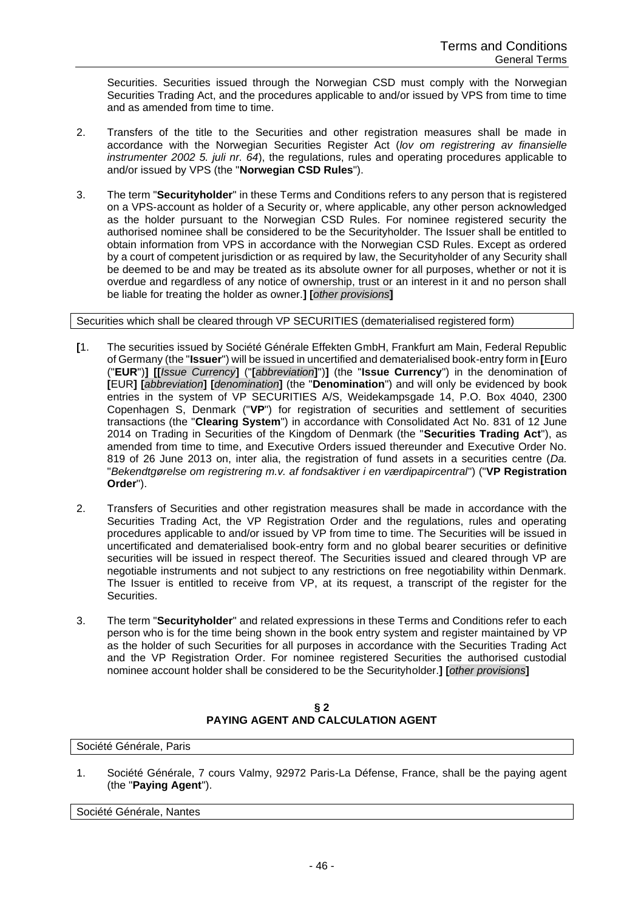Securities. Securities issued through the Norwegian CSD must comply with the Norwegian Securities Trading Act, and the procedures applicable to and/or issued by VPS from time to time and as amended from time to time.

2. Transfers of the title to the Securities and other registration measures shall be made in accordance with the Norwegian Securities Register Act (*lov om registrering av finansielle instrumenter 2002 5. juli nr. 64*), the regulations, rules and operating procedures applicable to and/or issued by VPS (the "**Norwegian CSD Rules**").

3. The term "**Securityholder**" in these Terms and Conditions refers to any person that is registered on a VPS-account as holder of a Security or, where applicable, any other person acknowledged as the holder pursuant to the Norwegian CSD Rules. For nominee registered security the authorised nominee shall be considered to be the Securityholder. The Issuer shall be entitled to obtain information from VPS in accordance with the Norwegian CSD Rules. Except as ordered by a court of competent jurisdiction or as required by law, the Securityholder of any Security shall be deemed to be and may be treated as its absolute owner for all purposes, whether or not it is overdue and regardless of any notice of ownership, trust or an interest in it and no person shall be liable for treating the holder as owner.**]** **[***other provisions***]**

Securities which shall be cleared through VP SECURITIES (dematerialised registered form)

**[**1. The securities issued by Société Générale Effekten GmbH, Frankfurt am Main, Federal Republic of Germany (the "**Issuer**") will be issued in uncertified and dematerialised book-entry form in **[**Euro ("**EUR**")**]** **[[***Issue Currency***]** ("**[***abbreviation***]**")**]** (the "**Issue Currency**") in the denomination of **[**EUR**]** **[***abbreviation***]** **[***denomination***]** (the "**Denomination**") and will only be evidenced by book entries in the system of VP SECURITIES A/S, Weidekampsgade 14, P.O. Box 4040, 2300 Copenhagen S, Denmark ("**VP**") for registration of securities and settlement of securities transactions (the "**Clearing System**") in accordance with Consolidated Act No. 831 of 12 June 2014 on Trading in Securities of the Kingdom of Denmark (the "**Securities Trading Act**"), as amended from time to time, and Executive Orders issued thereunder and Executive Order No. 819 of 26 June 2013 on, inter alia, the registration of fund assets in a securities centre (*Da.* "*Bekendtgørelse om registrering m.v. af fondsaktiver i en værdipapircentral*") ("**VP Registration Order**").

2. Transfers of Securities and other registration measures shall be made in accordance with the Securities Trading Act, the VP Registration Order and the regulations, rules and operating procedures applicable to and/or issued by VP from time to time. The Securities will be issued in uncertificated and dematerialised book-entry form and no global bearer securities or definitive securities will be issued in respect thereof. The Securities issued and cleared through VP are negotiable instruments and not subject to any restrictions on free negotiability within Denmark. The Issuer is entitled to receive from VP, at its request, a transcript of the register for the Securities.

3. The term "**Securityholder**" and related expressions in these Terms and Conditions refer to each person who is for the time being shown in the book entry system and register maintained by VP as the holder of such Securities for all purposes in accordance with the Securities Trading Act and the VP Registration Order. For nominee registered Securities the authorised custodial nominee account holder shall be considered to be the Securityholder.**]** **[***other provisions***]**

## § 2
## PAYING AGENT AND CALCULATION AGENT

Société Générale, Paris

1. Société Générale, 7 cours Valmy, 92972 Paris-La Défense, France, shall be the paying agent (the "**Paying Agent**").

Société Générale, Nantes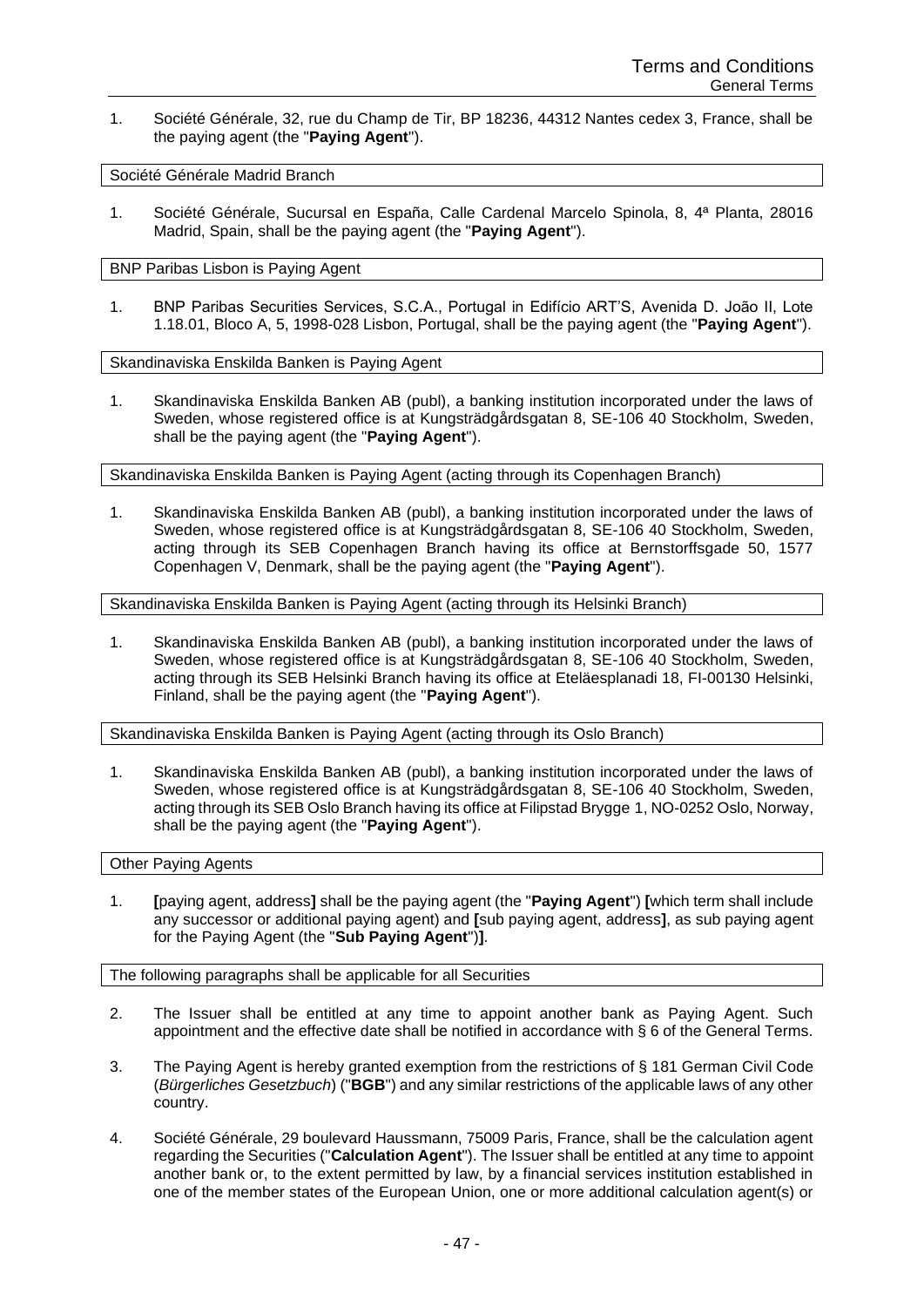1. Société Générale, 32, rue du Champ de Tir, BP 18236, 44312 Nantes cedex 3, France, shall be the paying agent (the "**Paying Agent**").

Société Générale Madrid Branch

1. Société Générale, Sucursal en España, Calle Cardenal Marcelo Spinola, 8, 4ª Planta, 28016 Madrid, Spain, shall be the paying agent (the "**Paying Agent**").

BNP Paribas Lisbon is Paying Agent

1. BNP Paribas Securities Services, S.C.A., Portugal in Edifício ART'S, Avenida D. João II, Lote 1.18.01, Bloco A, 5, 1998-028 Lisbon, Portugal, shall be the paying agent (the "**Paying Agent**").

Skandinaviska Enskilda Banken is Paying Agent

1. Skandinaviska Enskilda Banken AB (publ), a banking institution incorporated under the laws of Sweden, whose registered office is at Kungsträdgårdsgatan 8, SE-106 40 Stockholm, Sweden, shall be the paying agent (the "**Paying Agent**").

Skandinaviska Enskilda Banken is Paying Agent (acting through its Copenhagen Branch)

1. Skandinaviska Enskilda Banken AB (publ), a banking institution incorporated under the laws of Sweden, whose registered office is at Kungsträdgårdsgatan 8, SE-106 40 Stockholm, Sweden, acting through its SEB Copenhagen Branch having its office at Bernstorffsgade 50, 1577 Copenhagen V, Denmark, shall be the paying agent (the "**Paying Agent**").

Skandinaviska Enskilda Banken is Paying Agent (acting through its Helsinki Branch)

1. Skandinaviska Enskilda Banken AB (publ), a banking institution incorporated under the laws of Sweden, whose registered office is at Kungsträdgårdsgatan 8, SE-106 40 Stockholm, Sweden, acting through its SEB Helsinki Branch having its office at Eteläesplanadi 18, FI-00130 Helsinki, Finland, shall be the paying agent (the "**Paying Agent**").

Skandinaviska Enskilda Banken is Paying Agent (acting through its Oslo Branch)

1. Skandinaviska Enskilda Banken AB (publ), a banking institution incorporated under the laws of Sweden, whose registered office is at Kungsträdgårdsgatan 8, SE-106 40 Stockholm, Sweden, acting through its SEB Oslo Branch having its office at Filipstad Brygge 1, NO-0252 Oslo, Norway, shall be the paying agent (the "**Paying Agent**").

Other Paying Agents

1. **[**paying agent, address**]** shall be the paying agent (the "**Paying Agent**") **[**which term shall include any successor or additional paying agent) and **[**sub paying agent, address**]**, as sub paying agent for the Paying Agent (the "**Sub Paying Agent**")**]**.

The following paragraphs shall be applicable for all Securities

2. The Issuer shall be entitled at any time to appoint another bank as Paying Agent. Such appointment and the effective date shall be notified in accordance with § 6 of the General Terms.

3. The Paying Agent is hereby granted exemption from the restrictions of § 181 German Civil Code (*Bürgerliches Gesetzbuch*) ("**BGB**") and any similar restrictions of the applicable laws of any other country.

4. Société Générale, 29 boulevard Haussmann, 75009 Paris, France, shall be the calculation agent regarding the Securities ("**Calculation Agent**"). The Issuer shall be entitled at any time to appoint another bank or, to the extent permitted by law, by a financial services institution established in one of the member states of the European Union, one or more additional calculation agent(s) or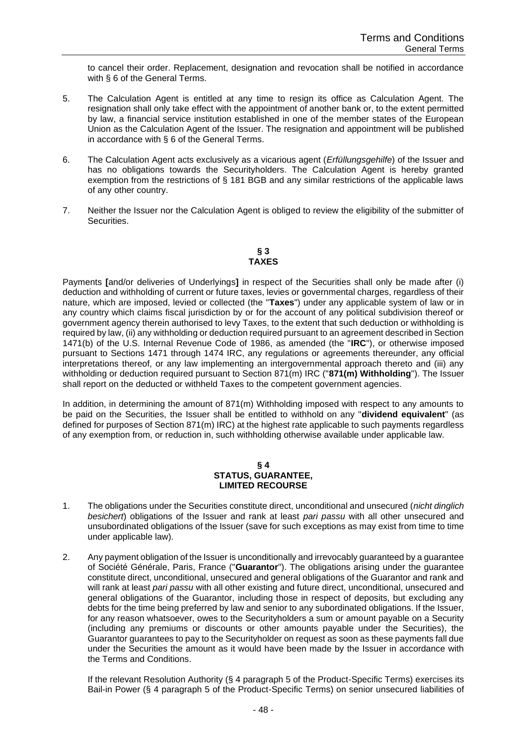to cancel their order. Replacement, designation and revocation shall be notified in accordance with § 6 of the General Terms.

5. The Calculation Agent is entitled at any time to resign its office as Calculation Agent. The resignation shall only take effect with the appointment of another bank or, to the extent permitted by law, a financial service institution established in one of the member states of the European Union as the Calculation Agent of the Issuer. The resignation and appointment will be published in accordance with § 6 of the General Terms.

6. The Calculation Agent acts exclusively as a vicarious agent (*Erfüllungsgehilfe*) of the Issuer and has no obligations towards the Securityholders. The Calculation Agent is hereby granted exemption from the restrictions of § 181 BGB and any similar restrictions of the applicable laws of any other country.

7. Neither the Issuer nor the Calculation Agent is obliged to review the eligibility of the submitter of Securities.

## § 3
## TAXES

Payments **[**and/or deliveries of Underlyings**]** in respect of the Securities shall only be made after (i) deduction and withholding of current or future taxes, levies or governmental charges, regardless of their nature, which are imposed, levied or collected (the "**Taxes**") under any applicable system of law or in any country which claims fiscal jurisdiction by or for the account of any political subdivision thereof or government agency therein authorised to levy Taxes, to the extent that such deduction or withholding is required by law, (ii) any withholding or deduction required pursuant to an agreement described in Section 1471(b) of the U.S. Internal Revenue Code of 1986, as amended (the "**IRC**"), or otherwise imposed pursuant to Sections 1471 through 1474 IRC, any regulations or agreements thereunder, any official interpretations thereof, or any law implementing an intergovernmental approach thereto and (iii) any withholding or deduction required pursuant to Section 871(m) IRC ("**871(m) Withholding**"). The Issuer shall report on the deducted or withheld Taxes to the competent government agencies.

In addition, in determining the amount of 871(m) Withholding imposed with respect to any amounts to be paid on the Securities, the Issuer shall be entitled to withhold on any "**dividend equivalent**" (as defined for purposes of Section 871(m) IRC) at the highest rate applicable to such payments regardless of any exemption from, or reduction in, such withholding otherwise available under applicable law.

## § 4
## STATUS, GUARANTEE, LIMITED RECOURSE

1. The obligations under the Securities constitute direct, unconditional and unsecured (*nicht dinglich besichert*) obligations of the Issuer and rank at least *pari passu* with all other unsecured and unsubordinated obligations of the Issuer (save for such exceptions as may exist from time to time under applicable law).

2. Any payment obligation of the Issuer is unconditionally and irrevocably guaranteed by a guarantee of Société Générale, Paris, France ("**Guarantor**"). The obligations arising under the guarantee constitute direct, unconditional, unsecured and general obligations of the Guarantor and rank and will rank at least *pari passu* with all other existing and future direct, unconditional, unsecured and general obligations of the Guarantor, including those in respect of deposits, but excluding any debts for the time being preferred by law and senior to any subordinated obligations. If the Issuer, for any reason whatsoever, owes to the Securityholders a sum or amount payable on a Security (including any premiums or discounts or other amounts payable under the Securities), the Guarantor guarantees to pay to the Securityholder on request as soon as these payments fall due under the Securities the amount as it would have been made by the Issuer in accordance with the Terms and Conditions.

   If the relevant Resolution Authority (§ 4 paragraph 5 of the Product-Specific Terms) exercises its Bail-in Power (§ 4 paragraph 5 of the Product-Specific Terms) on senior unsecured liabilities of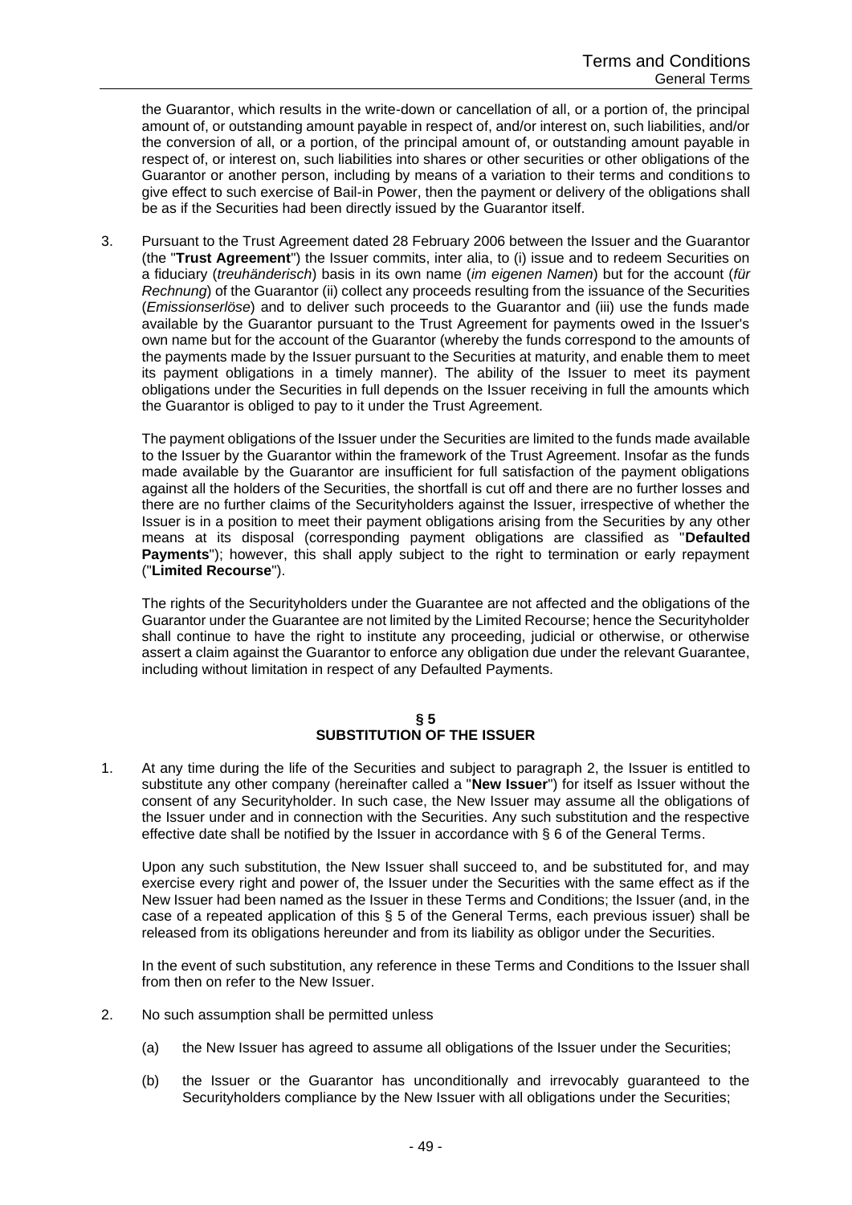the Guarantor, which results in the write-down or cancellation of all, or a portion of, the principal amount of, or outstanding amount payable in respect of, and/or interest on, such liabilities, and/or the conversion of all, or a portion, of the principal amount of, or outstanding amount payable in respect of, or interest on, such liabilities into shares or other securities or other obligations of the Guarantor or another person, including by means of a variation to their terms and conditions to give effect to such exercise of Bail-in Power, then the payment or delivery of the obligations shall be as if the Securities had been directly issued by the Guarantor itself.

3. Pursuant to the Trust Agreement dated 28 February 2006 between the Issuer and the Guarantor (the "**Trust Agreement**") the Issuer commits, inter alia, to (i) issue and to redeem Securities on a fiduciary (*treuhänderisch*) basis in its own name (*im eigenen Namen*) but for the account (*für Rechnung*) of the Guarantor (ii) collect any proceeds resulting from the issuance of the Securities (*Emissionserlöse*) and to deliver such proceeds to the Guarantor and (iii) use the funds made available by the Guarantor pursuant to the Trust Agreement for payments owed in the Issuer's own name but for the account of the Guarantor (whereby the funds correspond to the amounts of the payments made by the Issuer pursuant to the Securities at maturity, and enable them to meet its payment obligations in a timely manner). The ability of the Issuer to meet its payment obligations under the Securities in full depends on the Issuer receiving in full the amounts which the Guarantor is obliged to pay to it under the Trust Agreement.

   The payment obligations of the Issuer under the Securities are limited to the funds made available to the Issuer by the Guarantor within the framework of the Trust Agreement. Insofar as the funds made available by the Guarantor are insufficient for full satisfaction of the payment obligations against all the holders of the Securities, the shortfall is cut off and there are no further losses and there are no further claims of the Securityholders against the Issuer, irrespective of whether the Issuer is in a position to meet their payment obligations arising from the Securities by any other means at its disposal (corresponding payment obligations are classified as "**Defaulted Payments**"); however, this shall apply subject to the right to termination or early repayment ("**Limited Recourse**").

   The rights of the Securityholders under the Guarantee are not affected and the obligations of the Guarantor under the Guarantee are not limited by the Limited Recourse; hence the Securityholder shall continue to have the right to institute any proceeding, judicial or otherwise, or otherwise assert a claim against the Guarantor to enforce any obligation due under the relevant Guarantee, including without limitation in respect of any Defaulted Payments.

## § 5
## SUBSTITUTION OF THE ISSUER

1. At any time during the life of the Securities and subject to paragraph 2, the Issuer is entitled to substitute any other company (hereinafter called a "**New Issuer**") for itself as Issuer without the consent of any Securityholder. In such case, the New Issuer may assume all the obligations of the Issuer under and in connection with the Securities. Any such substitution and the respective effective date shall be notified by the Issuer in accordance with § 6 of the General Terms.

   Upon any such substitution, the New Issuer shall succeed to, and be substituted for, and may exercise every right and power of, the Issuer under the Securities with the same effect as if the New Issuer had been named as the Issuer in these Terms and Conditions; the Issuer (and, in the case of a repeated application of this § 5 of the General Terms, each previous issuer) shall be released from its obligations hereunder and from its liability as obligor under the Securities.

   In the event of such substitution, any reference in these Terms and Conditions to the Issuer shall from then on refer to the New Issuer.

2. No such assumption shall be permitted unless

   (a) the New Issuer has agreed to assume all obligations of the Issuer under the Securities;

   (b) the Issuer or the Guarantor has unconditionally and irrevocably guaranteed to the Securityholders compliance by the New Issuer with all obligations under the Securities;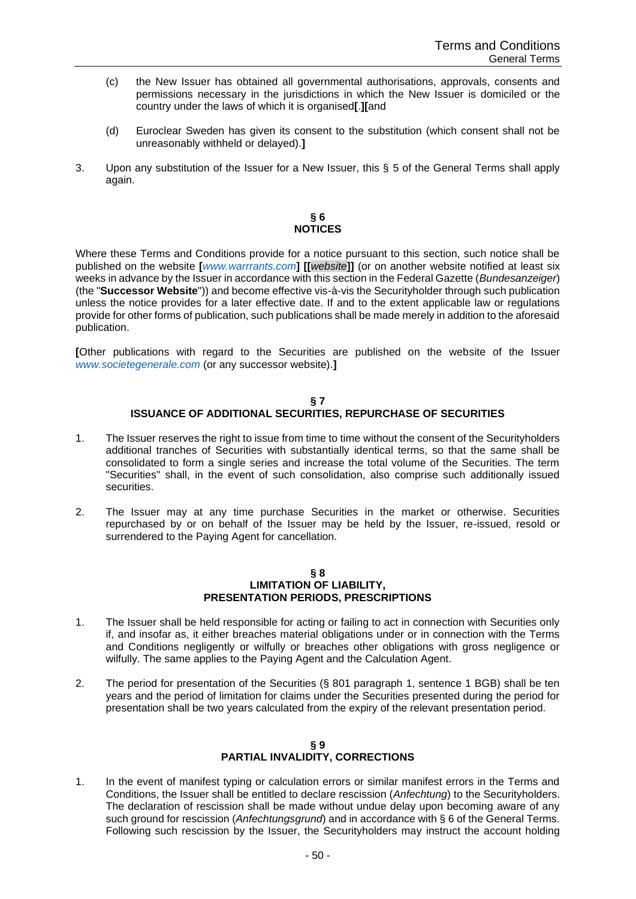(c) the New Issuer has obtained all governmental authorisations, approvals, consents and permissions necessary in the jurisdictions in which the New Issuer is domiciled or the country under the laws of which it is organised**[**.**][**and

(d) Euroclear Sweden has given its consent to the substitution (which consent shall not be unreasonably withheld or delayed).**]**

3. Upon any substitution of the Issuer for a New Issuer, this § 5 of the General Terms shall apply again.

## § 6
## NOTICES

Where these Terms and Conditions provide for a notice pursuant to this section, such notice shall be published on the website **[***www.warrrants.com***] [[***website***]]** (or on another website notified at least six weeks in advance by the Issuer in accordance with this section in the Federal Gazette (*Bundesanzeiger*) (the "**Successor Website**")) and become effective vis-à-vis the Securityholder through such publication unless the notice provides for a later effective date. If and to the extent applicable law or regulations provide for other forms of publication, such publications shall be made merely in addition to the aforesaid publication.

**[**Other publications with regard to the Securities are published on the website of the Issuer *www.societegenerale.com* (or any successor website).**]**

## § 7
## ISSUANCE OF ADDITIONAL SECURITIES, REPURCHASE OF SECURITIES

1. The Issuer reserves the right to issue from time to time without the consent of the Securityholders additional tranches of Securities with substantially identical terms, so that the same shall be consolidated to form a single series and increase the total volume of the Securities. The term "Securities" shall, in the event of such consolidation, also comprise such additionally issued securities.

2. The Issuer may at any time purchase Securities in the market or otherwise. Securities repurchased by or on behalf of the Issuer may be held by the Issuer, re-issued, resold or surrendered to the Paying Agent for cancellation.

## § 8
## LIMITATION OF LIABILITY, PRESENTATION PERIODS, PRESCRIPTIONS

1. The Issuer shall be held responsible for acting or failing to act in connection with Securities only if, and insofar as, it either breaches material obligations under or in connection with the Terms and Conditions negligently or wilfully or breaches other obligations with gross negligence or wilfully. The same applies to the Paying Agent and the Calculation Agent.

2. The period for presentation of the Securities (§ 801 paragraph 1, sentence 1 BGB) shall be ten years and the period of limitation for claims under the Securities presented during the period for presentation shall be two years calculated from the expiry of the relevant presentation period.

## § 9
## PARTIAL INVALIDITY, CORRECTIONS

1. In the event of manifest typing or calculation errors or similar manifest errors in the Terms and Conditions, the Issuer shall be entitled to declare rescission (*Anfechtung*) to the Securityholders. The declaration of rescission shall be made without undue delay upon becoming aware of any such ground for rescission (*Anfechtungsgrund*) and in accordance with § 6 of the General Terms. Following such rescission by the Issuer, the Securityholders may instruct the account holding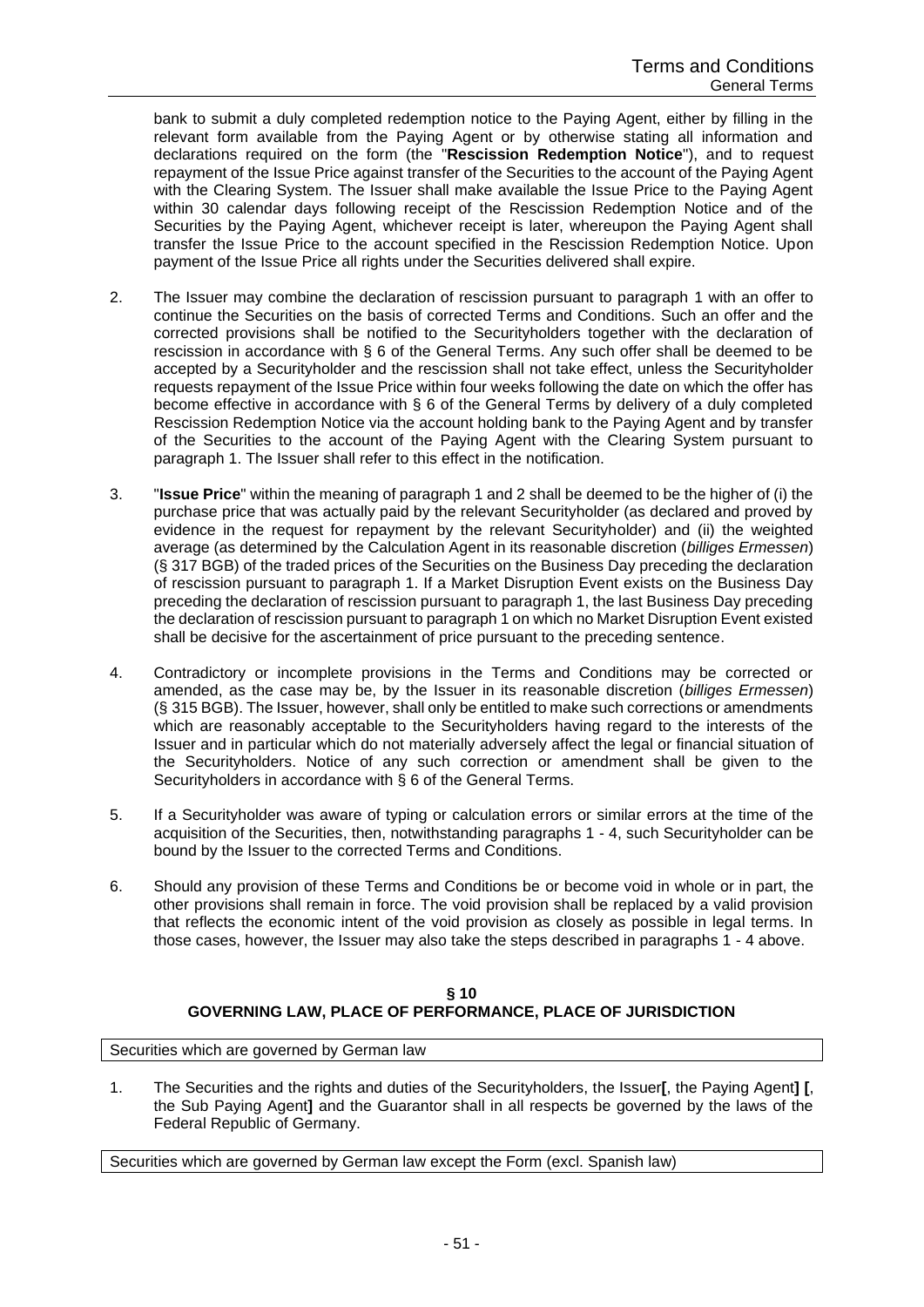bank to submit a duly completed redemption notice to the Paying Agent, either by filling in the relevant form available from the Paying Agent or by otherwise stating all information and declarations required on the form (the "**Rescission Redemption Notice**"), and to request repayment of the Issue Price against transfer of the Securities to the account of the Paying Agent with the Clearing System. The Issuer shall make available the Issue Price to the Paying Agent within 30 calendar days following receipt of the Rescission Redemption Notice and of the Securities by the Paying Agent, whichever receipt is later, whereupon the Paying Agent shall transfer the Issue Price to the account specified in the Rescission Redemption Notice. Upon payment of the Issue Price all rights under the Securities delivered shall expire.

2. The Issuer may combine the declaration of rescission pursuant to paragraph 1 with an offer to continue the Securities on the basis of corrected Terms and Conditions. Such an offer and the corrected provisions shall be notified to the Securityholders together with the declaration of rescission in accordance with § 6 of the General Terms. Any such offer shall be deemed to be accepted by a Securityholder and the rescission shall not take effect, unless the Securityholder requests repayment of the Issue Price within four weeks following the date on which the offer has become effective in accordance with § 6 of the General Terms by delivery of a duly completed Rescission Redemption Notice via the account holding bank to the Paying Agent and by transfer of the Securities to the account of the Paying Agent with the Clearing System pursuant to paragraph 1. The Issuer shall refer to this effect in the notification.

3. "**Issue Price**" within the meaning of paragraph 1 and 2 shall be deemed to be the higher of (i) the purchase price that was actually paid by the relevant Securityholder (as declared and proved by evidence in the request for repayment by the relevant Securityholder) and (ii) the weighted average (as determined by the Calculation Agent in its reasonable discretion (*billiges Ermessen*) (§ 317 BGB) of the traded prices of the Securities on the Business Day preceding the declaration of rescission pursuant to paragraph 1. If a Market Disruption Event exists on the Business Day preceding the declaration of rescission pursuant to paragraph 1, the last Business Day preceding the declaration of rescission pursuant to paragraph 1 on which no Market Disruption Event existed shall be decisive for the ascertainment of price pursuant to the preceding sentence.

4. Contradictory or incomplete provisions in the Terms and Conditions may be corrected or amended, as the case may be, by the Issuer in its reasonable discretion (*billiges Ermessen*) (§ 315 BGB). The Issuer, however, shall only be entitled to make such corrections or amendments which are reasonably acceptable to the Securityholders having regard to the interests of the Issuer and in particular which do not materially adversely affect the legal or financial situation of the Securityholders. Notice of any such correction or amendment shall be given to the Securityholders in accordance with § 6 of the General Terms.

5. If a Securityholder was aware of typing or calculation errors or similar errors at the time of the acquisition of the Securities, then, notwithstanding paragraphs 1 - 4, such Securityholder can be bound by the Issuer to the corrected Terms and Conditions.

6. Should any provision of these Terms and Conditions be or become void in whole or in part, the other provisions shall remain in force. The void provision shall be replaced by a valid provision that reflects the economic intent of the void provision as closely as possible in legal terms. In those cases, however, the Issuer may also take the steps described in paragraphs 1 - 4 above.

## § 10
## GOVERNING LAW, PLACE OF PERFORMANCE, PLACE OF JURISDICTION

Securities which are governed by German law

1. The Securities and the rights and duties of the Securityholders, the Issuer[, the Paying Agent] [, the Sub Paying Agent] and the Guarantor shall in all respects be governed by the laws of the Federal Republic of Germany.

Securities which are governed by German law except the Form (excl. Spanish law)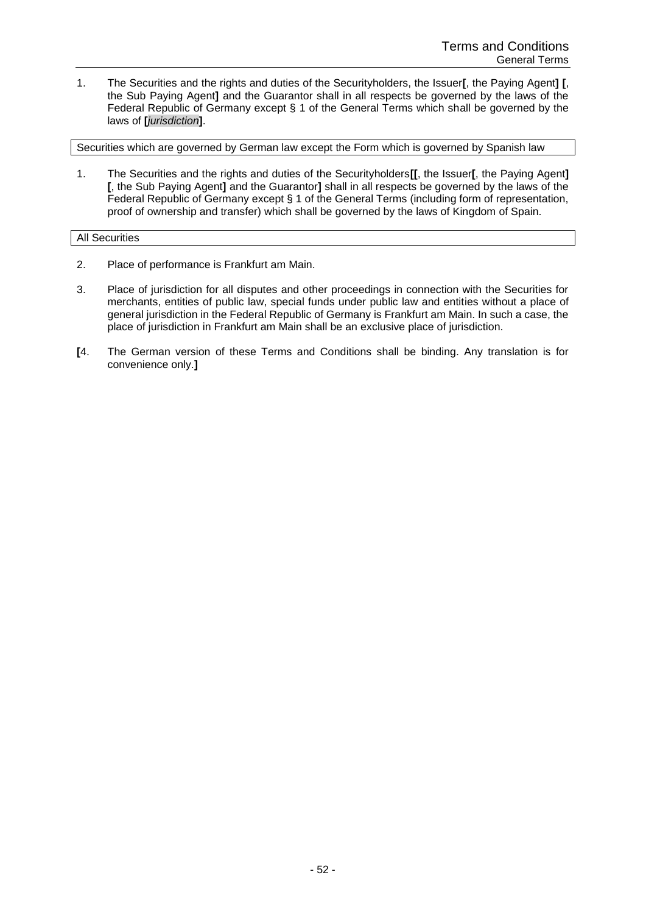1. The Securities and the rights and duties of the Securityholders, the Issuer**[**, the Paying Agent**]** **[**, the Sub Paying Agent**]** and the Guarantor shall in all respects be governed by the laws of the Federal Republic of Germany except § 1 of the General Terms which shall be governed by the laws of **[***jurisdiction***]**.

| Securities which are governed by German law except the Form which is governed by Spanish law |
|---|

1. The Securities and the rights and duties of the Securityholders**[[**, the Issuer**[**, the Paying Agent**]** **[**, the Sub Paying Agent**]** and the Guarantor**]** shall in all respects be governed by the laws of the Federal Republic of Germany except § 1 of the General Terms (including form of representation, proof of ownership and transfer) which shall be governed by the laws of Kingdom of Spain.

| All Securities |
|---|

2. Place of performance is Frankfurt am Main.

3. Place of jurisdiction for all disputes and other proceedings in connection with the Securities for merchants, entities of public law, special funds under public law and entities without a place of general jurisdiction in the Federal Republic of Germany is Frankfurt am Main. In such a case, the place of jurisdiction in Frankfurt am Main shall be an exclusive place of jurisdiction.

**[**4. The German version of these Terms and Conditions shall be binding. Any translation is for convenience only.**]**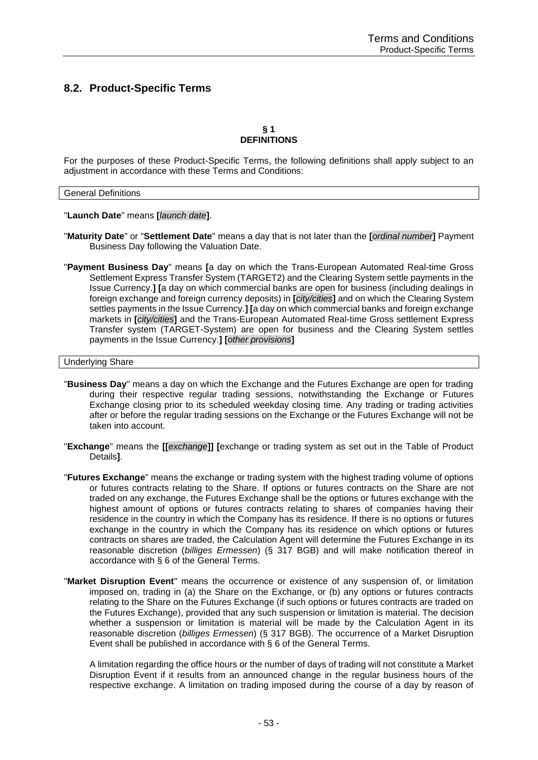## 8.2. Product-Specific Terms

**§ 1**
**DEFINITIONS**

For the purposes of these Product-Specific Terms, the following definitions shall apply subject to an adjustment in accordance with these Terms and Conditions:

General Definitions

"**Launch Date**" means **[***launch date***]**.

"**Maturity Date**" or "**Settlement Date**" means a day that is not later than the **[***ordinal number***]** Payment Business Day following the Valuation Date.

"**Payment Business Day**" means **[**a day on which the Trans-European Automated Real-time Gross Settlement Express Transfer System (TARGET2) and the Clearing System settle payments in the Issue Currency.**] [**a day on which commercial banks are open for business (including dealings in foreign exchange and foreign currency deposits) in **[***city/cities***]** and on which the Clearing System settles payments in the Issue Currency.**] [**a day on which commercial banks and foreign exchange markets in **[***city/cities***]** and the Trans-European Automated Real-time Gross settlement Express Transfer system (TARGET-System) are open for business and the Clearing System settles payments in the Issue Currency.**] [***other provisions***]**

Underlying Share

"**Business Day**" means a day on which the Exchange and the Futures Exchange are open for trading during their respective regular trading sessions, notwithstanding the Exchange or Futures Exchange closing prior to its scheduled weekday closing time. Any trading or trading activities after or before the regular trading sessions on the Exchange or the Futures Exchange will not be taken into account.

"**Exchange**" means the **[[***exchange***]] [**exchange or trading system as set out in the Table of Product Details**]**.

"**Futures Exchange**" means the exchange or trading system with the highest trading volume of options or futures contracts relating to the Share. If options or futures contracts on the Share are not traded on any exchange, the Futures Exchange shall be the options or futures exchange with the highest amount of options or futures contracts relating to shares of companies having their residence in the country in which the Company has its residence. If there is no options or futures exchange in the country in which the Company has its residence on which options or futures contracts on shares are traded, the Calculation Agent will determine the Futures Exchange in its reasonable discretion (*billiges Ermessen*) (§ 317 BGB) and will make notification thereof in accordance with § 6 of the General Terms.

"**Market Disruption Event**" means the occurrence or existence of any suspension of, or limitation imposed on, trading in (a) the Share on the Exchange, or (b) any options or futures contracts relating to the Share on the Futures Exchange (if such options or futures contracts are traded on the Futures Exchange), provided that any such suspension or limitation is material. The decision whether a suspension or limitation is material will be made by the Calculation Agent in its reasonable discretion (*billiges Ermessen*) (§ 317 BGB). The occurrence of a Market Disruption Event shall be published in accordance with § 6 of the General Terms.

A limitation regarding the office hours or the number of days of trading will not constitute a Market Disruption Event if it results from an announced change in the regular business hours of the respective exchange. A limitation on trading imposed during the course of a day by reason of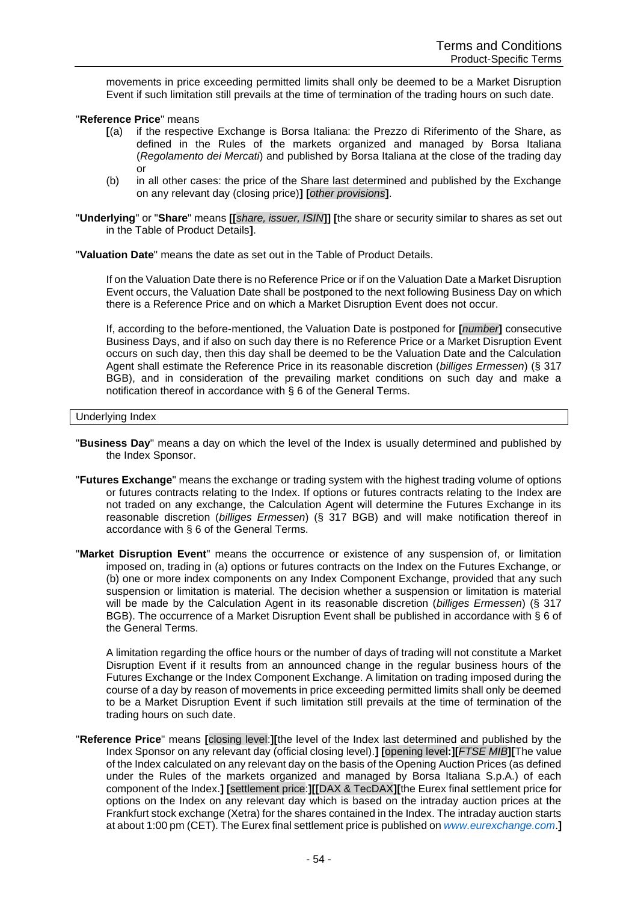movements in price exceeding permitted limits shall only be deemed to be a Market Disruption Event if such limitation still prevails at the time of termination of the trading hours on such date.

"**Reference Price**" means

**[**(a) if the respective Exchange is Borsa Italiana: the Prezzo di Riferimento of the Share, as defined in the Rules of the markets organized and managed by Borsa Italiana (*Regolamento dei Mercati*) and published by Borsa Italiana at the close of the trading day or

(b) in all other cases: the price of the Share last determined and published by the Exchange on any relevant day (closing price)**]** **[***other provisions***]**.

"**Underlying**" or "**Share**" means **[[***share, issuer, ISIN***]]** **[**the share or security similar to shares as set out in the Table of Product Details**]**.

"**Valuation Date**" means the date as set out in the Table of Product Details.

If on the Valuation Date there is no Reference Price or if on the Valuation Date a Market Disruption Event occurs, the Valuation Date shall be postponed to the next following Business Day on which there is a Reference Price and on which a Market Disruption Event does not occur.

If, according to the before-mentioned, the Valuation Date is postponed for **[***number***]** consecutive Business Days, and if also on such day there is no Reference Price or a Market Disruption Event occurs on such day, then this day shall be deemed to be the Valuation Date and the Calculation Agent shall estimate the Reference Price in its reasonable discretion (*billiges Ermessen*) (§ 317 BGB), and in consideration of the prevailing market conditions on such day and make a notification thereof in accordance with § 6 of the General Terms.

Underlying Index

"**Business Day**" means a day on which the level of the Index is usually determined and published by the Index Sponsor.

"**Futures Exchange**" means the exchange or trading system with the highest trading volume of options or futures contracts relating to the Index. If options or futures contracts relating to the Index are not traded on any exchange, the Calculation Agent will determine the Futures Exchange in its reasonable discretion (*billiges Ermessen*) (§ 317 BGB) and will make notification thereof in accordance with § 6 of the General Terms.

"**Market Disruption Event**" means the occurrence or existence of any suspension of, or limitation imposed on, trading in (a) options or futures contracts on the Index on the Futures Exchange, or (b) one or more index components on any Index Component Exchange, provided that any such suspension or limitation is material. The decision whether a suspension or limitation is material will be made by the Calculation Agent in its reasonable discretion (*billiges Ermessen*) (§ 317 BGB). The occurrence of a Market Disruption Event shall be published in accordance with § 6 of the General Terms.

A limitation regarding the office hours or the number of days of trading will not constitute a Market Disruption Event if it results from an announced change in the regular business hours of the Futures Exchange or the Index Component Exchange. A limitation on trading imposed during the course of a day by reason of movements in price exceeding permitted limits shall only be deemed to be a Market Disruption Event if such limitation still prevails at the time of termination of the trading hours on such date.

"**Reference Price**" means **[**closing level:**][**the level of the Index last determined and published by the Index Sponsor on any relevant day (official closing level).**]** **[**opening level**:][***FTSE MIB***][**The value of the Index calculated on any relevant day on the basis of the Opening Auction Prices (as defined under the Rules of the markets organized and managed by Borsa Italiana S.p.A.) of each component of the Index.**]** **[**settlement price:**][[**DAX & TecDAX**][**the Eurex final settlement price for options on the Index on any relevant day which is based on the intraday auction prices at the Frankfurt stock exchange (Xetra) for the shares contained in the Index. The intraday auction starts at about 1:00 pm (CET). The Eurex final settlement price is published on www.eurexchange.com.**]**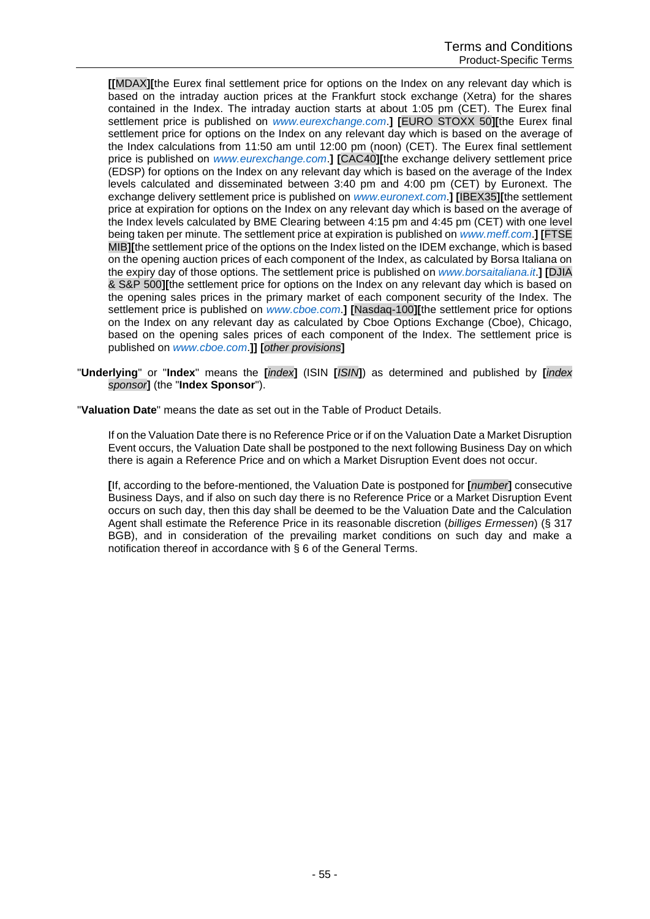**[[**MDAX**][**the Eurex final settlement price for options on the Index on any relevant day which is based on the intraday auction prices at the Frankfurt stock exchange (Xetra) for the shares contained in the Index. The intraday auction starts at about 1:05 pm (CET). The Eurex final settlement price is published on *www.eurexchange.com*.**] [**EURO STOXX 50**][**the Eurex final settlement price for options on the Index on any relevant day which is based on the average of the Index calculations from 11:50 am until 12:00 pm (noon) (CET). The Eurex final settlement price is published on *www.eurexchange.com*.**] [**CAC40**][**the exchange delivery settlement price (EDSP) for options on the Index on any relevant day which is based on the average of the Index levels calculated and disseminated between 3:40 pm and 4:00 pm (CET) by Euronext. The exchange delivery settlement price is published on *www.euronext.com*.**] [**IBEX35**][**the settlement price at expiration for options on the Index on any relevant day which is based on the average of the Index levels calculated by BME Clearing between 4:15 pm and 4:45 pm (CET) with one level being taken per minute. The settlement price at expiration is published on *www.meff.com*.**] [**FTSE MIB**][**the settlement price of the options on the Index listed on the IDEM exchange, which is based on the opening auction prices of each component of the Index, as calculated by Borsa Italiana on the expiry day of those options. The settlement price is published on *www.borsaitaliana.it*.**] [**DJIA & S&P 500**][**the settlement price for options on the Index on any relevant day which is based on the opening sales prices in the primary market of each component security of the Index. The settlement price is published on *www.cboe.com*.**] [**Nasdaq-100**][**the settlement price for options on the Index on any relevant day as calculated by Cboe Options Exchange (Cboe), Chicago, based on the opening sales prices of each component of the Index. The settlement price is published on *www.cboe.com*.**]] [***other provisions***]**

"**Underlying**" or "**Index**" means the **[***index***]** (ISIN **[***ISIN***]**) as determined and published by **[***index sponsor***]** (the "**Index Sponsor**").

"**Valuation Date**" means the date as set out in the Table of Product Details.

If on the Valuation Date there is no Reference Price or if on the Valuation Date a Market Disruption Event occurs, the Valuation Date shall be postponed to the next following Business Day on which there is again a Reference Price and on which a Market Disruption Event does not occur.

**[**If, according to the before-mentioned, the Valuation Date is postponed for **[***number***]** consecutive Business Days, and if also on such day there is no Reference Price or a Market Disruption Event occurs on such day, then this day shall be deemed to be the Valuation Date and the Calculation Agent shall estimate the Reference Price in its reasonable discretion (*billiges Ermessen*) (§ 317 BGB), and in consideration of the prevailing market conditions on such day and make a notification thereof in accordance with § 6 of the General Terms.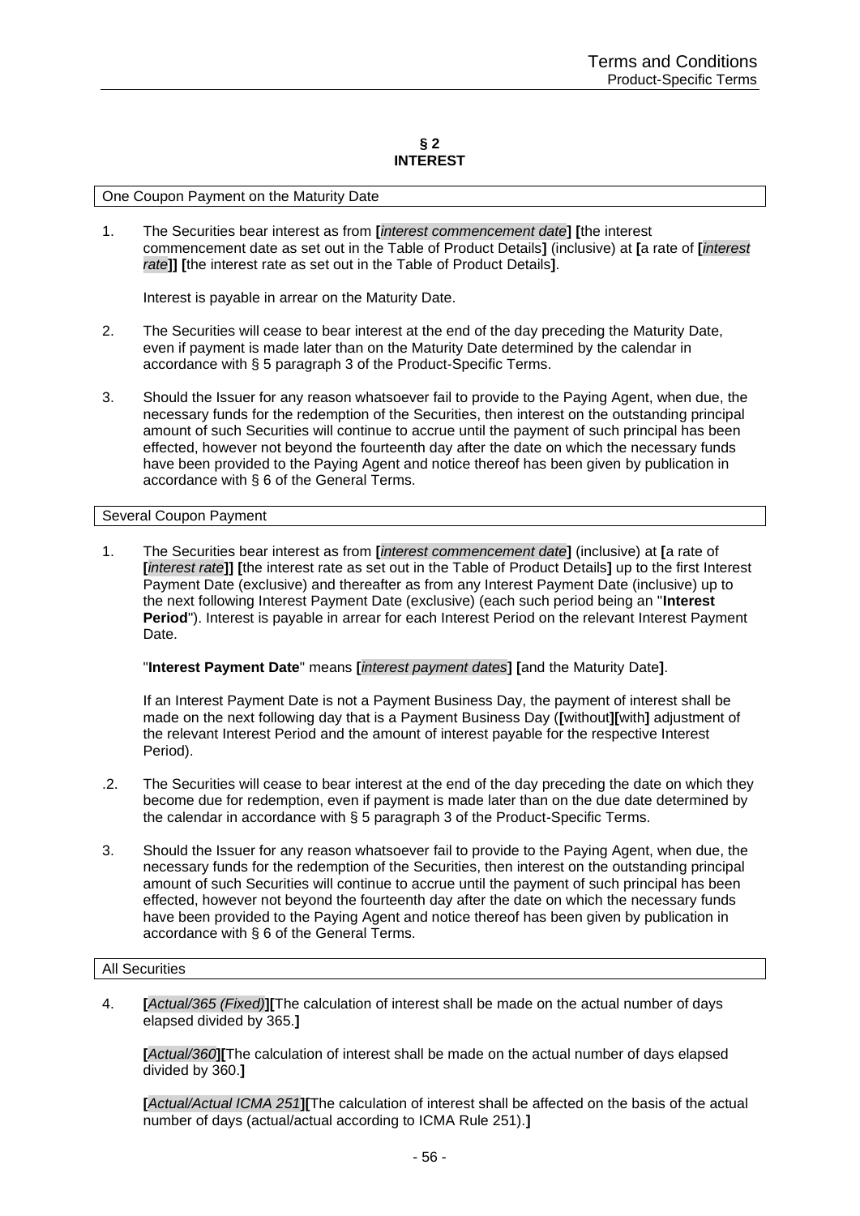## § 2
## INTEREST

One Coupon Payment on the Maturity Date

1. The Securities bear interest as from **[***interest commencement date***]** **[**the interest commencement date as set out in the Table of Product Details**]** (inclusive) at **[**a rate of **[***interest rate***]]** **[**the interest rate as set out in the Table of Product Details**]**.

   Interest is payable in arrear on the Maturity Date.

2. The Securities will cease to bear interest at the end of the day preceding the Maturity Date, even if payment is made later than on the Maturity Date determined by the calendar in accordance with § 5 paragraph 3 of the Product-Specific Terms.

3. Should the Issuer for any reason whatsoever fail to provide to the Paying Agent, when due, the necessary funds for the redemption of the Securities, then interest on the outstanding principal amount of such Securities will continue to accrue until the payment of such principal has been effected, however not beyond the fourteenth day after the date on which the necessary funds have been provided to the Paying Agent and notice thereof has been given by publication in accordance with § 6 of the General Terms.

Several Coupon Payment

1. The Securities bear interest as from **[***interest commencement date***]** (inclusive) at **[**a rate of **[***interest rate***]]** **[**the interest rate as set out in the Table of Product Details**]** up to the first Interest Payment Date (exclusive) and thereafter as from any Interest Payment Date (inclusive) up to the next following Interest Payment Date (exclusive) (each such period being an "**Interest Period**"). Interest is payable in arrear for each Interest Period on the relevant Interest Payment Date.

   "**Interest Payment Date**" means **[***interest payment dates***]** **[**and the Maturity Date**]**.

   If an Interest Payment Date is not a Payment Business Day, the payment of interest shall be made on the next following day that is a Payment Business Day (**[**without**][**with**]** adjustment of the relevant Interest Period and the amount of interest payable for the respective Interest Period).

.2. The Securities will cease to bear interest at the end of the day preceding the date on which they become due for redemption, even if payment is made later than on the due date determined by the calendar in accordance with § 5 paragraph 3 of the Product-Specific Terms.

3. Should the Issuer for any reason whatsoever fail to provide to the Paying Agent, when due, the necessary funds for the redemption of the Securities, then interest on the outstanding principal amount of such Securities will continue to accrue until the payment of such principal has been effected, however not beyond the fourteenth day after the date on which the necessary funds have been provided to the Paying Agent and notice thereof has been given by publication in accordance with § 6 of the General Terms.

All Securities

4. **[***Actual/365 (Fixed)***][**The calculation of interest shall be made on the actual number of days elapsed divided by 365.**]**

   **[***Actual/360***][**The calculation of interest shall be made on the actual number of days elapsed divided by 360.**]**

   **[***Actual/Actual ICMA 251***][**The calculation of interest shall be affected on the basis of the actual number of days (actual/actual according to ICMA Rule 251).**]**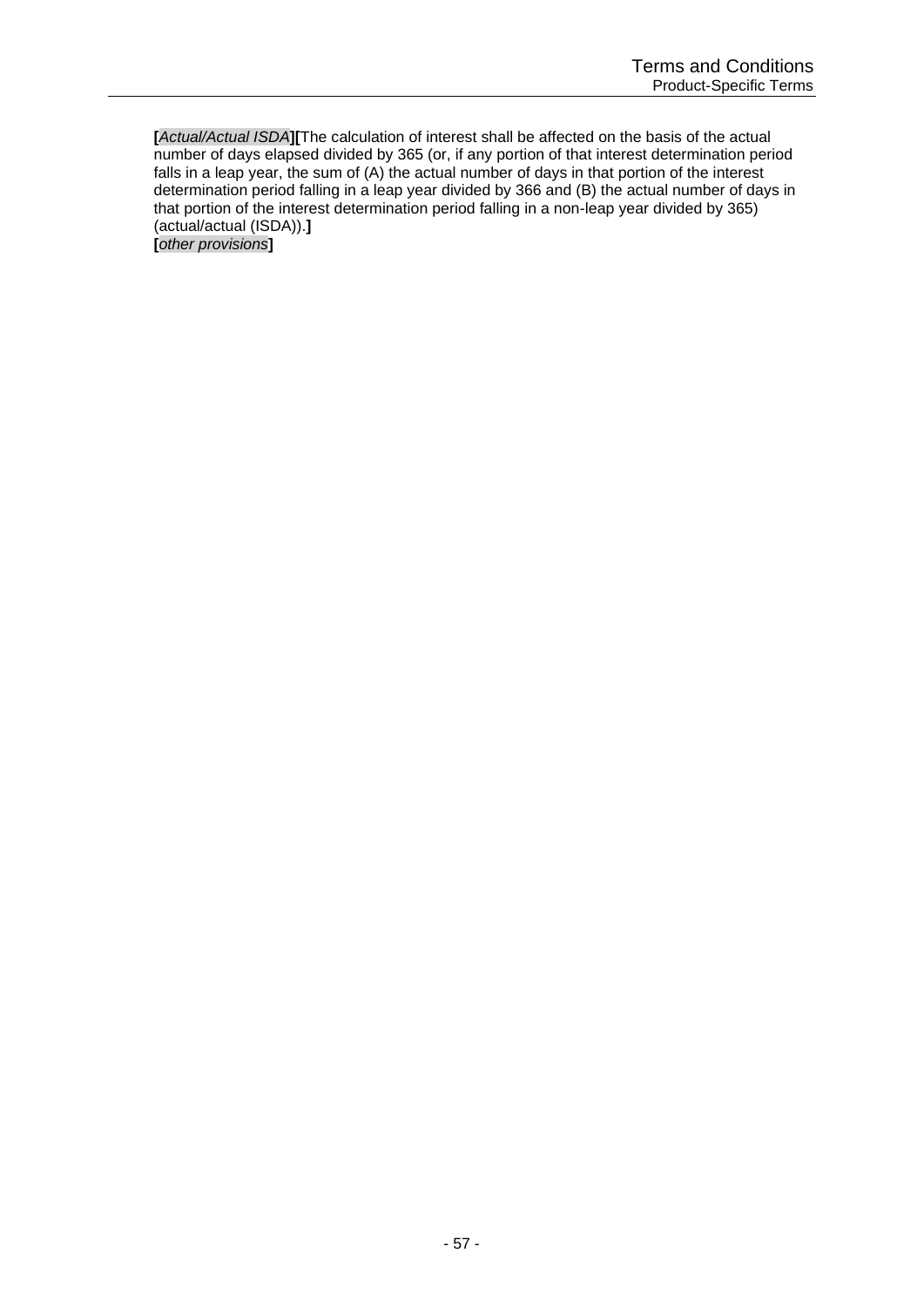**[***Actual/Actual ISDA***][**The calculation of interest shall be affected on the basis of the actual number of days elapsed divided by 365 (or, if any portion of that interest determination period falls in a leap year, the sum of (A) the actual number of days in that portion of the interest determination period falling in a leap year divided by 366 and (B) the actual number of days in that portion of the interest determination period falling in a non-leap year divided by 365) (actual/actual (ISDA)).**]**
**[***other provisions***]**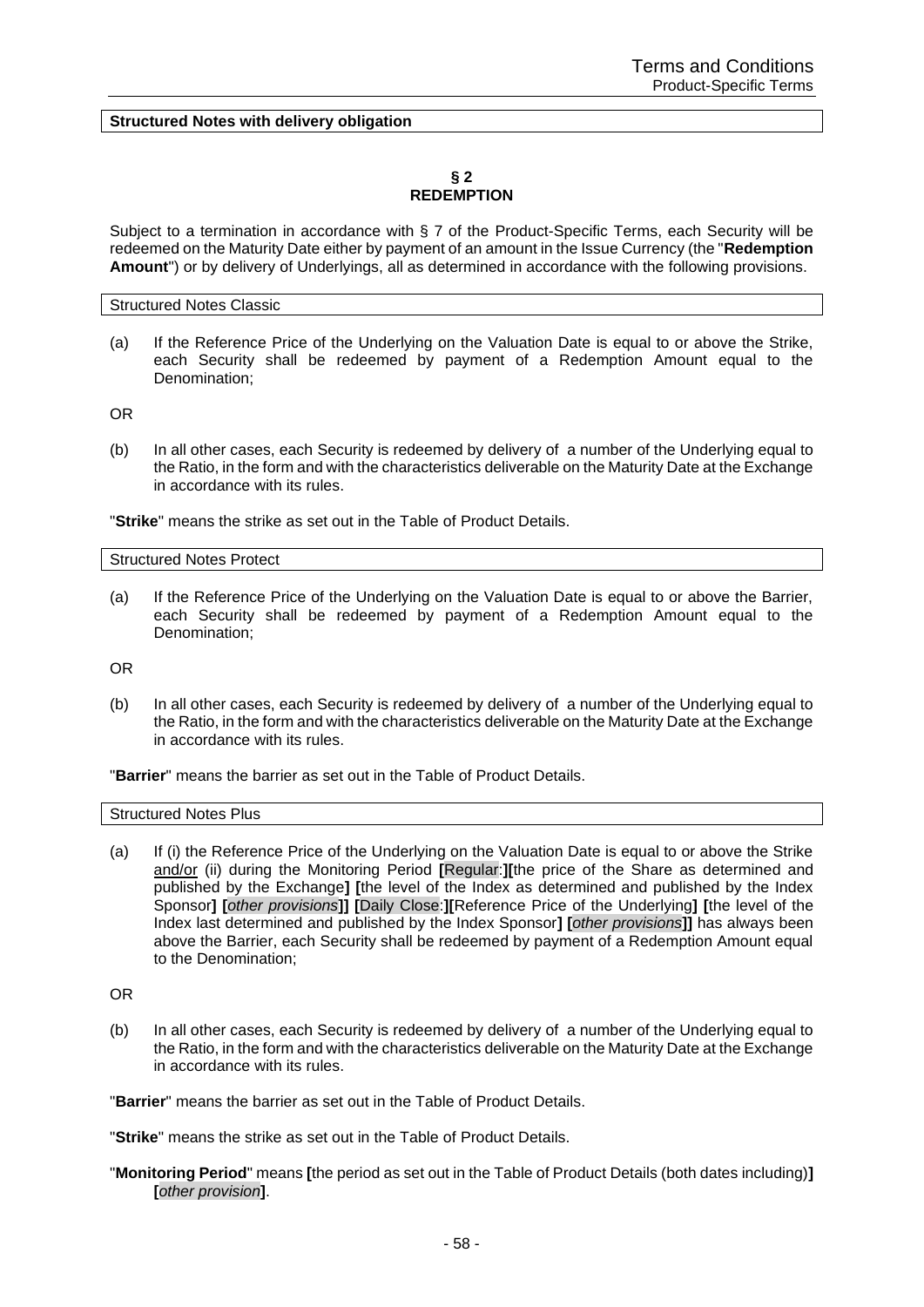**Structured Notes with delivery obligation**

## § 2
## REDEMPTION

Subject to a termination in accordance with § 7 of the Product-Specific Terms, each Security will be redeemed on the Maturity Date either by payment of an amount in the Issue Currency (the "**Redemption Amount**") or by delivery of Underlyings, all as determined in accordance with the following provisions.

Structured Notes Classic

(a) If the Reference Price of the Underlying on the Valuation Date is equal to or above the Strike, each Security shall be redeemed by payment of a Redemption Amount equal to the Denomination;

OR

(b) In all other cases, each Security is redeemed by delivery of a number of the Underlying equal to the Ratio, in the form and with the characteristics deliverable on the Maturity Date at the Exchange in accordance with its rules.

"**Strike**" means the strike as set out in the Table of Product Details.

Structured Notes Protect

(a) If the Reference Price of the Underlying on the Valuation Date is equal to or above the Barrier, each Security shall be redeemed by payment of a Redemption Amount equal to the Denomination;

OR

(b) In all other cases, each Security is redeemed by delivery of a number of the Underlying equal to the Ratio, in the form and with the characteristics deliverable on the Maturity Date at the Exchange in accordance with its rules.

"**Barrier**" means the barrier as set out in the Table of Product Details.

Structured Notes Plus

(a) If (i) the Reference Price of the Underlying on the Valuation Date is equal to or above the Strike and/or (ii) during the Monitoring Period **[**Regular:**][**the price of the Share as determined and published by the Exchange**] [**the level of the Index as determined and published by the Index Sponsor**] [***other provisions***]] [**Daily Close:**][**Reference Price of the Underlying**] [**the level of the Index last determined and published by the Index Sponsor**] [***other provisions***]]** has always been above the Barrier, each Security shall be redeemed by payment of a Redemption Amount equal to the Denomination;

OR

(b) In all other cases, each Security is redeemed by delivery of a number of the Underlying equal to the Ratio, in the form and with the characteristics deliverable on the Maturity Date at the Exchange in accordance with its rules.

"**Barrier**" means the barrier as set out in the Table of Product Details.

"**Strike**" means the strike as set out in the Table of Product Details.

"**Monitoring Period**" means **[**the period as set out in the Table of Product Details (both dates including)**]** **[***other provision***]**.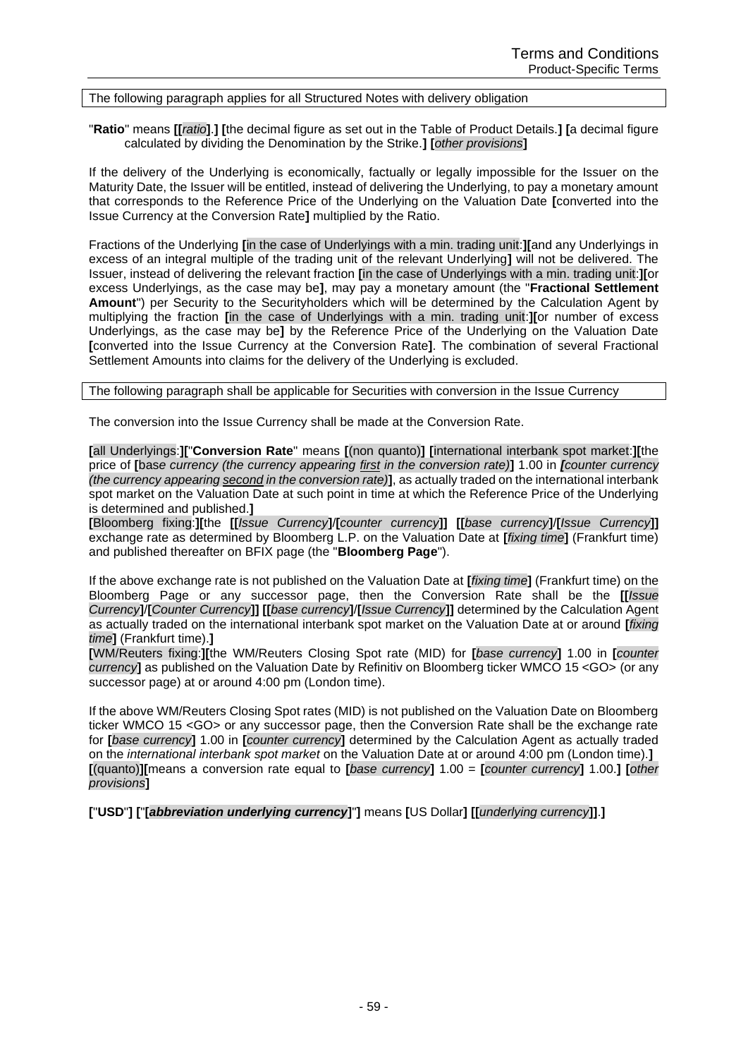The following paragraph applies for all Structured Notes with delivery obligation

"**Ratio**" means **[[***ratio***].] [**the decimal figure as set out in the Table of Product Details.**] [**a decimal figure calculated by dividing the Denomination by the Strike.**] [***other provisions***]**

If the delivery of the Underlying is economically, factually or legally impossible for the Issuer on the Maturity Date, the Issuer will be entitled, instead of delivering the Underlying, to pay a monetary amount that corresponds to the Reference Price of the Underlying on the Valuation Date **[**converted into the Issue Currency at the Conversion Rate**]** multiplied by the Ratio.

Fractions of the Underlying **[**in the case of Underlyings with a min. trading unit:**][**and any Underlyings in excess of an integral multiple of the trading unit of the relevant Underlying**]** will not be delivered. The Issuer, instead of delivering the relevant fraction **[**in the case of Underlyings with a min. trading unit:**][**or excess Underlyings, as the case may be**]**, may pay a monetary amount (the "**Fractional Settlement Amount**") per Security to the Securityholders which will be determined by the Calculation Agent by multiplying the fraction **[**in the case of Underlyings with a min. trading unit:**][**or number of excess Underlyings, as the case may be**]** by the Reference Price of the Underlying on the Valuation Date **[**converted into the Issue Currency at the Conversion Rate**]**. The combination of several Fractional Settlement Amounts into claims for the delivery of the Underlying is excluded.

The following paragraph shall be applicable for Securities with conversion in the Issue Currency

The conversion into the Issue Currency shall be made at the Conversion Rate.

**[**all Underlyings:**][**"**Conversion Rate**" means **[**(non quanto)**] [**international interbank spot market:**][**the price of **[**bas*e currency (the currency appearing* *first in the conversion rate)***]** 1.00 in ***[****counter currency (the currency appearing* *second in the conversion rate)***]**, as actually traded on the international interbank spot market on the Valuation Date at such point in time at which the Reference Price of the Underlying is determined and published.**]**
**[**Bloomberg fixing:**][**the **[[***Issue Currency***]**/**[***counter currency***]] [[***base currency***]**/**[***Issue Currency***]]** exchange rate as determined by Bloomberg L.P. on the Valuation Date at **[***fixing time***]** (Frankfurt time) and published thereafter on BFIX page (the "**Bloomberg Page**").

If the above exchange rate is not published on the Valuation Date at **[***fixing time***]** (Frankfurt time) on the Bloomberg Page or any successor page, then the Conversion Rate shall be the **[[***Issue Currency***]**/**[***Counter Currency***]] [[***base currency***]**/**[***Issue Currency***]]** determined by the Calculation Agent as actually traded on the international interbank spot market on the Valuation Date at or around **[***fixing time***]** (Frankfurt time).**]**
**[**WM/Reuters fixing:**][**the WM/Reuters Closing Spot rate (MID) for **[***base currency***]** 1.00 in **[***counter currency***]** as published on the Valuation Date by Refinitiv on Bloomberg ticker WMCO 15 <GO> (or any successor page) at or around 4:00 pm (London time).

If the above WM/Reuters Closing Spot rates (MID) is not published on the Valuation Date on Bloomberg ticker WMCO 15 <GO> or any successor page, then the Conversion Rate shall be the exchange rate for **[***base currency***]** 1.00 in **[***counter currency***]** determined by the Calculation Agent as actually traded on the *international interbank spot market* on the Valuation Date at or around 4:00 pm (London time).**]**
**[**(quanto)**][**means a conversion rate equal to **[***base currency***]** 1.00 = **[***counter currency***]** 1.00.**] [***other provisions***]**

**[**"**USD**"**] [**"**[*abbreviation underlying currency*]**"**]** means **[**US Dollar**] [[***underlying currency***]].]**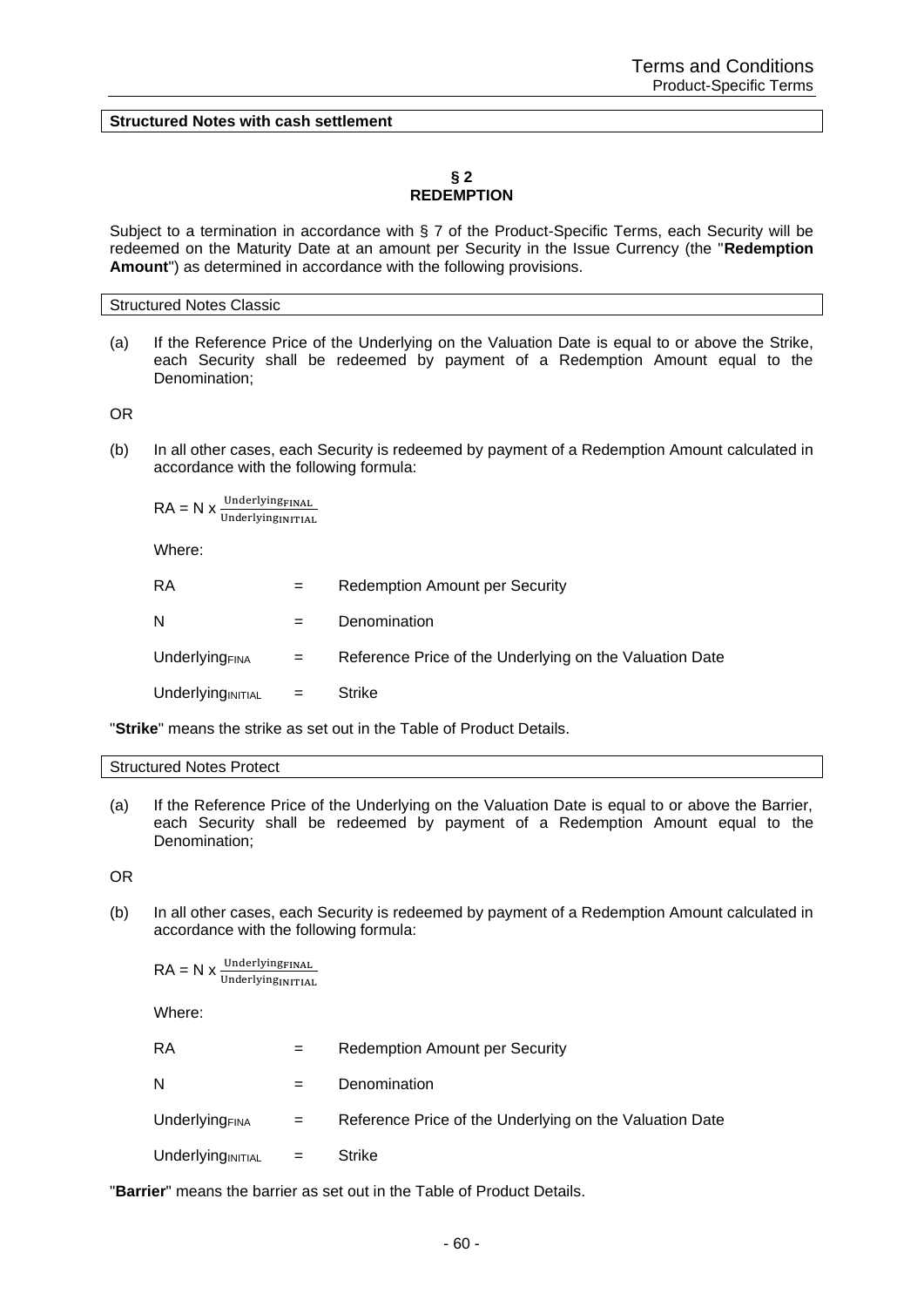**Structured Notes with cash settlement**

## § 2
## REDEMPTION

Subject to a termination in accordance with § 7 of the Product-Specific Terms, each Security will be redeemed on the Maturity Date at an amount per Security in the Issue Currency (the "**Redemption Amount**") as determined in accordance with the following provisions.

Structured Notes Classic

(a) If the Reference Price of the Underlying on the Valuation Date is equal to or above the Strike, each Security shall be redeemed by payment of a Redemption Amount equal to the Denomination;

OR

(b) In all other cases, each Security is redeemed by payment of a Redemption Amount calculated in accordance with the following formula:

$$RA = N \times \frac{Underlying_{FINAL}}{Underlying_{INITIAL}}$$

Where:

| | | |
|---|---|---|
| RA | = | Redemption Amount per Security |
| N | = | Denomination |
| $Underlying_{FINA}$ | = | Reference Price of the Underlying on the Valuation Date |
| $Underlying_{INITIAL}$ | = | Strike |

"**Strike**" means the strike as set out in the Table of Product Details.

Structured Notes Protect

(a) If the Reference Price of the Underlying on the Valuation Date is equal to or above the Barrier, each Security shall be redeemed by payment of a Redemption Amount equal to the Denomination;

OR

(b) In all other cases, each Security is redeemed by payment of a Redemption Amount calculated in accordance with the following formula:

$$RA = N \times \frac{Underlying_{FINAL}}{Underlying_{INITIAL}}$$

Where:

| | | |
|---|---|---|
| RA | = | Redemption Amount per Security |
| N | = | Denomination |
| $Underlying_{FINA}$ | = | Reference Price of the Underlying on the Valuation Date |
| $Underlying_{INITIAL}$ | = | Strike |

"**Barrier**" means the barrier as set out in the Table of Product Details.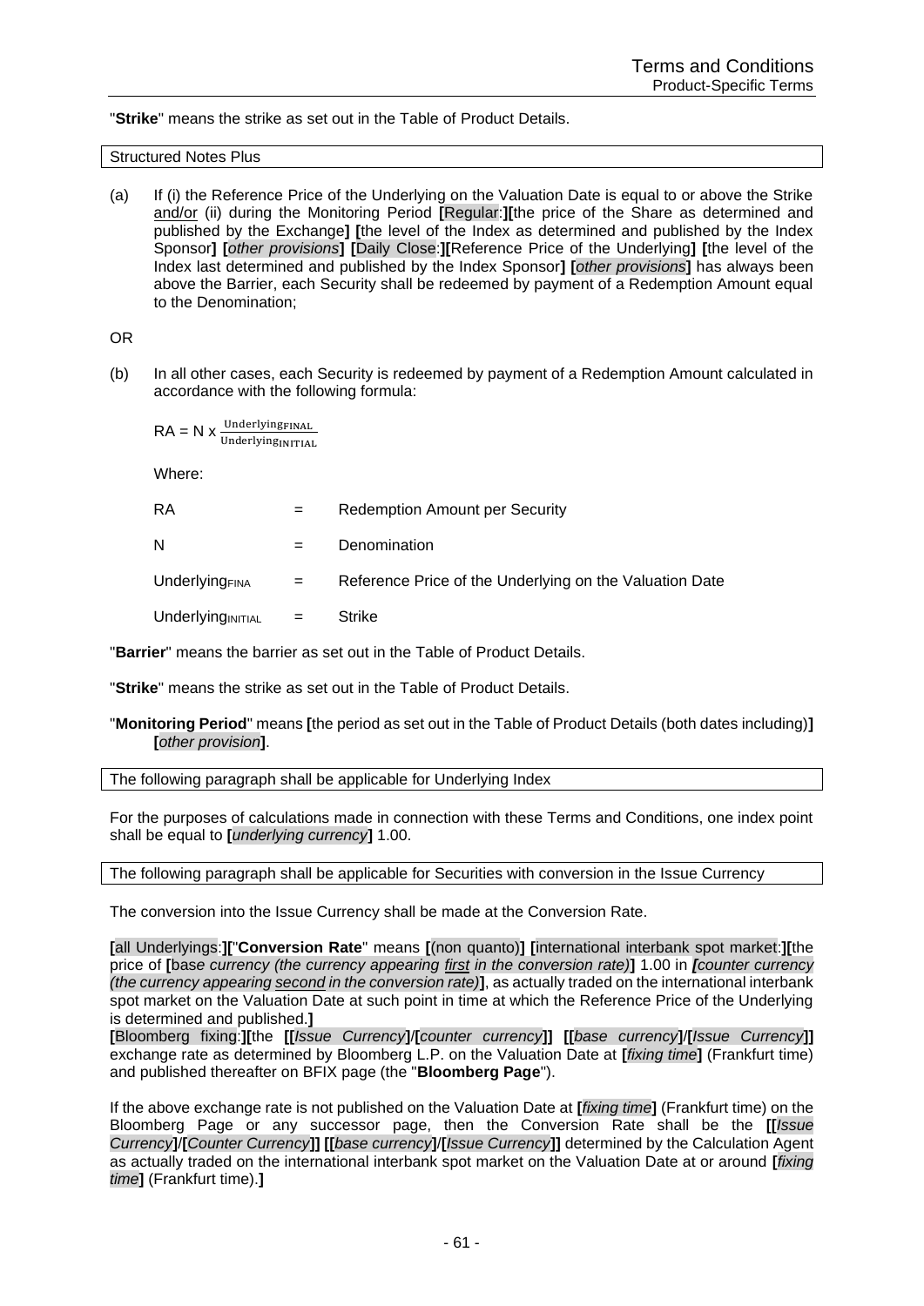"**Strike**" means the strike as set out in the Table of Product Details.

Structured Notes Plus

(a) If (i) the Reference Price of the Underlying on the Valuation Date is equal to or above the Strike and/or (ii) during the Monitoring Period **[**Regular:**][**the price of the Share as determined and published by the Exchange**]** **[**the level of the Index as determined and published by the Index Sponsor**]** **[***other provisions***]** **[**Daily Close:**][**Reference Price of the Underlying**]** **[**the level of the Index last determined and published by the Index Sponsor**]** **[***other provisions***]** has always been above the Barrier, each Security shall be redeemed by payment of a Redemption Amount equal to the Denomination;

OR

(b) In all other cases, each Security is redeemed by payment of a Redemption Amount calculated in accordance with the following formula:

$$RA = N \times \frac{Underlying_{FINAL}}{Underlying_{INITIAL}}$$

Where:

| | | |
|---|---|---|
| RA | = | Redemption Amount per Security |
| N | = | Denomination |
| $Underlying_{FINA}$ | = | Reference Price of the Underlying on the Valuation Date |
| $Underlying_{INITIAL}$ | = | Strike |

"**Barrier**" means the barrier as set out in the Table of Product Details.

"**Strike**" means the strike as set out in the Table of Product Details.

"**Monitoring Period**" means **[**the period as set out in the Table of Product Details (both dates including)**]** **[***other provision***]**.

The following paragraph shall be applicable for Underlying Index

For the purposes of calculations made in connection with these Terms and Conditions, one index point shall be equal to **[***underlying currency***]** 1.00.

The following paragraph shall be applicable for Securities with conversion in the Issue Currency

The conversion into the Issue Currency shall be made at the Conversion Rate.

**[**all Underlyings:**][**"**Conversion Rate**" means **[**(non quanto)**]** **[**international interbank spot market:**][**the price of **[**base *currency (the currency appearing first in the conversion rate)***]** 1.00 in ***[****counter currency (the currency appearing second in the conversion rate)***]**, as actually traded on the international interbank spot market on the Valuation Date at such point in time at which the Reference Price of the Underlying is determined and published.**]**

**[**Bloomberg fixing:**][**the **[[***Issue Currency***]**/**[***counter currency***]]** **[[***base currency***]**/**[***Issue Currency***]]** exchange rate as determined by Bloomberg L.P. on the Valuation Date at **[***fixing time***]** (Frankfurt time) and published thereafter on BFIX page (the "**Bloomberg Page**").

If the above exchange rate is not published on the Valuation Date at **[***fixing time***]** (Frankfurt time) on the Bloomberg Page or any successor page, then the Conversion Rate shall be the **[[***Issue Currency***]**/**[***Counter Currency***]]** **[[***base currency***]**/**[***Issue Currency***]]** determined by the Calculation Agent as actually traded on the international interbank spot market on the Valuation Date at or around **[***fixing time***]** (Frankfurt time).**]**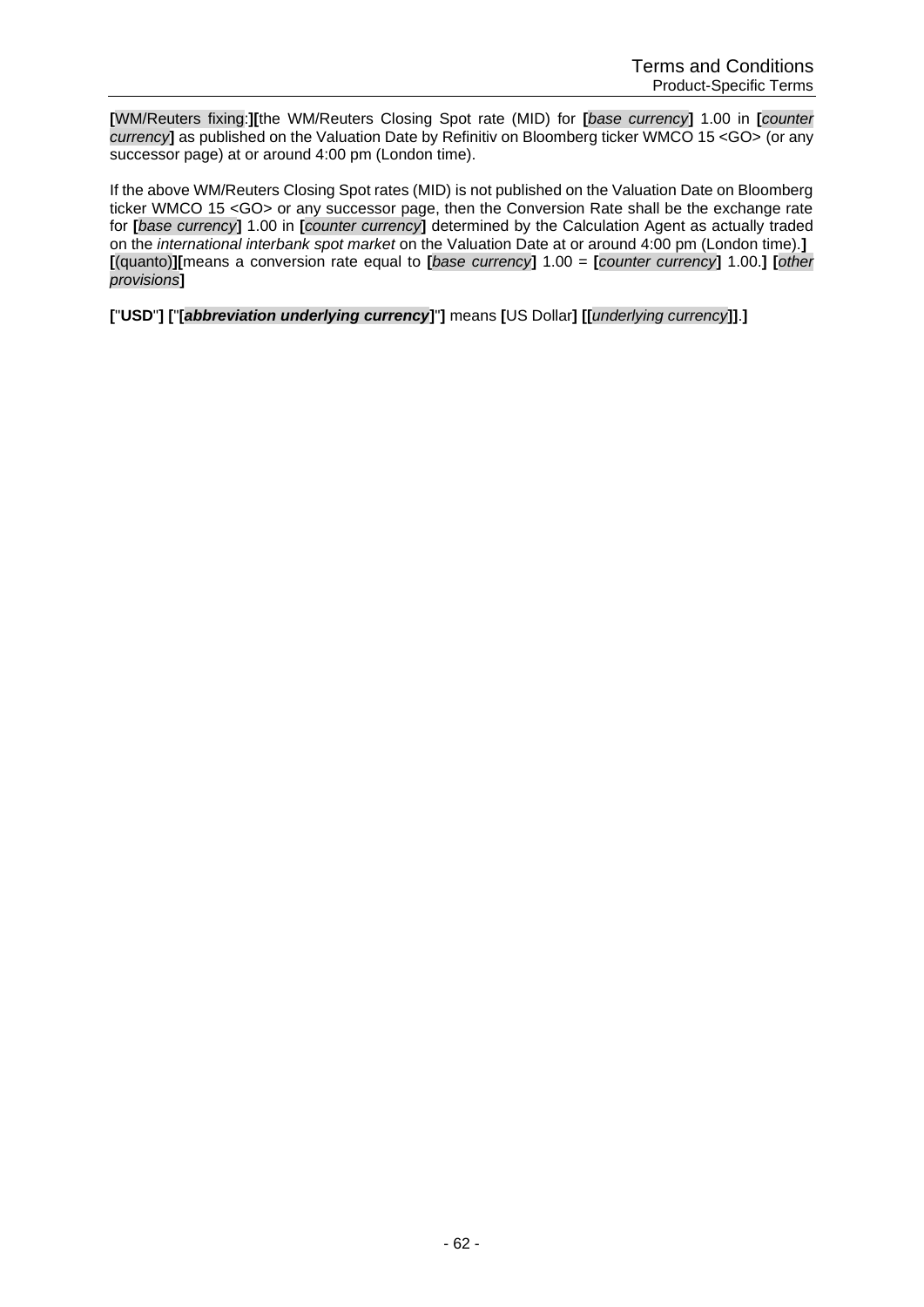**[**WM/Reuters fixing:**][**the WM/Reuters Closing Spot rate (MID) for **[***base currency***]** 1.00 in **[***counter currency***]** as published on the Valuation Date by Refinitiv on Bloomberg ticker WMCO 15 <GO> (or any successor page) at or around 4:00 pm (London time).

If the above WM/Reuters Closing Spot rates (MID) is not published on the Valuation Date on Bloomberg ticker WMCO 15 <GO> or any successor page, then the Conversion Rate shall be the exchange rate for **[***base currency***]** 1.00 in **[***counter currency***]** determined by the Calculation Agent as actually traded on the *international interbank spot market* on the Valuation Date at or around 4:00 pm (London time).**]**
**[**(quanto)**][**means a conversion rate equal to **[***base currency***]** 1.00 = **[***counter currency***]** 1.00.**]** **[***other provisions***]**

**[**"**USD**"**]** **[**"**[*abbreviation underlying currency*]**"**]** means **[**US Dollar**]** **[[***underlying currency***]]**.**]**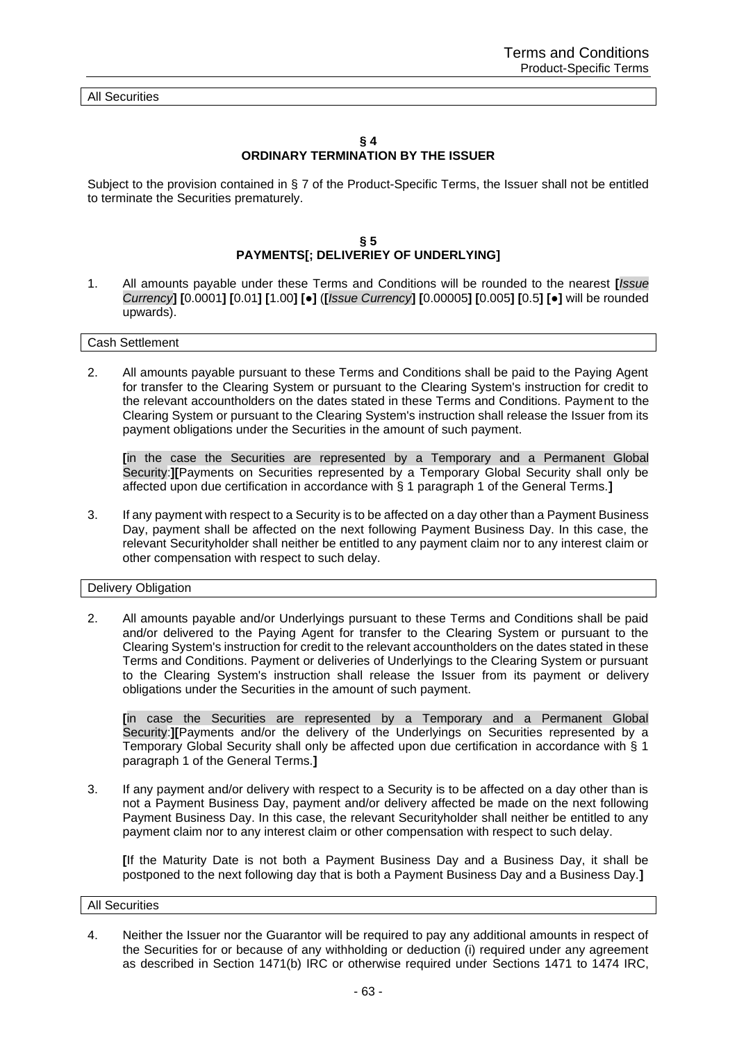All Securities

### § 4
### ORDINARY TERMINATION BY THE ISSUER

Subject to the provision contained in § 7 of the Product-Specific Terms, the Issuer shall not be entitled to terminate the Securities prematurely.

### § 5
### PAYMENTS[; DELIVERIEY OF UNDERLYING]

1. All amounts payable under these Terms and Conditions will be rounded to the nearest **[***Issue Currency***] [**0.0001**] [**0.01**] [**1.00**] [●]** (**[***Issue Currency***] [**0.00005**] [**0.005**] [**0.5**] [●]** will be rounded upwards).

Cash Settlement

2. All amounts payable pursuant to these Terms and Conditions shall be paid to the Paying Agent for transfer to the Clearing System or pursuant to the Clearing System's instruction for credit to the relevant accountholders on the dates stated in these Terms and Conditions. Payment to the Clearing System or pursuant to the Clearing System's instruction shall release the Issuer from its payment obligations under the Securities in the amount of such payment.

   **[**in the case the Securities are represented by a Temporary and a Permanent Global Security:**][**Payments on Securities represented by a Temporary Global Security shall only be affected upon due certification in accordance with § 1 paragraph 1 of the General Terms.**]**

3. If any payment with respect to a Security is to be affected on a day other than a Payment Business Day, payment shall be affected on the next following Payment Business Day. In this case, the relevant Securityholder shall neither be entitled to any payment claim nor to any interest claim or other compensation with respect to such delay.

Delivery Obligation

2. All amounts payable and/or Underlyings pursuant to these Terms and Conditions shall be paid and/or delivered to the Paying Agent for transfer to the Clearing System or pursuant to the Clearing System's instruction for credit to the relevant accountholders on the dates stated in these Terms and Conditions. Payment or deliveries of Underlyings to the Clearing System or pursuant to the Clearing System's instruction shall release the Issuer from its payment or delivery obligations under the Securities in the amount of such payment.

   **[**in case the Securities are represented by a Temporary and a Permanent Global Security:**][**Payments and/or the delivery of the Underlyings on Securities represented by a Temporary Global Security shall only be affected upon due certification in accordance with § 1 paragraph 1 of the General Terms.**]**

3. If any payment and/or delivery with respect to a Security is to be affected on a day other than is not a Payment Business Day, payment and/or delivery affected be made on the next following Payment Business Day. In this case, the relevant Securityholder shall neither be entitled to any payment claim nor to any interest claim or other compensation with respect to such delay.

   **[**If the Maturity Date is not both a Payment Business Day and a Business Day, it shall be postponed to the next following day that is both a Payment Business Day and a Business Day.**]**

All Securities

4. Neither the Issuer nor the Guarantor will be required to pay any additional amounts in respect of the Securities for or because of any withholding or deduction (i) required under any agreement as described in Section 1471(b) IRC or otherwise required under Sections 1471 to 1474 IRC,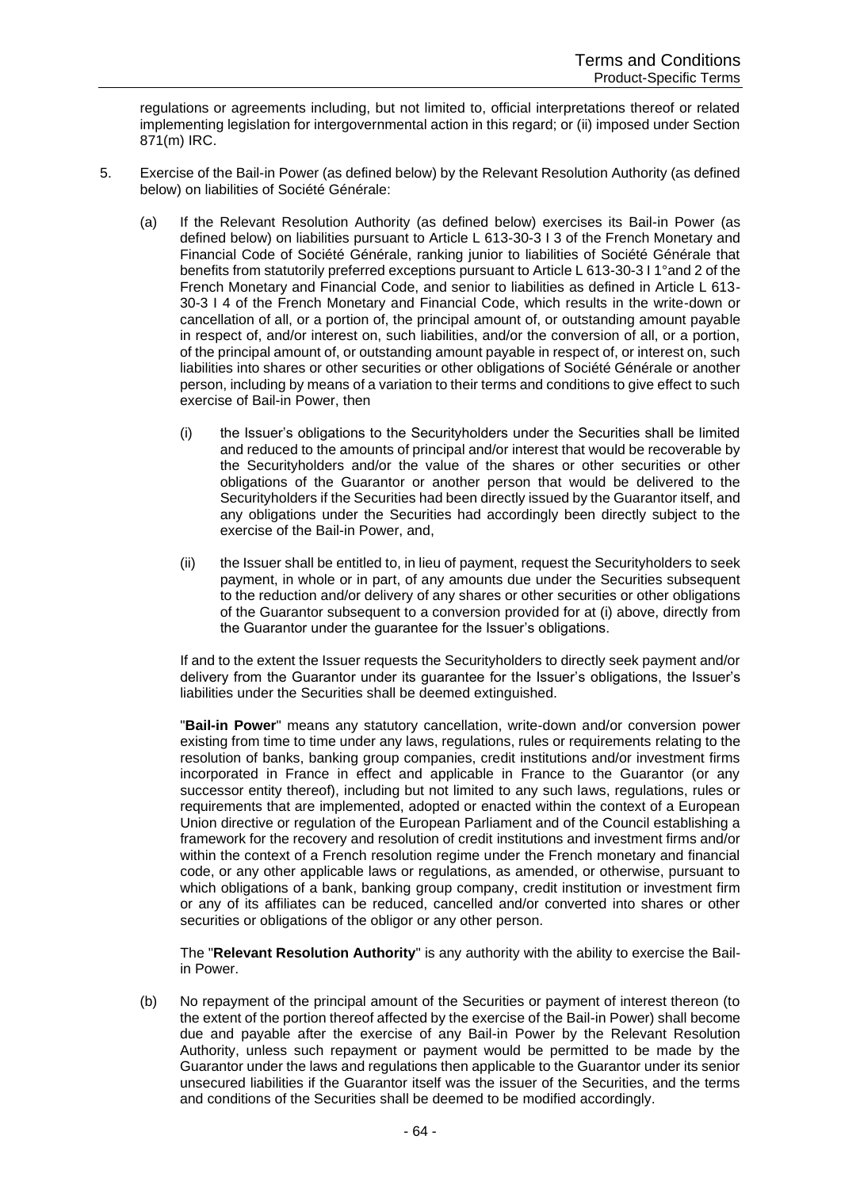regulations or agreements including, but not limited to, official interpretations thereof or related implementing legislation for intergovernmental action in this regard; or (ii) imposed under Section 871(m) IRC.

5. Exercise of the Bail-in Power (as defined below) by the Relevant Resolution Authority (as defined below) on liabilities of Société Générale:

   (a) If the Relevant Resolution Authority (as defined below) exercises its Bail-in Power (as defined below) on liabilities pursuant to Article L 613-30-3 I 3 of the French Monetary and Financial Code of Société Générale, ranking junior to liabilities of Société Générale that benefits from statutorily preferred exceptions pursuant to Article L 613-30-3 I 1°and 2 of the French Monetary and Financial Code, and senior to liabilities as defined in Article L 613-30-3 I 4 of the French Monetary and Financial Code, which results in the write-down or cancellation of all, or a portion of, the principal amount of, or outstanding amount payable in respect of, and/or interest on, such liabilities, and/or the conversion of all, or a portion, of the principal amount of, or outstanding amount payable in respect of, or interest on, such liabilities into shares or other securities or other obligations of Société Générale or another person, including by means of a variation to their terms and conditions to give effect to such exercise of Bail-in Power, then

      (i) the Issuer's obligations to the Securityholders under the Securities shall be limited and reduced to the amounts of principal and/or interest that would be recoverable by the Securityholders and/or the value of the shares or other securities or other obligations of the Guarantor or another person that would be delivered to the Securityholders if the Securities had been directly issued by the Guarantor itself, and any obligations under the Securities had accordingly been directly subject to the exercise of the Bail-in Power, and,

      (ii) the Issuer shall be entitled to, in lieu of payment, request the Securityholders to seek payment, in whole or in part, of any amounts due under the Securities subsequent to the reduction and/or delivery of any shares or other securities or other obligations of the Guarantor subsequent to a conversion provided for at (i) above, directly from the Guarantor under the guarantee for the Issuer's obligations.

   If and to the extent the Issuer requests the Securityholders to directly seek payment and/or delivery from the Guarantor under its guarantee for the Issuer's obligations, the Issuer's liabilities under the Securities shall be deemed extinguished.

   "**Bail-in Power**" means any statutory cancellation, write-down and/or conversion power existing from time to time under any laws, regulations, rules or requirements relating to the resolution of banks, banking group companies, credit institutions and/or investment firms incorporated in France in effect and applicable in France to the Guarantor (or any successor entity thereof), including but not limited to any such laws, regulations, rules or requirements that are implemented, adopted or enacted within the context of a European Union directive or regulation of the European Parliament and of the Council establishing a framework for the recovery and resolution of credit institutions and investment firms and/or within the context of a French resolution regime under the French monetary and financial code, or any other applicable laws or regulations, as amended, or otherwise, pursuant to which obligations of a bank, banking group company, credit institution or investment firm or any of its affiliates can be reduced, cancelled and/or converted into shares or other securities or obligations of the obligor or any other person.

   The "**Relevant Resolution Authority**" is any authority with the ability to exercise the Bail-in Power.

   (b) No repayment of the principal amount of the Securities or payment of interest thereon (to the extent of the portion thereof affected by the exercise of the Bail-in Power) shall become due and payable after the exercise of any Bail-in Power by the Relevant Resolution Authority, unless such repayment or payment would be permitted to be made by the Guarantor under the laws and regulations then applicable to the Guarantor under its senior unsecured liabilities if the Guarantor itself was the issuer of the Securities, and the terms and conditions of the Securities shall be deemed to be modified accordingly.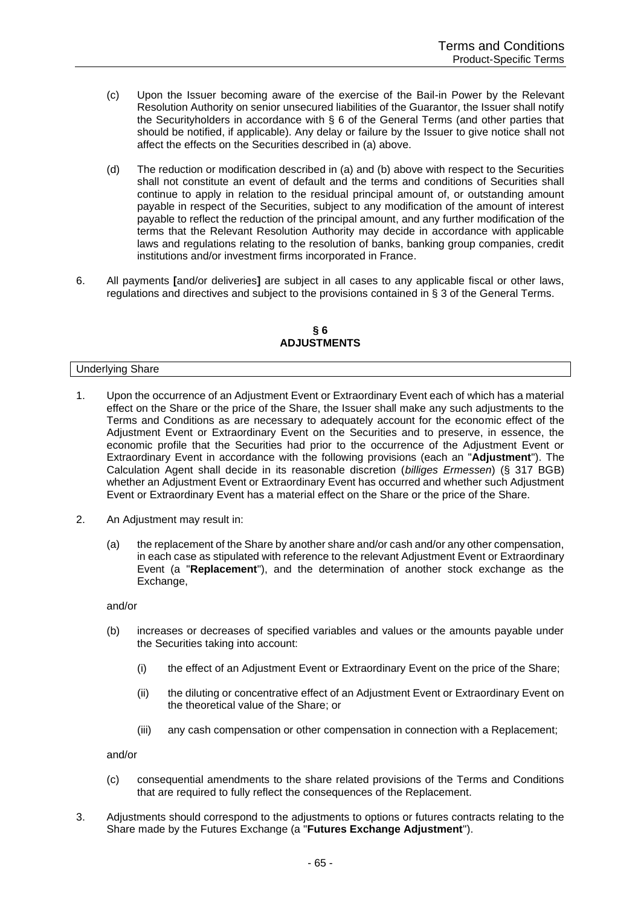(c) Upon the Issuer becoming aware of the exercise of the Bail-in Power by the Relevant Resolution Authority on senior unsecured liabilities of the Guarantor, the Issuer shall notify the Securityholders in accordance with § 6 of the General Terms (and other parties that should be notified, if applicable). Any delay or failure by the Issuer to give notice shall not affect the effects on the Securities described in (a) above.

(d) The reduction or modification described in (a) and (b) above with respect to the Securities shall not constitute an event of default and the terms and conditions of Securities shall continue to apply in relation to the residual principal amount of, or outstanding amount payable in respect of the Securities, subject to any modification of the amount of interest payable to reflect the reduction of the principal amount, and any further modification of the terms that the Relevant Resolution Authority may decide in accordance with applicable laws and regulations relating to the resolution of banks, banking group companies, credit institutions and/or investment firms incorporated in France.

6. All payments **[**and/or deliveries**]** are subject in all cases to any applicable fiscal or other laws, regulations and directives and subject to the provisions contained in § 3 of the General Terms.

## § 6
## ADJUSTMENTS

Underlying Share

1. Upon the occurrence of an Adjustment Event or Extraordinary Event each of which has a material effect on the Share or the price of the Share, the Issuer shall make any such adjustments to the Terms and Conditions as are necessary to adequately account for the economic effect of the Adjustment Event or Extraordinary Event on the Securities and to preserve, in essence, the economic profile that the Securities had prior to the occurrence of the Adjustment Event or Extraordinary Event in accordance with the following provisions (each an "**Adjustment**"). The Calculation Agent shall decide in its reasonable discretion (*billiges Ermessen*) (§ 317 BGB) whether an Adjustment Event or Extraordinary Event has occurred and whether such Adjustment Event or Extraordinary Event has a material effect on the Share or the price of the Share.

2. An Adjustment may result in:

   (a) the replacement of the Share by another share and/or cash and/or any other compensation, in each case as stipulated with reference to the relevant Adjustment Event or Extraordinary Event (a "**Replacement**"), and the determination of another stock exchange as the Exchange,

   and/or

   (b) increases or decreases of specified variables and values or the amounts payable under the Securities taking into account:

      (i) the effect of an Adjustment Event or Extraordinary Event on the price of the Share;

      (ii) the diluting or concentrative effect of an Adjustment Event or Extraordinary Event on the theoretical value of the Share; or

      (iii) any cash compensation or other compensation in connection with a Replacement;

   and/or

   (c) consequential amendments to the share related provisions of the Terms and Conditions that are required to fully reflect the consequences of the Replacement.

3. Adjustments should correspond to the adjustments to options or futures contracts relating to the Share made by the Futures Exchange (a "**Futures Exchange Adjustment**").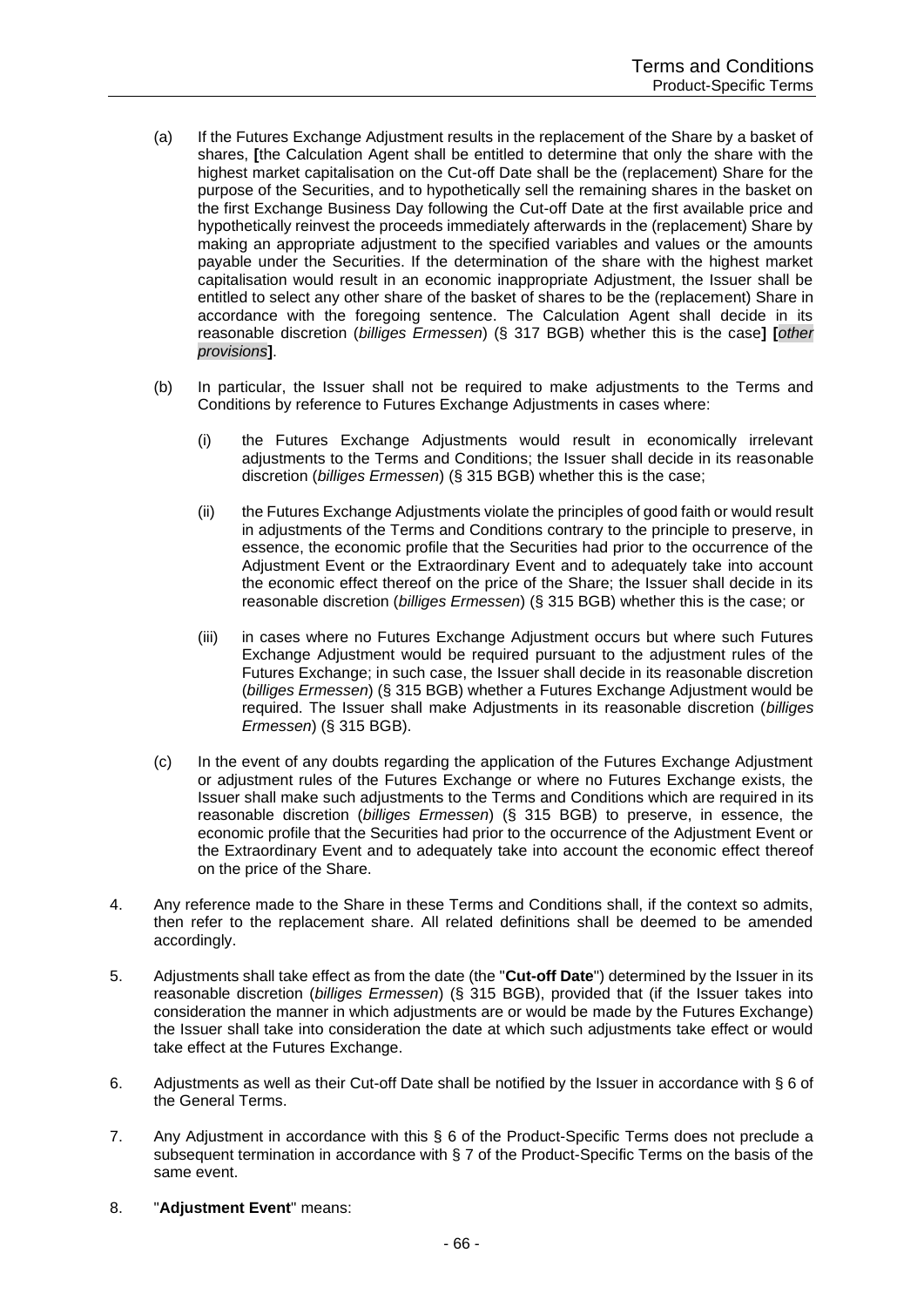(a) If the Futures Exchange Adjustment results in the replacement of the Share by a basket of shares, **[**the Calculation Agent shall be entitled to determine that only the share with the highest market capitalisation on the Cut-off Date shall be the (replacement) Share for the purpose of the Securities, and to hypothetically sell the remaining shares in the basket on the first Exchange Business Day following the Cut-off Date at the first available price and hypothetically reinvest the proceeds immediately afterwards in the (replacement) Share by making an appropriate adjustment to the specified variables and values or the amounts payable under the Securities. If the determination of the share with the highest market capitalisation would result in an economic inappropriate Adjustment, the Issuer shall be entitled to select any other share of the basket of shares to be the (replacement) Share in accordance with the foregoing sentence. The Calculation Agent shall decide in its reasonable discretion (*billiges Ermessen*) (§ 317 BGB) whether this is the case**]** **[***other provisions***]**.

(b) In particular, the Issuer shall not be required to make adjustments to the Terms and Conditions by reference to Futures Exchange Adjustments in cases where:

   (i) the Futures Exchange Adjustments would result in economically irrelevant adjustments to the Terms and Conditions; the Issuer shall decide in its reasonable discretion (*billiges Ermessen*) (§ 315 BGB) whether this is the case;

   (ii) the Futures Exchange Adjustments violate the principles of good faith or would result in adjustments of the Terms and Conditions contrary to the principle to preserve, in essence, the economic profile that the Securities had prior to the occurrence of the Adjustment Event or the Extraordinary Event and to adequately take into account the economic effect thereof on the price of the Share; the Issuer shall decide in its reasonable discretion (*billiges Ermessen*) (§ 315 BGB) whether this is the case; or

   (iii) in cases where no Futures Exchange Adjustment occurs but where such Futures Exchange Adjustment would be required pursuant to the adjustment rules of the Futures Exchange; in such case, the Issuer shall decide in its reasonable discretion (*billiges Ermessen*) (§ 315 BGB) whether a Futures Exchange Adjustment would be required. The Issuer shall make Adjustments in its reasonable discretion (*billiges Ermessen*) (§ 315 BGB).

(c) In the event of any doubts regarding the application of the Futures Exchange Adjustment or adjustment rules of the Futures Exchange or where no Futures Exchange exists, the Issuer shall make such adjustments to the Terms and Conditions which are required in its reasonable discretion (*billiges Ermessen*) (§ 315 BGB) to preserve, in essence, the economic profile that the Securities had prior to the occurrence of the Adjustment Event or the Extraordinary Event and to adequately take into account the economic effect thereof on the price of the Share.

4. Any reference made to the Share in these Terms and Conditions shall, if the context so admits, then refer to the replacement share. All related definitions shall be deemed to be amended accordingly.

5. Adjustments shall take effect as from the date (the "**Cut-off Date**") determined by the Issuer in its reasonable discretion (*billiges Ermessen*) (§ 315 BGB), provided that (if the Issuer takes into consideration the manner in which adjustments are or would be made by the Futures Exchange) the Issuer shall take into consideration the date at which such adjustments take effect or would take effect at the Futures Exchange.

6. Adjustments as well as their Cut-off Date shall be notified by the Issuer in accordance with § 6 of the General Terms.

7. Any Adjustment in accordance with this § 6 of the Product-Specific Terms does not preclude a subsequent termination in accordance with § 7 of the Product-Specific Terms on the basis of the same event.

8. "**Adjustment Event**" means: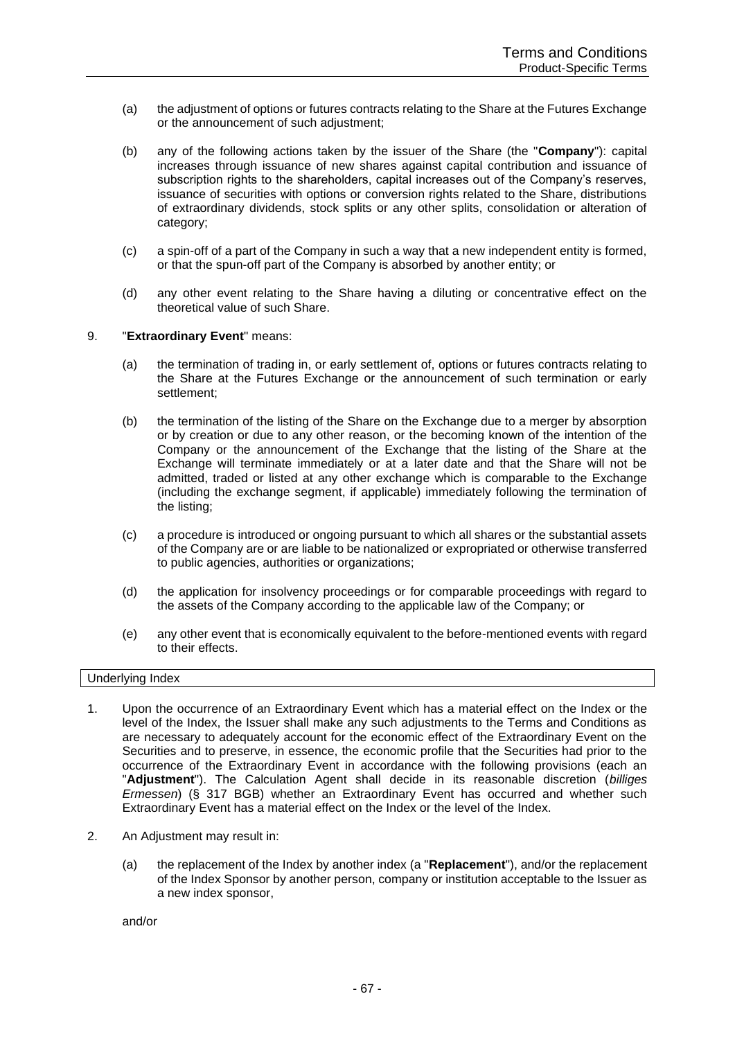(a) the adjustment of options or futures contracts relating to the Share at the Futures Exchange or the announcement of such adjustment;

(b) any of the following actions taken by the issuer of the Share (the "**Company**"): capital increases through issuance of new shares against capital contribution and issuance of subscription rights to the shareholders, capital increases out of the Company's reserves, issuance of securities with options or conversion rights related to the Share, distributions of extraordinary dividends, stock splits or any other splits, consolidation or alteration of category;

(c) a spin-off of a part of the Company in such a way that a new independent entity is formed, or that the spun-off part of the Company is absorbed by another entity; or

(d) any other event relating to the Share having a diluting or concentrative effect on the theoretical value of such Share.

9. "**Extraordinary Event**" means:

(a) the termination of trading in, or early settlement of, options or futures contracts relating to the Share at the Futures Exchange or the announcement of such termination or early settlement;

(b) the termination of the listing of the Share on the Exchange due to a merger by absorption or by creation or due to any other reason, or the becoming known of the intention of the Company or the announcement of the Exchange that the listing of the Share at the Exchange will terminate immediately or at a later date and that the Share will not be admitted, traded or listed at any other exchange which is comparable to the Exchange (including the exchange segment, if applicable) immediately following the termination of the listing;

(c) a procedure is introduced or ongoing pursuant to which all shares or the substantial assets of the Company are or are liable to be nationalized or expropriated or otherwise transferred to public agencies, authorities or organizations;

(d) the application for insolvency proceedings or for comparable proceedings with regard to the assets of the Company according to the applicable law of the Company; or

(e) any other event that is economically equivalent to the before-mentioned events with regard to their effects.

Underlying Index

1. Upon the occurrence of an Extraordinary Event which has a material effect on the Index or the level of the Index, the Issuer shall make any such adjustments to the Terms and Conditions as are necessary to adequately account for the economic effect of the Extraordinary Event on the Securities and to preserve, in essence, the economic profile that the Securities had prior to the occurrence of the Extraordinary Event in accordance with the following provisions (each an "**Adjustment**"). The Calculation Agent shall decide in its reasonable discretion (*billiges Ermessen*) (§ 317 BGB) whether an Extraordinary Event has occurred and whether such Extraordinary Event has a material effect on the Index or the level of the Index.

2. An Adjustment may result in:

(a) the replacement of the Index by another index (a "**Replacement**"), and/or the replacement of the Index Sponsor by another person, company or institution acceptable to the Issuer as a new index sponsor,

and/or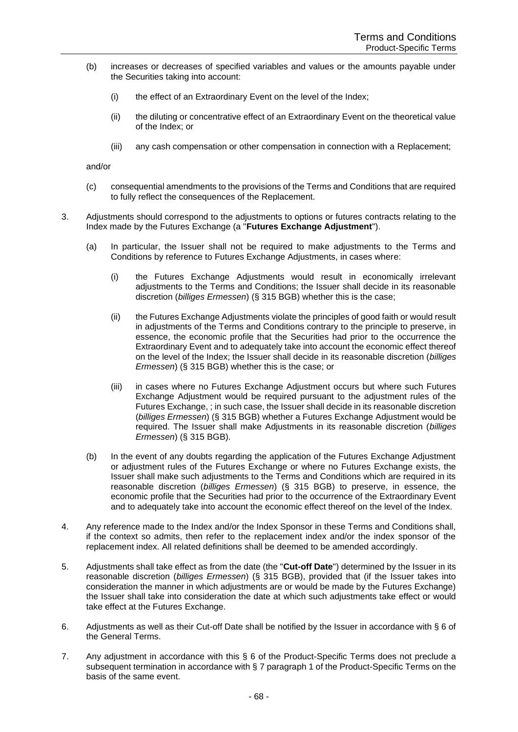(b) increases or decreases of specified variables and values or the amounts payable under the Securities taking into account:

   (i) the effect of an Extraordinary Event on the level of the Index;

   (ii) the diluting or concentrative effect of an Extraordinary Event on the theoretical value of the Index; or

   (iii) any cash compensation or other compensation in connection with a Replacement;

and/or

(c) consequential amendments to the provisions of the Terms and Conditions that are required to fully reflect the consequences of the Replacement.

3. Adjustments should correspond to the adjustments to options or futures contracts relating to the Index made by the Futures Exchange (a "**Futures Exchange Adjustment**").

   (a) In particular, the Issuer shall not be required to make adjustments to the Terms and Conditions by reference to Futures Exchange Adjustments, in cases where:

      (i) the Futures Exchange Adjustments would result in economically irrelevant adjustments to the Terms and Conditions; the Issuer shall decide in its reasonable discretion (*billiges Ermessen*) (§ 315 BGB) whether this is the case;

      (ii) the Futures Exchange Adjustments violate the principles of good faith or would result in adjustments of the Terms and Conditions contrary to the principle to preserve, in essence, the economic profile that the Securities had prior to the occurrence the Extraordinary Event and to adequately take into account the economic effect thereof on the level of the Index; the Issuer shall decide in its reasonable discretion (*billiges Ermessen*) (§ 315 BGB) whether this is the case; or

      (iii) in cases where no Futures Exchange Adjustment occurs but where such Futures Exchange Adjustment would be required pursuant to the adjustment rules of the Futures Exchange, ; in such case, the Issuer shall decide in its reasonable discretion (*billiges Ermessen*) (§ 315 BGB) whether a Futures Exchange Adjustment would be required. The Issuer shall make Adjustments in its reasonable discretion (*billiges Ermessen*) (§ 315 BGB).

   (b) In the event of any doubts regarding the application of the Futures Exchange Adjustment or adjustment rules of the Futures Exchange or where no Futures Exchange exists, the Issuer shall make such adjustments to the Terms and Conditions which are required in its reasonable discretion (*billiges Ermessen*) (§ 315 BGB) to preserve, in essence, the economic profile that the Securities had prior to the occurrence of the Extraordinary Event and to adequately take into account the economic effect thereof on the level of the Index.

4. Any reference made to the Index and/or the Index Sponsor in these Terms and Conditions shall, if the context so admits, then refer to the replacement index and/or the index sponsor of the replacement index. All related definitions shall be deemed to be amended accordingly.

5. Adjustments shall take effect as from the date (the "**Cut-off Date**") determined by the Issuer in its reasonable discretion (*billiges Ermessen*) (§ 315 BGB), provided that (if the Issuer takes into consideration the manner in which adjustments are or would be made by the Futures Exchange) the Issuer shall take into consideration the date at which such adjustments take effect or would take effect at the Futures Exchange.

6. Adjustments as well as their Cut-off Date shall be notified by the Issuer in accordance with § 6 of the General Terms.

7. Any adjustment in accordance with this § 6 of the Product-Specific Terms does not preclude a subsequent termination in accordance with § 7 paragraph 1 of the Product-Specific Terms on the basis of the same event.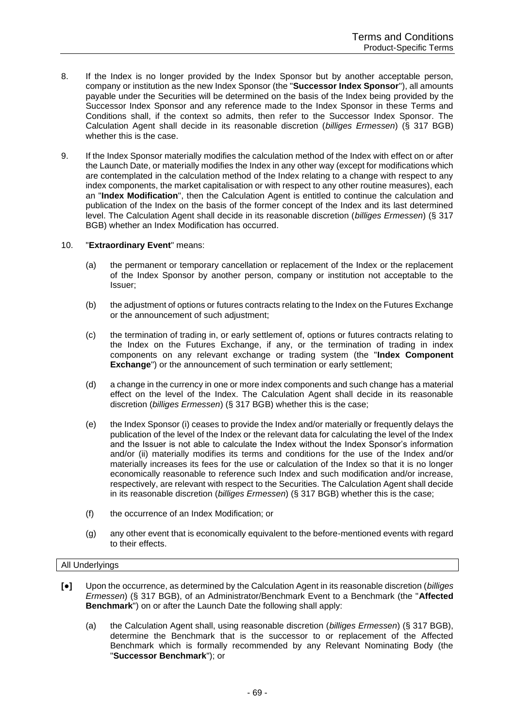8. If the Index is no longer provided by the Index Sponsor but by another acceptable person, company or institution as the new Index Sponsor (the "**Successor Index Sponsor**"), all amounts payable under the Securities will be determined on the basis of the Index being provided by the Successor Index Sponsor and any reference made to the Index Sponsor in these Terms and Conditions shall, if the context so admits, then refer to the Successor Index Sponsor. The Calculation Agent shall decide in its reasonable discretion (*billiges Ermessen*) (§ 317 BGB) whether this is the case.

9. If the Index Sponsor materially modifies the calculation method of the Index with effect on or after the Launch Date, or materially modifies the Index in any other way (except for modifications which are contemplated in the calculation method of the Index relating to a change with respect to any index components, the market capitalisation or with respect to any other routine measures), each an "**Index Modification**", then the Calculation Agent is entitled to continue the calculation and publication of the Index on the basis of the former concept of the Index and its last determined level. The Calculation Agent shall decide in its reasonable discretion (*billiges Ermessen*) (§ 317 BGB) whether an Index Modification has occurred.

10. "**Extraordinary Event**" means:

    (a) the permanent or temporary cancellation or replacement of the Index or the replacement of the Index Sponsor by another person, company or institution not acceptable to the Issuer;

    (b) the adjustment of options or futures contracts relating to the Index on the Futures Exchange or the announcement of such adjustment;

    (c) the termination of trading in, or early settlement of, options or futures contracts relating to the Index on the Futures Exchange, if any, or the termination of trading in index components on any relevant exchange or trading system (the "**Index Component Exchange**") or the announcement of such termination or early settlement;

    (d) a change in the currency in one or more index components and such change has a material effect on the level of the Index. The Calculation Agent shall decide in its reasonable discretion (*billiges Ermessen*) (§ 317 BGB) whether this is the case;

    (e) the Index Sponsor (i) ceases to provide the Index and/or materially or frequently delays the publication of the level of the Index or the relevant data for calculating the level of the Index and the Issuer is not able to calculate the Index without the Index Sponsor's information and/or (ii) materially modifies its terms and conditions for the use of the Index and/or materially increases its fees for the use or calculation of the Index so that it is no longer economically reasonable to reference such Index and such modification and/or increase, respectively, are relevant with respect to the Securities. The Calculation Agent shall decide in its reasonable discretion (*billiges Ermessen*) (§ 317 BGB) whether this is the case;

    (f) the occurrence of an Index Modification; or

    (g) any other event that is economically equivalent to the before-mentioned events with regard to their effects.

| All Underlyings |
|---|

**[•]** Upon the occurrence, as determined by the Calculation Agent in its reasonable discretion (*billiges Ermessen*) (§ 317 BGB), of an Administrator/Benchmark Event to a Benchmark (the "**Affected Benchmark**") on or after the Launch Date the following shall apply:

(a) the Calculation Agent shall, using reasonable discretion (*billiges Ermessen*) (§ 317 BGB), determine the Benchmark that is the successor to or replacement of the Affected Benchmark which is formally recommended by any Relevant Nominating Body (the "**Successor Benchmark**"); or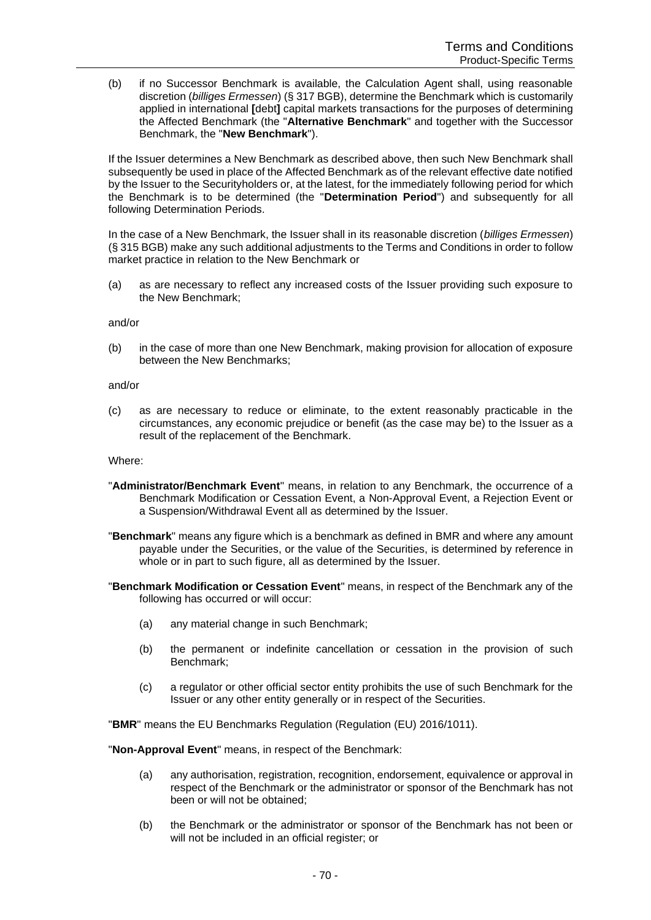(b) if no Successor Benchmark is available, the Calculation Agent shall, using reasonable discretion (*billiges Ermessen*) (§ 317 BGB), determine the Benchmark which is customarily applied in international **[**debt**]** capital markets transactions for the purposes of determining the Affected Benchmark (the "**Alternative Benchmark**" and together with the Successor Benchmark, the "**New Benchmark**").

If the Issuer determines a New Benchmark as described above, then such New Benchmark shall subsequently be used in place of the Affected Benchmark as of the relevant effective date notified by the Issuer to the Securityholders or, at the latest, for the immediately following period for which the Benchmark is to be determined (the "**Determination Period**") and subsequently for all following Determination Periods.

In the case of a New Benchmark, the Issuer shall in its reasonable discretion (*billiges Ermessen*) (§ 315 BGB) make any such additional adjustments to the Terms and Conditions in order to follow market practice in relation to the New Benchmark or

(a) as are necessary to reflect any increased costs of the Issuer providing such exposure to the New Benchmark;

and/or

(b) in the case of more than one New Benchmark, making provision for allocation of exposure between the New Benchmarks;

and/or

(c) as are necessary to reduce or eliminate, to the extent reasonably practicable in the circumstances, any economic prejudice or benefit (as the case may be) to the Issuer as a result of the replacement of the Benchmark.

Where:

"**Administrator/Benchmark Event**" means, in relation to any Benchmark, the occurrence of a Benchmark Modification or Cessation Event, a Non-Approval Event, a Rejection Event or a Suspension/Withdrawal Event all as determined by the Issuer.

"**Benchmark**" means any figure which is a benchmark as defined in BMR and where any amount payable under the Securities, or the value of the Securities, is determined by reference in whole or in part to such figure, all as determined by the Issuer.

"**Benchmark Modification or Cessation Event**" means, in respect of the Benchmark any of the following has occurred or will occur:

(a) any material change in such Benchmark;

(b) the permanent or indefinite cancellation or cessation in the provision of such Benchmark;

(c) a regulator or other official sector entity prohibits the use of such Benchmark for the Issuer or any other entity generally or in respect of the Securities.

"**BMR**" means the EU Benchmarks Regulation (Regulation (EU) 2016/1011).

"**Non-Approval Event**" means, in respect of the Benchmark:

(a) any authorisation, registration, recognition, endorsement, equivalence or approval in respect of the Benchmark or the administrator or sponsor of the Benchmark has not been or will not be obtained;

(b) the Benchmark or the administrator or sponsor of the Benchmark has not been or will not be included in an official register; or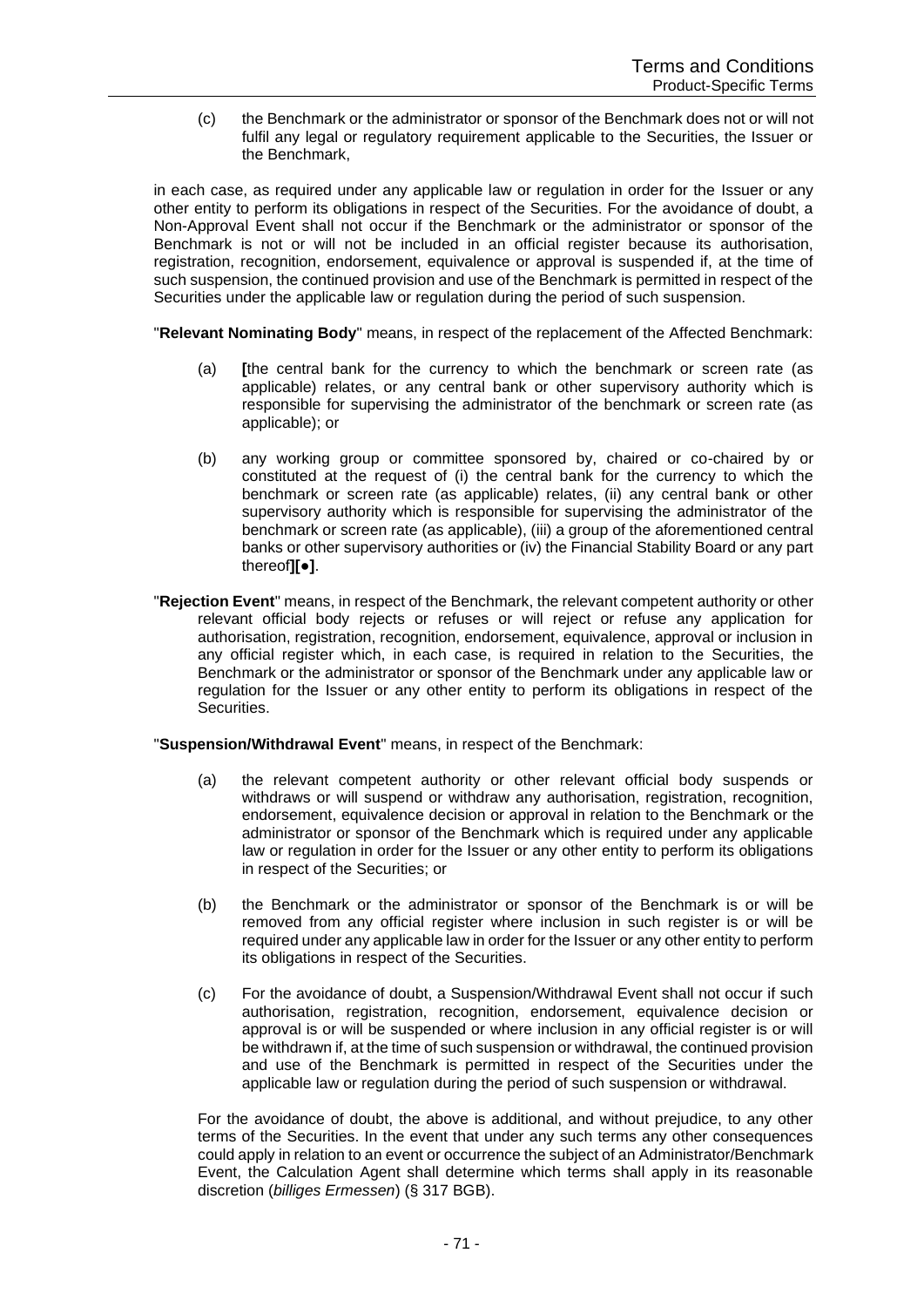(c) the Benchmark or the administrator or sponsor of the Benchmark does not or will not fulfil any legal or regulatory requirement applicable to the Securities, the Issuer or the Benchmark,

in each case, as required under any applicable law or regulation in order for the Issuer or any other entity to perform its obligations in respect of the Securities. For the avoidance of doubt, a Non-Approval Event shall not occur if the Benchmark or the administrator or sponsor of the Benchmark is not or will not be included in an official register because its authorisation, registration, recognition, endorsement, equivalence or approval is suspended if, at the time of such suspension, the continued provision and use of the Benchmark is permitted in respect of the Securities under the applicable law or regulation during the period of such suspension.

"**Relevant Nominating Body**" means, in respect of the replacement of the Affected Benchmark:

(a) **[**the central bank for the currency to which the benchmark or screen rate (as applicable) relates, or any central bank or other supervisory authority which is responsible for supervising the administrator of the benchmark or screen rate (as applicable); or

(b) any working group or committee sponsored by, chaired or co-chaired by or constituted at the request of (i) the central bank for the currency to which the benchmark or screen rate (as applicable) relates, (ii) any central bank or other supervisory authority which is responsible for supervising the administrator of the benchmark or screen rate (as applicable), (iii) a group of the aforementioned central banks or other supervisory authorities or (iv) the Financial Stability Board or any part thereof**][●]**.

"**Rejection Event**" means, in respect of the Benchmark, the relevant competent authority or other relevant official body rejects or refuses or will reject or refuse any application for authorisation, registration, recognition, endorsement, equivalence, approval or inclusion in any official register which, in each case, is required in relation to the Securities, the Benchmark or the administrator or sponsor of the Benchmark under any applicable law or regulation for the Issuer or any other entity to perform its obligations in respect of the Securities.

"**Suspension/Withdrawal Event**" means, in respect of the Benchmark:

(a) the relevant competent authority or other relevant official body suspends or withdraws or will suspend or withdraw any authorisation, registration, recognition, endorsement, equivalence decision or approval in relation to the Benchmark or the administrator or sponsor of the Benchmark which is required under any applicable law or regulation in order for the Issuer or any other entity to perform its obligations in respect of the Securities; or

(b) the Benchmark or the administrator or sponsor of the Benchmark is or will be removed from any official register where inclusion in such register is or will be required under any applicable law in order for the Issuer or any other entity to perform its obligations in respect of the Securities.

(c) For the avoidance of doubt, a Suspension/Withdrawal Event shall not occur if such authorisation, registration, recognition, endorsement, equivalence decision or approval is or will be suspended or where inclusion in any official register is or will be withdrawn if, at the time of such suspension or withdrawal, the continued provision and use of the Benchmark is permitted in respect of the Securities under the applicable law or regulation during the period of such suspension or withdrawal.

For the avoidance of doubt, the above is additional, and without prejudice, to any other terms of the Securities. In the event that under any such terms any other consequences could apply in relation to an event or occurrence the subject of an Administrator/Benchmark Event, the Calculation Agent shall determine which terms shall apply in its reasonable discretion (*billiges Ermessen*) (§ 317 BGB).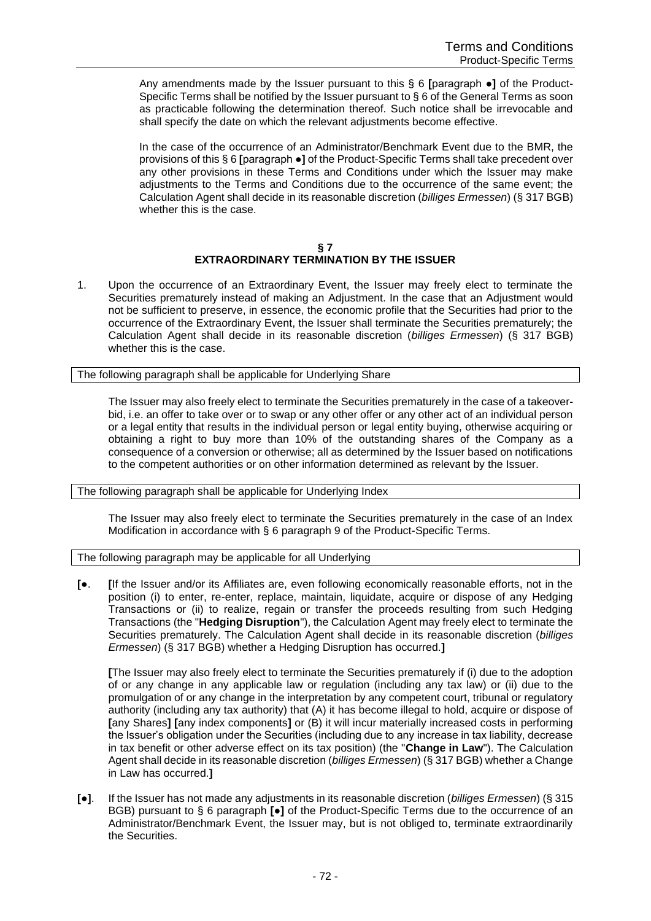Any amendments made by the Issuer pursuant to this § 6 **[**paragraph ●**]** of the Product-Specific Terms shall be notified by the Issuer pursuant to § 6 of the General Terms as soon as practicable following the determination thereof. Such notice shall be irrevocable and shall specify the date on which the relevant adjustments become effective.

In the case of the occurrence of an Administrator/Benchmark Event due to the BMR, the provisions of this § 6 **[**paragraph ●**]** of the Product-Specific Terms shall take precedent over any other provisions in these Terms and Conditions under which the Issuer may make adjustments to the Terms and Conditions due to the occurrence of the same event; the Calculation Agent shall decide in its reasonable discretion (*billiges Ermessen*) (§ 317 BGB) whether this is the case.

## § 7
## EXTRAORDINARY TERMINATION BY THE ISSUER

1. Upon the occurrence of an Extraordinary Event, the Issuer may freely elect to terminate the Securities prematurely instead of making an Adjustment. In the case that an Adjustment would not be sufficient to preserve, in essence, the economic profile that the Securities had prior to the occurrence of the Extraordinary Event, the Issuer shall terminate the Securities prematurely; the Calculation Agent shall decide in its reasonable discretion (*billiges Ermessen*) (§ 317 BGB) whether this is the case.

| The following paragraph shall be applicable for Underlying Share |
|---|

The Issuer may also freely elect to terminate the Securities prematurely in the case of a takeover-bid, i.e. an offer to take over or to swap or any other offer or any other act of an individual person or a legal entity that results in the individual person or legal entity buying, otherwise acquiring or obtaining a right to buy more than 10% of the outstanding shares of the Company as a consequence of a conversion or otherwise; all as determined by the Issuer based on notifications to the competent authorities or on other information determined as relevant by the Issuer.

| The following paragraph shall be applicable for Underlying Index |
|---|

The Issuer may also freely elect to terminate the Securities prematurely in the case of an Index Modification in accordance with § 6 paragraph 9 of the Product-Specific Terms.

| The following paragraph may be applicable for all Underlying |
|---|

**[**●. **[**If the Issuer and/or its Affiliates are, even following economically reasonable efforts, not in the position (i) to enter, re-enter, replace, maintain, liquidate, acquire or dispose of any Hedging Transactions or (ii) to realize, regain or transfer the proceeds resulting from such Hedging Transactions (the "**Hedging Disruption**"), the Calculation Agent may freely elect to terminate the Securities prematurely. The Calculation Agent shall decide in its reasonable discretion (*billiges Ermessen*) (§ 317 BGB) whether a Hedging Disruption has occurred.**]**

**[**The Issuer may also freely elect to terminate the Securities prematurely if (i) due to the adoption of or any change in any applicable law or regulation (including any tax law) or (ii) due to the promulgation of or any change in the interpretation by any competent court, tribunal or regulatory authority (including any tax authority) that (A) it has become illegal to hold, acquire or dispose of **[**any Shares**]** **[**any index components**]** or (B) it will incur materially increased costs in performing the Issuer's obligation under the Securities (including due to any increase in tax liability, decrease in tax benefit or other adverse effect on its tax position) (the "**Change in Law**"). The Calculation Agent shall decide in its reasonable discretion (*billiges Ermessen*) (§ 317 BGB) whether a Change in Law has occurred.**]**

**[**●**]**. If the Issuer has not made any adjustments in its reasonable discretion (*billiges Ermessen*) (§ 315 BGB) pursuant to § 6 paragraph **[**●**]** of the Product-Specific Terms due to the occurrence of an Administrator/Benchmark Event, the Issuer may, but is not obliged to, terminate extraordinarily the Securities.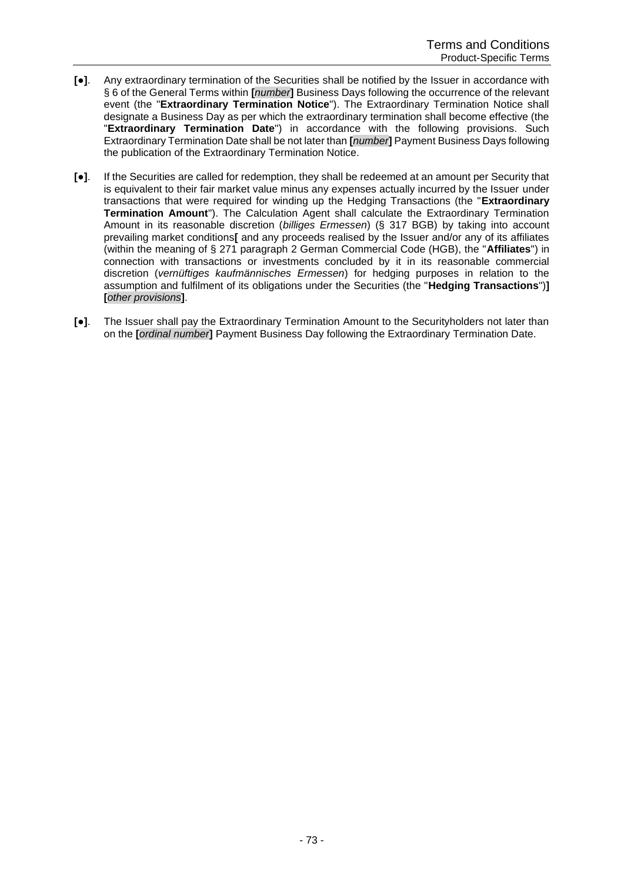**[●]**. Any extraordinary termination of the Securities shall be notified by the Issuer in accordance with § 6 of the General Terms within **[***number***]** Business Days following the occurrence of the relevant event (the "**Extraordinary Termination Notice**"). The Extraordinary Termination Notice shall designate a Business Day as per which the extraordinary termination shall become effective (the "**Extraordinary Termination Date**") in accordance with the following provisions. Such Extraordinary Termination Date shall be not later than **[***number***]** Payment Business Days following the publication of the Extraordinary Termination Notice.

**[●]**. If the Securities are called for redemption, they shall be redeemed at an amount per Security that is equivalent to their fair market value minus any expenses actually incurred by the Issuer under transactions that were required for winding up the Hedging Transactions (the "**Extraordinary Termination Amount**"). The Calculation Agent shall calculate the Extraordinary Termination Amount in its reasonable discretion (*billiges Ermessen*) (§ 317 BGB) by taking into account prevailing market conditions**[** and any proceeds realised by the Issuer and/or any of its affiliates (within the meaning of § 271 paragraph 2 German Commercial Code (HGB), the "**Affiliates**") in connection with transactions or investments concluded by it in its reasonable commercial discretion (*vernüftiges kaufmännisches Ermessen*) for hedging purposes in relation to the assumption and fulfilment of its obligations under the Securities (the "**Hedging Transactions**")**]** **[***other provisions***]**.

**[●]**. The Issuer shall pay the Extraordinary Termination Amount to the Securityholders not later than on the **[***ordinal number***]** Payment Business Day following the Extraordinary Termination Date.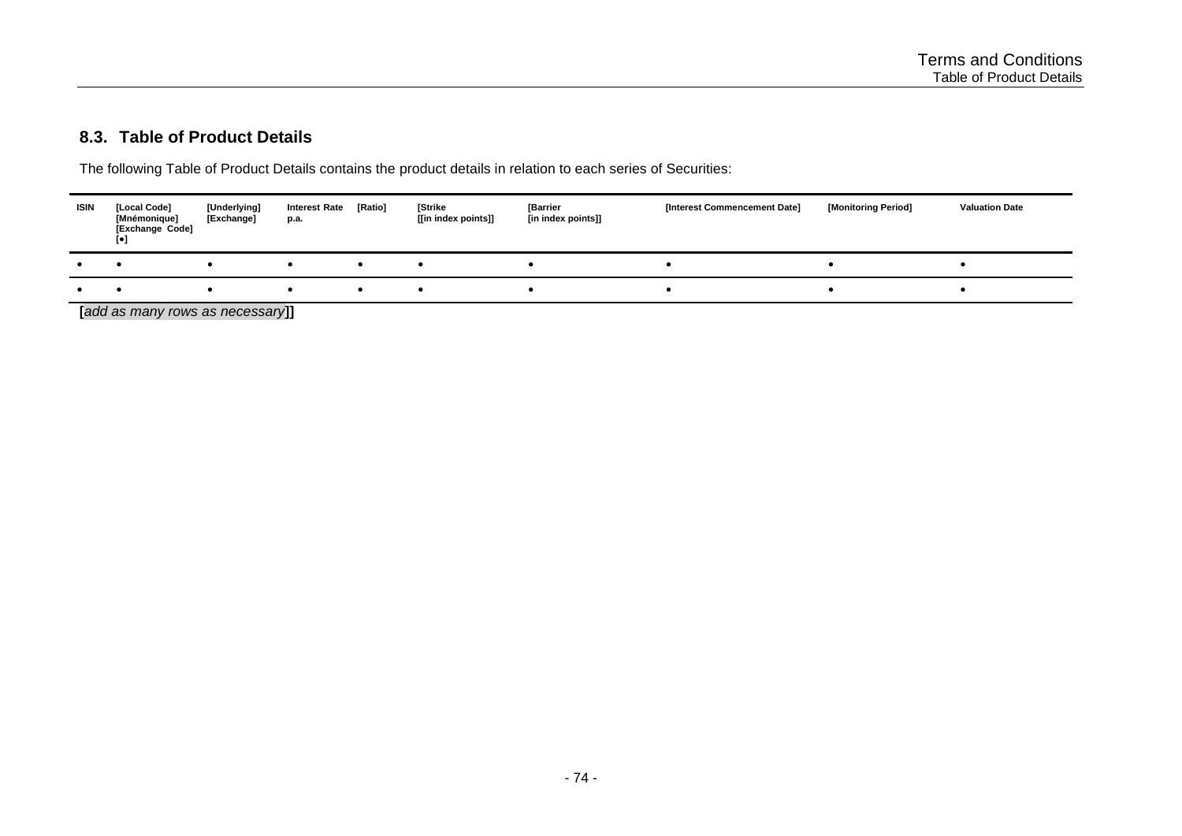## 8.3. Table of Product Details

The following Table of Product Details contains the product details in relation to each series of Securities:

| ISIN | [Local Code] [Mnémonique] [Exchange Code] [•] | [Underlying] [Exchange] | Interest Rate p.a. | [Ratio] | [Strike [[in index points]] | [Barrier [in index points]] | [Interest Commencement Date] | [Monitoring Period] | Valuation Date |
|---|---|---|---|---|---|---|---|---|---|
| • | • | • | • | • | • | • | • | • | • |
| • | • | • | • | • | • | • | • | • | • |

[*add as many rows as necessary*]]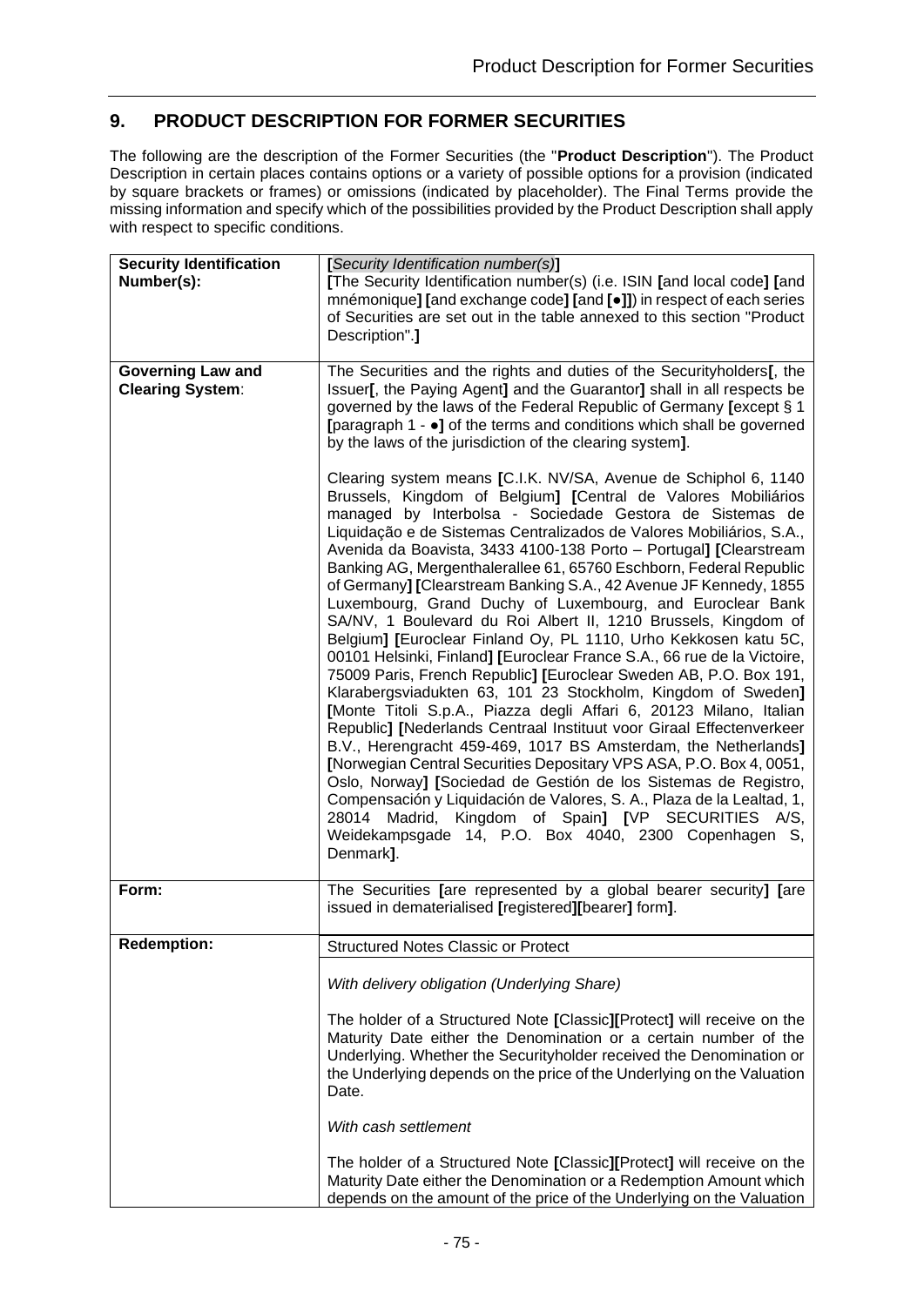## 9. PRODUCT DESCRIPTION FOR FORMER SECURITIES

The following are the description of the Former Securities (the "**Product Description**"). The Product Description in certain places contains options or a variety of possible options for a provision (indicated by square brackets or frames) or omissions (indicated by placeholder). The Final Terms provide the missing information and specify which of the possibilities provided by the Product Description shall apply with respect to specific conditions.

| | |
|---|---|
| **Security Identification Number(s):** | **[***Security Identification number(s)***]**<br>**[**The Security Identification number(s) (i.e. ISIN **[**and local code**]** **[**and mnémonique**]** **[**and exchange code**]** **[**and **[●]]**) in respect of each series of Securities are set out in the table annexed to this section "Product Description".**]** |
| **Governing Law and Clearing System**: | The Securities and the rights and duties of the Securityholders**[**, the Issuer**[**, the Paying Agent**]** and the Guarantor**]** shall in all respects be governed by the laws of the Federal Republic of Germany **[**except § 1 **[**paragraph 1 - ●**]** of the terms and conditions which shall be governed by the laws of the jurisdiction of the clearing system**]**.<br><br>Clearing system means **[**C.I.K. NV/SA, Avenue de Schiphol 6, 1140 Brussels, Kingdom of Belgium**]** **[**Central de Valores Mobiliários managed by Interbolsa - Sociedade Gestora de Sistemas de Liquidação e de Sistemas Centralizados de Valores Mobiliários, S.A., Avenida da Boavista, 3433 4100-138 Porto – Portugal**]** **[**Clearstream Banking AG, Mergenthalerallee 61, 65760 Eschborn, Federal Republic of Germany**]** **[**Clearstream Banking S.A., 42 Avenue JF Kennedy, 1855 Luxembourg, Grand Duchy of Luxembourg, and Euroclear Bank SA/NV, 1 Boulevard du Roi Albert II, 1210 Brussels, Kingdom of Belgium**]** **[**Euroclear Finland Oy, PL 1110, Urho Kekkosen katu 5C, 00101 Helsinki, Finland**]** **[**Euroclear France S.A., 66 rue de la Victoire, 75009 Paris, French Republic**]** **[**Euroclear Sweden AB, P.O. Box 191, Klarabergsviadukten 63, 101 23 Stockholm, Kingdom of Sweden**]** **[**Monte Titoli S.p.A., Piazza degli Affari 6, 20123 Milano, Italian Republic**]** **[**Nederlands Centraal Instituut voor Giraal Effectenverkeer B.V., Herengracht 459-469, 1017 BS Amsterdam, the Netherlands**]** **[**Norwegian Central Securities Depositary VPS ASA, P.O. Box 4, 0051, Oslo, Norway**]** **[**Sociedad de Gestión de los Sistemas de Registro, Compensación y Liquidación de Valores, S. A., Plaza de la Lealtad, 1, 28014 Madrid, Kingdom of Spain**]** **[**VP SECURITIES A/S, Weidekampsgade 14, P.O. Box 4040, 2300 Copenhagen S, Denmark**]**. |
| **Form:** | The Securities **[**are represented by a global bearer security**]** **[**are issued in dematerialised **[**registered**][**bearer**]** form**]**. |
| **Redemption:** | Structured Notes Classic or Protect<br><br>*With delivery obligation (Underlying Share)*<br><br>The holder of a Structured Note **[**Classic**][**Protect**]** will receive on the Maturity Date either the Denomination or a certain number of the Underlying. Whether the Securityholder received the Denomination or the Underlying depends on the price of the Underlying on the Valuation Date.<br><br>*With cash settlement*<br><br>The holder of a Structured Note **[**Classic**][**Protect**]** will receive on the Maturity Date either the Denomination or a Redemption Amount which depends on the amount of the price of the Underlying on the Valuation |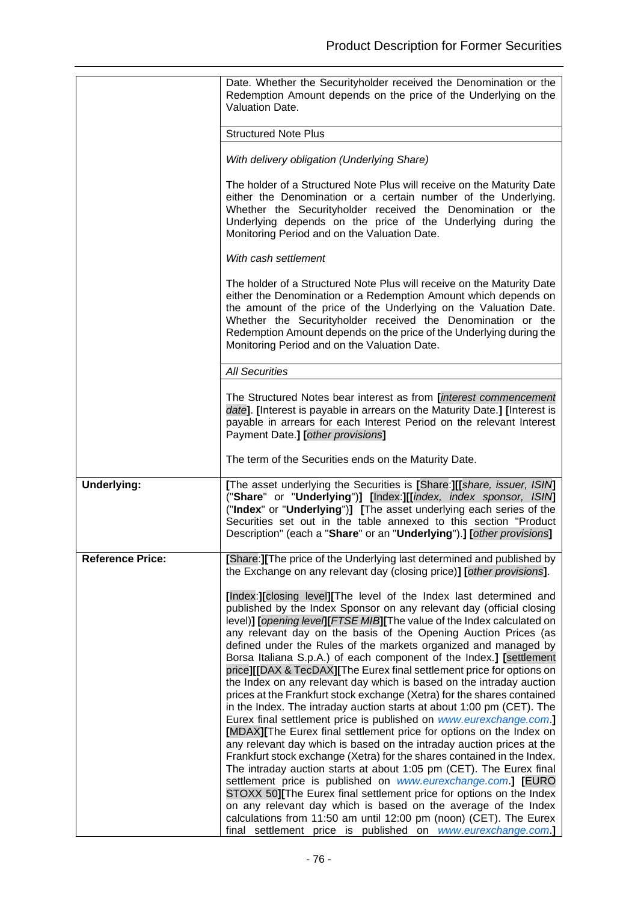| | |
|---|---|
| | Date. Whether the Securityholder received the Denomination or the Redemption Amount depends on the price of the Underlying on the Valuation Date. |
| | Structured Note Plus |
| | *With delivery obligation (Underlying Share)*<br><br>The holder of a Structured Note Plus will receive on the Maturity Date either the Denomination or a certain number of the Underlying. Whether the Securityholder received the Denomination or the Underlying depends on the price of the Underlying during the Monitoring Period and on the Valuation Date.<br><br>*With cash settlement*<br><br>The holder of a Structured Note Plus will receive on the Maturity Date either the Denomination or a Redemption Amount which depends on the amount of the price of the Underlying on the Valuation Date. Whether the Securityholder received the Denomination or the Redemption Amount depends on the price of the Underlying during the Monitoring Period and on the Valuation Date. |
| | *All Securities* |
| | The Structured Notes bear interest as from **[***interest commencement date***]**. **[**Interest is payable in arrears on the Maturity Date.**] [**Interest is payable in arrears for each Interest Period on the relevant Interest Payment Date.**] [***other provisions***]**<br><br>The term of the Securities ends on the Maturity Date. |
| **Underlying:** | **[**The asset underlying the Securities is **[**Share:**][[***share, issuer, ISIN***]** ("**Share**" or "**Underlying**")**]** **[**Index:**][[***index, index sponsor, ISIN***]** ("**Index**" or "**Underlying**")**]** **[**The asset underlying each series of the Securities set out in the table annexed to this section "Product Description" (each a "**Share**" or an "**Underlying**").**]** **[***other provisions***]** |
| **Reference Price:** | **[**Share:**][**The price of the Underlying last determined and published by the Exchange on any relevant day (closing price)**]** **[***other provisions***]**.<br><br>**[**Index:**][**closing level**][**The level of the Index last determined and published by the Index Sponsor on any relevant day (official closing level)**]** **[***opening level***][***FTSE MIB***][**The value of the Index calculated on any relevant day on the basis of the Opening Auction Prices (as defined under the Rules of the markets organized and managed by Borsa Italiana S.p.A.) of each component of the Index.**]** **[**settlement price**][[**DAX & TecDAX**][**The Eurex final settlement price for options on the Index on any relevant day which is based on the intraday auction prices at the Frankfurt stock exchange (Xetra) for the shares contained in the Index. The intraday auction starts at about 1:00 pm (CET). The Eurex final settlement price is published on *www.eurexchange.com*.**]** **[**MDAX**][**The Eurex final settlement price for options on the Index on any relevant day which is based on the intraday auction prices at the Frankfurt stock exchange (Xetra) for the shares contained in the Index. The intraday auction starts at about 1:05 pm (CET). The Eurex final settlement price is published on *www.eurexchange.com*.**]** **[**EURO STOXX 50**][**The Eurex final settlement price for options on the Index on any relevant day which is based on the average of the Index calculations from 11:50 am until 12:00 pm (noon) (CET). The Eurex final settlement price is published on *www.eurexchange.com*.**]** |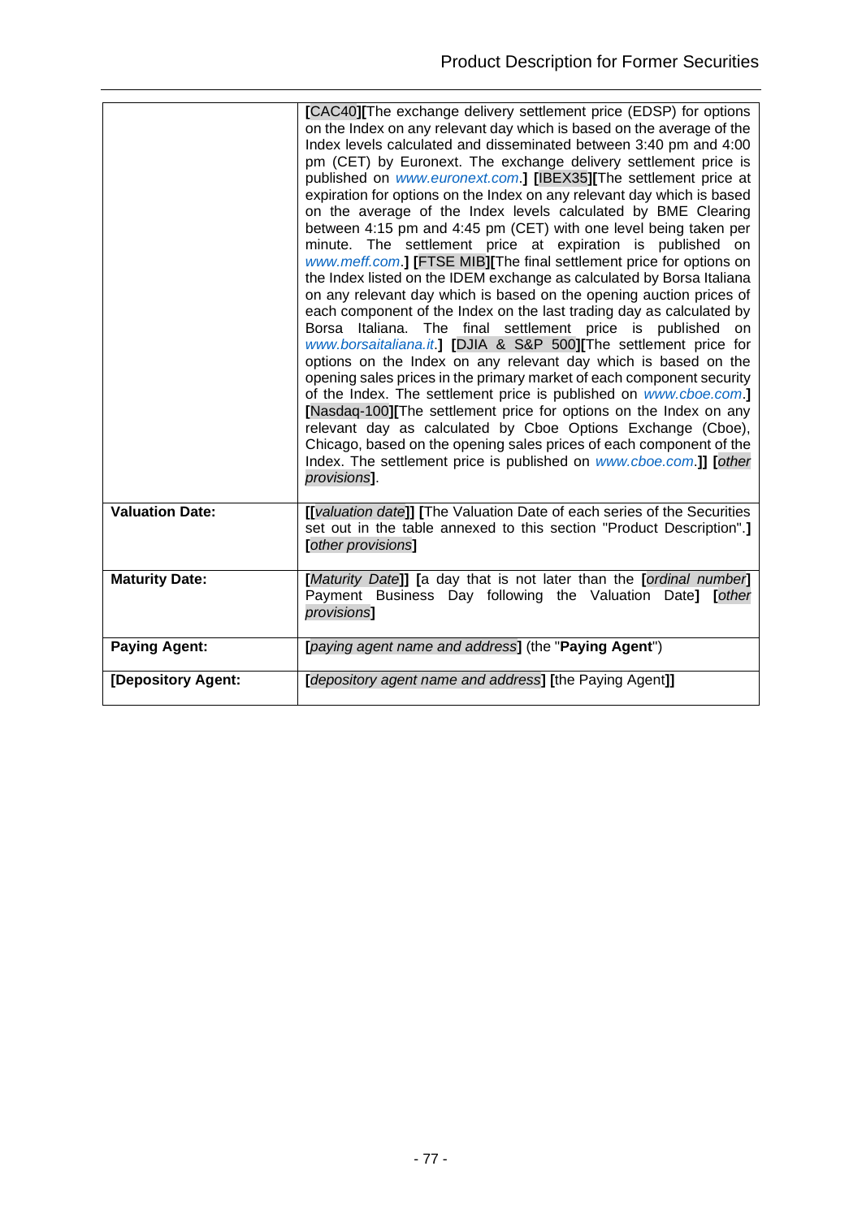| | |
|---|---|
| | [CAC40][The exchange delivery settlement price (EDSP) for options on the Index on any relevant day which is based on the average of the Index levels calculated and disseminated between 3:40 pm and 4:00 pm (CET) by Euronext. The exchange delivery settlement price is published on *www.euronext.com*.] [IBEX35][The settlement price at expiration for options on the Index on any relevant day which is based on the average of the Index levels calculated by BME Clearing between 4:15 pm and 4:45 pm (CET) with one level being taken per minute. The settlement price at expiration is published on *www.meff.com*.] [FTSE MIB][The final settlement price for options on the Index listed on the IDEM exchange as calculated by Borsa Italiana on any relevant day which is based on the opening auction prices of each component of the Index on the last trading day as calculated by Borsa Italiana. The final settlement price is published on *www.borsaitaliana.it*.] [DJIA & S&P 500][The settlement price for options on the Index on any relevant day which is based on the opening sales prices in the primary market of each component security of the Index. The settlement price is published on *www.cboe.com*.] [Nasdaq-100][The settlement price for options on the Index on any relevant day as calculated by Cboe Options Exchange (Cboe), Chicago, based on the opening sales prices of each component of the Index. The settlement price is published on *www.cboe.com*.]] [*other provisions*]. |
| **Valuation Date:** | [[*valuation date*]] [The Valuation Date of each series of the Securities set out in the table annexed to this section "Product Description".] [*other provisions*] |
| **Maturity Date:** | [*Maturity Date*]] [a day that is not later than the [*ordinal number*] Payment Business Day following the Valuation Date] [*other provisions*] |
| **Paying Agent:** | [*paying agent name and address*] (the "**Paying Agent**") |
| **[Depository Agent:** | [*depository agent name and address*] [the Paying Agent]] |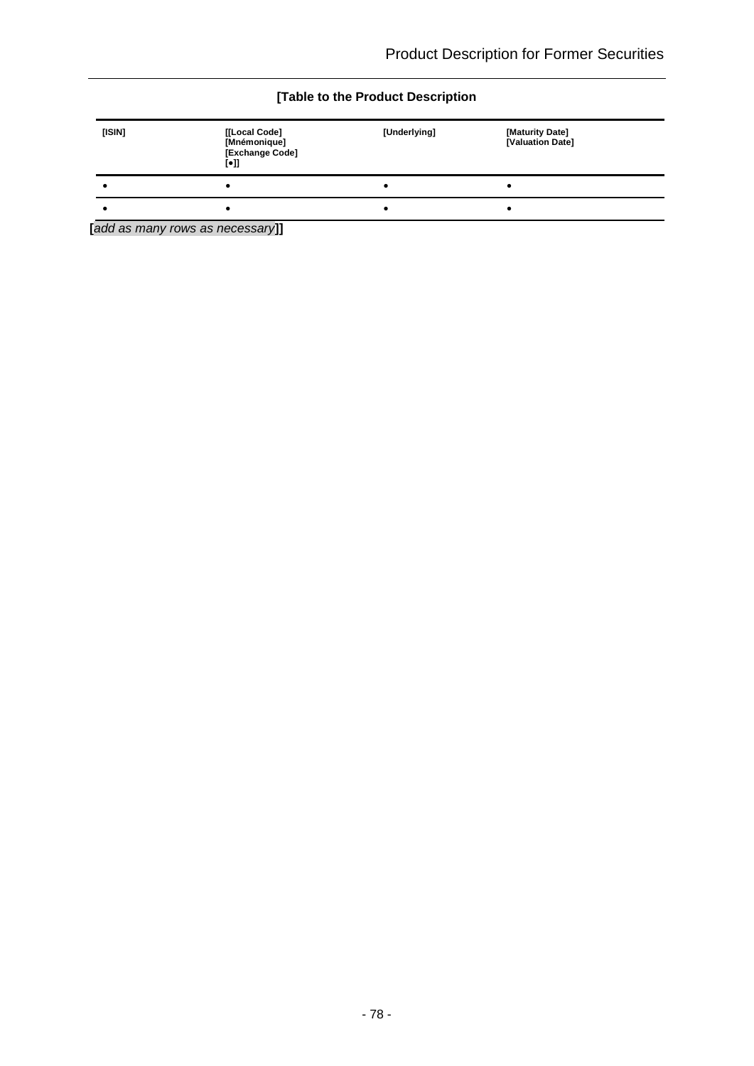**[Table to the Product Description**

| [ISIN] | [[Local Code] [Mnémonique] [Exchange Code] [•]] | [Underlying] | [Maturity Date] [Valuation Date] |
|---|---|---|---|
| • | • | • | • |
| • | • | • | • |

[*add as many rows as necessary*]]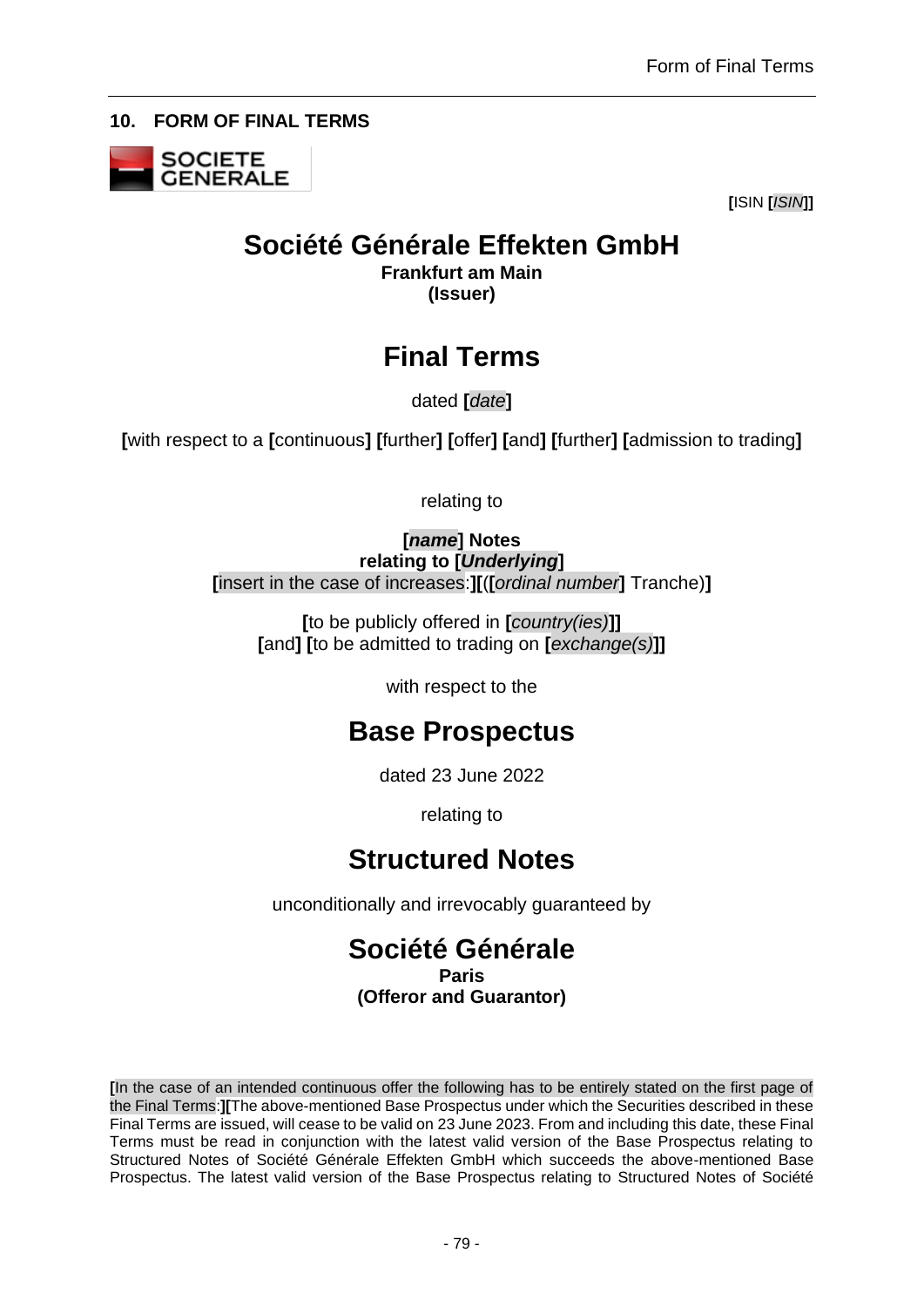## 10. FORM OF FINAL TERMS

SOCIETE GENERALE

**[**ISIN **[***ISIN***]]**

# Société Générale Effekten GmbH

**Frankfurt am Main**
**(Issuer)**

# Final Terms

dated **[***date***]**

**[**with respect to a **[**continuous**]** **[**further**]** **[**offer**]** **[**and**]** **[**further**]** **[**admission to trading**]**

relating to

**[*name*] Notes**
**relating to [*Underlying*]**
**[**insert in the case of increases:**][**(**[***ordinal number***]** Tranche)**]**

**[**to be publicly offered in **[***country(ies)***]]**
**[**and**]** **[**to be admitted to trading on **[***exchange(s)***]]**

with respect to the

# Base Prospectus

dated 23 June 2022

relating to

# Structured Notes

unconditionally and irrevocably guaranteed by

# Société Générale

**Paris**
**(Offeror and Guarantor)**

**[**In the case of an intended continuous offer the following has to be entirely stated on the first page of the Final Terms:**][**The above-mentioned Base Prospectus under which the Securities described in these Final Terms are issued, will cease to be valid on 23 June 2023. From and including this date, these Final Terms must be read in conjunction with the latest valid version of the Base Prospectus relating to Structured Notes of Société Générale Effekten GmbH which succeeds the above-mentioned Base Prospectus. The latest valid version of the Base Prospectus relating to Structured Notes of Société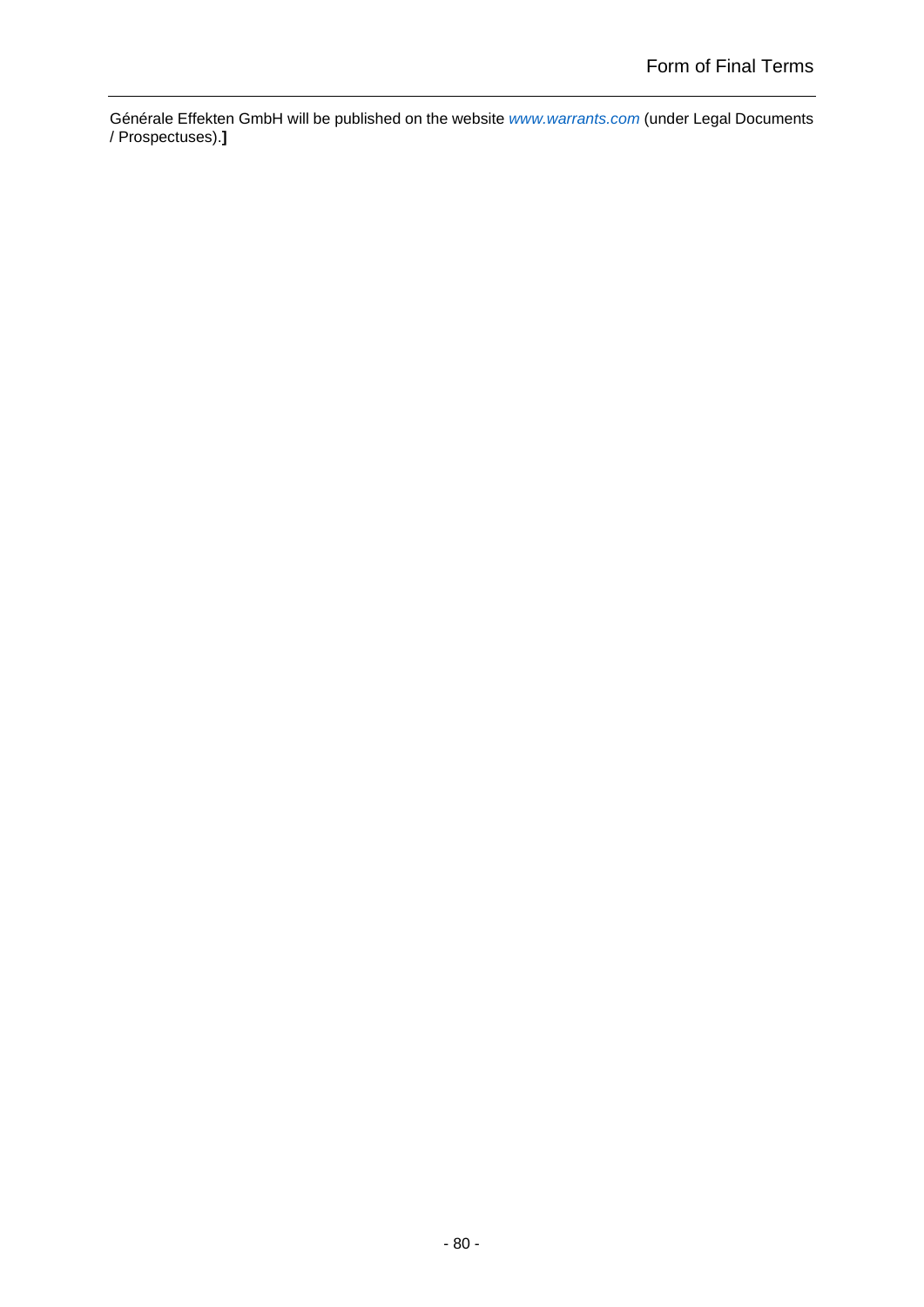Générale Effekten GmbH will be published on the website *www.warrants.com* (under Legal Documents / Prospectuses).**]**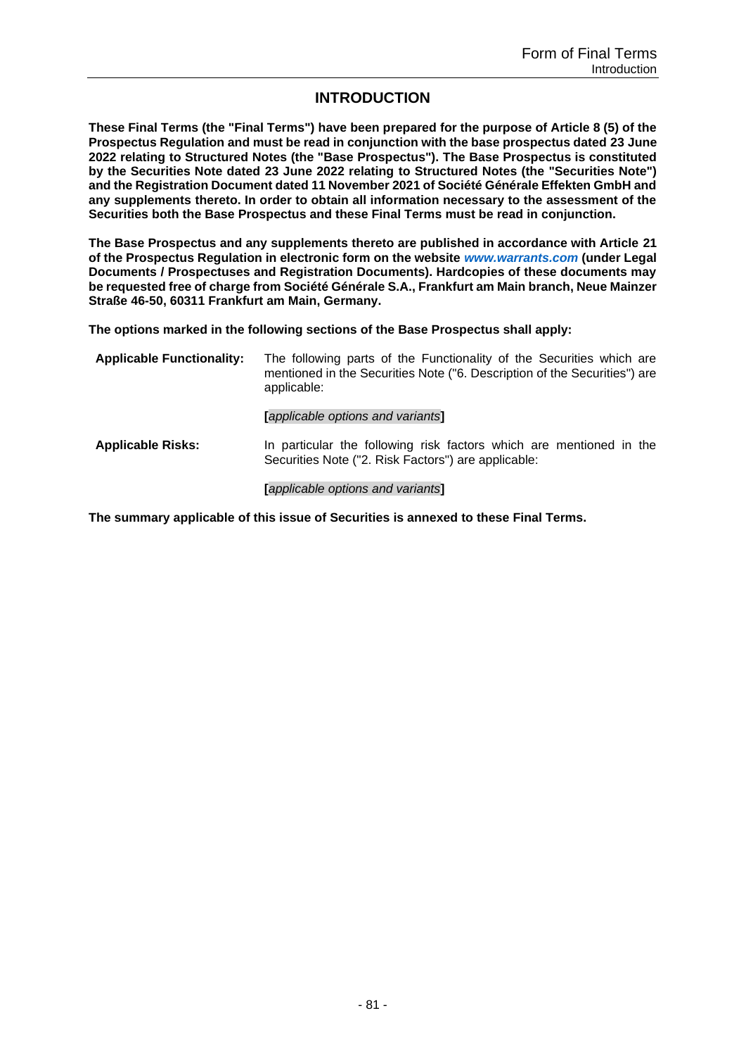## INTRODUCTION

**These Final Terms (the "Final Terms") have been prepared for the purpose of Article 8 (5) of the Prospectus Regulation and must be read in conjunction with the base prospectus dated 23 June 2022 relating to Structured Notes (the "Base Prospectus"). The Base Prospectus is constituted by the Securities Note dated 23 June 2022 relating to Structured Notes (the "Securities Note") and the Registration Document dated 11 November 2021 of Société Générale Effekten GmbH and any supplements thereto. In order to obtain all information necessary to the assessment of the Securities both the Base Prospectus and these Final Terms must be read in conjunction.**

**The Base Prospectus and any supplements thereto are published in accordance with Article 21 of the Prospectus Regulation in electronic form on the website *www.warrants.com* (under Legal Documents / Prospectuses and Registration Documents). Hardcopies of these documents may be requested free of charge from Société Générale S.A., Frankfurt am Main branch, Neue Mainzer Straße 46-50, 60311 Frankfurt am Main, Germany.**

**The options marked in the following sections of the Base Prospectus shall apply:**

| | |
|---|---|
| **Applicable Functionality:** | The following parts of the Functionality of the Securities which are mentioned in the Securities Note ("6. Description of the Securities") are applicable:<br><br>**[***applicable options and variants***]** |
| **Applicable Risks:** | In particular the following risk factors which are mentioned in the Securities Note ("2. Risk Factors") are applicable:<br><br>**[***applicable options and variants***]** |

**The summary applicable of this issue of Securities is annexed to these Final Terms.**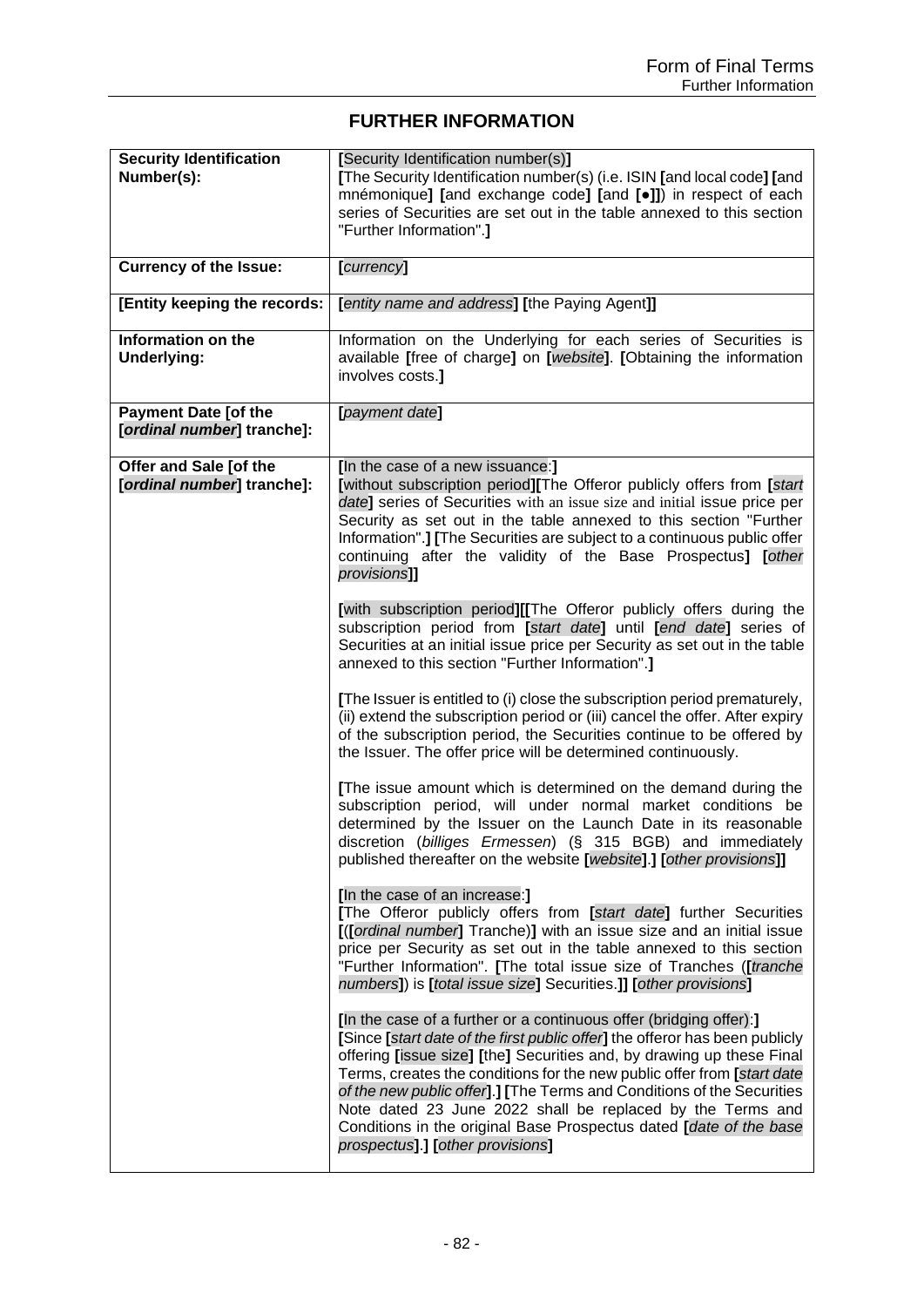## FURTHER INFORMATION

| | |
|---|---|
| **Security Identification Number(s):** | [Security Identification number(s)]<br>[The Security Identification number(s) (i.e. ISIN [and local code] [and mnémonique] [and exchange code] [and [●]]) in respect of each series of Securities are set out in the table annexed to this section "Further Information".] |
| **Currency of the Issue:** | [*currency*] |
| **[Entity keeping the records:** | [*entity name and address*] [the Paying Agent]] |
| **Information on the Underlying:** | Information on the Underlying for each series of Securities is available [free of charge] on [*website*]. [Obtaining the information involves costs.] |
| **Payment Date [of the [*ordinal number*] tranche]:** | [*payment date*] |
| **Offer and Sale [of the [*ordinal number*] tranche]:** | [In the case of a new issuance:]<br>[without subscription period][The Offeror publicly offers from [*start date*] series of Securities with an issue size and initial issue price per Security as set out in the table annexed to this section "Further Information".] [The Securities are subject to a continuous public offer continuing after the validity of the Base Prospectus] [*other provisions*]]<br><br>[with subscription period][[The Offeror publicly offers during the subscription period from [*start date*] until [*end date*] series of Securities at an initial issue price per Security as set out in the table annexed to this section "Further Information".]<br><br>[The Issuer is entitled to (i) close the subscription period prematurely, (ii) extend the subscription period or (iii) cancel the offer. After expiry of the subscription period, the Securities continue to be offered by the Issuer. The offer price will be determined continuously.<br><br>[The issue amount which is determined on the demand during the subscription period, will under normal market conditions be determined by the Issuer on the Launch Date in its reasonable discretion (*billiges Ermessen*) (§ 315 BGB) and immediately published thereafter on the website [*website*].] [*other provisions*]]<br><br>[In the case of an increase:]<br>[The Offeror publicly offers from [*start date*] further Securities [([*ordinal number*] Tranche)] with an issue size and an initial issue price per Security as set out in the table annexed to this section "Further Information". [The total issue size of Tranches ([*tranche numbers*]) is [*total issue size*] Securities.]] [*other provisions*]<br><br>[In the case of a further or a continuous offer (bridging offer):]<br>[Since [*start date of the first public offer*] the offeror has been publicly offering [issue size] [the] Securities and, by drawing up these Final Terms, creates the conditions for the new public offer from [*start date of the new public offer*].] [The Terms and Conditions of the Securities Note dated 23 June 2022 shall be replaced by the Terms and Conditions in the original Base Prospectus dated [*date of the base prospectus*].] [*other provisions*] |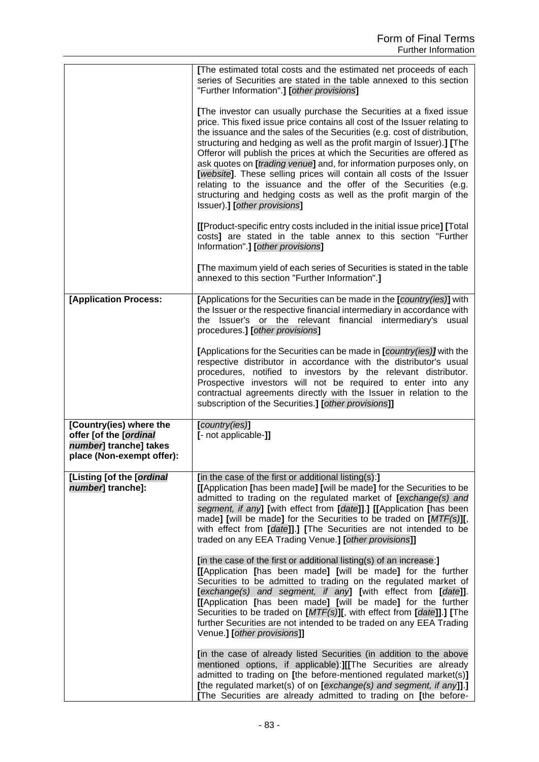| | |
|---|---|
| | [The estimated total costs and the estimated net proceeds of each series of Securities are stated in the table annexed to this section "Further Information".] [*other provisions*]<br><br>[The investor can usually purchase the Securities at a fixed issue price. This fixed issue price contains all cost of the Issuer relating to the issuance and the sales of the Securities (e.g. cost of distribution, structuring and hedging as well as the profit margin of Issuer).] [The Offeror will publish the prices at which the Securities are offered as ask quotes on [*trading venue*] and, for information purposes only, on [*website*]. These selling prices will contain all costs of the Issuer relating to the issuance and the offer of the Securities (e.g. structuring and hedging costs as well as the profit margin of the Issuer).] [*other provisions*]<br><br>[[Product-specific entry costs included in the initial issue price] [Total costs] are stated in the table annex to this section "Further Information".] [*other provisions*]<br><br>[The maximum yield of each series of Securities is stated in the table annexed to this section "Further Information".] |
| **[Application Process:** | [Applications for the Securities can be made in the [*country(ies)*] with the Issuer or the respective financial intermediary in accordance with the Issuer's or the relevant financial intermediary's usual procedures.] [*other provisions*]<br><br>[Applications for the Securities can be made in [*country(ies)]* with the respective distributor in accordance with the distributor's usual procedures, notified to investors by the relevant distributor. Prospective investors will not be required to enter into any contractual agreements directly with the Issuer in relation to the subscription of the Securities.] [*other provisions*]] |
| **[Country(ies) where the offer [of the [*ordinal number*] tranche] takes place (Non-exempt offer):** | [*country(ies)*]<br>[- not applicable-]] |
| **[Listing [of the [*ordinal number*] tranche]:** | [in the case of the first or additional listing(s):]<br>[[Application [has been made] [will be made] for the Securities to be admitted to trading on the regulated market of [*exchange(s) and segment, if any*] [with effect from [*date*]].] [[Application [has been made] [will be made] for the Securities to be traded on [*MTF(s)*][, with effect from [*date*]].] [The Securities are not intended to be traded on any EEA Trading Venue.] [*other provisions*]]<br><br>[in the case of the first or additional listing(s) of an increase:]<br>[[Application [has been made] [will be made] for the further Securities to be admitted to trading on the regulated market of [*exchange(s) and segment, if any*] [with effect from [*date*]]. [[Application [has been made] [will be made] for the further Securities to be traded on [*MTF(s)*][, with effect from [*date*]].] [The further Securities are not intended to be traded on any EEA Trading Venue.] [*other provisions*]]<br><br>[in the case of already listed Securities (in addition to the above mentioned options, if applicable):][[The Securities are already admitted to trading on [the before-mentioned regulated market(s)] [the regulated market(s) of on [*exchange(s) and segment, if any*]].] [The Securities are already admitted to trading on [the before- |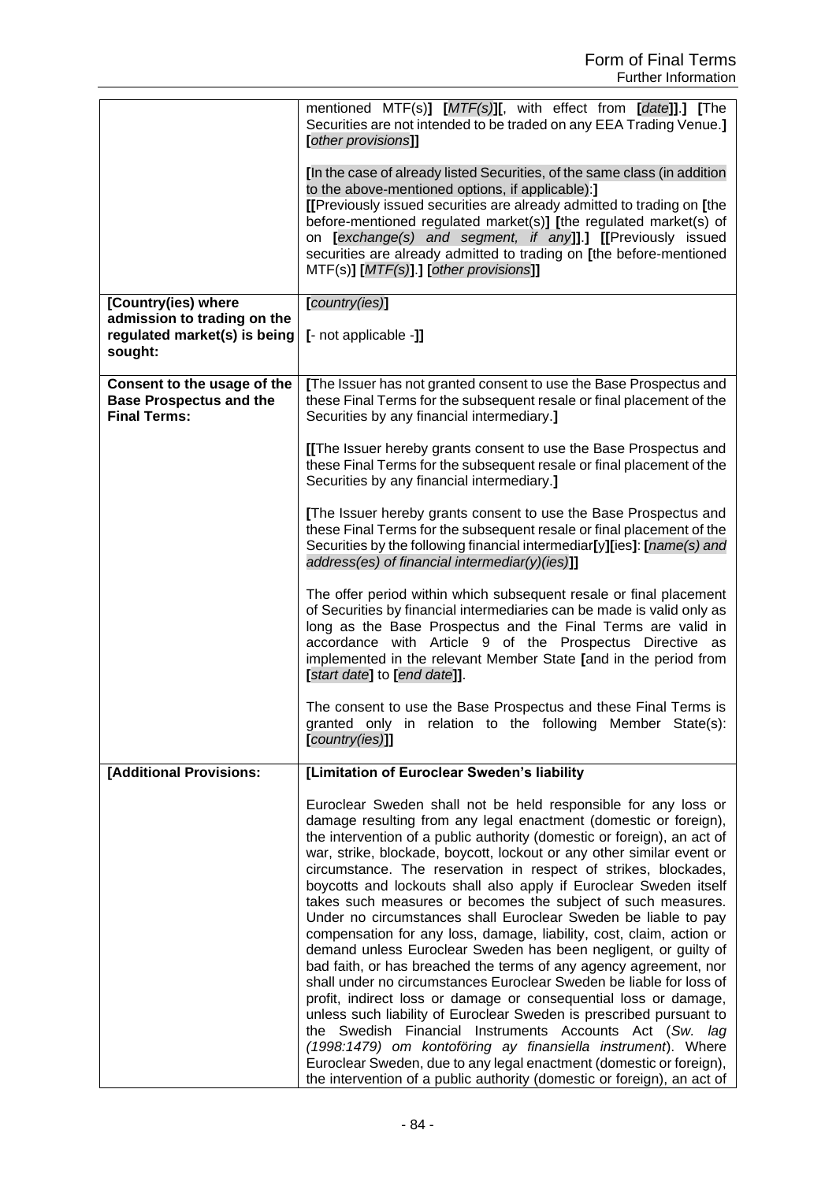| | |
|---|---|
| | mentioned MTF(s)**]** **[***MTF(s)***][**, with effect from **[***date***]]**.**]** **[**The Securities are not intended to be traded on any EEA Trading Venue.**]** **[***other provisions***]]**<br><br>**[**In the case of already listed Securities, of the same class (in addition to the above-mentioned options, if applicable):**]**<br>**[[**Previously issued securities are already admitted to trading on **[**the before-mentioned regulated market(s)**]** **[**the regulated market(s) of on **[***exchange(s) and segment, if any***]]**.**]** **[[**Previously issued securities are already admitted to trading on **[**the before-mentioned MTF(s)**]** **[***MTF(s)***]**.**]** **[***other provisions***]]** |
| **[Country(ies) where admission to trading on the regulated market(s) is being sought:** | **[***country(ies)***]**<br><br>**[**- not applicable -**]]** |
| **Consent to the usage of the Base Prospectus and the Final Terms:** | **[**The Issuer has not granted consent to use the Base Prospectus and these Final Terms for the subsequent resale or final placement of the Securities by any financial intermediary.**]**<br><br>**[[**The Issuer hereby grants consent to use the Base Prospectus and these Final Terms for the subsequent resale or final placement of the Securities by any financial intermediary.**]**<br><br>**[**The Issuer hereby grants consent to use the Base Prospectus and these Final Terms for the subsequent resale or final placement of the Securities by the following financial intermediar**[**y**][**ies**]**: **[***name(s) and address(es) of financial intermediar(y)(ies)***]]**<br><br>The offer period within which subsequent resale or final placement of Securities by financial intermediaries can be made is valid only as long as the Base Prospectus and the Final Terms are valid in accordance with Article 9 of the Prospectus Directive as implemented in the relevant Member State **[**and in the period from **[***start date***]** to **[***end date***]]**.<br><br>The consent to use the Base Prospectus and these Final Terms is granted only in relation to the following Member State(s): **[***country(ies)***]]** |
| **[Additional Provisions:** | **[Limitation of Euroclear Sweden's liability**<br><br>Euroclear Sweden shall not be held responsible for any loss or damage resulting from any legal enactment (domestic or foreign), the intervention of a public authority (domestic or foreign), an act of war, strike, blockade, boycott, lockout or any other similar event or circumstance. The reservation in respect of strikes, blockades, boycotts and lockouts shall also apply if Euroclear Sweden itself takes such measures or becomes the subject of such measures. Under no circumstances shall Euroclear Sweden be liable to pay compensation for any loss, damage, liability, cost, claim, action or demand unless Euroclear Sweden has been negligent, or guilty of bad faith, or has breached the terms of any agency agreement, nor shall under no circumstances Euroclear Sweden be liable for loss of profit, indirect loss or damage or consequential loss or damage, unless such liability of Euroclear Sweden is prescribed pursuant to the Swedish Financial Instruments Accounts Act (*Sw. lag (1998:1479) om kontoföring ay finansiella instrument*). Where Euroclear Sweden, due to any legal enactment (domestic or foreign), the intervention of a public authority (domestic or foreign), an act of |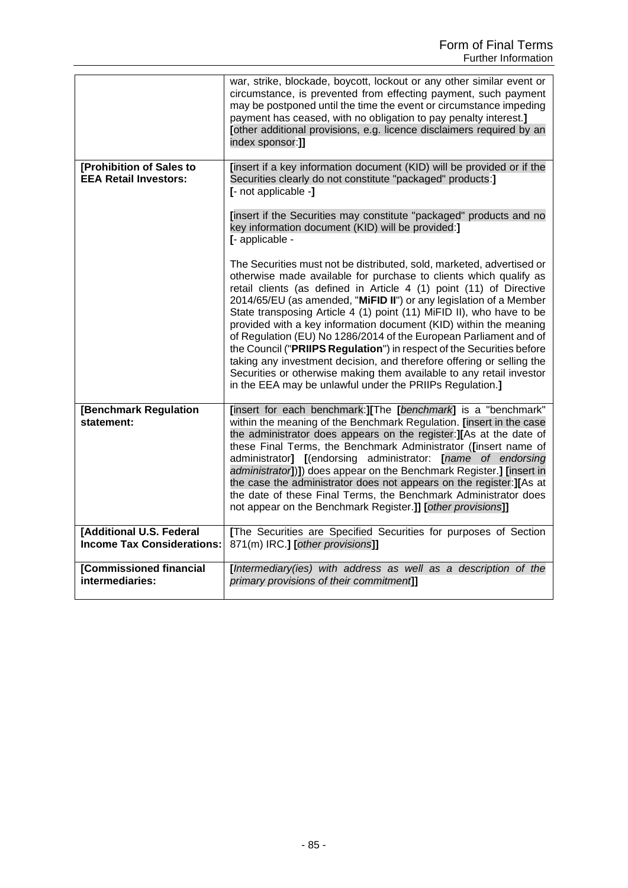| | |
|---|---|
| | war, strike, blockade, boycott, lockout or any other similar event or circumstance, is prevented from effecting payment, such payment may be postponed until the time the event or circumstance impeding payment has ceased, with no obligation to pay penalty interest.] [other additional provisions, e.g. licence disclaimers required by an index sponsor:]] |
| **[Prohibition of Sales to EEA Retail Investors:** | [insert if a key information document (KID) will be provided or if the Securities clearly do not constitute "packaged" products:] [- not applicable -]<br><br>[insert if the Securities may constitute "packaged" products and no key information document (KID) will be provided:] [- applicable -<br><br>The Securities must not be distributed, sold, marketed, advertised or otherwise made available for purchase to clients which qualify as retail clients (as defined in Article 4 (1) point (11) of Directive 2014/65/EU (as amended, "**MiFID II**") or any legislation of a Member State transposing Article 4 (1) point (11) MiFID II), who have to be provided with a key information document (KID) within the meaning of Regulation (EU) No 1286/2014 of the European Parliament and of the Council ("**PRIIPS Regulation**") in respect of the Securities before taking any investment decision, and therefore offering or selling the Securities or otherwise making them available to any retail investor in the EEA may be unlawful under the PRIIPs Regulation.] |
| **[Benchmark Regulation statement:** | [insert for each benchmark:][The [*benchmark*] is a "benchmark" within the meaning of the Benchmark Regulation. [insert in the case the administrator does appears on the register:][As at the date of these Final Terms, the Benchmark Administrator ([insert name of administrator] [(endorsing administrator: [*name of endorsing administrator*])]) does appear on the Benchmark Register.] [insert in the case the administrator does not appears on the register:][As at the date of these Final Terms, the Benchmark Administrator does not appear on the Benchmark Register.]] [*other provisions*]] |
| **[Additional U.S. Federal Income Tax Considerations:** | [The Securities are Specified Securities for purposes of Section 871(m) IRC.] [*other provisions*]] |
| **[Commissioned financial intermediaries:** | [*Intermediary(ies) with address as well as a description of the primary provisions of their commitment*]] |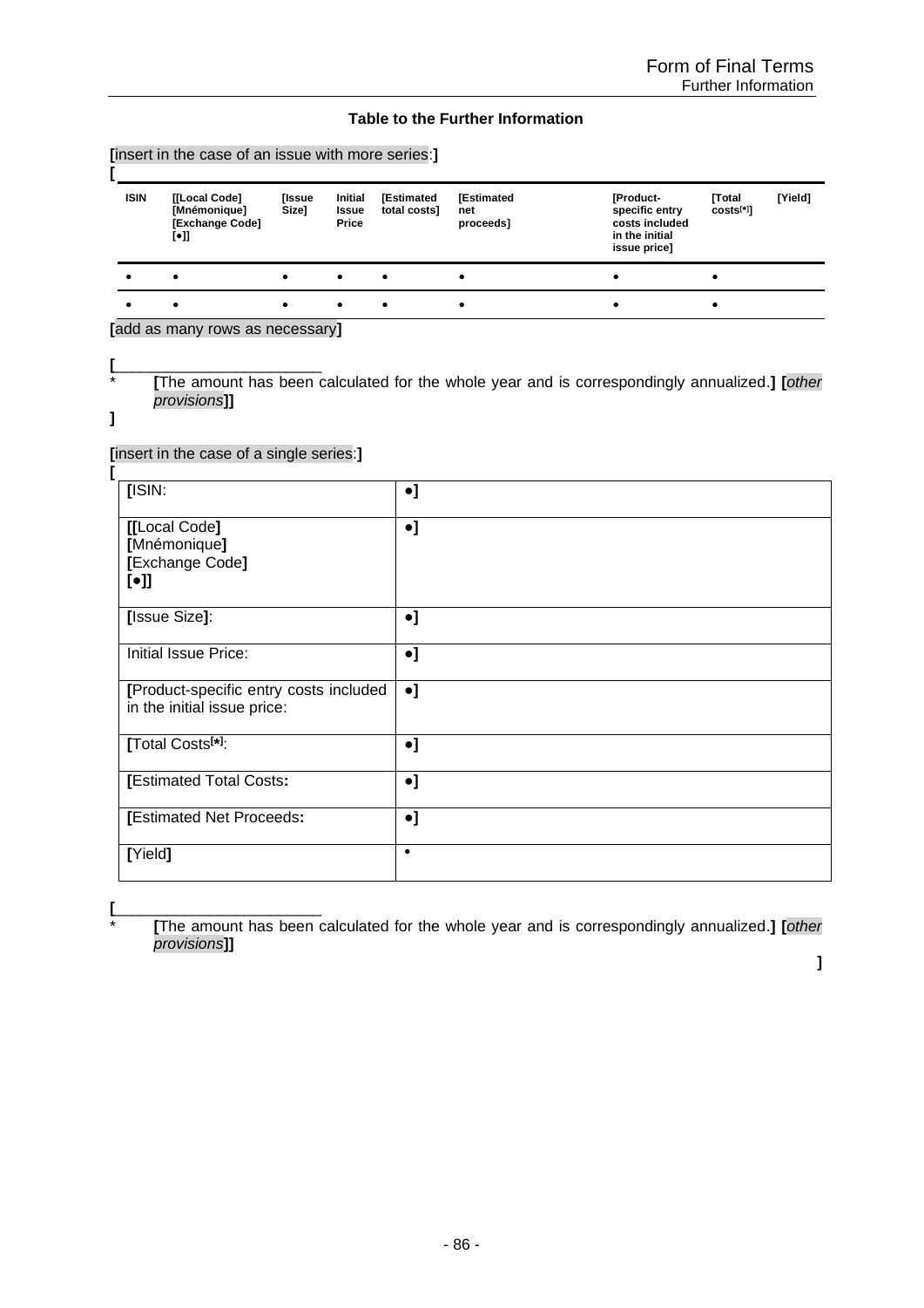**Table to the Further Information**

**[**insert in the case of an issue with more series:**]**

**[**

| ISIN | [[Local Code] [Mnémonique] [Exchange Code] [•]] | [Issue Size] | Initial Issue Price | [Estimated total costs] | [Estimated net proceeds] | [Product-specific entry costs included in the initial issue price] | [Total costs[*]] | [Yield] |
|---|---|---|---|---|---|---|---|---|
| • | • | • | • | • | • | • | • | |
| • | • | • | • | • | • | • | • | |

**[**add as many rows as necessary**]**

**[**
\* **[**The amount has been calculated for the whole year and is correspondingly annualized.**]** **[***other provisions***]]**

**]**

**[**insert in the case of a single series:**]**

**[**

| | |
|---|---|
| **[**ISIN: | •**]** |
| **[[**Local Code**]** **[**Mnémonique**]** **[**Exchange Code**]** **[**•**]]** | •**]** |
| **[**Issue Size**]**: | •**]** |
| Initial Issue Price: | •**]** |
| **[**Product-specific entry costs included in the initial issue price: | •**]** |
| **[**Total Costs**[*]**: | •**]** |
| **[**Estimated Total Costs**:** | •**]** |
| **[**Estimated Net Proceeds**:** | •**]** |
| **[**Yield**]** | • |

**[**
\* **[**The amount has been calculated for the whole year and is correspondingly annualized.**]** **[***other provisions***]]**

**]**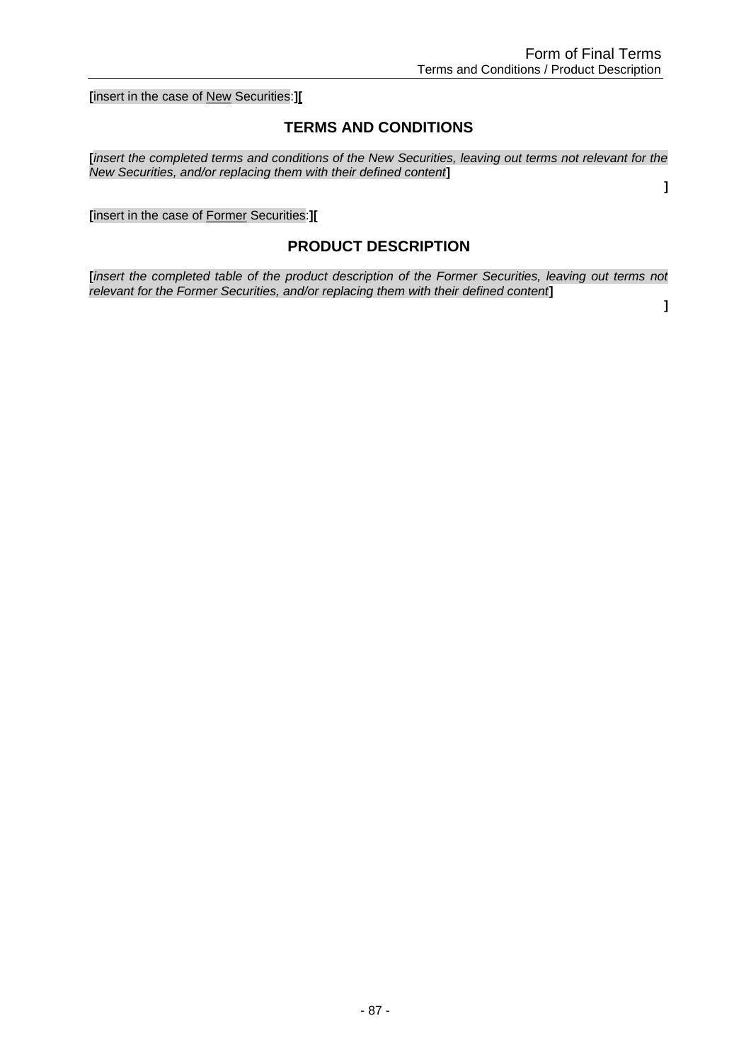[insert in the case of New Securities:][

## TERMS AND CONDITIONS

[*insert the completed terms and conditions of the New Securities, leaving out terms not relevant for the New Securities, and/or replacing them with their defined content*]

]

[insert in the case of Former Securities:][

## PRODUCT DESCRIPTION

[*insert the completed table of the product description of the Former Securities, leaving out terms not relevant for the Former Securities, and/or replacing them with their defined content*]

]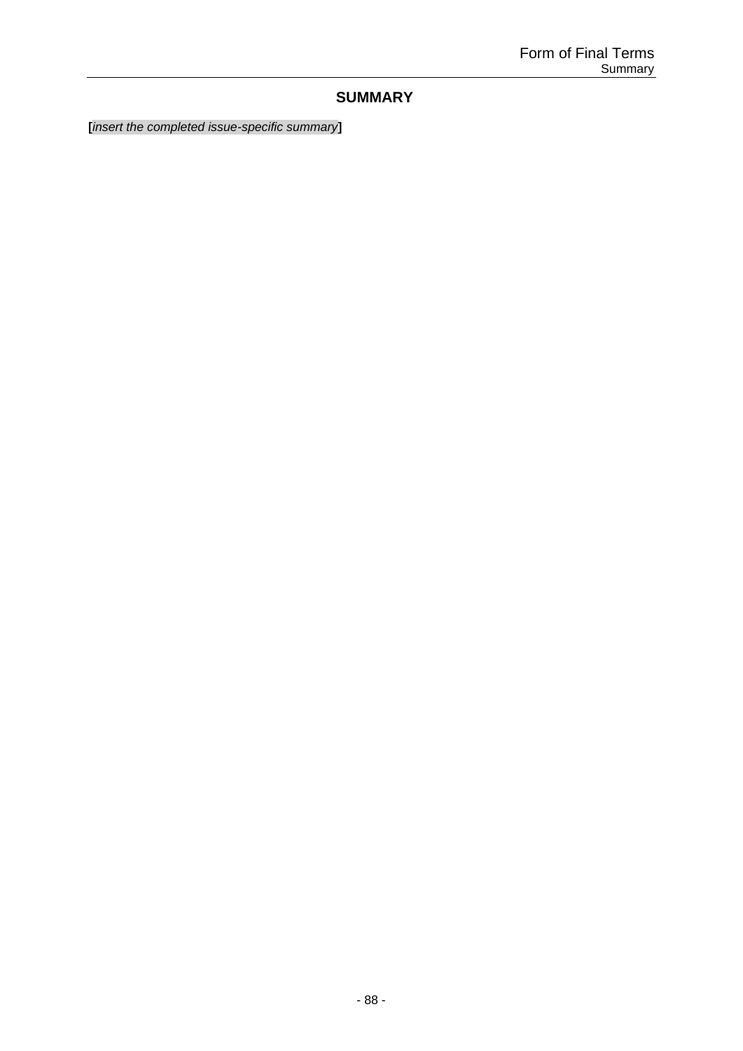## SUMMARY

[*insert the completed issue-specific summary*]